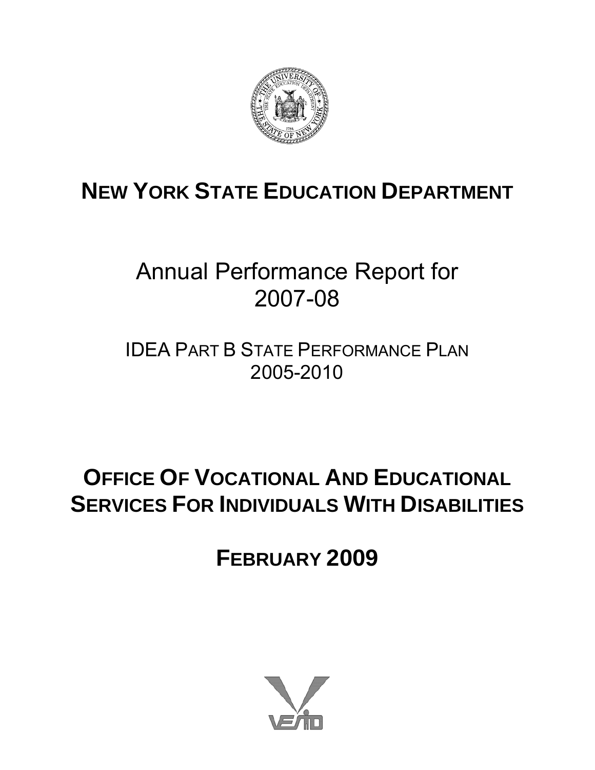# NEW YORK STATE EDUCATION DEPARTMENT

## Annual Performance Report for 2007-08

### IDEA PART B STATE PERFORMANCE PLAN 2005-2010

## OFFICE OF VOCATIONAL AND EDUCATIONAL SERVICES FOR INDIVIDUALS WITH DISABILITIES

## FEBRUARY 2009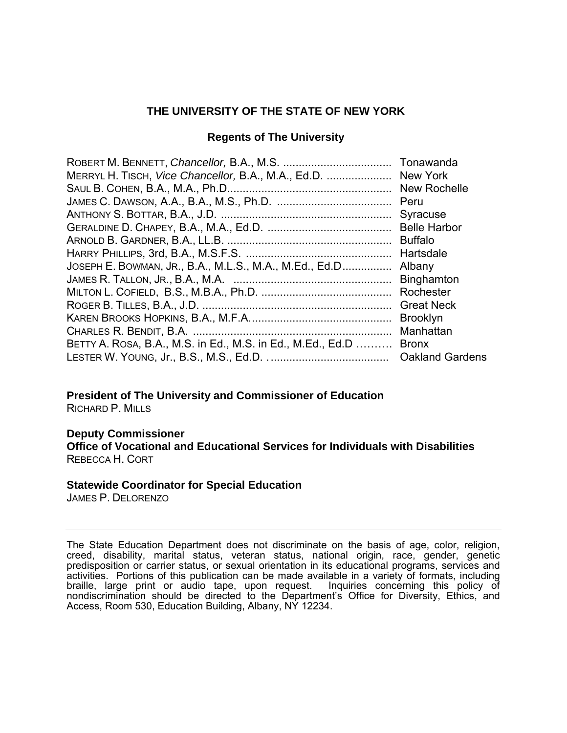## THE UNIVERSITY OF THE STATE OF NEW YORK

### Regents of The University

ROBERT M. BENNETT, *Chancellor,* B.A., M.S. .................................. Tonawanda
MERRYL H. TISCH, *Vice Chancellor,* B.A., M.A., Ed.D. .................... New York
SAUL B. COHEN, B.A., M.A., Ph.D.................................................... New Rochelle
JAMES C. DAWSON, A.A., B.A., M.S., Ph.D. .................................... Peru
ANTHONY S. BOTTAR, B.A., J.D. ...................................................... Syracuse
GERALDINE D. CHAPEY, B.A., M.A., Ed.D. ....................................... Belle Harbor
ARNOLD B. GARDNER, B.A., LL.B. .................................................... Buffalo
HARRY PHILLIPS, 3rd, B.A., M.S.F.S. .............................................. Hartsdale
JOSEPH E. BOWMAN, JR., B.A., M.L.S., M.A., M.Ed., Ed.D............... Albany
JAMES R. TALLON, JR., B.A., M.A. .................................................. Binghamton
MILTON L. COFIELD, B.S., M.B.A., Ph.D. ......................................... Rochester
ROGER B. TILLES, B.A., J.D. ............................................................ Great Neck
KAREN BROOKS HOPKINS, B.A., M.F.A............................................. Brooklyn
CHARLES R. BENDIT, B.A. ............................................................... Manhattan
BETTY A. ROSA, B.A., M.S. in Ed., M.S. in Ed., M.Ed., Ed.D ………. Bronx
LESTER W. YOUNG, Jr., B.S., M.S., Ed.D. ....................................... Oakland Gardens

**President of The University and Commissioner of Education**
RICHARD P. MILLS

**Deputy Commissioner**
**Office of Vocational and Educational Services for Individuals with Disabilities**
REBECCA H. CORT

**Statewide Coordinator for Special Education**
JAMES P. DELORENZO

---

The State Education Department does not discriminate on the basis of age, color, religion, creed, disability, marital status, veteran status, national origin, race, gender, genetic predisposition or carrier status, or sexual orientation in its educational programs, services and activities. Portions of this publication can be made available in a variety of formats, including braille, large print or audio tape, upon request. Inquiries concerning this policy of nondiscrimination should be directed to the Department's Office for Diversity, Ethics, and Access, Room 530, Education Building, Albany, NY 12234.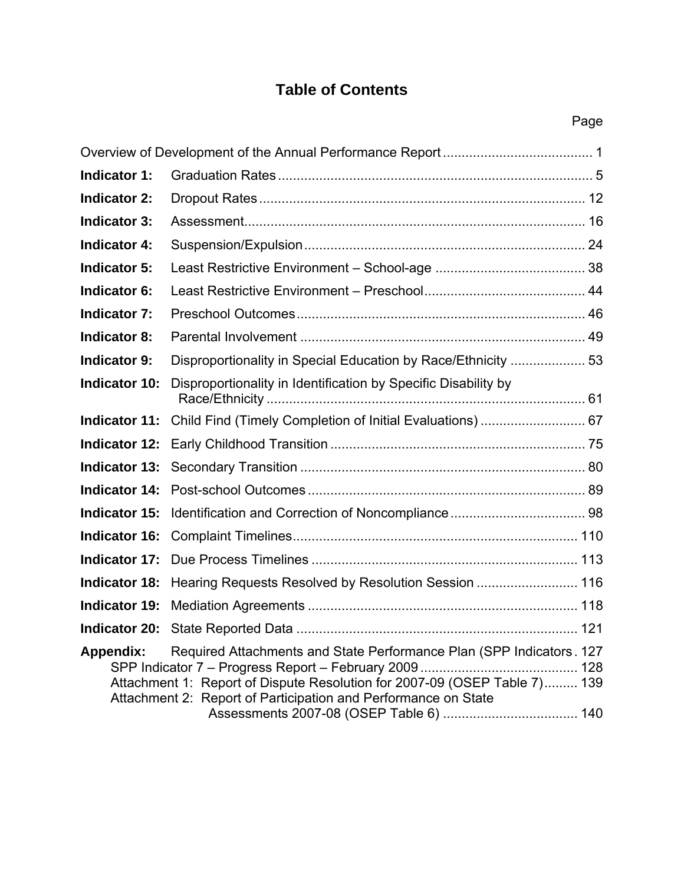# Table of Contents

| | | Page |
|---|---|---|
| Overview of Development of the Annual Performance Report | | 1 |
| **Indicator 1:** | Graduation Rates | 5 |
| **Indicator 2:** | Dropout Rates | 12 |
| **Indicator 3:** | Assessment | 16 |
| **Indicator 4:** | Suspension/Expulsion | 24 |
| **Indicator 5:** | Least Restrictive Environment – School-age | 38 |
| **Indicator 6:** | Least Restrictive Environment – Preschool | 44 |
| **Indicator 7:** | Preschool Outcomes | 46 |
| **Indicator 8:** | Parental Involvement | 49 |
| **Indicator 9:** | Disproportionality in Special Education by Race/Ethnicity | 53 |
| **Indicator 10:** | Disproportionality in Identification by Specific Disability by Race/Ethnicity | 61 |
| **Indicator 11:** | Child Find (Timely Completion of Initial Evaluations) | 67 |
| **Indicator 12:** | Early Childhood Transition | 75 |
| **Indicator 13:** | Secondary Transition | 80 |
| **Indicator 14:** | Post-school Outcomes | 89 |
| **Indicator 15:** | Identification and Correction of Noncompliance | 98 |
| **Indicator 16:** | Complaint Timelines | 110 |
| **Indicator 17:** | Due Process Timelines | 113 |
| **Indicator 18:** | Hearing Requests Resolved by Resolution Session | 116 |
| **Indicator 19:** | Mediation Agreements | 118 |
| **Indicator 20:** | State Reported Data | 121 |
| **Appendix:** | Required Attachments and State Performance Plan (SPP Indicators | 127 |
| | SPP Indicator 7 – Progress Report – February 2009 | 128 |
| | Attachment 1: Report of Dispute Resolution for 2007-09 (OSEP Table 7) | 139 |
| | Attachment 2: Report of Participation and Performance on State Assessments 2007-08 (OSEP Table 6) | 140 |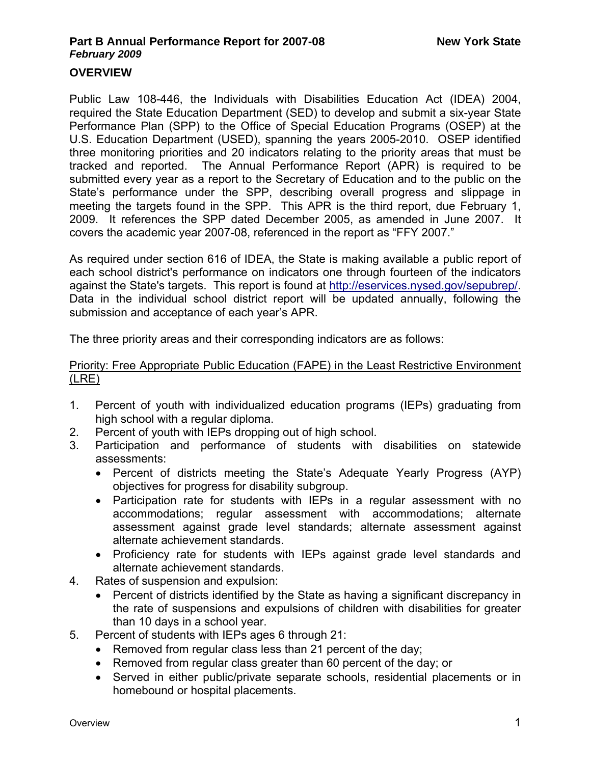## OVERVIEW

Public Law 108-446, the Individuals with Disabilities Education Act (IDEA) 2004, required the State Education Department (SED) to develop and submit a six-year State Performance Plan (SPP) to the Office of Special Education Programs (OSEP) at the U.S. Education Department (USED), spanning the years 2005-2010. OSEP identified three monitoring priorities and 20 indicators relating to the priority areas that must be tracked and reported. The Annual Performance Report (APR) is required to be submitted every year as a report to the Secretary of Education and to the public on the State's performance under the SPP, describing overall progress and slippage in meeting the targets found in the SPP. This APR is the third report, due February 1, 2009. It references the SPP dated December 2005, as amended in June 2007. It covers the academic year 2007-08, referenced in the report as "FFY 2007."

As required under section 616 of IDEA, the State is making available a public report of each school district's performance on indicators one through fourteen of the indicators against the State's targets. This report is found at http://eservices.nysed.gov/sepubrep/. Data in the individual school district report will be updated annually, following the submission and acceptance of each year's APR.

The three priority areas and their corresponding indicators are as follows:

<u>Priority: Free Appropriate Public Education (FAPE) in the Least Restrictive Environment (LRE)</u>

1. Percent of youth with individualized education programs (IEPs) graduating from high school with a regular diploma.
2. Percent of youth with IEPs dropping out of high school.
3. Participation and performance of students with disabilities on statewide assessments:
   - Percent of districts meeting the State's Adequate Yearly Progress (AYP) objectives for progress for disability subgroup.
   - Participation rate for students with IEPs in a regular assessment with no accommodations; regular assessment with accommodations; alternate assessment against grade level standards; alternate assessment against alternate achievement standards.
   - Proficiency rate for students with IEPs against grade level standards and alternate achievement standards.
4. Rates of suspension and expulsion:
   - Percent of districts identified by the State as having a significant discrepancy in the rate of suspensions and expulsions of children with disabilities for greater than 10 days in a school year.
5. Percent of students with IEPs ages 6 through 21:
   - Removed from regular class less than 21 percent of the day;
   - Removed from regular class greater than 60 percent of the day; or
   - Served in either public/private separate schools, residential placements or in homebound or hospital placements.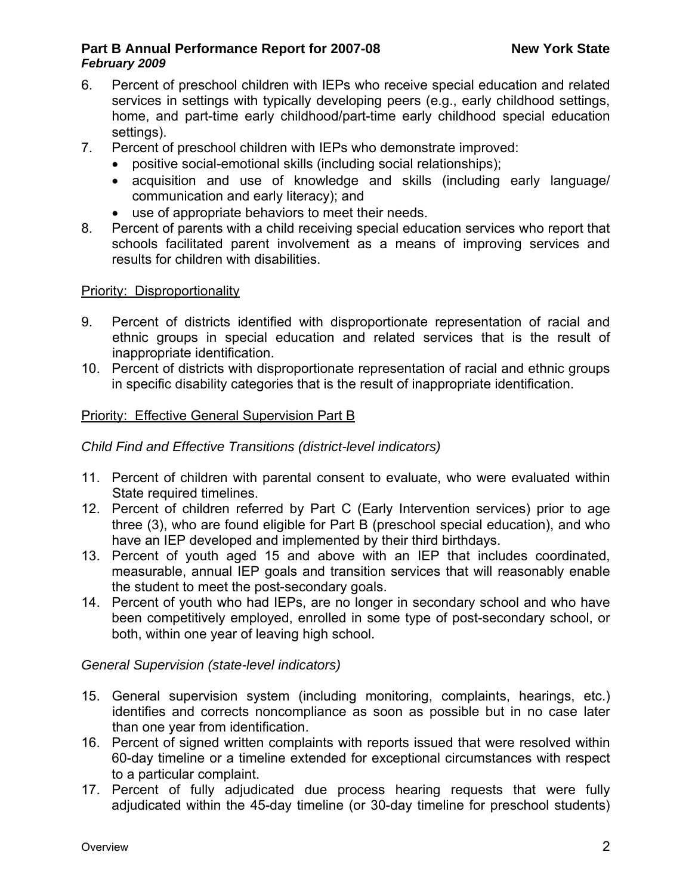6. Percent of preschool children with IEPs who receive special education and related services in settings with typically developing peers (e.g., early childhood settings, home, and part-time early childhood/part-time early childhood special education settings).
7. Percent of preschool children with IEPs who demonstrate improved:
   - positive social-emotional skills (including social relationships);
   - acquisition and use of knowledge and skills (including early language/ communication and early literacy); and
   - use of appropriate behaviors to meet their needs.
8. Percent of parents with a child receiving special education services who report that schools facilitated parent involvement as a means of improving services and results for children with disabilities.

Priority: Disproportionality

9. Percent of districts identified with disproportionate representation of racial and ethnic groups in special education and related services that is the result of inappropriate identification.
10. Percent of districts with disproportionate representation of racial and ethnic groups in specific disability categories that is the result of inappropriate identification.

Priority: Effective General Supervision Part B

*Child Find and Effective Transitions (district-level indicators)*

11. Percent of children with parental consent to evaluate, who were evaluated within State required timelines.
12. Percent of children referred by Part C (Early Intervention services) prior to age three (3), who are found eligible for Part B (preschool special education), and who have an IEP developed and implemented by their third birthdays.
13. Percent of youth aged 15 and above with an IEP that includes coordinated, measurable, annual IEP goals and transition services that will reasonably enable the student to meet the post-secondary goals.
14. Percent of youth who had IEPs, are no longer in secondary school and who have been competitively employed, enrolled in some type of post-secondary school, or both, within one year of leaving high school.

*General Supervision (state-level indicators)*

15. General supervision system (including monitoring, complaints, hearings, etc.) identifies and corrects noncompliance as soon as possible but in no case later than one year from identification.
16. Percent of signed written complaints with reports issued that were resolved within 60-day timeline or a timeline extended for exceptional circumstances with respect to a particular complaint.
17. Percent of fully adjudicated due process hearing requests that were fully adjudicated within the 45-day timeline (or 30-day timeline for preschool students)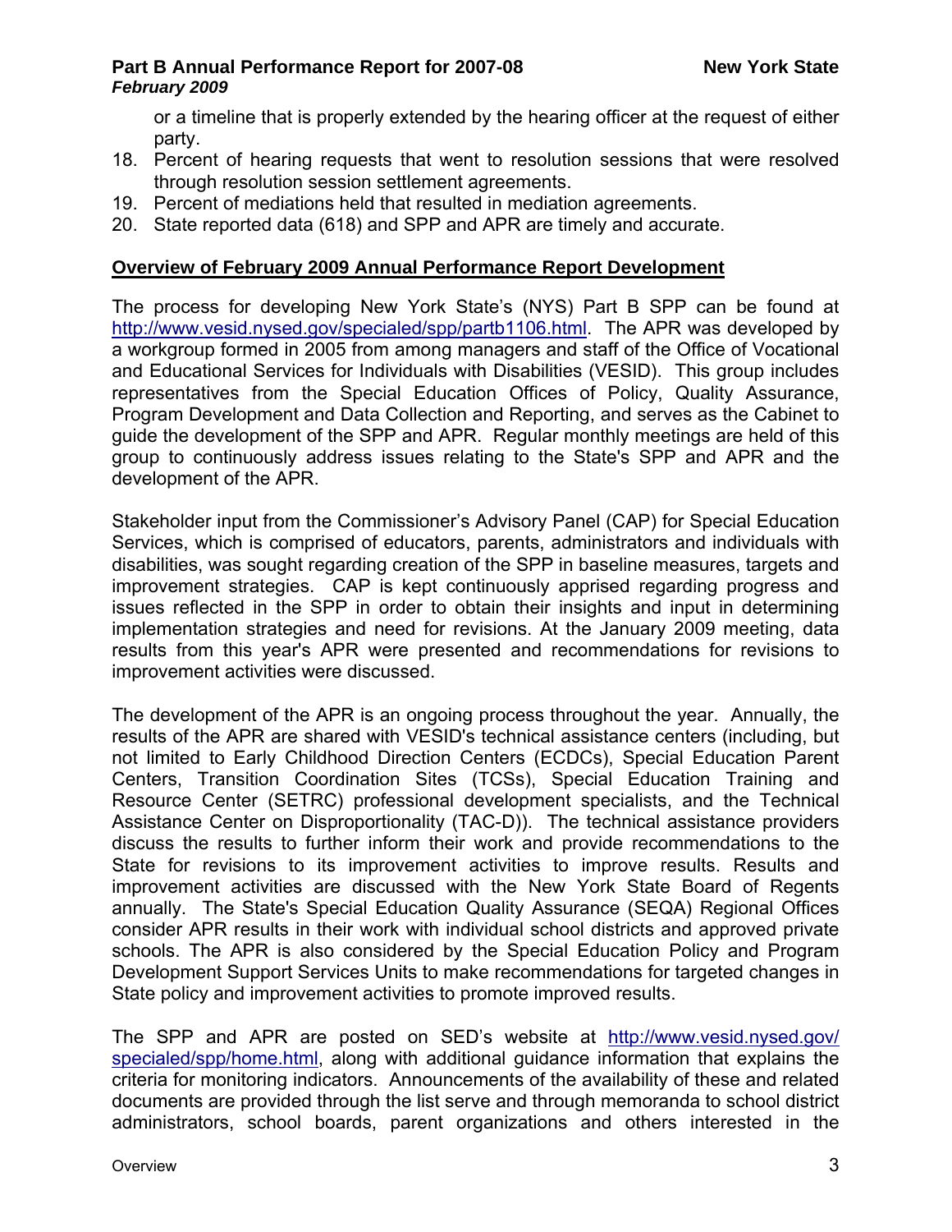or a timeline that is properly extended by the hearing officer at the request of either party.

18. Percent of hearing requests that went to resolution sessions that were resolved through resolution session settlement agreements.
19. Percent of mediations held that resulted in mediation agreements.
20. State reported data (618) and SPP and APR are timely and accurate.

## Overview of February 2009 Annual Performance Report Development

The process for developing New York State's (NYS) Part B SPP can be found at http://www.vesid.nysed.gov/specialed/spp/partb1106.html. The APR was developed by a workgroup formed in 2005 from among managers and staff of the Office of Vocational and Educational Services for Individuals with Disabilities (VESID). This group includes representatives from the Special Education Offices of Policy, Quality Assurance, Program Development and Data Collection and Reporting, and serves as the Cabinet to guide the development of the SPP and APR. Regular monthly meetings are held of this group to continuously address issues relating to the State's SPP and APR and the development of the APR.

Stakeholder input from the Commissioner's Advisory Panel (CAP) for Special Education Services, which is comprised of educators, parents, administrators and individuals with disabilities, was sought regarding creation of the SPP in baseline measures, targets and improvement strategies. CAP is kept continuously apprised regarding progress and issues reflected in the SPP in order to obtain their insights and input in determining implementation strategies and need for revisions. At the January 2009 meeting, data results from this year's APR were presented and recommendations for revisions to improvement activities were discussed.

The development of the APR is an ongoing process throughout the year. Annually, the results of the APR are shared with VESID's technical assistance centers (including, but not limited to Early Childhood Direction Centers (ECDCs), Special Education Parent Centers, Transition Coordination Sites (TCSs), Special Education Training and Resource Center (SETRC) professional development specialists, and the Technical Assistance Center on Disproportionality (TAC-D)). The technical assistance providers discuss the results to further inform their work and provide recommendations to the State for revisions to its improvement activities to improve results. Results and improvement activities are discussed with the New York State Board of Regents annually. The State's Special Education Quality Assurance (SEQA) Regional Offices consider APR results in their work with individual school districts and approved private schools. The APR is also considered by the Special Education Policy and Program Development Support Services Units to make recommendations for targeted changes in State policy and improvement activities to promote improved results.

The SPP and APR are posted on SED's website at http://www.vesid.nysed.gov/specialed/spp/home.html, along with additional guidance information that explains the criteria for monitoring indicators. Announcements of the availability of these and related documents are provided through the list serve and through memoranda to school district administrators, school boards, parent organizations and others interested in the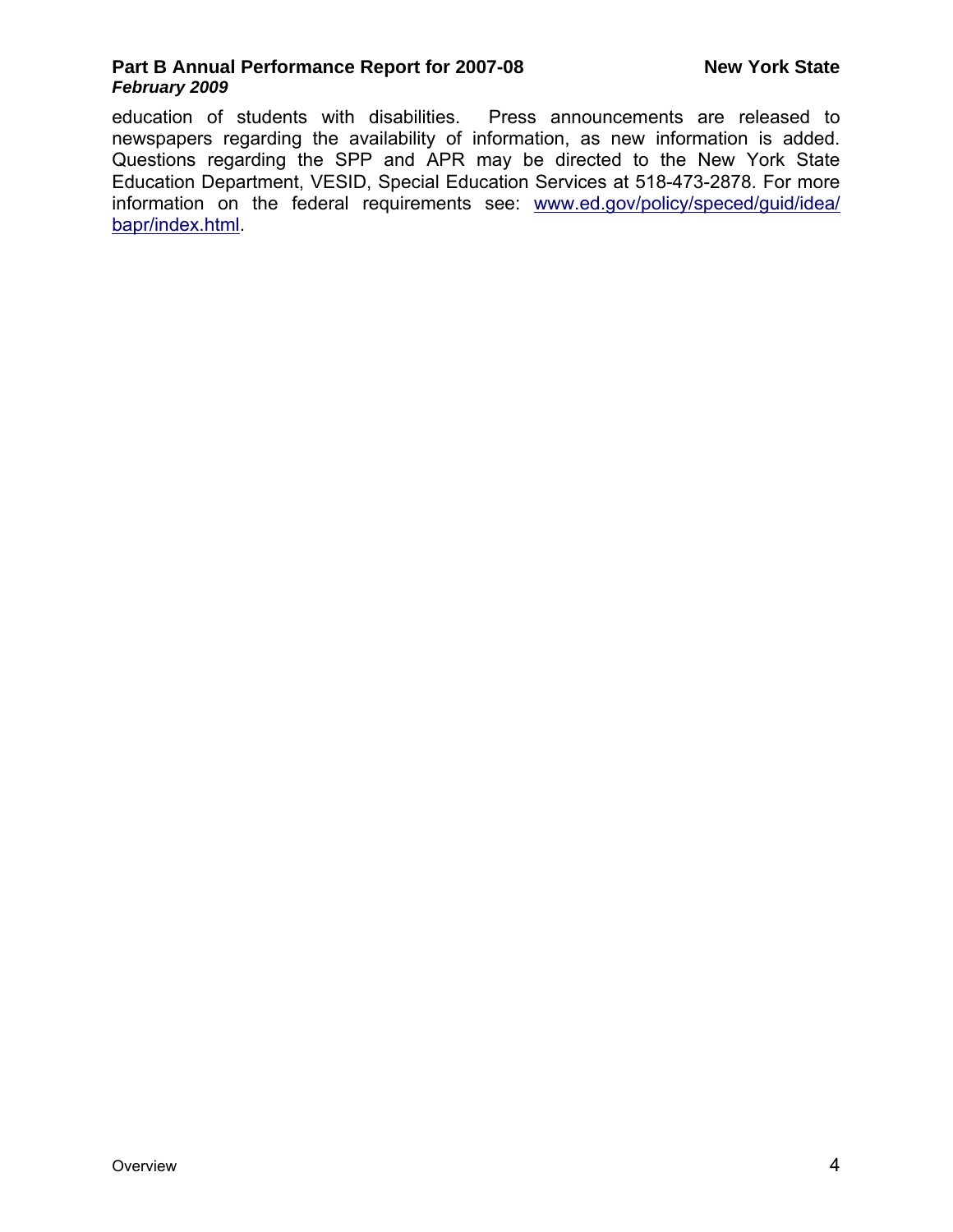education of students with disabilities. Press announcements are released to newspapers regarding the availability of information, as new information is added. Questions regarding the SPP and APR may be directed to the New York State Education Department, VESID, Special Education Services at 518-473-2878. For more information on the federal requirements see: [www.ed.gov/policy/speced/guid/idea/bapr/index.html](http://www.ed.gov/policy/speced/guid/idea/bapr/index.html).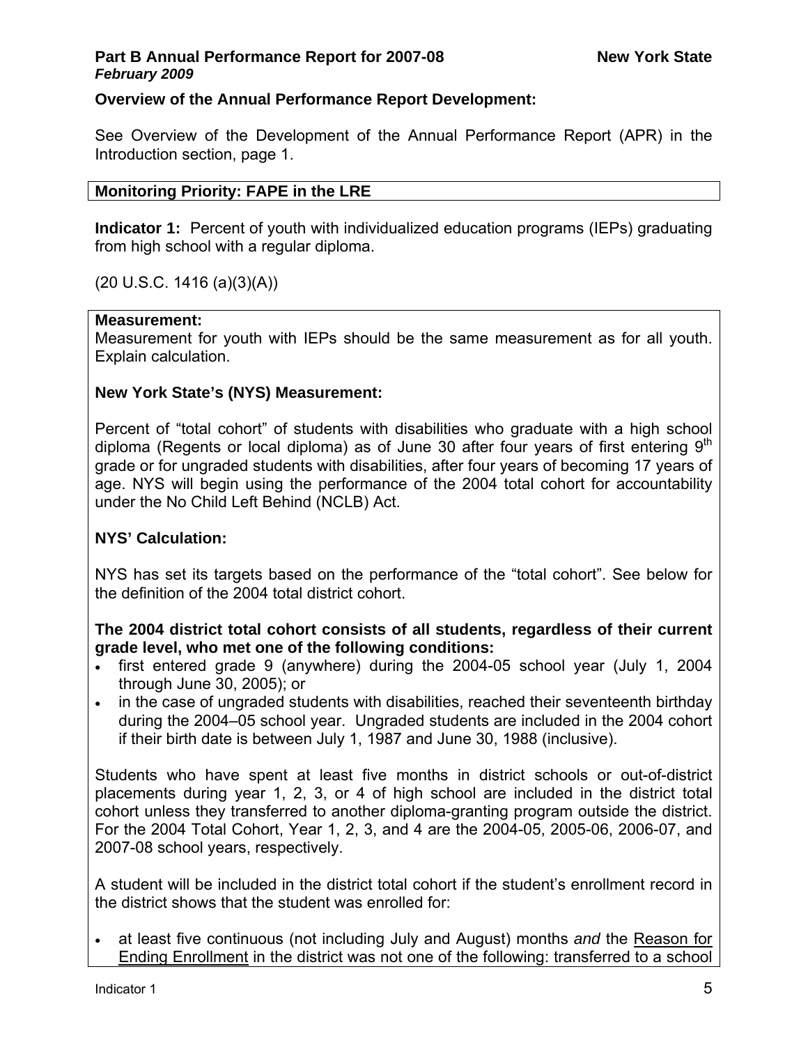**Overview of the Annual Performance Report Development:**

See Overview of the Development of the Annual Performance Report (APR) in the Introduction section, page 1.

**Monitoring Priority: FAPE in the LRE**

**Indicator 1:** Percent of youth with individualized education programs (IEPs) graduating from high school with a regular diploma.

(20 U.S.C. 1416 (a)(3)(A))

**Measurement:**
Measurement for youth with IEPs should be the same measurement as for all youth. Explain calculation.

**New York State's (NYS) Measurement:**

Percent of "total cohort" of students with disabilities who graduate with a high school diploma (Regents or local diploma) as of June 30 after four years of first entering 9th grade or for ungraded students with disabilities, after four years of becoming 17 years of age. NYS will begin using the performance of the 2004 total cohort for accountability under the No Child Left Behind (NCLB) Act.

**NYS' Calculation:**

NYS has set its targets based on the performance of the "total cohort". See below for the definition of the 2004 total district cohort.

**The 2004 district total cohort consists of all students, regardless of their current grade level, who met one of the following conditions:**

- first entered grade 9 (anywhere) during the 2004-05 school year (July 1, 2004 through June 30, 2005); or
- in the case of ungraded students with disabilities, reached their seventeenth birthday during the 2004–05 school year. Ungraded students are included in the 2004 cohort if their birth date is between July 1, 1987 and June 30, 1988 (inclusive).

Students who have spent at least five months in district schools or out-of-district placements during year 1, 2, 3, or 4 of high school are included in the district total cohort unless they transferred to another diploma-granting program outside the district. For the 2004 Total Cohort, Year 1, 2, 3, and 4 are the 2004-05, 2005-06, 2006-07, and 2007-08 school years, respectively.

A student will be included in the district total cohort if the student's enrollment record in the district shows that the student was enrolled for:

- at least five continuous (not including July and August) months *and* the Reason for Ending Enrollment in the district was not one of the following: transferred to a school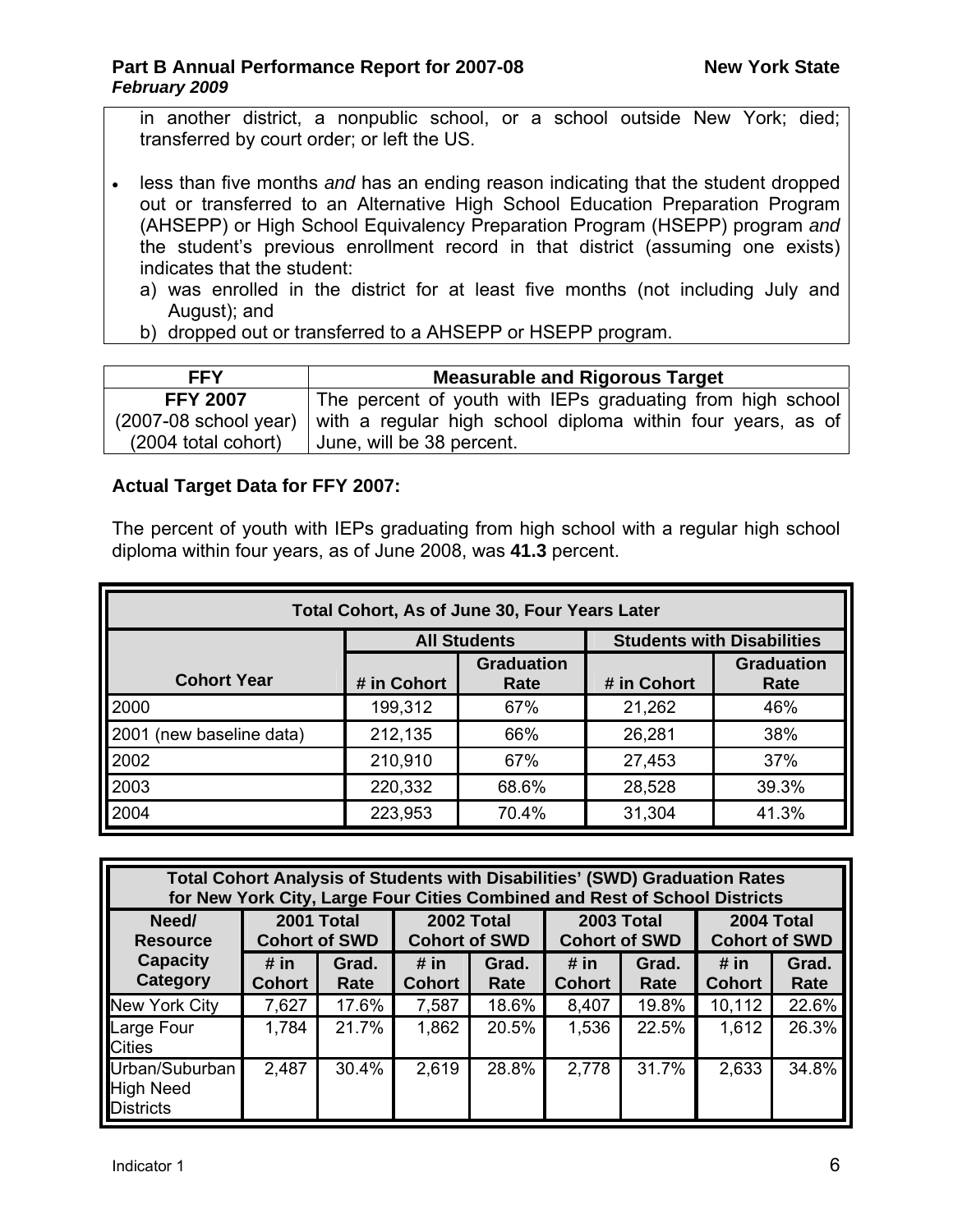in another district, a nonpublic school, or a school outside New York; died; transferred by court order; or left the US.

- less than five months *and* has an ending reason indicating that the student dropped out or transferred to an Alternative High School Education Preparation Program (AHSEPP) or High School Equivalency Preparation Program (HSEPP) program *and* the student's previous enrollment record in that district (assuming one exists) indicates that the student:
  a) was enrolled in the district for at least five months (not including July and August); and
  b) dropped out or transferred to a AHSEPP or HSEPP program.

| FFY | Measurable and Rigorous Target |
|---|---|
| **FFY 2007** (2007-08 school year) (2004 total cohort) | The percent of youth with IEPs graduating from high school with a regular high school diploma within four years, as of June, will be 38 percent. |

### Actual Target Data for FFY 2007:

The percent of youth with IEPs graduating from high school with a regular high school diploma within four years, as of June 2008, was **41.3** percent.

| Total Cohort, As of June 30, Four Years Later | | | | |
|---|---|---|---|---|
| | **All Students** | | **Students with Disabilities** | |
| **Cohort Year** | **# in Cohort** | **Graduation Rate** | **# in Cohort** | **Graduation Rate** |
| 2000 | 199,312 | 67% | 21,262 | 46% |
| 2001 (new baseline data) | 212,135 | 66% | 26,281 | 38% |
| 2002 | 210,910 | 67% | 27,453 | 37% |
| 2003 | 220,332 | 68.6% | 28,528 | 39.3% |
| 2004 | 223,953 | 70.4% | 31,304 | 41.3% |

| Total Cohort Analysis of Students with Disabilities' (SWD) Graduation Rates for New York City, Large Four Cities Combined and Rest of School Districts | | | | | | | | |
|---|---|---|---|---|---|---|---|---|
| **Need/ Resource Capacity Category** | **2001 Total Cohort of SWD** | | **2002 Total Cohort of SWD** | | **2003 Total Cohort of SWD** | | **2004 Total Cohort of SWD** | |
| | **# in Cohort** | **Grad. Rate** | **# in Cohort** | **Grad. Rate** | **# in Cohort** | **Grad. Rate** | **# in Cohort** | **Grad. Rate** |
| New York City | 7,627 | 17.6% | 7,587 | 18.6% | 8,407 | 19.8% | 10,112 | 22.6% |
| Large Four Cities | 1,784 | 21.7% | 1,862 | 20.5% | 1,536 | 22.5% | 1,612 | 26.3% |
| Urban/Suburban High Need Districts | 2,487 | 30.4% | 2,619 | 28.8% | 2,778 | 31.7% | 2,633 | 34.8% |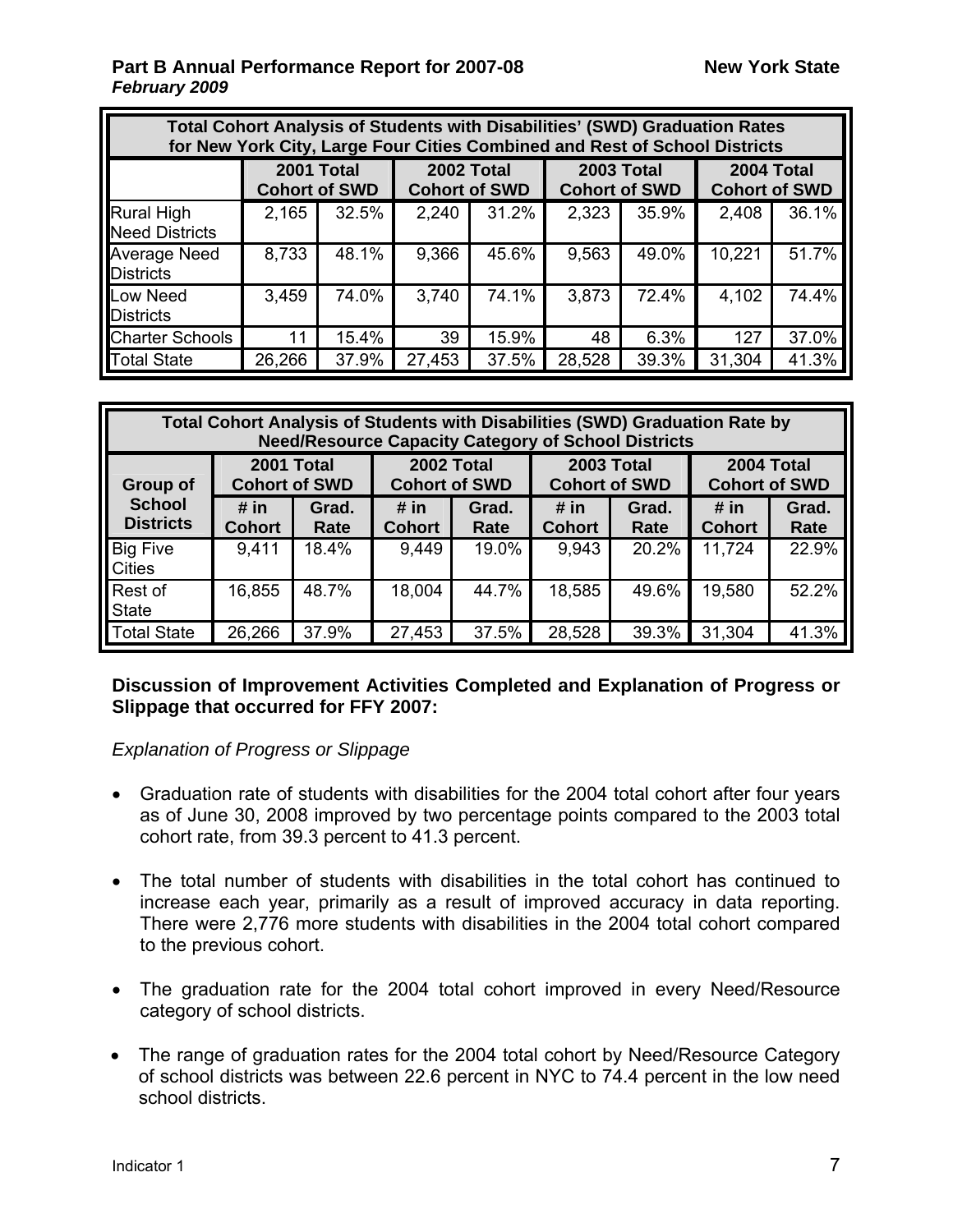| Total Cohort Analysis of Students with Disabilities' (SWD) Graduation Rates for New York City, Large Four Cities Combined and Rest of School Districts | | | | | | | | |
|---|---|---|---|---|---|---|---|---|
| | 2001 Total Cohort of SWD | | 2002 Total Cohort of SWD | | 2003 Total Cohort of SWD | | 2004 Total Cohort of SWD | |
| Rural High Need Districts | 2,165 | 32.5% | 2,240 | 31.2% | 2,323 | 35.9% | 2,408 | 36.1% |
| Average Need Districts | 8,733 | 48.1% | 9,366 | 45.6% | 9,563 | 49.0% | 10,221 | 51.7% |
| Low Need Districts | 3,459 | 74.0% | 3,740 | 74.1% | 3,873 | 72.4% | 4,102 | 74.4% |
| Charter Schools | 11 | 15.4% | 39 | 15.9% | 48 | 6.3% | 127 | 37.0% |
| Total State | 26,266 | 37.9% | 27,453 | 37.5% | 28,528 | 39.3% | 31,304 | 41.3% |

| Total Cohort Analysis of Students with Disabilities (SWD) Graduation Rate by Need/Resource Capacity Category of School Districts | | | | | | | | |
|---|---|---|---|---|---|---|---|---|
| Group of School Districts | 2001 Total Cohort of SWD | | 2002 Total Cohort of SWD | | 2003 Total Cohort of SWD | | 2004 Total Cohort of SWD | |
| | # in Cohort | Grad. Rate | # in Cohort | Grad. Rate | # in Cohort | Grad. Rate | # in Cohort | Grad. Rate |
| Big Five Cities | 9,411 | 18.4% | 9,449 | 19.0% | 9,943 | 20.2% | 11,724 | 22.9% |
| Rest of State | 16,855 | 48.7% | 18,004 | 44.7% | 18,585 | 49.6% | 19,580 | 52.2% |
| Total State | 26,266 | 37.9% | 27,453 | 37.5% | 28,528 | 39.3% | 31,304 | 41.3% |

**Discussion of Improvement Activities Completed and Explanation of Progress or Slippage that occurred for FFY 2007:**

*Explanation of Progress or Slippage*

- Graduation rate of students with disabilities for the 2004 total cohort after four years as of June 30, 2008 improved by two percentage points compared to the 2003 total cohort rate, from 39.3 percent to 41.3 percent.

- The total number of students with disabilities in the total cohort has continued to increase each year, primarily as a result of improved accuracy in data reporting. There were 2,776 more students with disabilities in the 2004 total cohort compared to the previous cohort.

- The graduation rate for the 2004 total cohort improved in every Need/Resource category of school districts.

- The range of graduation rates for the 2004 total cohort by Need/Resource Category of school districts was between 22.6 percent in NYC to 74.4 percent in the low need school districts.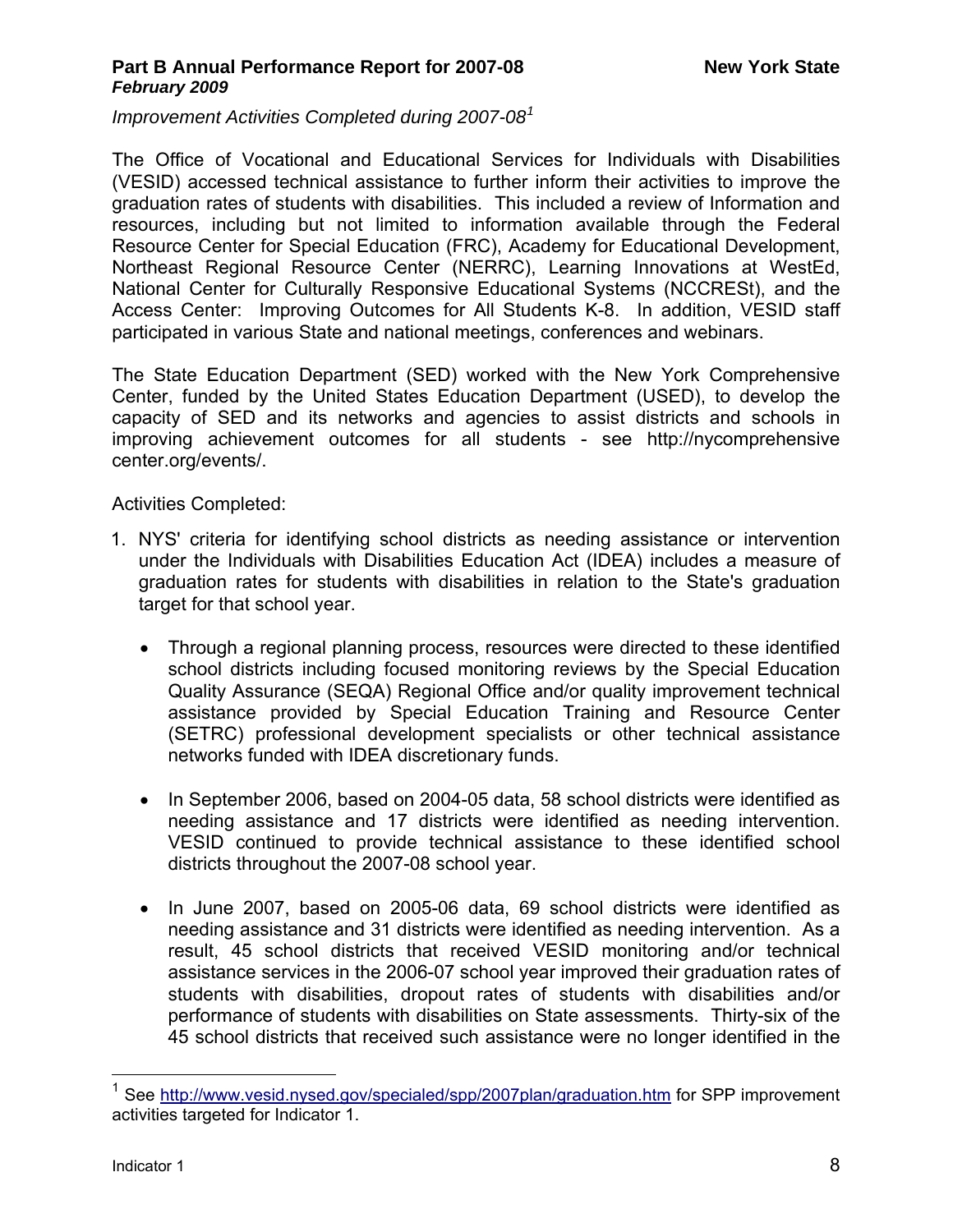*Improvement Activities Completed during 2007-08*[1]

The Office of Vocational and Educational Services for Individuals with Disabilities (VESID) accessed technical assistance to further inform their activities to improve the graduation rates of students with disabilities. This included a review of Information and resources, including but not limited to information available through the Federal Resource Center for Special Education (FRC), Academy for Educational Development, Northeast Regional Resource Center (NERRC), Learning Innovations at WestEd, National Center for Culturally Responsive Educational Systems (NCCRESt), and the Access Center: Improving Outcomes for All Students K-8. In addition, VESID staff participated in various State and national meetings, conferences and webinars.

The State Education Department (SED) worked with the New York Comprehensive Center, funded by the United States Education Department (USED), to develop the capacity of SED and its networks and agencies to assist districts and schools in improving achievement outcomes for all students - see http://nycomprehensive center.org/events/.

Activities Completed:

1. NYS' criteria for identifying school districts as needing assistance or intervention under the Individuals with Disabilities Education Act (IDEA) includes a measure of graduation rates for students with disabilities in relation to the State's graduation target for that school year.

   - Through a regional planning process, resources were directed to these identified school districts including focused monitoring reviews by the Special Education Quality Assurance (SEQA) Regional Office and/or quality improvement technical assistance provided by Special Education Training and Resource Center (SETRC) professional development specialists or other technical assistance networks funded with IDEA discretionary funds.

   - In September 2006, based on 2004-05 data, 58 school districts were identified as needing assistance and 17 districts were identified as needing intervention. VESID continued to provide technical assistance to these identified school districts throughout the 2007-08 school year.

   - In June 2007, based on 2005-06 data, 69 school districts were identified as needing assistance and 31 districts were identified as needing intervention. As a result, 45 school districts that received VESID monitoring and/or technical assistance services in the 2006-07 school year improved their graduation rates of students with disabilities, dropout rates of students with disabilities and/or performance of students with disabilities on State assessments. Thirty-six of the 45 school districts that received such assistance were no longer identified in the

---

[1] See http://www.vesid.nysed.gov/specialed/spp/2007plan/graduation.htm for SPP improvement activities targeted for Indicator 1.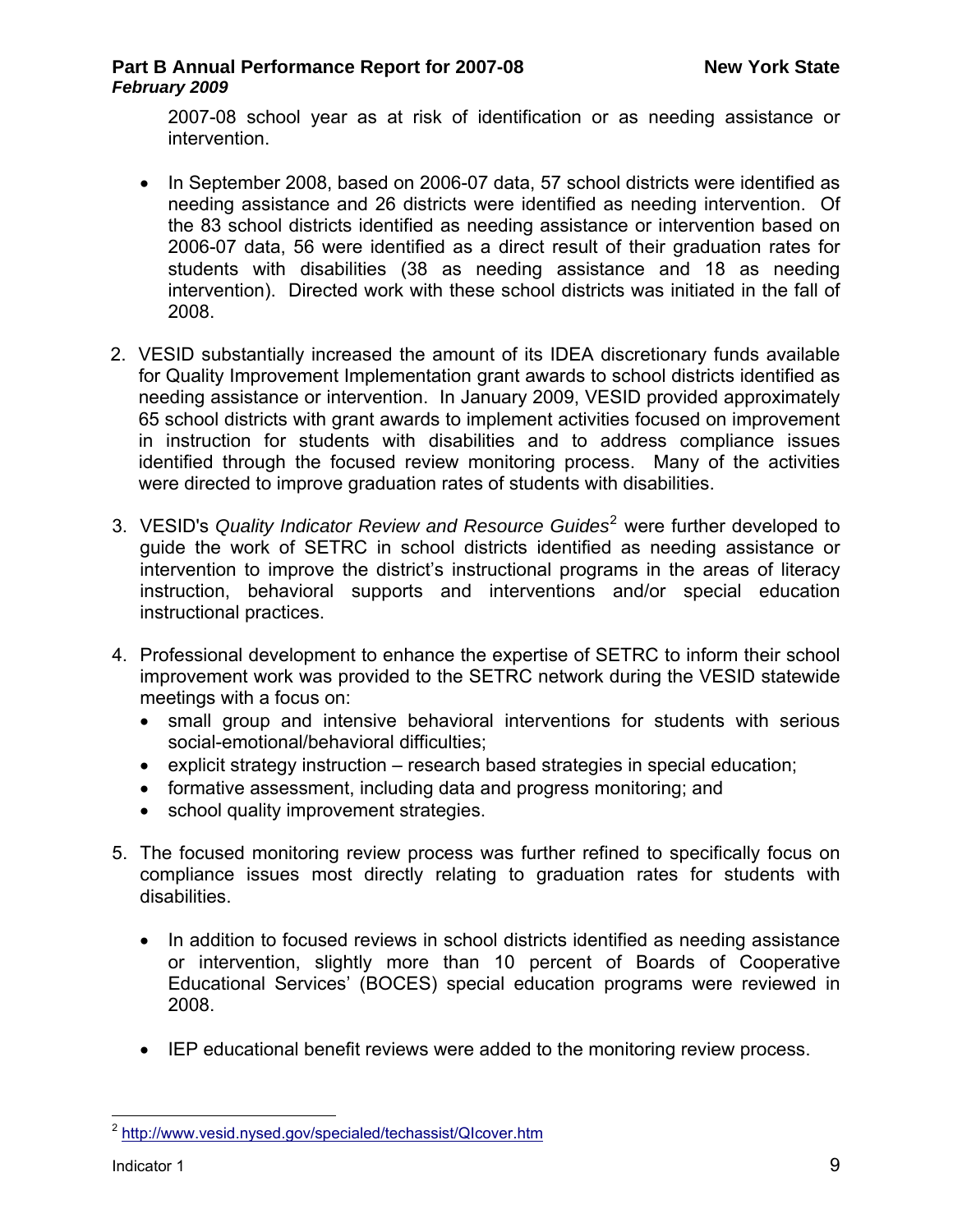2007-08 school year as at risk of identification or as needing assistance or intervention.

- In September 2008, based on 2006-07 data, 57 school districts were identified as needing assistance and 26 districts were identified as needing intervention. Of the 83 school districts identified as needing assistance or intervention based on 2006-07 data, 56 were identified as a direct result of their graduation rates for students with disabilities (38 as needing assistance and 18 as needing intervention). Directed work with these school districts was initiated in the fall of 2008.

2. VESID substantially increased the amount of its IDEA discretionary funds available for Quality Improvement Implementation grant awards to school districts identified as needing assistance or intervention. In January 2009, VESID provided approximately 65 school districts with grant awards to implement activities focused on improvement in instruction for students with disabilities and to address compliance issues identified through the focused review monitoring process. Many of the activities were directed to improve graduation rates of students with disabilities.

3. VESID's *Quality Indicator Review and Resource Guides*[2] were further developed to guide the work of SETRC in school districts identified as needing assistance or intervention to improve the district's instructional programs in the areas of literacy instruction, behavioral supports and interventions and/or special education instructional practices.

4. Professional development to enhance the expertise of SETRC to inform their school improvement work was provided to the SETRC network during the VESID statewide meetings with a focus on:
   - small group and intensive behavioral interventions for students with serious social-emotional/behavioral difficulties;
   - explicit strategy instruction – research based strategies in special education;
   - formative assessment, including data and progress monitoring; and
   - school quality improvement strategies.

5. The focused monitoring review process was further refined to specifically focus on compliance issues most directly relating to graduation rates for students with disabilities.

   - In addition to focused reviews in school districts identified as needing assistance or intervention, slightly more than 10 percent of Boards of Cooperative Educational Services' (BOCES) special education programs were reviewed in 2008.

   - IEP educational benefit reviews were added to the monitoring review process.

---

[2] http://www.vesid.nysed.gov/specialed/techassist/QIcover.htm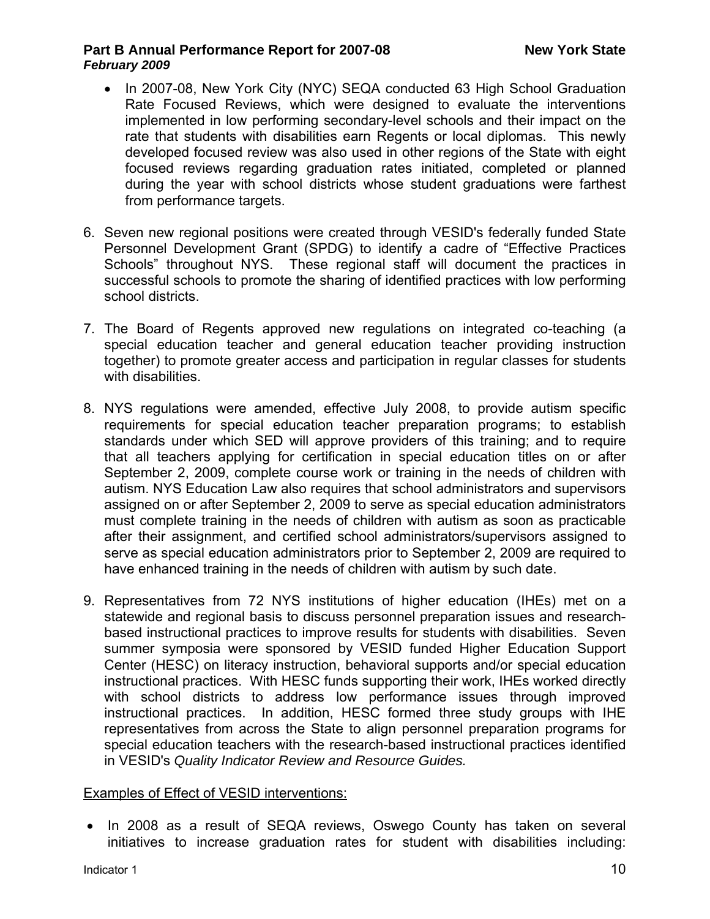- In 2007-08, New York City (NYC) SEQA conducted 63 High School Graduation Rate Focused Reviews, which were designed to evaluate the interventions implemented in low performing secondary-level schools and their impact on the rate that students with disabilities earn Regents or local diplomas. This newly developed focused review was also used in other regions of the State with eight focused reviews regarding graduation rates initiated, completed or planned during the year with school districts whose student graduations were farthest from performance targets.

6. Seven new regional positions were created through VESID's federally funded State Personnel Development Grant (SPDG) to identify a cadre of "Effective Practices Schools" throughout NYS. These regional staff will document the practices in successful schools to promote the sharing of identified practices with low performing school districts.

7. The Board of Regents approved new regulations on integrated co-teaching (a special education teacher and general education teacher providing instruction together) to promote greater access and participation in regular classes for students with disabilities.

8. NYS regulations were amended, effective July 2008, to provide autism specific requirements for special education teacher preparation programs; to establish standards under which SED will approve providers of this training; and to require that all teachers applying for certification in special education titles on or after September 2, 2009, complete course work or training in the needs of children with autism. NYS Education Law also requires that school administrators and supervisors assigned on or after September 2, 2009 to serve as special education administrators must complete training in the needs of children with autism as soon as practicable after their assignment, and certified school administrators/supervisors assigned to serve as special education administrators prior to September 2, 2009 are required to have enhanced training in the needs of children with autism by such date.

9. Representatives from 72 NYS institutions of higher education (IHEs) met on a statewide and regional basis to discuss personnel preparation issues and research-based instructional practices to improve results for students with disabilities. Seven summer symposia were sponsored by VESID funded Higher Education Support Center (HESC) on literacy instruction, behavioral supports and/or special education instructional practices. With HESC funds supporting their work, IHEs worked directly with school districts to address low performance issues through improved instructional practices. In addition, HESC formed three study groups with IHE representatives from across the State to align personnel preparation programs for special education teachers with the research-based instructional practices identified in VESID's *Quality Indicator Review and Resource Guides.*

<u>Examples of Effect of VESID interventions:</u>

- In 2008 as a result of SEQA reviews, Oswego County has taken on several initiatives to increase graduation rates for student with disabilities including: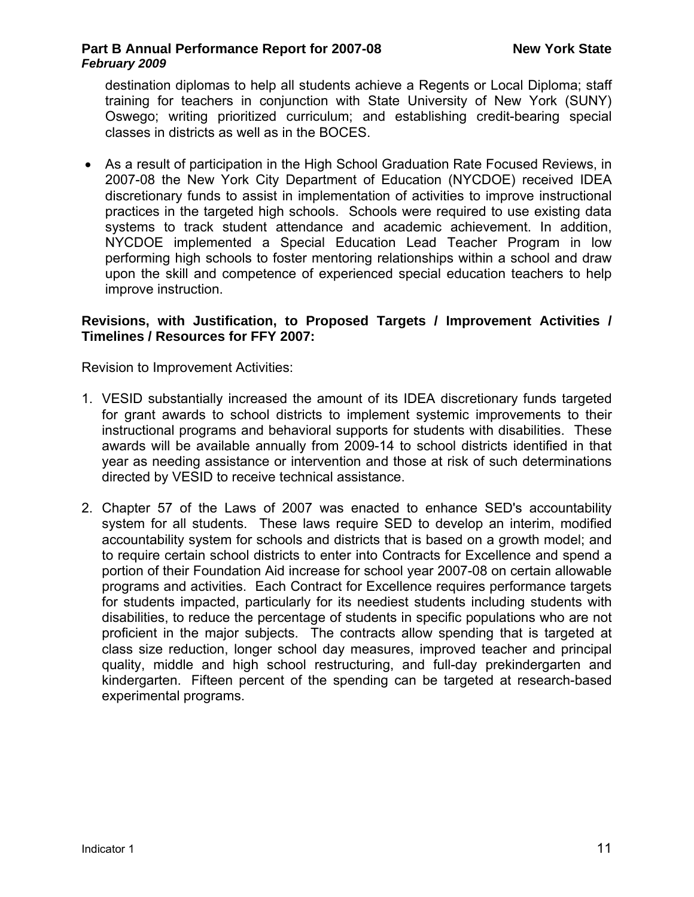destination diplomas to help all students achieve a Regents or Local Diploma; staff training for teachers in conjunction with State University of New York (SUNY) Oswego; writing prioritized curriculum; and establishing credit-bearing special classes in districts as well as in the BOCES.

- As a result of participation in the High School Graduation Rate Focused Reviews, in 2007-08 the New York City Department of Education (NYCDOE) received IDEA discretionary funds to assist in implementation of activities to improve instructional practices in the targeted high schools. Schools were required to use existing data systems to track student attendance and academic achievement. In addition, NYCDOE implemented a Special Education Lead Teacher Program in low performing high schools to foster mentoring relationships within a school and draw upon the skill and competence of experienced special education teachers to help improve instruction.

**Revisions, with Justification, to Proposed Targets / Improvement Activities / Timelines / Resources for FFY 2007:**

Revision to Improvement Activities:

1. VESID substantially increased the amount of its IDEA discretionary funds targeted for grant awards to school districts to implement systemic improvements to their instructional programs and behavioral supports for students with disabilities. These awards will be available annually from 2009-14 to school districts identified in that year as needing assistance or intervention and those at risk of such determinations directed by VESID to receive technical assistance.

2. Chapter 57 of the Laws of 2007 was enacted to enhance SED's accountability system for all students. These laws require SED to develop an interim, modified accountability system for schools and districts that is based on a growth model; and to require certain school districts to enter into Contracts for Excellence and spend a portion of their Foundation Aid increase for school year 2007-08 on certain allowable programs and activities. Each Contract for Excellence requires performance targets for students impacted, particularly for its neediest students including students with disabilities, to reduce the percentage of students in specific populations who are not proficient in the major subjects. The contracts allow spending that is targeted at class size reduction, longer school day measures, improved teacher and principal quality, middle and high school restructuring, and full-day prekindergarten and kindergarten. Fifteen percent of the spending can be targeted at research-based experimental programs.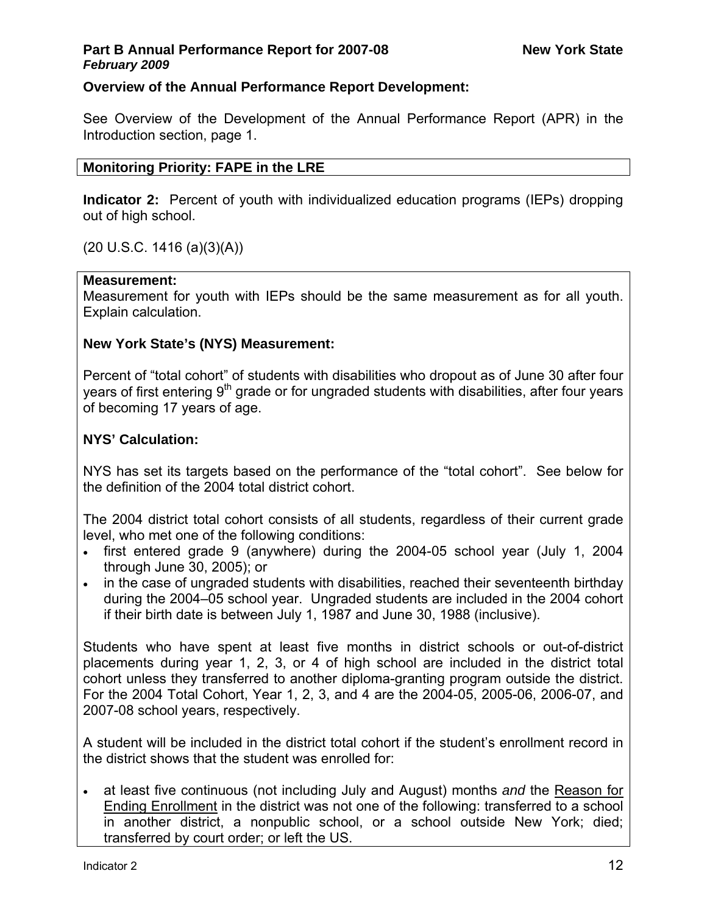## Overview of the Annual Performance Report Development:

See Overview of the Development of the Annual Performance Report (APR) in the Introduction section, page 1.

### Monitoring Priority: FAPE in the LRE

**Indicator 2:** Percent of youth with individualized education programs (IEPs) dropping out of high school.

(20 U.S.C. 1416 (a)(3)(A))

**Measurement:**
Measurement for youth with IEPs should be the same measurement as for all youth. Explain calculation.

**New York State's (NYS) Measurement:**

Percent of "total cohort" of students with disabilities who dropout as of June 30 after four years of first entering 9th grade or for ungraded students with disabilities, after four years of becoming 17 years of age.

**NYS' Calculation:**

NYS has set its targets based on the performance of the "total cohort". See below for the definition of the 2004 total district cohort.

The 2004 district total cohort consists of all students, regardless of their current grade level, who met one of the following conditions:

- first entered grade 9 (anywhere) during the 2004-05 school year (July 1, 2004 through June 30, 2005); or
- in the case of ungraded students with disabilities, reached their seventeenth birthday during the 2004–05 school year. Ungraded students are included in the 2004 cohort if their birth date is between July 1, 1987 and June 30, 1988 (inclusive).

Students who have spent at least five months in district schools or out-of-district placements during year 1, 2, 3, or 4 of high school are included in the district total cohort unless they transferred to another diploma-granting program outside the district. For the 2004 Total Cohort, Year 1, 2, 3, and 4 are the 2004-05, 2005-06, 2006-07, and 2007-08 school years, respectively.

A student will be included in the district total cohort if the student's enrollment record in the district shows that the student was enrolled for:

- at least five continuous (not including July and August) months *and* the Reason for Ending Enrollment in the district was not one of the following: transferred to a school in another district, a nonpublic school, or a school outside New York; died; transferred by court order; or left the US.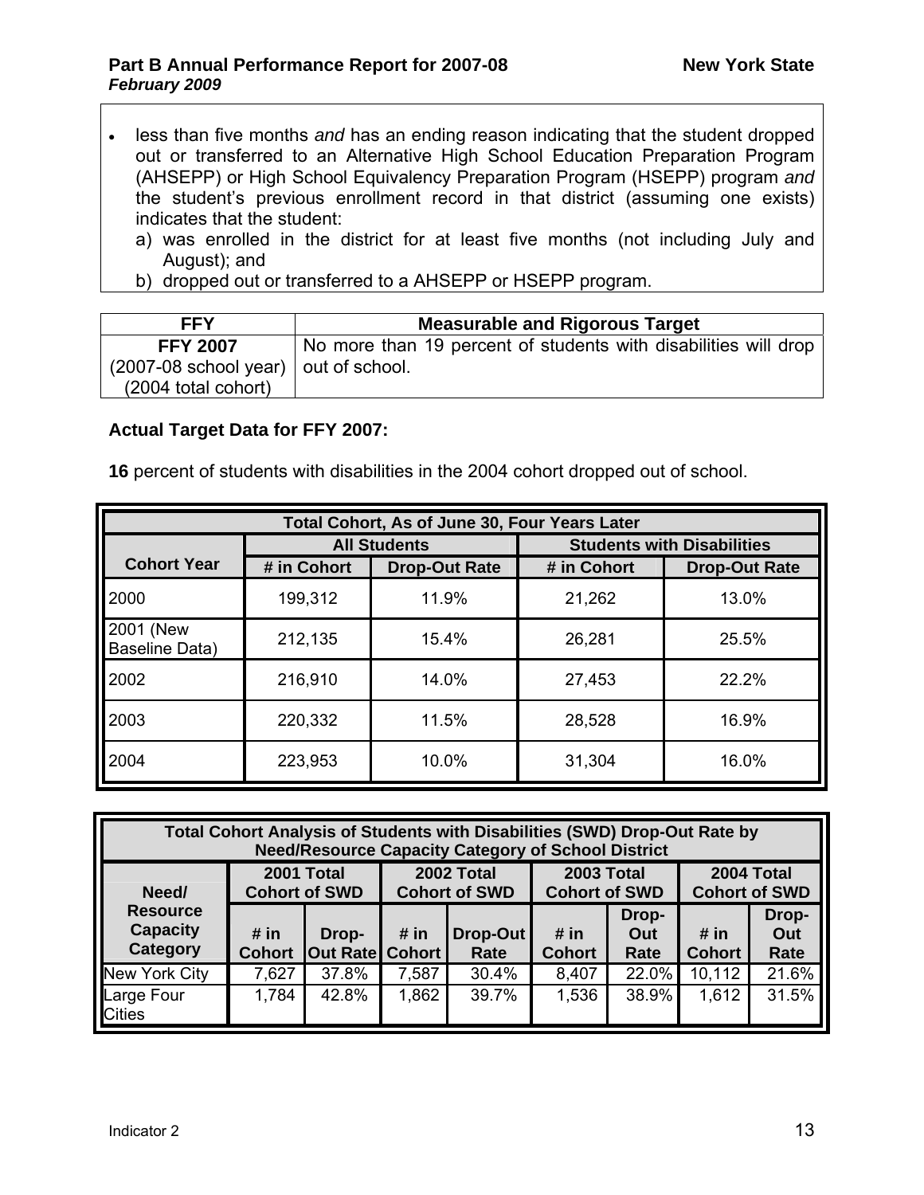- less than five months *and* has an ending reason indicating that the student dropped out or transferred to an Alternative High School Education Preparation Program (AHSEPP) or High School Equivalency Preparation Program (HSEPP) program *and* the student's previous enrollment record in that district (assuming one exists) indicates that the student:
  a) was enrolled in the district for at least five months (not including July and August); and
  b) dropped out or transferred to a AHSEPP or HSEPP program.

| FFY | Measurable and Rigorous Target |
|---|---|
| **FFY 2007** (2007-08 school year) (2004 total cohort) | No more than 19 percent of students with disabilities will drop out of school. |

**Actual Target Data for FFY 2007:**

**16** percent of students with disabilities in the 2004 cohort dropped out of school.

| Total Cohort, As of June 30, Four Years Later | | | | |
|---|---|---|---|---|
| | All Students | | Students with Disabilities | |
| Cohort Year | # in Cohort | Drop-Out Rate | # in Cohort | Drop-Out Rate |
| 2000 | 199,312 | 11.9% | 21,262 | 13.0% |
| 2001 (New Baseline Data) | 212,135 | 15.4% | 26,281 | 25.5% |
| 2002 | 216,910 | 14.0% | 27,453 | 22.2% |
| 2003 | 220,332 | 11.5% | 28,528 | 16.9% |
| 2004 | 223,953 | 10.0% | 31,304 | 16.0% |

| Total Cohort Analysis of Students with Disabilities (SWD) Drop-Out Rate by Need/Resource Capacity Category of School District | | | | | | | | |
|---|---|---|---|---|---|---|---|---|
| Need/ Resource Capacity Category | 2001 Total Cohort of SWD | | 2002 Total Cohort of SWD | | 2003 Total Cohort of SWD | | 2004 Total Cohort of SWD | |
| | # in Cohort | Drop-Out Rate | # in Cohort | Drop-Out Rate | # in Cohort | Drop-Out Rate | # in Cohort | Drop-Out Rate |
| New York City | 7,627 | 37.8% | 7,587 | 30.4% | 8,407 | 22.0% | 10,112 | 21.6% |
| Large Four Cities | 1,784 | 42.8% | 1,862 | 39.7% | 1,536 | 38.9% | 1,612 | 31.5% |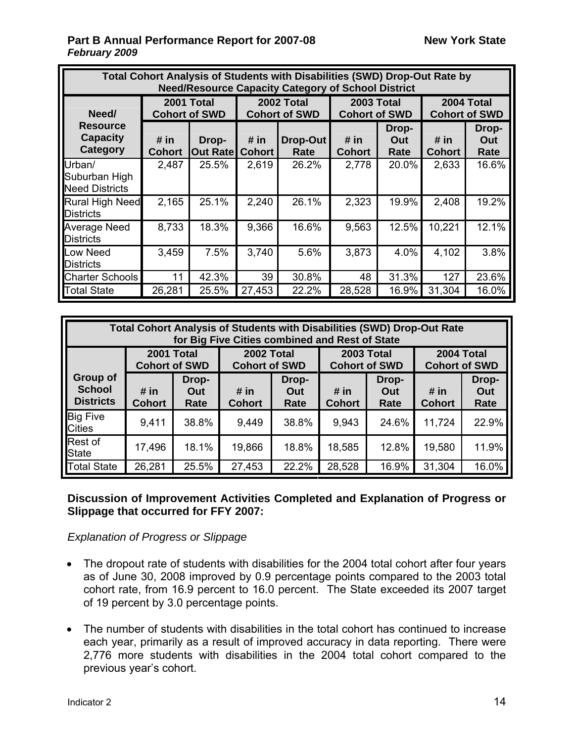**Total Cohort Analysis of Students with Disabilities (SWD) Drop-Out Rate by Need/Resource Capacity Category of School District**

| Need/ Resource Capacity Category | 2001 Total Cohort of SWD | | 2002 Total Cohort of SWD | | 2003 Total Cohort of SWD | | 2004 Total Cohort of SWD | |
|---|---|---|---|---|---|---|---|---|
| | # in Cohort | Drop-Out Rate | # in Cohort | Drop-Out Rate | # in Cohort | Drop-Out Rate | # in Cohort | Drop-Out Rate |
| Urban/ Suburban High Need Districts | 2,487 | 25.5% | 2,619 | 26.2% | 2,778 | 20.0% | 2,633 | 16.6% |
| Rural High Need Districts | 2,165 | 25.1% | 2,240 | 26.1% | 2,323 | 19.9% | 2,408 | 19.2% |
| Average Need Districts | 8,733 | 18.3% | 9,366 | 16.6% | 9,563 | 12.5% | 10,221 | 12.1% |
| Low Need Districts | 3,459 | 7.5% | 3,740 | 5.6% | 3,873 | 4.0% | 4,102 | 3.8% |
| Charter Schools | 11 | 42.3% | 39 | 30.8% | 48 | 31.3% | 127 | 23.6% |
| Total State | 26,281 | 25.5% | 27,453 | 22.2% | 28,528 | 16.9% | 31,304 | 16.0% |

**Total Cohort Analysis of Students with Disabilities (SWD) Drop-Out Rate for Big Five Cities combined and Rest of State**

| Group of School Districts | 2001 Total Cohort of SWD | | 2002 Total Cohort of SWD | | 2003 Total Cohort of SWD | | 2004 Total Cohort of SWD | |
|---|---|---|---|---|---|---|---|---|
| | # in Cohort | Drop-Out Rate | # in Cohort | Drop-Out Rate | # in Cohort | Drop-Out Rate | # in Cohort | Drop-Out Rate |
| Big Five Cities | 9,411 | 38.8% | 9,449 | 38.8% | 9,943 | 24.6% | 11,724 | 22.9% |
| Rest of State | 17,496 | 18.1% | 19,866 | 18.8% | 18,585 | 12.8% | 19,580 | 11.9% |
| Total State | 26,281 | 25.5% | 27,453 | 22.2% | 28,528 | 16.9% | 31,304 | 16.0% |

**Discussion of Improvement Activities Completed and Explanation of Progress or Slippage that occurred for FFY 2007:**

*Explanation of Progress or Slippage*

- The dropout rate of students with disabilities for the 2004 total cohort after four years as of June 30, 2008 improved by 0.9 percentage points compared to the 2003 total cohort rate, from 16.9 percent to 16.0 percent. The State exceeded its 2007 target of 19 percent by 3.0 percentage points.

- The number of students with disabilities in the total cohort has continued to increase each year, primarily as a result of improved accuracy in data reporting. There were 2,776 more students with disabilities in the 2004 total cohort compared to the previous year's cohort.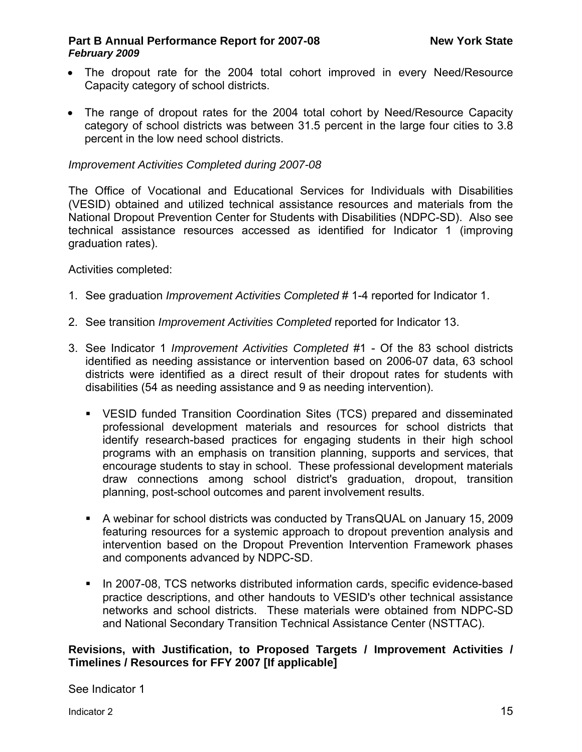- The dropout rate for the 2004 total cohort improved in every Need/Resource Capacity category of school districts.

- The range of dropout rates for the 2004 total cohort by Need/Resource Capacity category of school districts was between 31.5 percent in the large four cities to 3.8 percent in the low need school districts.

*Improvement Activities Completed during 2007-08*

The Office of Vocational and Educational Services for Individuals with Disabilities (VESID) obtained and utilized technical assistance resources and materials from the National Dropout Prevention Center for Students with Disabilities (NDPC-SD). Also see technical assistance resources accessed as identified for Indicator 1 (improving graduation rates).

Activities completed:

1. See graduation *Improvement Activities Completed* # 1-4 reported for Indicator 1.

2. See transition *Improvement Activities Completed* reported for Indicator 13.

3. See Indicator 1 *Improvement Activities Completed* #1 - Of the 83 school districts identified as needing assistance or intervention based on 2006-07 data, 63 school districts were identified as a direct result of their dropout rates for students with disabilities (54 as needing assistance and 9 as needing intervention).

   - VESID funded Transition Coordination Sites (TCS) prepared and disseminated professional development materials and resources for school districts that identify research-based practices for engaging students in their high school programs with an emphasis on transition planning, supports and services, that encourage students to stay in school. These professional development materials draw connections among school district's graduation, dropout, transition planning, post-school outcomes and parent involvement results.

   - A webinar for school districts was conducted by TransQUAL on January 15, 2009 featuring resources for a systemic approach to dropout prevention analysis and intervention based on the Dropout Prevention Intervention Framework phases and components advanced by NDPC-SD.

   - In 2007-08, TCS networks distributed information cards, specific evidence-based practice descriptions, and other handouts to VESID's other technical assistance networks and school districts. These materials were obtained from NDPC-SD and National Secondary Transition Technical Assistance Center (NSTTAC).

**Revisions, with Justification, to Proposed Targets / Improvement Activities / Timelines / Resources for FFY 2007 [If applicable]**

See Indicator 1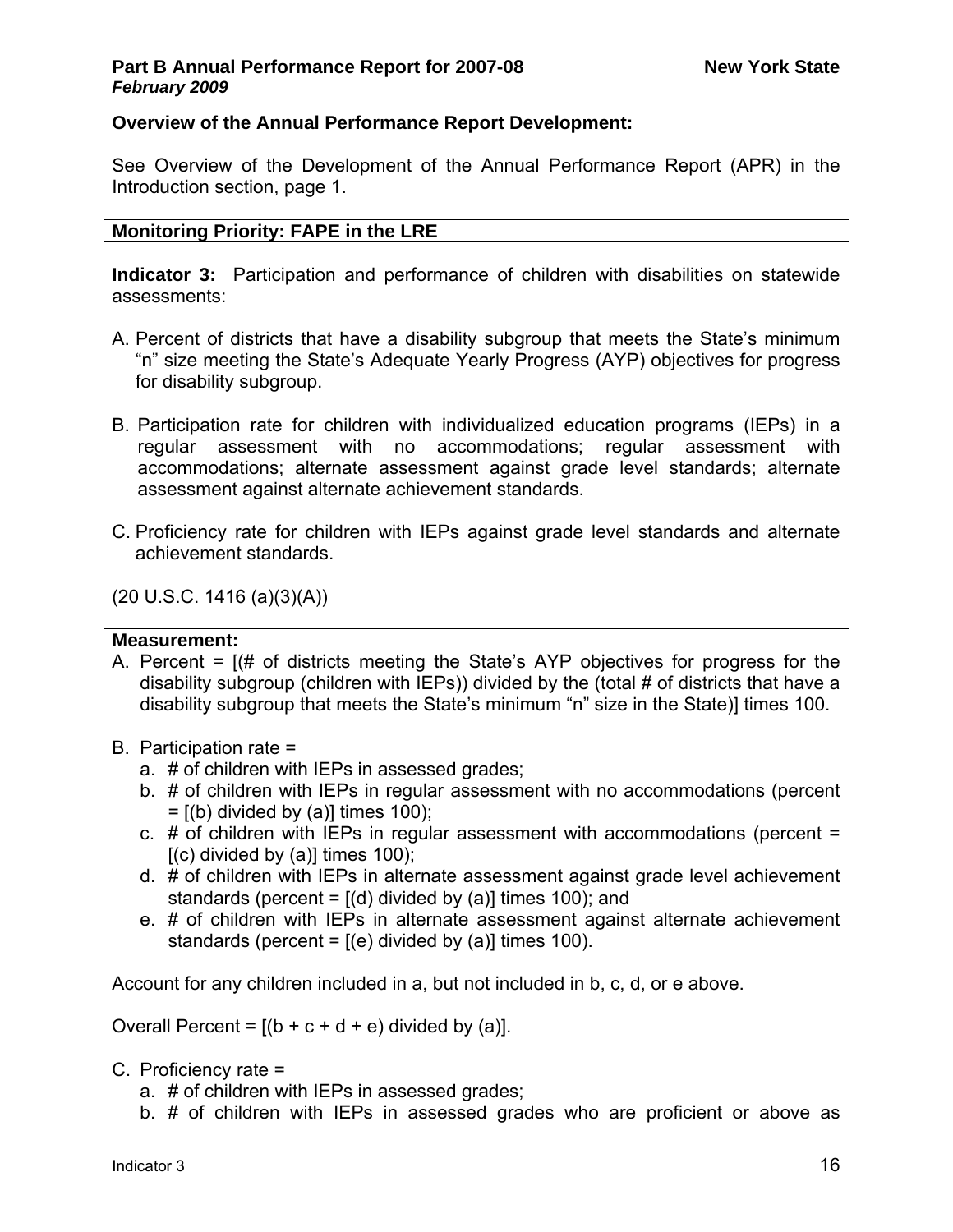**Overview of the Annual Performance Report Development:**

See Overview of the Development of the Annual Performance Report (APR) in the Introduction section, page 1.

**Monitoring Priority: FAPE in the LRE**

**Indicator 3:** Participation and performance of children with disabilities on statewide assessments:

A. Percent of districts that have a disability subgroup that meets the State's minimum "n" size meeting the State's Adequate Yearly Progress (AYP) objectives for progress for disability subgroup.

B. Participation rate for children with individualized education programs (IEPs) in a regular assessment with no accommodations; regular assessment with accommodations; alternate assessment against grade level standards; alternate assessment against alternate achievement standards.

C. Proficiency rate for children with IEPs against grade level standards and alternate achievement standards.

(20 U.S.C. 1416 (a)(3)(A))

**Measurement:**

A. Percent = [(# of districts meeting the State's AYP objectives for progress for the disability subgroup (children with IEPs)) divided by the (total # of districts that have a disability subgroup that meets the State's minimum "n" size in the State)] times 100.

B. Participation rate =
   a. # of children with IEPs in assessed grades;
   b. # of children with IEPs in regular assessment with no accommodations (percent = [(b) divided by (a)] times 100);
   c. # of children with IEPs in regular assessment with accommodations (percent = [(c) divided by (a)] times 100);
   d. # of children with IEPs in alternate assessment against grade level achievement standards (percent = [(d) divided by (a)] times 100); and
   e. # of children with IEPs in alternate assessment against alternate achievement standards (percent = [(e) divided by (a)] times 100).

Account for any children included in a, but not included in b, c, d, or e above.

Overall Percent = [(b + c + d + e) divided by (a)].

C. Proficiency rate =
   a. # of children with IEPs in assessed grades;
   b. # of children with IEPs in assessed grades who are proficient or above as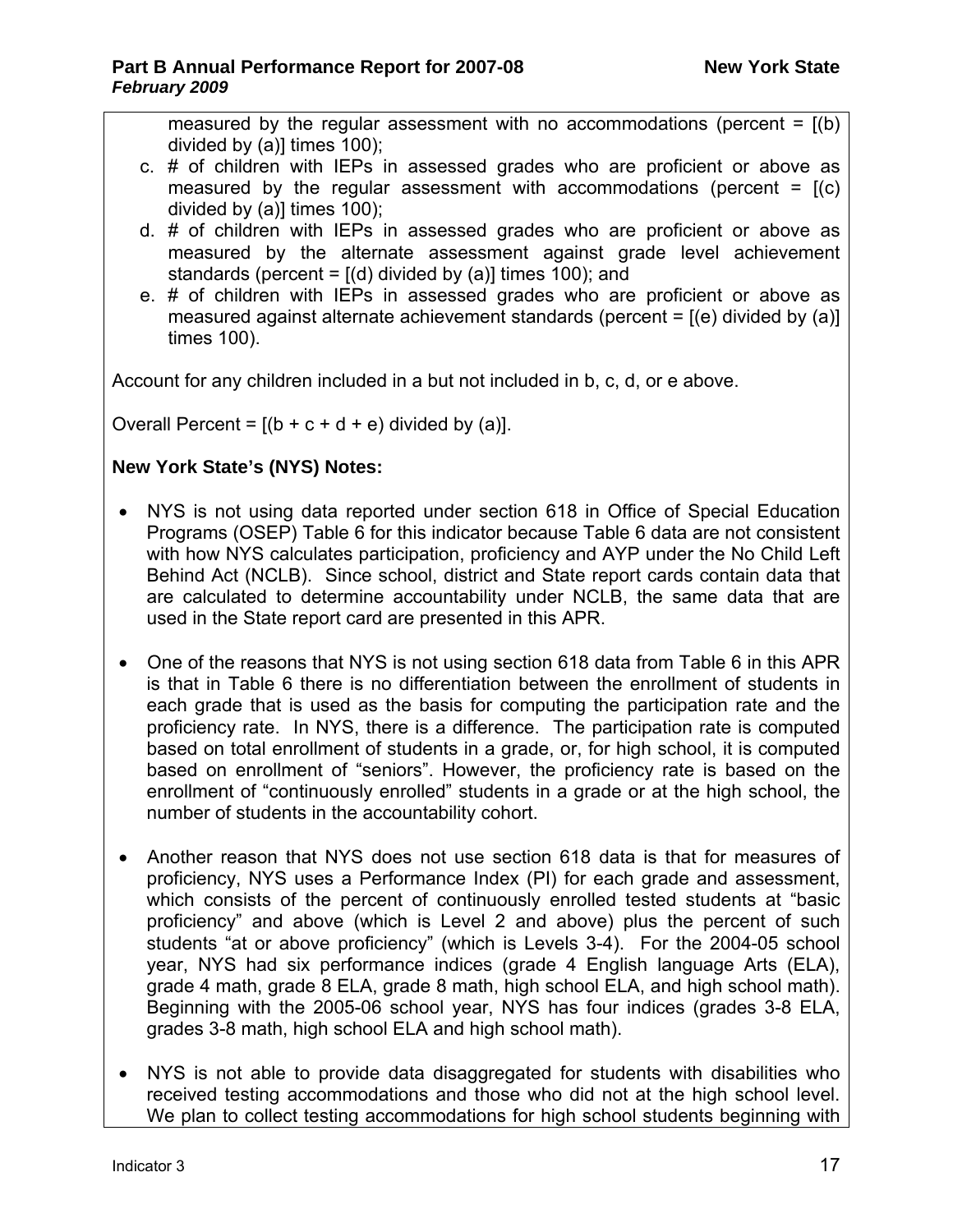measured by the regular assessment with no accommodations (percent = [(b) divided by (a)] times 100);

c. # of children with IEPs in assessed grades who are proficient or above as measured by the regular assessment with accommodations (percent = [(c) divided by (a)] times 100);
d. # of children with IEPs in assessed grades who are proficient or above as measured by the alternate assessment against grade level achievement standards (percent = [(d) divided by (a)] times 100); and
e. # of children with IEPs in assessed grades who are proficient or above as measured against alternate achievement standards (percent = [(e) divided by (a)] times 100).

Account for any children included in a but not included in b, c, d, or e above.

Overall Percent = [(b + c + d + e) divided by (a)].

**New York State's (NYS) Notes:**

- NYS is not using data reported under section 618 in Office of Special Education Programs (OSEP) Table 6 for this indicator because Table 6 data are not consistent with how NYS calculates participation, proficiency and AYP under the No Child Left Behind Act (NCLB). Since school, district and State report cards contain data that are calculated to determine accountability under NCLB, the same data that are used in the State report card are presented in this APR.

- One of the reasons that NYS is not using section 618 data from Table 6 in this APR is that in Table 6 there is no differentiation between the enrollment of students in each grade that is used as the basis for computing the participation rate and the proficiency rate. In NYS, there is a difference. The participation rate is computed based on total enrollment of students in a grade, or, for high school, it is computed based on enrollment of "seniors". However, the proficiency rate is based on the enrollment of "continuously enrolled" students in a grade or at the high school, the number of students in the accountability cohort.

- Another reason that NYS does not use section 618 data is that for measures of proficiency, NYS uses a Performance Index (PI) for each grade and assessment, which consists of the percent of continuously enrolled tested students at "basic proficiency" and above (which is Level 2 and above) plus the percent of such students "at or above proficiency" (which is Levels 3-4). For the 2004-05 school year, NYS had six performance indices (grade 4 English language Arts (ELA), grade 4 math, grade 8 ELA, grade 8 math, high school ELA, and high school math). Beginning with the 2005-06 school year, NYS has four indices (grades 3-8 ELA, grades 3-8 math, high school ELA and high school math).

- NYS is not able to provide data disaggregated for students with disabilities who received testing accommodations and those who did not at the high school level. We plan to collect testing accommodations for high school students beginning with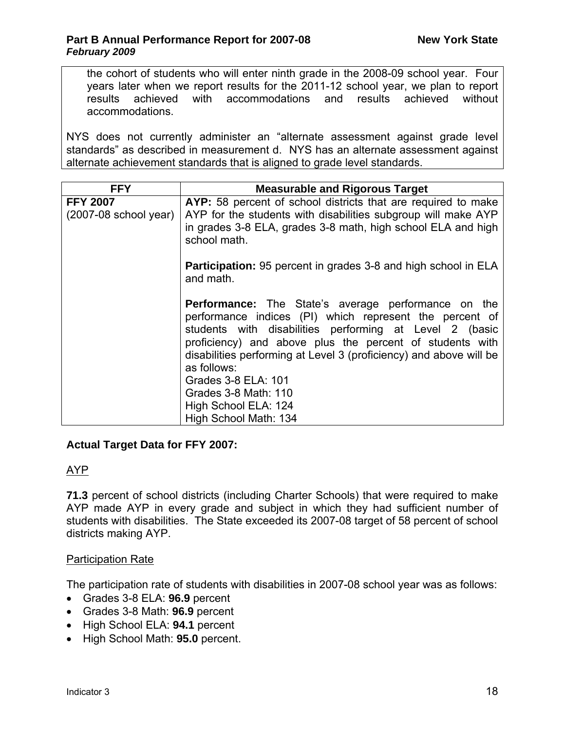the cohort of students who will enter ninth grade in the 2008-09 school year. Four years later when we report results for the 2011-12 school year, we plan to report results achieved with accommodations and results achieved without accommodations.

NYS does not currently administer an “alternate assessment against grade level standards” as described in measurement d. NYS has an alternate assessment against alternate achievement standards that is aligned to grade level standards.

| FFY | Measurable and Rigorous Target |
|---|---|
| **FFY 2007**<br>(2007-08 school year) | **AYP:** 58 percent of school districts that are required to make AYP for the students with disabilities subgroup will make AYP in grades 3-8 ELA, grades 3-8 math, high school ELA and high school math.<br><br>**Participation:** 95 percent in grades 3-8 and high school in ELA and math.<br><br>**Performance:** The State’s average performance on the performance indices (PI) which represent the percent of students with disabilities performing at Level 2 (basic proficiency) and above plus the percent of students with disabilities performing at Level 3 (proficiency) and above will be as follows:<br>Grades 3-8 ELA: 101<br>Grades 3-8 Math: 110<br>High School ELA: 124<br>High School Math: 134 |

**Actual Target Data for FFY 2007:**

AYP

**71.3** percent of school districts (including Charter Schools) that were required to make AYP made AYP in every grade and subject in which they had sufficient number of students with disabilities. The State exceeded its 2007-08 target of 58 percent of school districts making AYP.

Participation Rate

The participation rate of students with disabilities in 2007-08 school year was as follows:

- Grades 3-8 ELA: **96.9** percent
- Grades 3-8 Math: **96.9** percent
- High School ELA: **94.1** percent
- High School Math: **95.0** percent.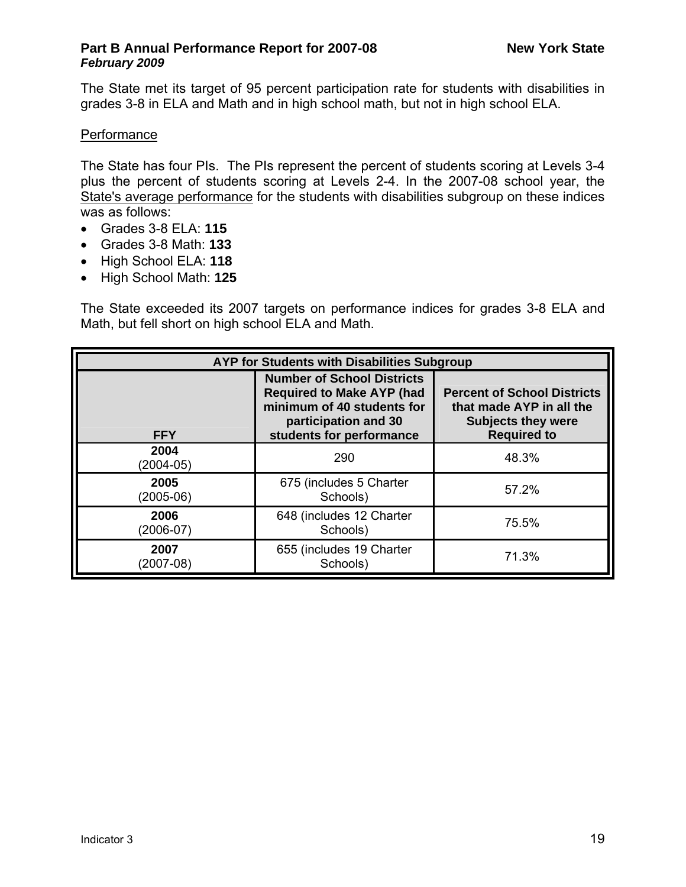The State met its target of 95 percent participation rate for students with disabilities in grades 3-8 in ELA and Math and in high school math, but not in high school ELA.

Performance

The State has four PIs. The PIs represent the percent of students scoring at Levels 3-4 plus the percent of students scoring at Levels 2-4. In the 2007-08 school year, the State's average performance for the students with disabilities subgroup on these indices was as follows:

- Grades 3-8 ELA: **115**
- Grades 3-8 Math: **133**
- High School ELA: **118**
- High School Math: **125**

The State exceeded its 2007 targets on performance indices for grades 3-8 ELA and Math, but fell short on high school ELA and Math.

| AYP for Students with Disabilities Subgroup | | |
|---|---|---|
| **FFY** | **Number of School Districts Required to Make AYP (had minimum of 40 students for participation and 30 students for performance** | **Percent of School Districts that made AYP in all the Subjects they were Required to** |
| **2004** (2004-05) | 290 | 48.3% |
| **2005** (2005-06) | 675 (includes 5 Charter Schools) | 57.2% |
| **2006** (2006-07) | 648 (includes 12 Charter Schools) | 75.5% |
| **2007** (2007-08) | 655 (includes 19 Charter Schools) | 71.3% |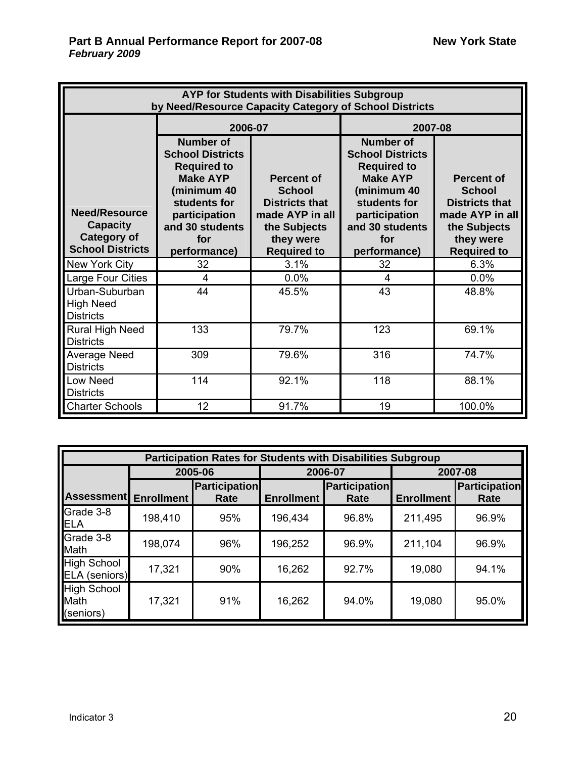| AYP for Students with Disabilities Subgroup by Need/Resource Capacity Category of School Districts | | | | |
|---|---|---|---|---|
| | 2006-07 | | 2007-08 | |
| Need/Resource Capacity Category of School Districts | Number of School Districts Required to Make AYP (minimum 40 students for participation and 30 students for performance) | Percent of School Districts that made AYP in all the Subjects they were Required to | Number of School Districts Required to Make AYP (minimum 40 students for participation and 30 students for performance) | Percent of School Districts that made AYP in all the Subjects they were Required to |
| New York City | 32 | 3.1% | 32 | 6.3% |
| Large Four Cities | 4 | 0.0% | 4 | 0.0% |
| Urban-Suburban High Need Districts | 44 | 45.5% | 43 | 48.8% |
| Rural High Need Districts | 133 | 79.7% | 123 | 69.1% |
| Average Need Districts | 309 | 79.6% | 316 | 74.7% |
| Low Need Districts | 114 | 92.1% | 118 | 88.1% |
| Charter Schools | 12 | 91.7% | 19 | 100.0% |

| Participation Rates for Students with Disabilities Subgroup | | | | | | |
|---|---|---|---|---|---|---|
| | 2005-06 | | 2006-07 | | 2007-08 | |
| Assessment | Enrollment | Participation Rate | Enrollment | Participation Rate | Enrollment | Participation Rate |
| Grade 3-8 ELA | 198,410 | 95% | 196,434 | 96.8% | 211,495 | 96.9% |
| Grade 3-8 Math | 198,074 | 96% | 196,252 | 96.9% | 211,104 | 96.9% |
| High School ELA (seniors) | 17,321 | 90% | 16,262 | 92.7% | 19,080 | 94.1% |
| High School Math (seniors) | 17,321 | 91% | 16,262 | 94.0% | 19,080 | 95.0% |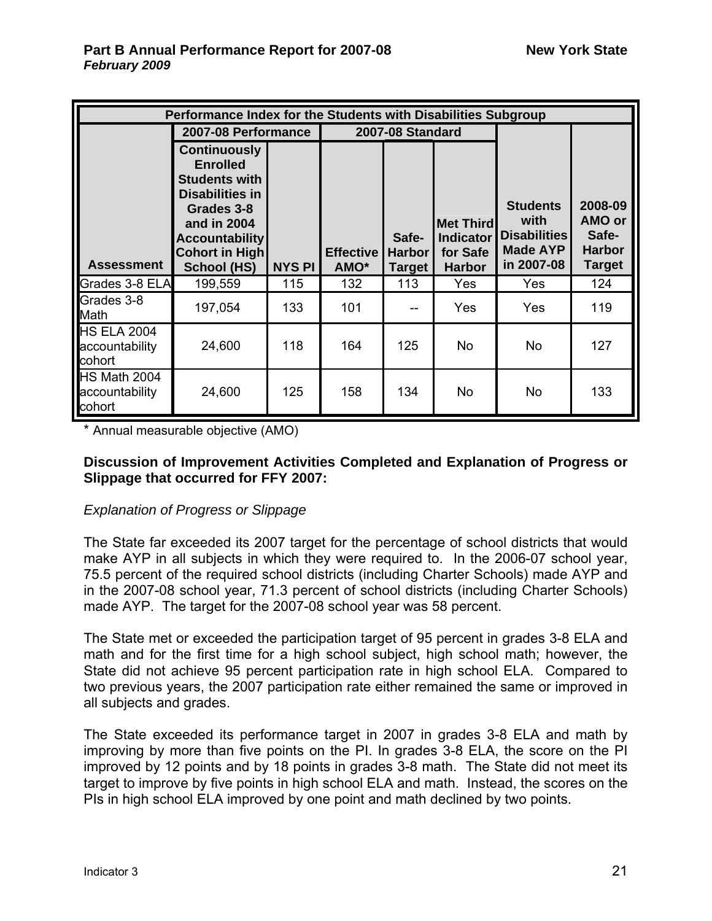| Performance Index for the Students with Disabilities Subgroup | | | | | | | |
|---|---|---|---|---|---|---|---|
| | 2007-08 Performance | | 2007-08 Standard | | | | |
| **Assessment** | **Continuously Enrolled Students with Disabilities in Grades 3-8 and in 2004 Accountability Cohort in High School (HS)** | **NYS PI** | **Effective AMO*** | **Safe-Harbor Target** | **Met Third Indicator for Safe Harbor** | **Students with Disabilities Made AYP in 2007-08** | **2008-09 AMO or Safe-Harbor Target** |
| Grades 3-8 ELA | 199,559 | 115 | 132 | 113 | Yes | Yes | 124 |
| Grades 3-8 Math | 197,054 | 133 | 101 | -- | Yes | Yes | 119 |
| HS ELA 2004 accountability cohort | 24,600 | 118 | 164 | 125 | No | No | 127 |
| HS Math 2004 accountability cohort | 24,600 | 125 | 158 | 134 | No | No | 133 |

\* Annual measurable objective (AMO)

**Discussion of Improvement Activities Completed and Explanation of Progress or Slippage that occurred for FFY 2007:**

*Explanation of Progress or Slippage*

The State far exceeded its 2007 target for the percentage of school districts that would make AYP in all subjects in which they were required to. In the 2006-07 school year, 75.5 percent of the required school districts (including Charter Schools) made AYP and in the 2007-08 school year, 71.3 percent of school districts (including Charter Schools) made AYP. The target for the 2007-08 school year was 58 percent.

The State met or exceeded the participation target of 95 percent in grades 3-8 ELA and math and for the first time for a high school subject, high school math; however, the State did not achieve 95 percent participation rate in high school ELA. Compared to two previous years, the 2007 participation rate either remained the same or improved in all subjects and grades.

The State exceeded its performance target in 2007 in grades 3-8 ELA and math by improving by more than five points on the PI. In grades 3-8 ELA, the score on the PI improved by 12 points and by 18 points in grades 3-8 math. The State did not meet its target to improve by five points in high school ELA and math. Instead, the scores on the PIs in high school ELA improved by one point and math declined by two points.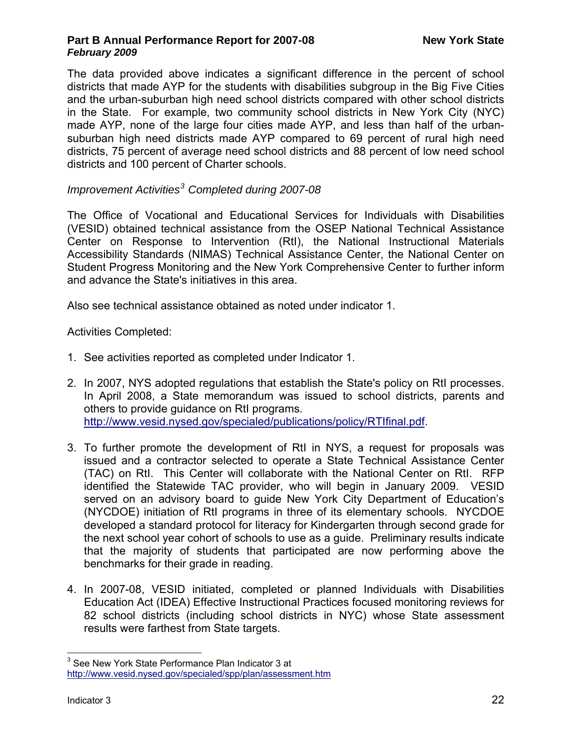The data provided above indicates a significant difference in the percent of school districts that made AYP for the students with disabilities subgroup in the Big Five Cities and the urban-suburban high need school districts compared with other school districts in the State. For example, two community school districts in New York City (NYC) made AYP, none of the large four cities made AYP, and less than half of the urban-suburban high need districts made AYP compared to 69 percent of rural high need districts, 75 percent of average need school districts and 88 percent of low need school districts and 100 percent of Charter schools.

*Improvement Activities[3] Completed during 2007-08*

The Office of Vocational and Educational Services for Individuals with Disabilities (VESID) obtained technical assistance from the OSEP National Technical Assistance Center on Response to Intervention (RtI), the National Instructional Materials Accessibility Standards (NIMAS) Technical Assistance Center, the National Center on Student Progress Monitoring and the New York Comprehensive Center to further inform and advance the State's initiatives in this area.

Also see technical assistance obtained as noted under indicator 1.

Activities Completed:

1. See activities reported as completed under Indicator 1.

2. In 2007, NYS adopted regulations that establish the State's policy on RtI processes. In April 2008, a State memorandum was issued to school districts, parents and others to provide guidance on RtI programs. http://www.vesid.nysed.gov/specialed/publications/policy/RTIfinal.pdf.

3. To further promote the development of RtI in NYS, a request for proposals was issued and a contractor selected to operate a State Technical Assistance Center (TAC) on RtI. This Center will collaborate with the National Center on RtI. RFP identified the Statewide TAC provider, who will begin in January 2009. VESID served on an advisory board to guide New York City Department of Education's (NYCDOE) initiation of RtI programs in three of its elementary schools. NYCDOE developed a standard protocol for literacy for Kindergarten through second grade for the next school year cohort of schools to use as a guide. Preliminary results indicate that the majority of students that participated are now performing above the benchmarks for their grade in reading.

4. In 2007-08, VESID initiated, completed or planned Individuals with Disabilities Education Act (IDEA) Effective Instructional Practices focused monitoring reviews for 82 school districts (including school districts in NYC) whose State assessment results were farthest from State targets.

[3] See New York State Performance Plan Indicator 3 at http://www.vesid.nysed.gov/specialed/spp/plan/assessment.htm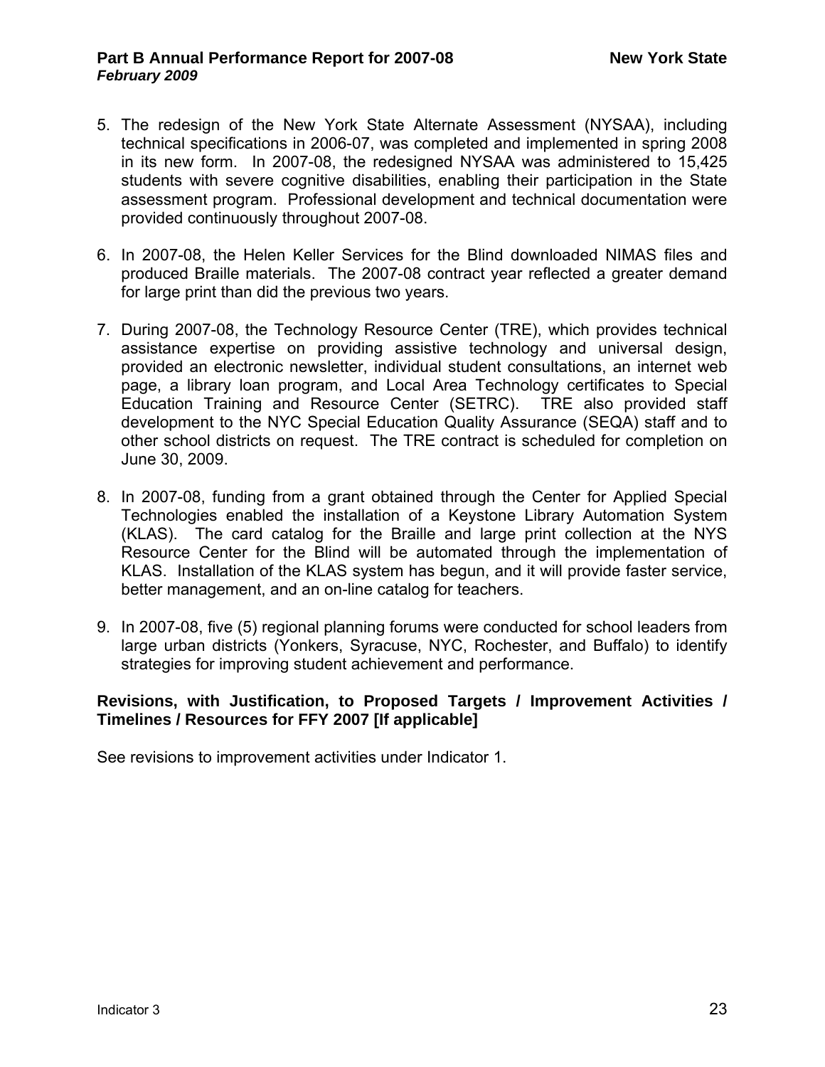5. The redesign of the New York State Alternate Assessment (NYSAA), including technical specifications in 2006-07, was completed and implemented in spring 2008 in its new form. In 2007-08, the redesigned NYSAA was administered to 15,425 students with severe cognitive disabilities, enabling their participation in the State assessment program. Professional development and technical documentation were provided continuously throughout 2007-08.

6. In 2007-08, the Helen Keller Services for the Blind downloaded NIMAS files and produced Braille materials. The 2007-08 contract year reflected a greater demand for large print than did the previous two years.

7. During 2007-08, the Technology Resource Center (TRE), which provides technical assistance expertise on providing assistive technology and universal design, provided an electronic newsletter, individual student consultations, an internet web page, a library loan program, and Local Area Technology certificates to Special Education Training and Resource Center (SETRC). TRE also provided staff development to the NYC Special Education Quality Assurance (SEQA) staff and to other school districts on request. The TRE contract is scheduled for completion on June 30, 2009.

8. In 2007-08, funding from a grant obtained through the Center for Applied Special Technologies enabled the installation of a Keystone Library Automation System (KLAS). The card catalog for the Braille and large print collection at the NYS Resource Center for the Blind will be automated through the implementation of KLAS. Installation of the KLAS system has begun, and it will provide faster service, better management, and an on-line catalog for teachers.

9. In 2007-08, five (5) regional planning forums were conducted for school leaders from large urban districts (Yonkers, Syracuse, NYC, Rochester, and Buffalo) to identify strategies for improving student achievement and performance.

**Revisions, with Justification, to Proposed Targets / Improvement Activities / Timelines / Resources for FFY 2007 [If applicable]**

See revisions to improvement activities under Indicator 1.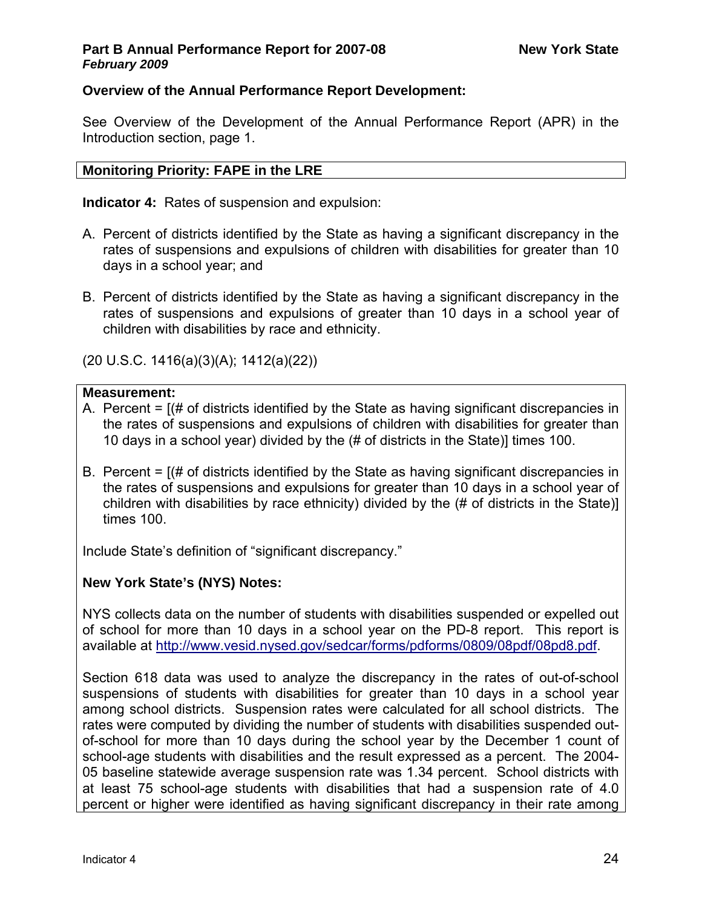**Overview of the Annual Performance Report Development:**

See Overview of the Development of the Annual Performance Report (APR) in the Introduction section, page 1.

**Monitoring Priority: FAPE in the LRE**

**Indicator 4:** Rates of suspension and expulsion:

A. Percent of districts identified by the State as having a significant discrepancy in the rates of suspensions and expulsions of children with disabilities for greater than 10 days in a school year; and

B. Percent of districts identified by the State as having a significant discrepancy in the rates of suspensions and expulsions of greater than 10 days in a school year of children with disabilities by race and ethnicity.

(20 U.S.C. 1416(a)(3)(A); 1412(a)(22))

**Measurement:**

A. Percent = [(# of districts identified by the State as having significant discrepancies in the rates of suspensions and expulsions of children with disabilities for greater than 10 days in a school year) divided by the (# of districts in the State)] times 100.

B. Percent = [(# of districts identified by the State as having significant discrepancies in the rates of suspensions and expulsions for greater than 10 days in a school year of children with disabilities by race ethnicity) divided by the (# of districts in the State)] times 100.

Include State's definition of "significant discrepancy."

**New York State's (NYS) Notes:**

NYS collects data on the number of students with disabilities suspended or expelled out of school for more than 10 days in a school year on the PD-8 report. This report is available at http://www.vesid.nysed.gov/sedcar/forms/pdforms/0809/08pdf/08pd8.pdf.

Section 618 data was used to analyze the discrepancy in the rates of out-of-school suspensions of students with disabilities for greater than 10 days in a school year among school districts. Suspension rates were calculated for all school districts. The rates were computed by dividing the number of students with disabilities suspended out-of-school for more than 10 days during the school year by the December 1 count of school-age students with disabilities and the result expressed as a percent. The 2004-05 baseline statewide average suspension rate was 1.34 percent. School districts with at least 75 school-age students with disabilities that had a suspension rate of 4.0 percent or higher were identified as having significant discrepancy in their rate among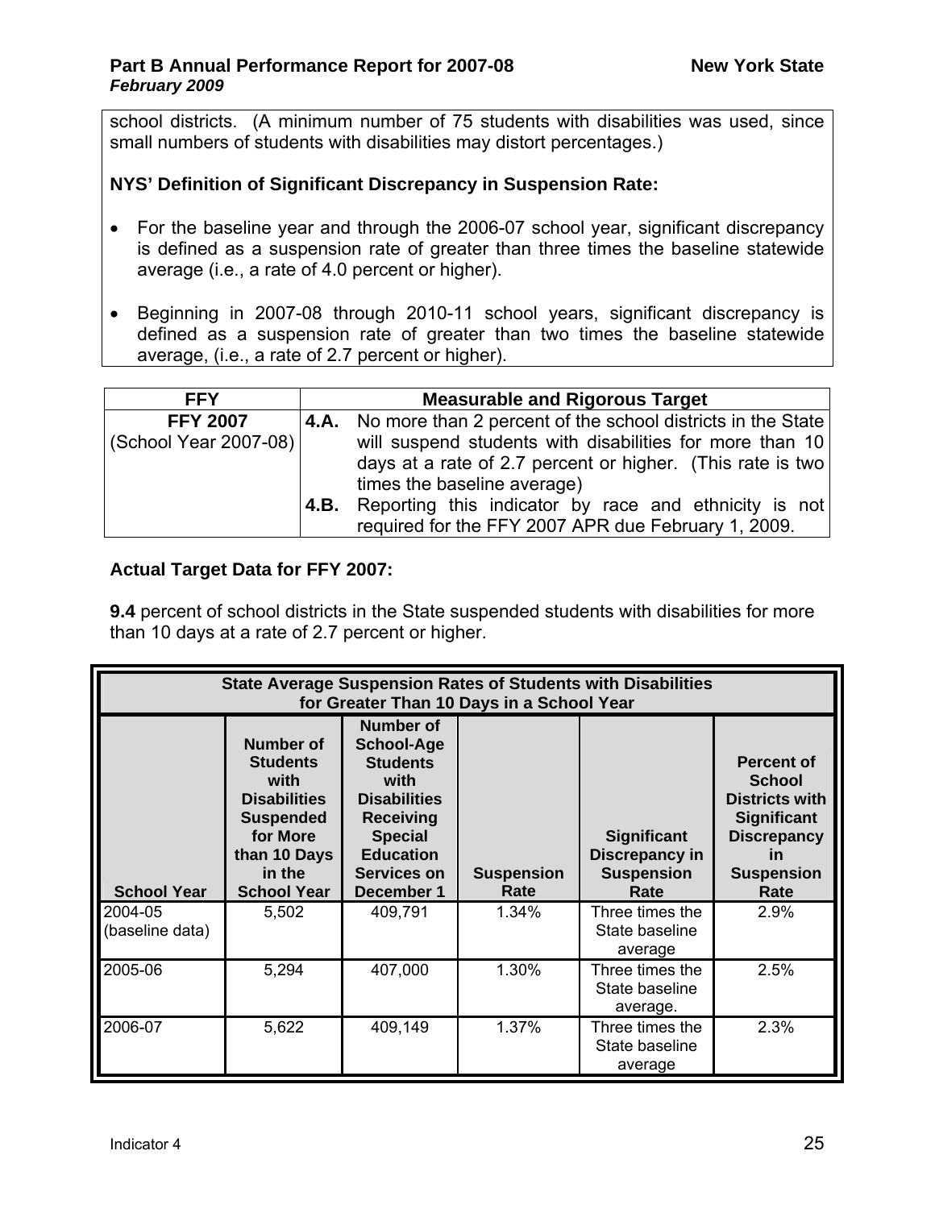school districts. (A minimum number of 75 students with disabilities was used, since small numbers of students with disabilities may distort percentages.)

**NYS' Definition of Significant Discrepancy in Suspension Rate:**

- For the baseline year and through the 2006-07 school year, significant discrepancy is defined as a suspension rate of greater than three times the baseline statewide average (i.e., a rate of 4.0 percent or higher).
- Beginning in 2007-08 through 2010-11 school years, significant discrepancy is defined as a suspension rate of greater than two times the baseline statewide average, (i.e., a rate of 2.7 percent or higher).

| FFY | Measurable and Rigorous Target |
|---|---|
| **FFY 2007** (School Year 2007-08) | **4.A.** No more than 2 percent of the school districts in the State will suspend students with disabilities for more than 10 days at a rate of 2.7 percent or higher. (This rate is two times the baseline average)<br>**4.B.** Reporting this indicator by race and ethnicity is not required for the FFY 2007 APR due February 1, 2009. |

**Actual Target Data for FFY 2007:**

**9.4** percent of school districts in the State suspended students with disabilities for more than 10 days at a rate of 2.7 percent or higher.

| State Average Suspension Rates of Students with Disabilities for Greater Than 10 Days in a School Year | | | | | |
|---|---|---|---|---|---|
| **School Year** | **Number of Students with Disabilities Suspended for More than 10 Days in the School Year** | **Number of School-Age Students with Disabilities Receiving Special Education Services on December 1** | **Suspension Rate** | **Significant Discrepancy in Suspension Rate** | **Percent of School Districts with Significant Discrepancy in Suspension Rate** |
| 2004-05 (baseline data) | 5,502 | 409,791 | 1.34% | Three times the State baseline average | 2.9% |
| 2005-06 | 5,294 | 407,000 | 1.30% | Three times the State baseline average. | 2.5% |
| 2006-07 | 5,622 | 409,149 | 1.37% | Three times the State baseline average | 2.3% |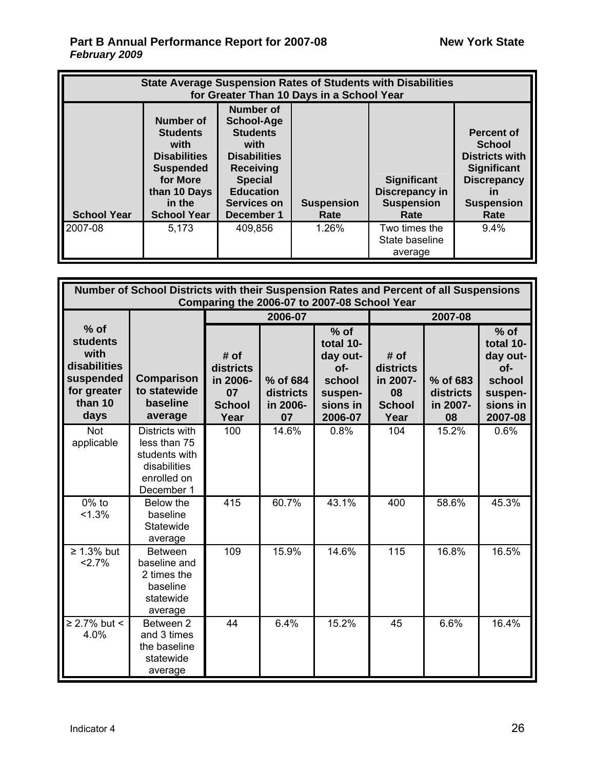| State Average Suspension Rates of Students with Disabilities for Greater Than 10 Days in a School Year | | | | | |
|---|---|---|---|---|---|
| **School Year** | **Number of Students with Disabilities Suspended for More than 10 Days in the School Year** | **Number of School-Age Students with Disabilities Receiving Special Education Services on December 1** | **Suspension Rate** | **Significant Discrepancy in Suspension Rate** | **Percent of School Districts with Significant Discrepancy in Suspension Rate** |
| 2007-08 | 5,173 | 409,856 | 1.26% | Two times the State baseline average | 9.4% |

| Number of School Districts with their Suspension Rates and Percent of all Suspensions Comparing the 2006-07 to 2007-08 School Year | | | | | | | |
|---|---|---|---|---|---|---|---|
| | | 2006-07 | | | 2007-08 | | |
| **% of students with disabilities suspended for greater than 10 days** | **Comparison to statewide baseline average** | **# of districts in 2006-07 School Year** | **% of 684 districts in 2006-07** | **% of total 10-day out-of-school suspensions in 2006-07** | **# of districts in 2007-08 School Year** | **% of 683 districts in 2007-08** | **% of total 10-day out-of-school suspensions in 2007-08** |
| Not applicable | Districts with less than 75 students with disabilities enrolled on December 1 | 100 | 14.6% | 0.8% | 104 | 15.2% | 0.6% |
| 0% to <1.3% | Below the baseline Statewide average | 415 | 60.7% | 43.1% | 400 | 58.6% | 45.3% |
| ≥ 1.3% but <2.7% | Between baseline and 2 times the baseline statewide average | 109 | 15.9% | 14.6% | 115 | 16.8% | 16.5% |
| ≥ 2.7% but < 4.0% | Between 2 and 3 times the baseline statewide average | 44 | 6.4% | 15.2% | 45 | 6.6% | 16.4% |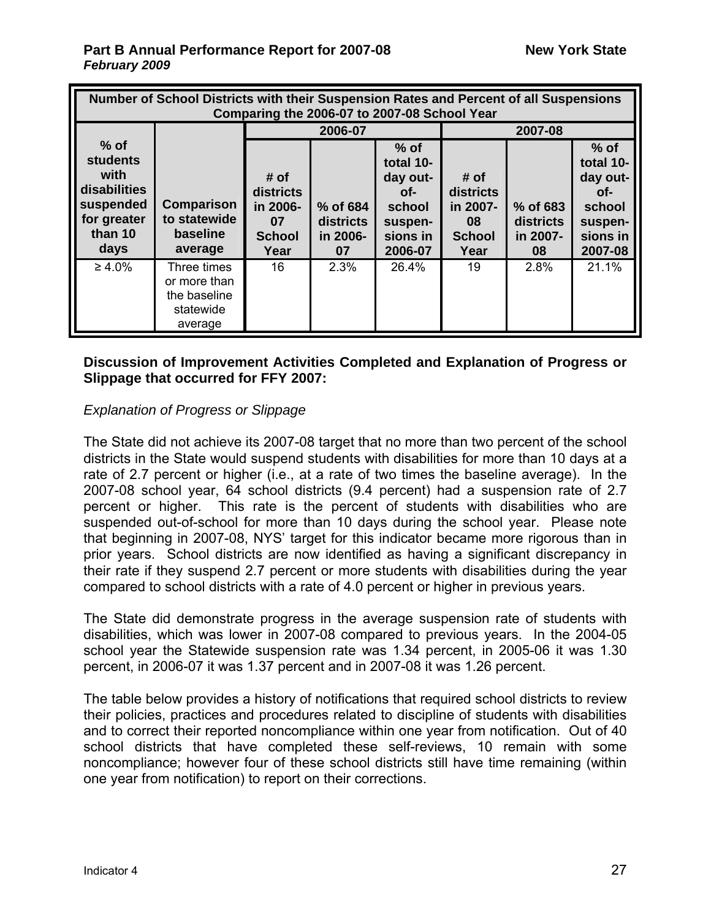| Number of School Districts with their Suspension Rates and Percent of all Suspensions Comparing the 2006-07 to 2007-08 School Year | | | | | | | |
|---|---|---|---|---|---|---|---|
| | | 2006-07 | | | 2007-08 | | |
| % of students with disabilities suspended for greater than 10 days | Comparison to statewide baseline average | # of districts in 2006-07 School Year | % of 684 districts in 2006-07 | % of total 10-day out-of-school suspensions in 2006-07 | # of districts in 2007-08 School Year | % of 683 districts in 2007-08 | % of total 10-day out-of-school suspensions in 2007-08 |
| ≥ 4.0% | Three times or more than the baseline statewide average | 16 | 2.3% | 26.4% | 19 | 2.8% | 21.1% |

**Discussion of Improvement Activities Completed and Explanation of Progress or Slippage that occurred for FFY 2007:**

*Explanation of Progress or Slippage*

The State did not achieve its 2007-08 target that no more than two percent of the school districts in the State would suspend students with disabilities for more than 10 days at a rate of 2.7 percent or higher (i.e., at a rate of two times the baseline average). In the 2007-08 school year, 64 school districts (9.4 percent) had a suspension rate of 2.7 percent or higher. This rate is the percent of students with disabilities who are suspended out-of-school for more than 10 days during the school year. Please note that beginning in 2007-08, NYS' target for this indicator became more rigorous than in prior years. School districts are now identified as having a significant discrepancy in their rate if they suspend 2.7 percent or more students with disabilities during the year compared to school districts with a rate of 4.0 percent or higher in previous years.

The State did demonstrate progress in the average suspension rate of students with disabilities, which was lower in 2007-08 compared to previous years. In the 2004-05 school year the Statewide suspension rate was 1.34 percent, in 2005-06 it was 1.30 percent, in 2006-07 it was 1.37 percent and in 2007-08 it was 1.26 percent.

The table below provides a history of notifications that required school districts to review their policies, practices and procedures related to discipline of students with disabilities and to correct their reported noncompliance within one year from notification. Out of 40 school districts that have completed these self-reviews, 10 remain with some noncompliance; however four of these school districts still have time remaining (within one year from notification) to report on their corrections.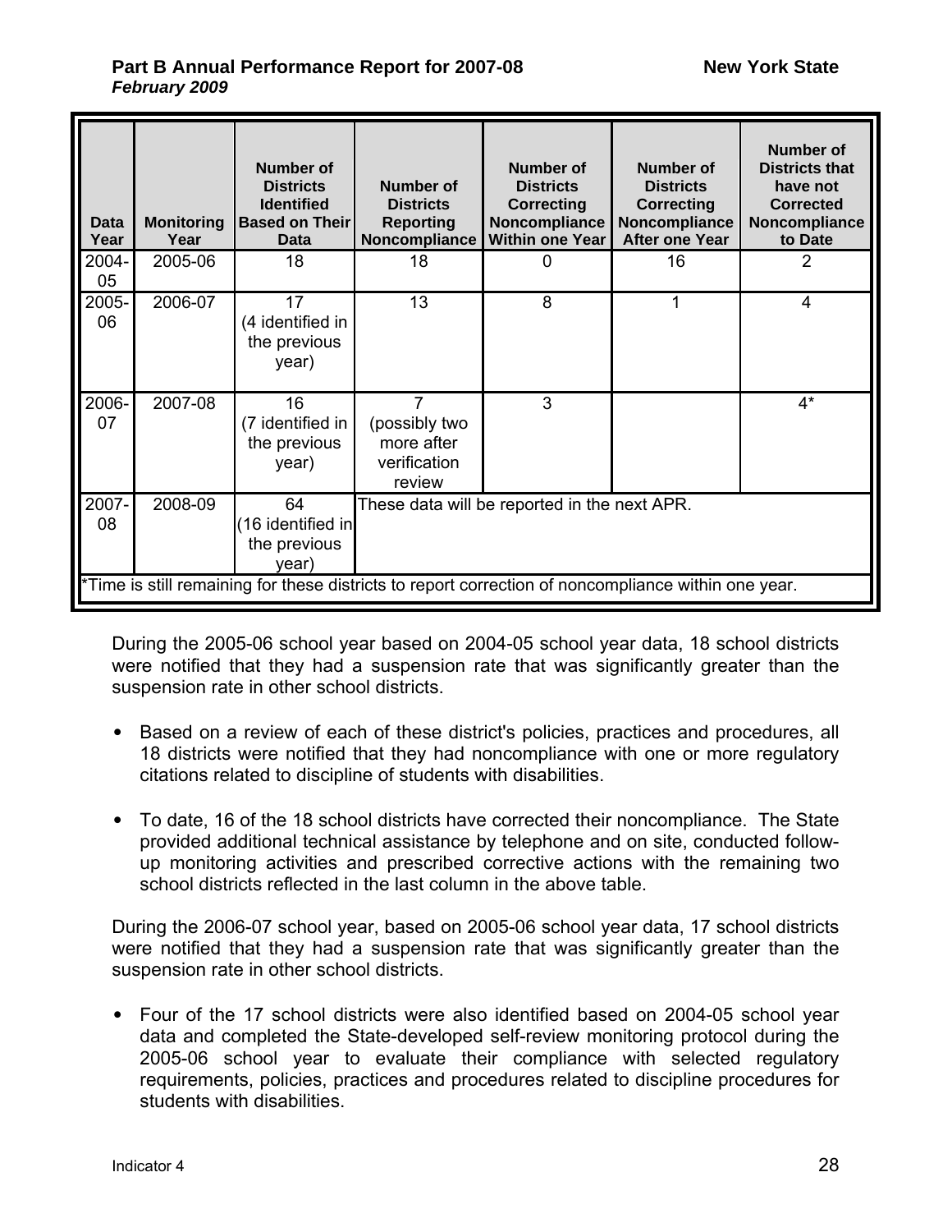| Data Year | Monitoring Year | Number of Districts Identified Based on Their Data | Number of Districts Reporting Noncompliance | Number of Districts Correcting Noncompliance Within one Year | Number of Districts Correcting Noncompliance After one Year | Number of Districts that have not Corrected Noncompliance to Date |
|---|---|---|---|---|---|---|
| 2004-05 | 2005-06 | 18 | 18 | 0 | 16 | 2 |
| 2005-06 | 2006-07 | 17 (4 identified in the previous year) | 13 | 8 | 1 | 4 |
| 2006-07 | 2007-08 | 16 (7 identified in the previous year) | 7 (possibly two more after verification review | 3 | | 4* |
| 2007-08 | 2008-09 | 64 (16 identified in the previous year) | These data will be reported in the next APR. | | | |
| *Time is still remaining for these districts to report correction of noncompliance within one year. | | | | | | |

During the 2005-06 school year based on 2004-05 school year data, 18 school districts were notified that they had a suspension rate that was significantly greater than the suspension rate in other school districts.

- Based on a review of each of these district's policies, practices and procedures, all 18 districts were notified that they had noncompliance with one or more regulatory citations related to discipline of students with disabilities.

- To date, 16 of the 18 school districts have corrected their noncompliance. The State provided additional technical assistance by telephone and on site, conducted follow-up monitoring activities and prescribed corrective actions with the remaining two school districts reflected in the last column in the above table.

During the 2006-07 school year, based on 2005-06 school year data, 17 school districts were notified that they had a suspension rate that was significantly greater than the suspension rate in other school districts.

- Four of the 17 school districts were also identified based on 2004-05 school year data and completed the State-developed self-review monitoring protocol during the 2005-06 school year to evaluate their compliance with selected regulatory requirements, policies, practices and procedures related to discipline procedures for students with disabilities.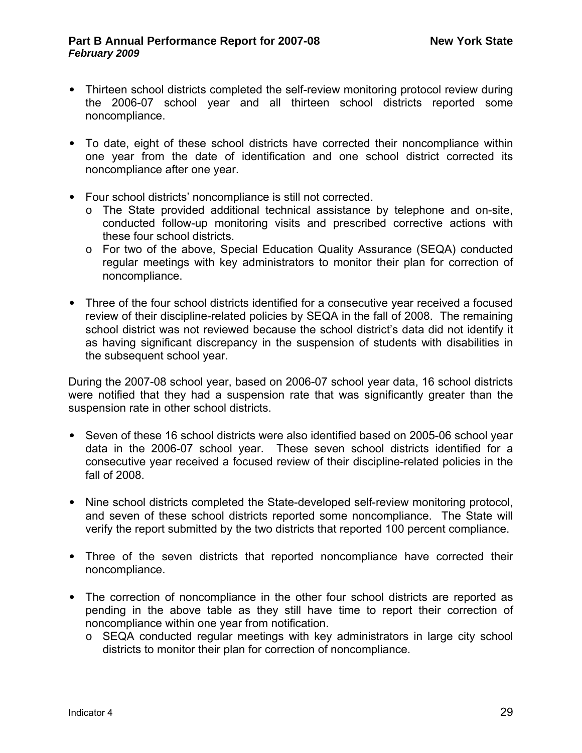- Thirteen school districts completed the self-review monitoring protocol review during the 2006-07 school year and all thirteen school districts reported some noncompliance.

- To date, eight of these school districts have corrected their noncompliance within one year from the date of identification and one school district corrected its noncompliance after one year.

- Four school districts' noncompliance is still not corrected.
  - The State provided additional technical assistance by telephone and on-site, conducted follow-up monitoring visits and prescribed corrective actions with these four school districts.
  - For two of the above, Special Education Quality Assurance (SEQA) conducted regular meetings with key administrators to monitor their plan for correction of noncompliance.

- Three of the four school districts identified for a consecutive year received a focused review of their discipline-related policies by SEQA in the fall of 2008. The remaining school district was not reviewed because the school district's data did not identify it as having significant discrepancy in the suspension of students with disabilities in the subsequent school year.

During the 2007-08 school year, based on 2006-07 school year data, 16 school districts were notified that they had a suspension rate that was significantly greater than the suspension rate in other school districts.

- Seven of these 16 school districts were also identified based on 2005-06 school year data in the 2006-07 school year. These seven school districts identified for a consecutive year received a focused review of their discipline-related policies in the fall of 2008.

- Nine school districts completed the State-developed self-review monitoring protocol, and seven of these school districts reported some noncompliance. The State will verify the report submitted by the two districts that reported 100 percent compliance.

- Three of the seven districts that reported noncompliance have corrected their noncompliance.

- The correction of noncompliance in the other four school districts are reported as pending in the above table as they still have time to report their correction of noncompliance within one year from notification.
  - SEQA conducted regular meetings with key administrators in large city school districts to monitor their plan for correction of noncompliance.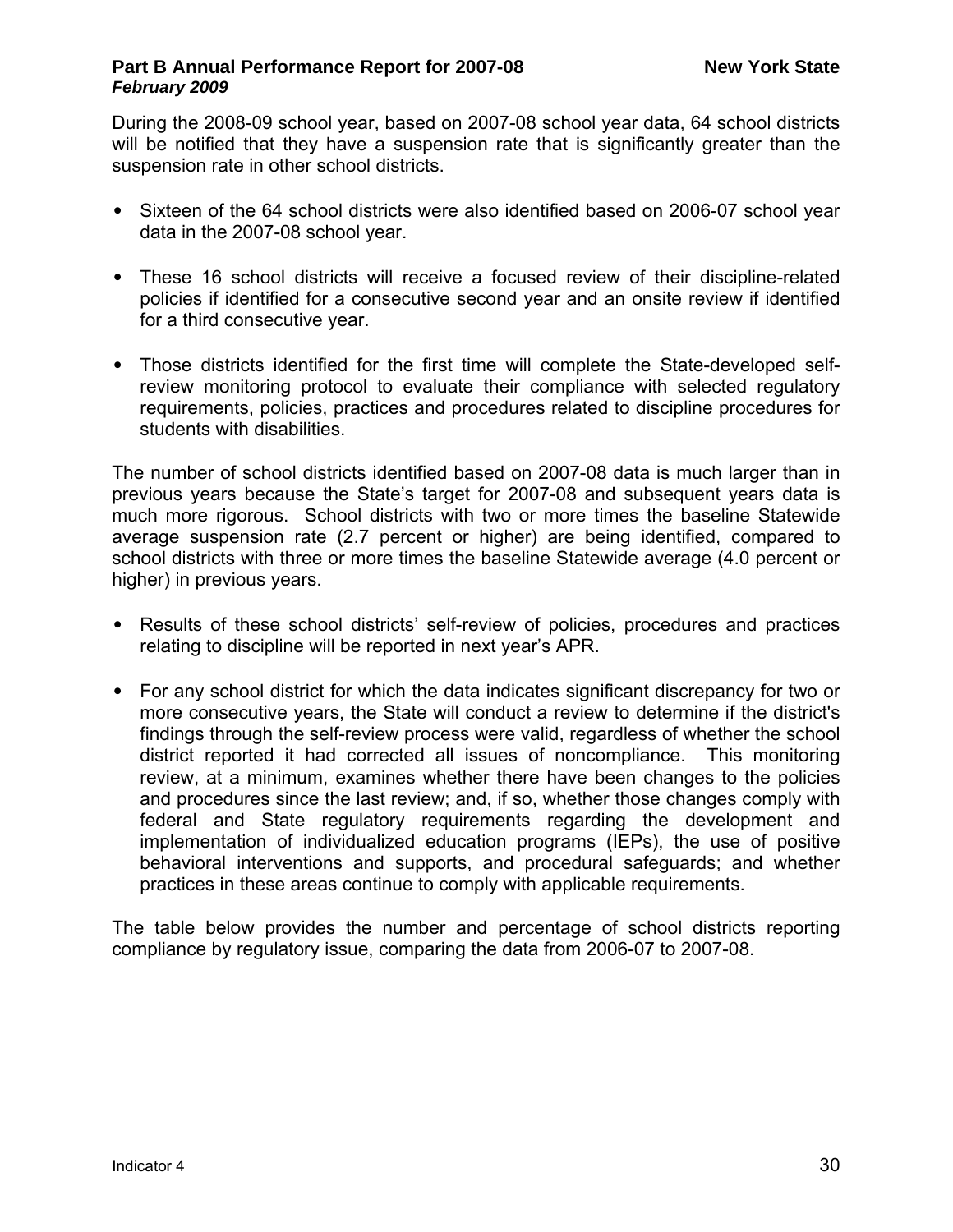During the 2008-09 school year, based on 2007-08 school year data, 64 school districts will be notified that they have a suspension rate that is significantly greater than the suspension rate in other school districts.

- Sixteen of the 64 school districts were also identified based on 2006-07 school year data in the 2007-08 school year.
- These 16 school districts will receive a focused review of their discipline-related policies if identified for a consecutive second year and an onsite review if identified for a third consecutive year.
- Those districts identified for the first time will complete the State-developed self-review monitoring protocol to evaluate their compliance with selected regulatory requirements, policies, practices and procedures related to discipline procedures for students with disabilities.

The number of school districts identified based on 2007-08 data is much larger than in previous years because the State's target for 2007-08 and subsequent years data is much more rigorous. School districts with two or more times the baseline Statewide average suspension rate (2.7 percent or higher) are being identified, compared to school districts with three or more times the baseline Statewide average (4.0 percent or higher) in previous years.

- Results of these school districts' self-review of policies, procedures and practices relating to discipline will be reported in next year's APR.
- For any school district for which the data indicates significant discrepancy for two or more consecutive years, the State will conduct a review to determine if the district's findings through the self-review process were valid, regardless of whether the school district reported it had corrected all issues of noncompliance. This monitoring review, at a minimum, examines whether there have been changes to the policies and procedures since the last review; and, if so, whether those changes comply with federal and State regulatory requirements regarding the development and implementation of individualized education programs (IEPs), the use of positive behavioral interventions and supports, and procedural safeguards; and whether practices in these areas continue to comply with applicable requirements.

The table below provides the number and percentage of school districts reporting compliance by regulatory issue, comparing the data from 2006-07 to 2007-08.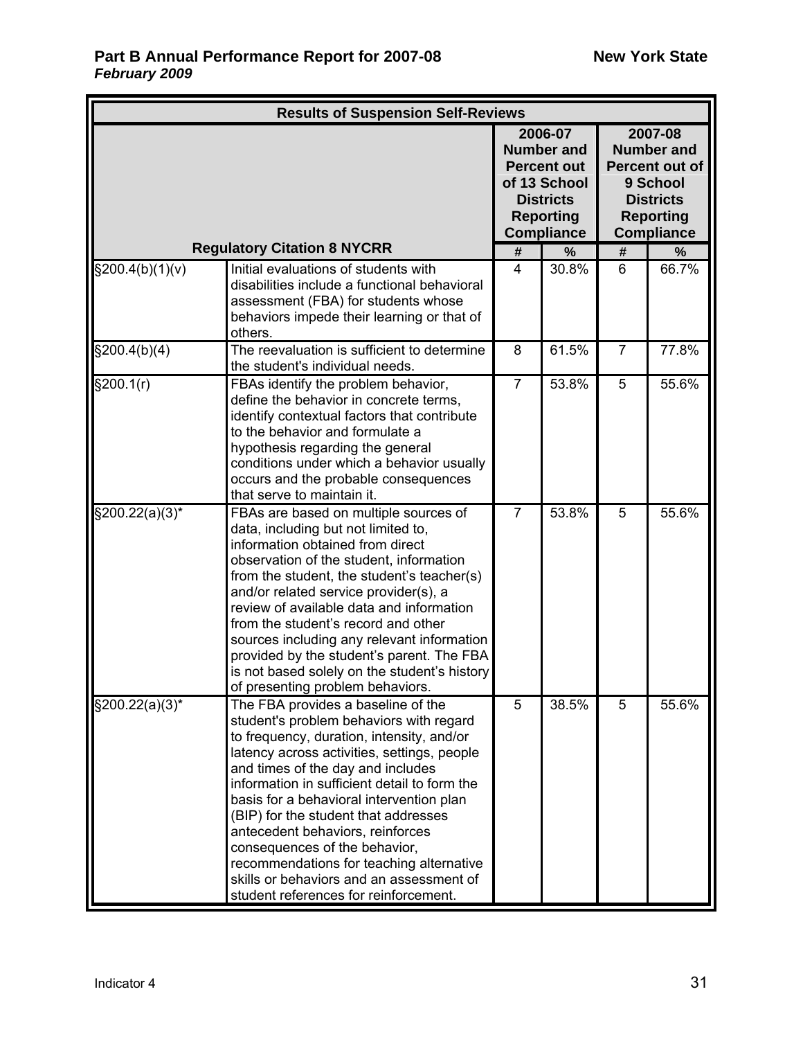| Results of Suspension Self-Reviews | | | | | |
|---|---|---|---|---|---|
| Regulatory Citation 8 NYCRR | | 2006-07 Number and Percent out of 13 School Districts Reporting Compliance | | 2007-08 Number and Percent out of 9 School Districts Reporting Compliance | |
| | | # | % | # | % |
| §200.4(b)(1)(v) | Initial evaluations of students with disabilities include a functional behavioral assessment (FBA) for students whose behaviors impede their learning or that of others. | 4 | 30.8% | 6 | 66.7% |
| §200.4(b)(4) | The reevaluation is sufficient to determine the student's individual needs. | 8 | 61.5% | 7 | 77.8% |
| §200.1(r) | FBAs identify the problem behavior, define the behavior in concrete terms, identify contextual factors that contribute to the behavior and formulate a hypothesis regarding the general conditions under which a behavior usually occurs and the probable consequences that serve to maintain it. | 7 | 53.8% | 5 | 55.6% |
| §200.22(a)(3)* | FBAs are based on multiple sources of data, including but not limited to, information obtained from direct observation of the student, information from the student, the student's teacher(s) and/or related service provider(s), a review of available data and information from the student's record and other sources including any relevant information provided by the student's parent. The FBA is not based solely on the student's history of presenting problem behaviors. | 7 | 53.8% | 5 | 55.6% |
| §200.22(a)(3)* | The FBA provides a baseline of the student's problem behaviors with regard to frequency, duration, intensity, and/or latency across activities, settings, people and times of the day and includes information in sufficient detail to form the basis for a behavioral intervention plan (BIP) for the student that addresses antecedent behaviors, reinforces consequences of the behavior, recommendations for teaching alternative skills or behaviors and an assessment of student references for reinforcement. | 5 | 38.5% | 5 | 55.6% |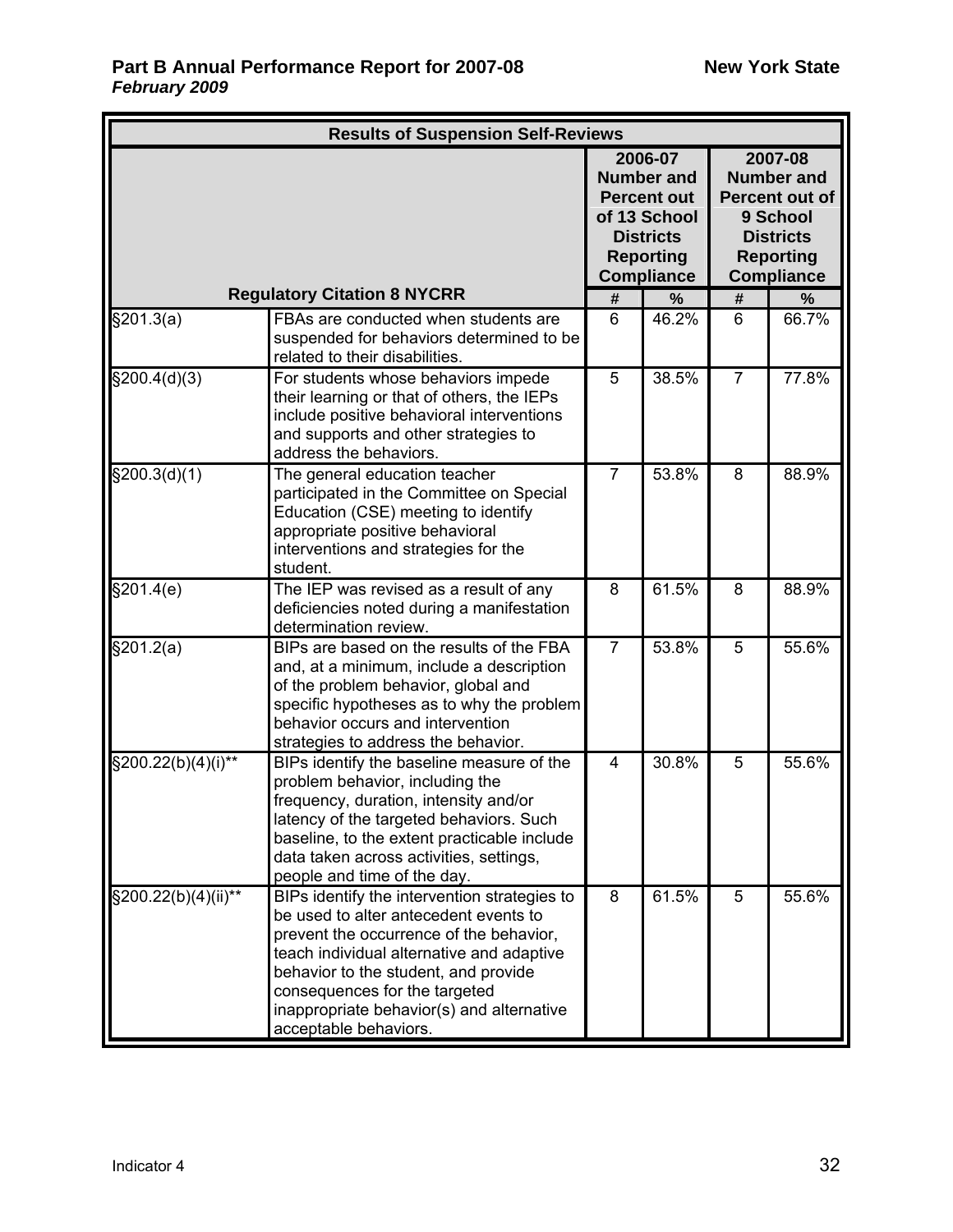| Results of Suspension Self-Reviews | | | | | |
|---|---|---|---|---|---|
| Regulatory Citation 8 NYCRR | | 2006-07 Number and Percent out of 13 School Districts Reporting Compliance | | 2007-08 Number and Percent out of 9 School Districts Reporting Compliance | |
| | | # | % | # | % |
| §201.3(a) | FBAs are conducted when students are suspended for behaviors determined to be related to their disabilities. | 6 | 46.2% | 6 | 66.7% |
| §200.4(d)(3) | For students whose behaviors impede their learning or that of others, the IEPs include positive behavioral interventions and supports and other strategies to address the behaviors. | 5 | 38.5% | 7 | 77.8% |
| §200.3(d)(1) | The general education teacher participated in the Committee on Special Education (CSE) meeting to identify appropriate positive behavioral interventions and strategies for the student. | 7 | 53.8% | 8 | 88.9% |
| §201.4(e) | The IEP was revised as a result of any deficiencies noted during a manifestation determination review. | 8 | 61.5% | 8 | 88.9% |
| §201.2(a) | BIPs are based on the results of the FBA and, at a minimum, include a description of the problem behavior, global and specific hypotheses as to why the problem behavior occurs and intervention strategies to address the behavior. | 7 | 53.8% | 5 | 55.6% |
| §200.22(b)(4)(i)** | BIPs identify the baseline measure of the problem behavior, including the frequency, duration, intensity and/or latency of the targeted behaviors. Such baseline, to the extent practicable include data taken across activities, settings, people and time of the day. | 4 | 30.8% | 5 | 55.6% |
| §200.22(b)(4)(ii)** | BIPs identify the intervention strategies to be used to alter antecedent events to prevent the occurrence of the behavior, teach individual alternative and adaptive behavior to the student, and provide consequences for the targeted inappropriate behavior(s) and alternative acceptable behaviors. | 8 | 61.5% | 5 | 55.6% |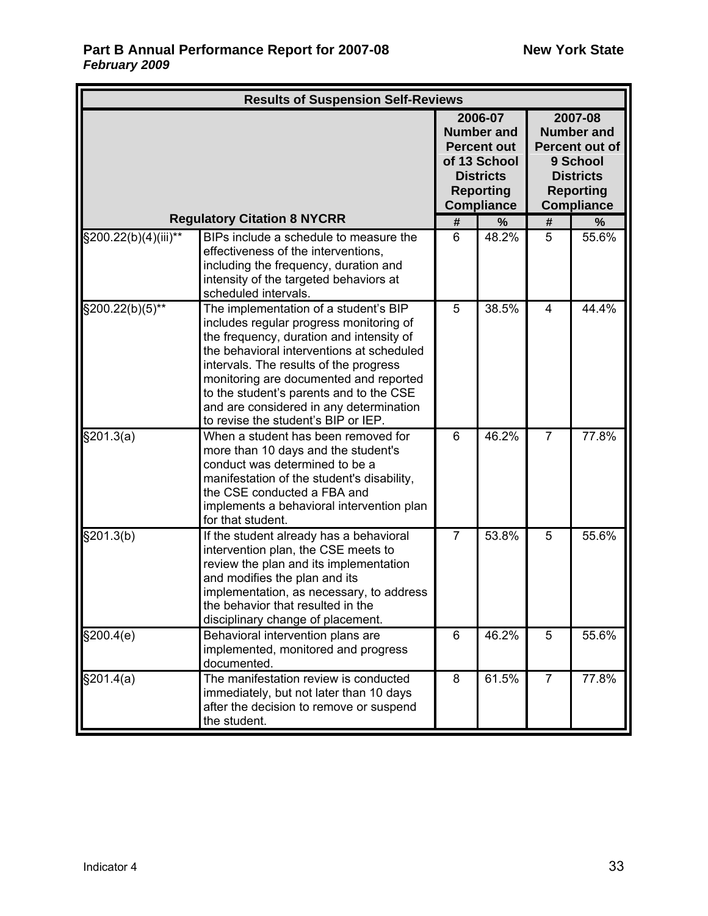| Results of Suspension Self-Reviews | | | | | |
|---|---|---|---|---|---|
| Regulatory Citation 8 NYCRR | | 2006-07 Number and Percent out of 13 School Districts Reporting Compliance | | 2007-08 Number and Percent out of 9 School Districts Reporting Compliance | |
| | | # | % | # | % |
| §200.22(b)(4)(iii)** | BIPs include a schedule to measure the effectiveness of the interventions, including the frequency, duration and intensity of the targeted behaviors at scheduled intervals. | 6 | 48.2% | 5 | 55.6% |
| §200.22(b)(5)** | The implementation of a student's BIP includes regular progress monitoring of the frequency, duration and intensity of the behavioral interventions at scheduled intervals. The results of the progress monitoring are documented and reported to the student's parents and to the CSE and are considered in any determination to revise the student's BIP or IEP. | 5 | 38.5% | 4 | 44.4% |
| §201.3(a) | When a student has been removed for more than 10 days and the student's conduct was determined to be a manifestation of the student's disability, the CSE conducted a FBA and implements a behavioral intervention plan for that student. | 6 | 46.2% | 7 | 77.8% |
| §201.3(b) | If the student already has a behavioral intervention plan, the CSE meets to review the plan and its implementation and modifies the plan and its implementation, as necessary, to address the behavior that resulted in the disciplinary change of placement. | 7 | 53.8% | 5 | 55.6% |
| §200.4(e) | Behavioral intervention plans are implemented, monitored and progress documented. | 6 | 46.2% | 5 | 55.6% |
| §201.4(a) | The manifestation review is conducted immediately, but not later than 10 days after the decision to remove or suspend the student. | 8 | 61.5% | 7 | 77.8% |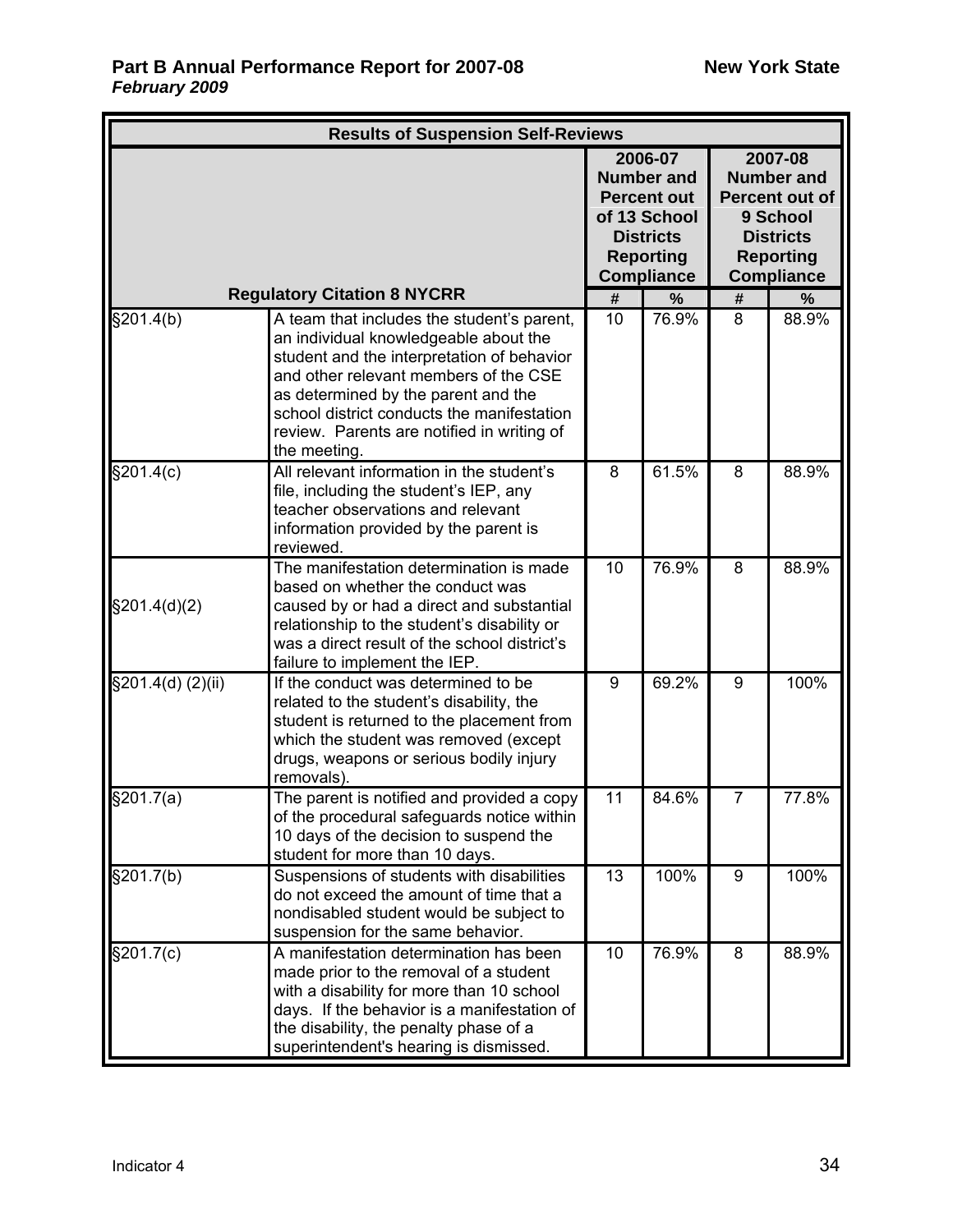| Results of Suspension Self-Reviews | | | | | |
|---|---|---|---|---|---|
| Regulatory Citation 8 NYCRR | | 2006-07 Number and Percent out of 13 School Districts Reporting Compliance | | 2007-08 Number and Percent out of 9 School Districts Reporting Compliance | |
| | | # | % | # | % |
| §201.4(b) | A team that includes the student's parent, an individual knowledgeable about the student and the interpretation of behavior and other relevant members of the CSE as determined by the parent and the school district conducts the manifestation review. Parents are notified in writing of the meeting. | 10 | 76.9% | 8 | 88.9% |
| §201.4(c) | All relevant information in the student's file, including the student's IEP, any teacher observations and relevant information provided by the parent is reviewed. | 8 | 61.5% | 8 | 88.9% |
| §201.4(d)(2) | The manifestation determination is made based on whether the conduct was caused by or had a direct and substantial relationship to the student's disability or was a direct result of the school district's failure to implement the IEP. | 10 | 76.9% | 8 | 88.9% |
| §201.4(d) (2)(ii) | If the conduct was determined to be related to the student's disability, the student is returned to the placement from which the student was removed (except drugs, weapons or serious bodily injury removals). | 9 | 69.2% | 9 | 100% |
| §201.7(a) | The parent is notified and provided a copy of the procedural safeguards notice within 10 days of the decision to suspend the student for more than 10 days. | 11 | 84.6% | 7 | 77.8% |
| §201.7(b) | Suspensions of students with disabilities do not exceed the amount of time that a nondisabled student would be subject to suspension for the same behavior. | 13 | 100% | 9 | 100% |
| §201.7(c) | A manifestation determination has been made prior to the removal of a student with a disability for more than 10 school days. If the behavior is a manifestation of the disability, the penalty phase of a superintendent's hearing is dismissed. | 10 | 76.9% | 8 | 88.9% |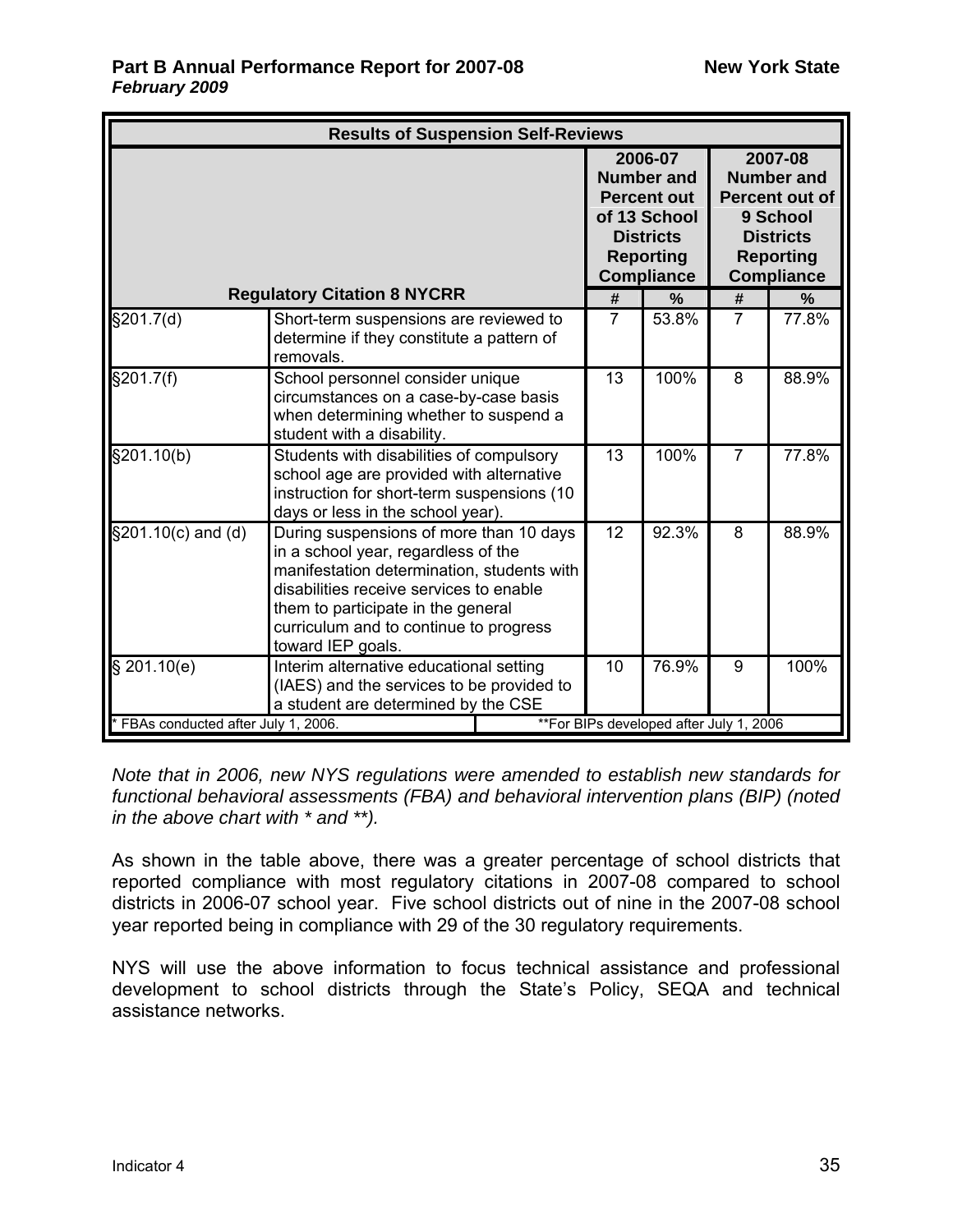| Results of Suspension Self-Reviews | | | | | |
|---|---|---|---|---|---|
| Regulatory Citation 8 NYCRR | | 2006-07 Number and Percent out of 13 School Districts Reporting Compliance | | 2007-08 Number and Percent out of 9 School Districts Reporting Compliance | |
| | | # | % | # | % |
| §201.7(d) | Short-term suspensions are reviewed to determine if they constitute a pattern of removals. | 7 | 53.8% | 7 | 77.8% |
| §201.7(f) | School personnel consider unique circumstances on a case-by-case basis when determining whether to suspend a student with a disability. | 13 | 100% | 8 | 88.9% |
| §201.10(b) | Students with disabilities of compulsory school age are provided with alternative instruction for short-term suspensions (10 days or less in the school year). | 13 | 100% | 7 | 77.8% |
| §201.10(c) and (d) | During suspensions of more than 10 days in a school year, regardless of the manifestation determination, students with disabilities receive services to enable them to participate in the general curriculum and to continue to progress toward IEP goals. | 12 | 92.3% | 8 | 88.9% |
| § 201.10(e) | Interim alternative educational setting (IAES) and the services to be provided to a student are determined by the CSE | 10 | 76.9% | 9 | 100% |
| * FBAs conducted after July 1, 2006. | | **For BIPs developed after July 1, 2006 | | | |

*Note that in 2006, new NYS regulations were amended to establish new standards for functional behavioral assessments (FBA) and behavioral intervention plans (BIP) (noted in the above chart with * and **).*

As shown in the table above, there was a greater percentage of school districts that reported compliance with most regulatory citations in 2007-08 compared to school districts in 2006-07 school year. Five school districts out of nine in the 2007-08 school year reported being in compliance with 29 of the 30 regulatory requirements.

NYS will use the above information to focus technical assistance and professional development to school districts through the State's Policy, SEQA and technical assistance networks.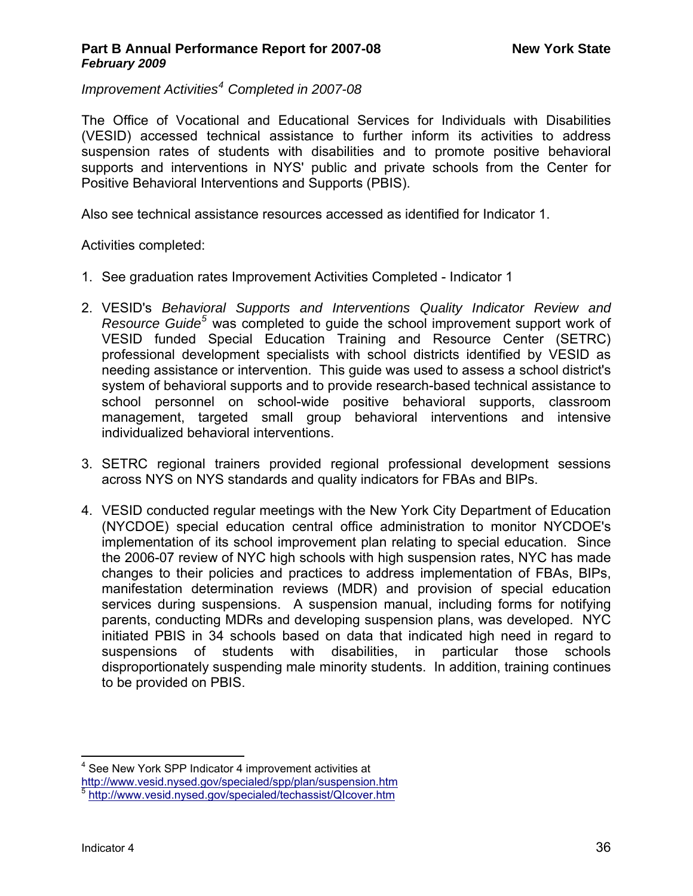*Improvement Activities[4] Completed in 2007-08*

The Office of Vocational and Educational Services for Individuals with Disabilities (VESID) accessed technical assistance to further inform its activities to address suspension rates of students with disabilities and to promote positive behavioral supports and interventions in NYS' public and private schools from the Center for Positive Behavioral Interventions and Supports (PBIS).

Also see technical assistance resources accessed as identified for Indicator 1.

Activities completed:

1. See graduation rates Improvement Activities Completed - Indicator 1

2. VESID's *Behavioral Supports and Interventions Quality Indicator Review and Resource Guide*[5] was completed to guide the school improvement support work of VESID funded Special Education Training and Resource Center (SETRC) professional development specialists with school districts identified by VESID as needing assistance or intervention. This guide was used to assess a school district's system of behavioral supports and to provide research-based technical assistance to school personnel on school-wide positive behavioral supports, classroom management, targeted small group behavioral interventions and intensive individualized behavioral interventions.

3. SETRC regional trainers provided regional professional development sessions across NYS on NYS standards and quality indicators for FBAs and BIPs.

4. VESID conducted regular meetings with the New York City Department of Education (NYCDOE) special education central office administration to monitor NYCDOE's implementation of its school improvement plan relating to special education. Since the 2006-07 review of NYC high schools with high suspension rates, NYC has made changes to their policies and practices to address implementation of FBAs, BIPs, manifestation determination reviews (MDR) and provision of special education services during suspensions. A suspension manual, including forms for notifying parents, conducting MDRs and developing suspension plans, was developed. NYC initiated PBIS in 34 schools based on data that indicated high need in regard to suspensions of students with disabilities, in particular those schools disproportionately suspending male minority students. In addition, training continues to be provided on PBIS.

---

[4] See New York SPP Indicator 4 improvement activities at http://www.vesid.nysed.gov/specialed/spp/plan/suspension.htm

[5] http://www.vesid.nysed.gov/specialed/techassist/QIcover.htm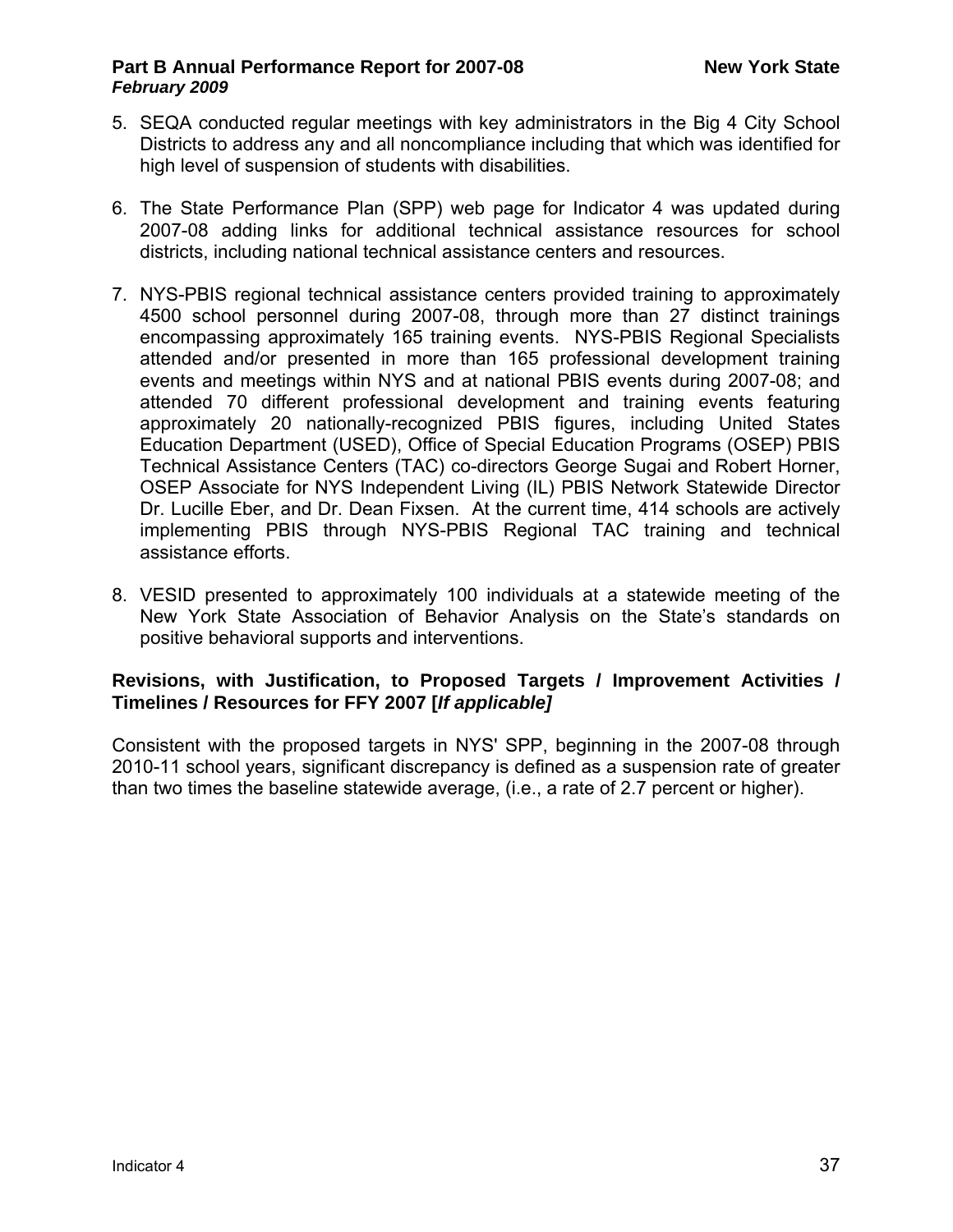5. SEQA conducted regular meetings with key administrators in the Big 4 City School Districts to address any and all noncompliance including that which was identified for high level of suspension of students with disabilities.

6. The State Performance Plan (SPP) web page for Indicator 4 was updated during 2007-08 adding links for additional technical assistance resources for school districts, including national technical assistance centers and resources.

7. NYS-PBIS regional technical assistance centers provided training to approximately 4500 school personnel during 2007-08, through more than 27 distinct trainings encompassing approximately 165 training events. NYS-PBIS Regional Specialists attended and/or presented in more than 165 professional development training events and meetings within NYS and at national PBIS events during 2007-08; and attended 70 different professional development and training events featuring approximately 20 nationally-recognized PBIS figures, including United States Education Department (USED), Office of Special Education Programs (OSEP) PBIS Technical Assistance Centers (TAC) co-directors George Sugai and Robert Horner, OSEP Associate for NYS Independent Living (IL) PBIS Network Statewide Director Dr. Lucille Eber, and Dr. Dean Fixsen. At the current time, 414 schools are actively implementing PBIS through NYS-PBIS Regional TAC training and technical assistance efforts.

8. VESID presented to approximately 100 individuals at a statewide meeting of the New York State Association of Behavior Analysis on the State's standards on positive behavioral supports and interventions.

**Revisions, with Justification, to Proposed Targets / Improvement Activities / Timelines / Resources for FFY 2007 [*If applicable]***

Consistent with the proposed targets in NYS' SPP, beginning in the 2007-08 through 2010-11 school years, significant discrepancy is defined as a suspension rate of greater than two times the baseline statewide average, (i.e., a rate of 2.7 percent or higher).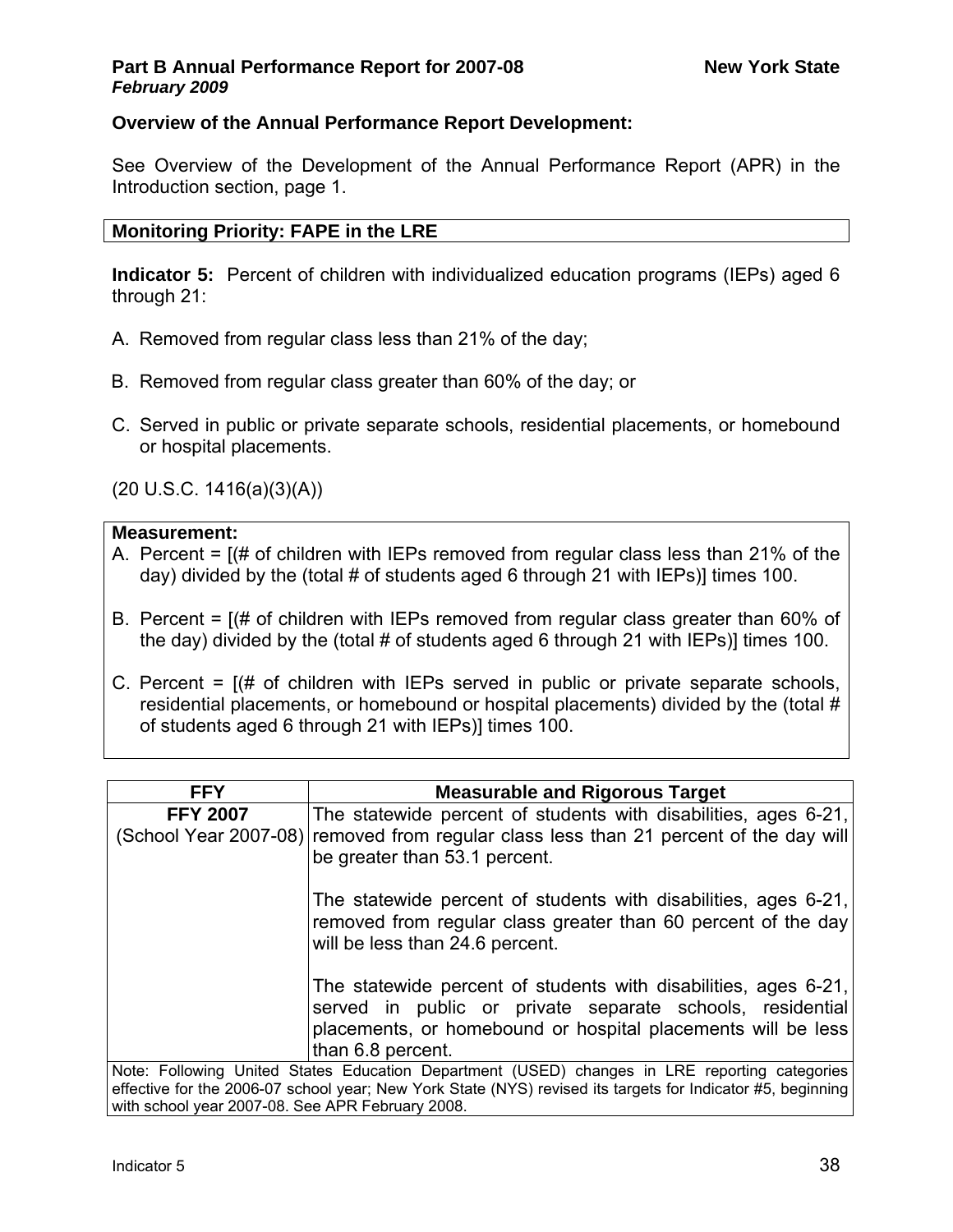**Overview of the Annual Performance Report Development:**

See Overview of the Development of the Annual Performance Report (APR) in the Introduction section, page 1.

**Monitoring Priority: FAPE in the LRE**

**Indicator 5:** Percent of children with individualized education programs (IEPs) aged 6 through 21:

A. Removed from regular class less than 21% of the day;

B. Removed from regular class greater than 60% of the day; or

C. Served in public or private separate schools, residential placements, or homebound or hospital placements.

(20 U.S.C. 1416(a)(3)(A))

**Measurement:**

A. Percent = [(# of children with IEPs removed from regular class less than 21% of the day) divided by the (total # of students aged 6 through 21 with IEPs)] times 100.

B. Percent = [(# of children with IEPs removed from regular class greater than 60% of the day) divided by the (total # of students aged 6 through 21 with IEPs)] times 100.

C. Percent = [(# of children with IEPs served in public or private separate schools, residential placements, or homebound or hospital placements) divided by the (total # of students aged 6 through 21 with IEPs)] times 100.

| FFY | Measurable and Rigorous Target |
|---|---|
| **FFY 2007** (School Year 2007-08) | The statewide percent of students with disabilities, ages 6-21, removed from regular class less than 21 percent of the day will be greater than 53.1 percent.<br><br>The statewide percent of students with disabilities, ages 6-21, removed from regular class greater than 60 percent of the day will be less than 24.6 percent.<br><br>The statewide percent of students with disabilities, ages 6-21, served in public or private separate schools, residential placements, or homebound or hospital placements will be less than 6.8 percent. |

Note: Following United States Education Department (USED) changes in LRE reporting categories effective for the 2006-07 school year; New York State (NYS) revised its targets for Indicator #5, beginning with school year 2007-08. See APR February 2008.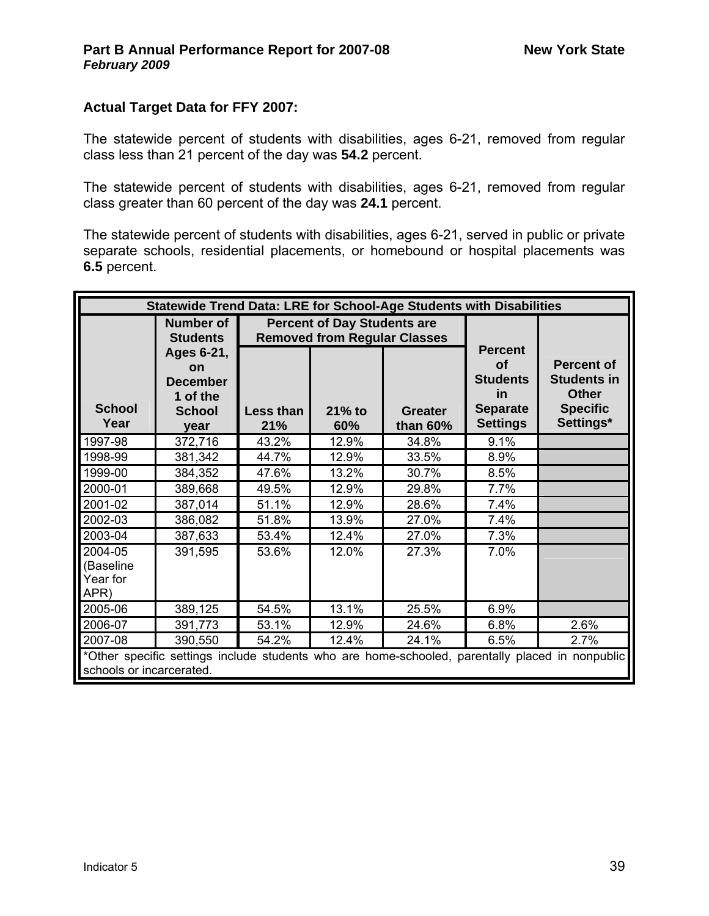**Actual Target Data for FFY 2007:**

The statewide percent of students with disabilities, ages 6-21, removed from regular class less than 21 percent of the day was **54.2** percent.

The statewide percent of students with disabilities, ages 6-21, removed from regular class greater than 60 percent of the day was **24.1** percent.

The statewide percent of students with disabilities, ages 6-21, served in public or private separate schools, residential placements, or homebound or hospital placements was **6.5** percent.

| Statewide Trend Data: LRE for School-Age Students with Disabilities | | | | | | |
|---|---|---|---|---|---|---|
| School Year | Number of Students Ages 6-21, on December 1 of the School year | Percent of Day Students are Removed from Regular Classes | | | Percent of Students in Separate Settings | Percent of Students in Other Specific Settings* |
| | | Less than 21% | 21% to 60% | Greater than 60% | | |
| 1997-98 | 372,716 | 43.2% | 12.9% | 34.8% | 9.1% | |
| 1998-99 | 381,342 | 44.7% | 12.9% | 33.5% | 8.9% | |
| 1999-00 | 384,352 | 47.6% | 13.2% | 30.7% | 8.5% | |
| 2000-01 | 389,668 | 49.5% | 12.9% | 29.8% | 7.7% | |
| 2001-02 | 387,014 | 51.1% | 12.9% | 28.6% | 7.4% | |
| 2002-03 | 386,082 | 51.8% | 13.9% | 27.0% | 7.4% | |
| 2003-04 | 387,633 | 53.4% | 12.4% | 27.0% | 7.3% | |
| 2004-05 (Baseline Year for APR) | 391,595 | 53.6% | 12.0% | 27.3% | 7.0% | |
| 2005-06 | 389,125 | 54.5% | 13.1% | 25.5% | 6.9% | |
| 2006-07 | 391,773 | 53.1% | 12.9% | 24.6% | 6.8% | 2.6% |
| 2007-08 | 390,550 | 54.2% | 12.4% | 24.1% | 6.5% | 2.7% |

*Other specific settings include students who are home-schooled, parentally placed in nonpublic schools or incarcerated.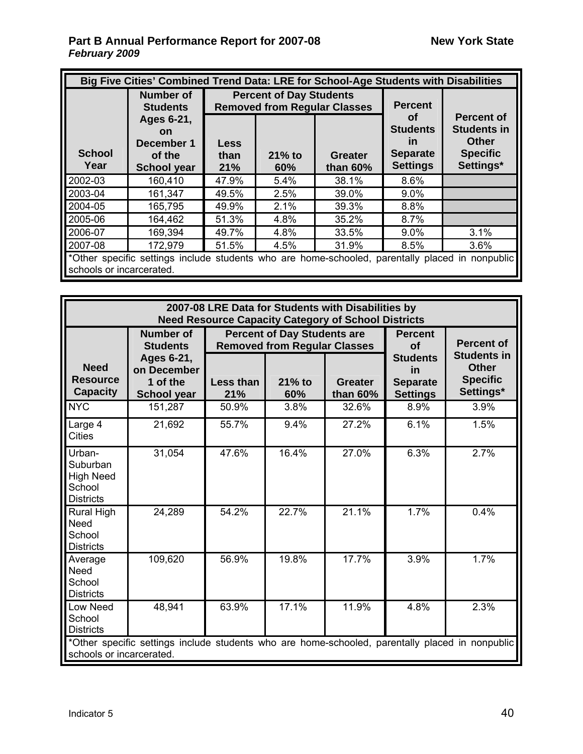| Big Five Cities' Combined Trend Data: LRE for School-Age Students with Disabilities | | | | | | |
|---|---|---|---|---|---|---|
| School Year | Number of Students Ages 6-21, on December 1 of the School year | Percent of Day Students Removed from Regular Classes | | | Percent of Students in Separate Settings | Percent of Students in Other Specific Settings* |
| | | Less than 21% | 21% to 60% | Greater than 60% | | |
| 2002-03 | 160,410 | 47.9% | 5.4% | 38.1% | 8.6% | |
| 2003-04 | 161,347 | 49.5% | 2.5% | 39.0% | 9.0% | |
| 2004-05 | 165,795 | 49.9% | 2.1% | 39.3% | 8.8% | |
| 2005-06 | 164,462 | 51.3% | 4.8% | 35.2% | 8.7% | |
| 2006-07 | 169,394 | 49.7% | 4.8% | 33.5% | 9.0% | 3.1% |
| 2007-08 | 172,979 | 51.5% | 4.5% | 31.9% | 8.5% | 3.6% |

*Other specific settings include students who are home-schooled, parentally placed in nonpublic schools or incarcerated.

| 2007-08 LRE Data for Students with Disabilities by Need Resource Capacity Category of School Districts | | | | | | |
|---|---|---|---|---|---|---|
| Need Resource Capacity | Number of Students Ages 6-21, on December 1 of the School year | Percent of Day Students are Removed from Regular Classes | | | Percent of Students in Separate Settings | Percent of Students in Other Specific Settings* |
| | | Less than 21% | 21% to 60% | Greater than 60% | | |
| NYC | 151,287 | 50.9% | 3.8% | 32.6% | 8.9% | 3.9% |
| Large 4 Cities | 21,692 | 55.7% | 9.4% | 27.2% | 6.1% | 1.5% |
| Urban-Suburban High Need School Districts | 31,054 | 47.6% | 16.4% | 27.0% | 6.3% | 2.7% |
| Rural High Need School Districts | 24,289 | 54.2% | 22.7% | 21.1% | 1.7% | 0.4% |
| Average Need School Districts | 109,620 | 56.9% | 19.8% | 17.7% | 3.9% | 1.7% |
| Low Need School Districts | 48,941 | 63.9% | 17.1% | 11.9% | 4.8% | 2.3% |

*Other specific settings include students who are home-schooled, parentally placed in nonpublic schools or incarcerated.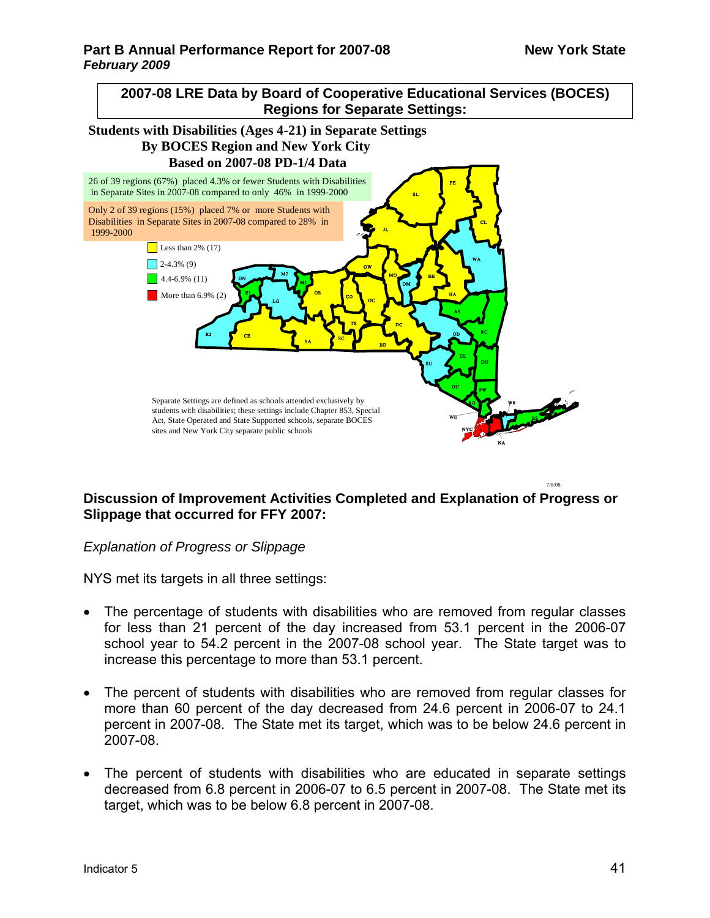## 2007-08 LRE Data by Board of Cooperative Educational Services (BOCES) Regions for Separate Settings:

**Students with Disabilities (Ages 4-21) in Separate Settings By BOCES Region and New York City Based on 2007-08 PD-1/4 Data**

26 of 39 regions (67%) placed 4.3% or fewer Students with Disabilities in Separate Sites in 2007-08 compared to only 46% in 1999-2000

Only 2 of 39 regions (15%) placed 7% or more Students with Disabilities in Separate Sites in 2007-08 compared to 28% in 1999-2000

- Less than 2% (17)
- 2-4.3% (9)
- 4.4-6.9% (11)
- More than 6.9% (2)

Separate Settings are defined as schools attended exclusively by students with disabilities; these settings include Chapter 853, Special Act, State Operated and State Supported schools, separate BOCES sites and New York City separate public schools

7/8/08

## Discussion of Improvement Activities Completed and Explanation of Progress or Slippage that occurred for FFY 2007:

*Explanation of Progress or Slippage*

NYS met its targets in all three settings:

- The percentage of students with disabilities who are removed from regular classes for less than 21 percent of the day increased from 53.1 percent in the 2006-07 school year to 54.2 percent in the 2007-08 school year. The State target was to increase this percentage to more than 53.1 percent.
- The percent of students with disabilities who are removed from regular classes for more than 60 percent of the day decreased from 24.6 percent in 2006-07 to 24.1 percent in 2007-08. The State met its target, which was to be below 24.6 percent in 2007-08.
- The percent of students with disabilities who are educated in separate settings decreased from 6.8 percent in 2006-07 to 6.5 percent in 2007-08. The State met its target, which was to be below 6.8 percent in 2007-08.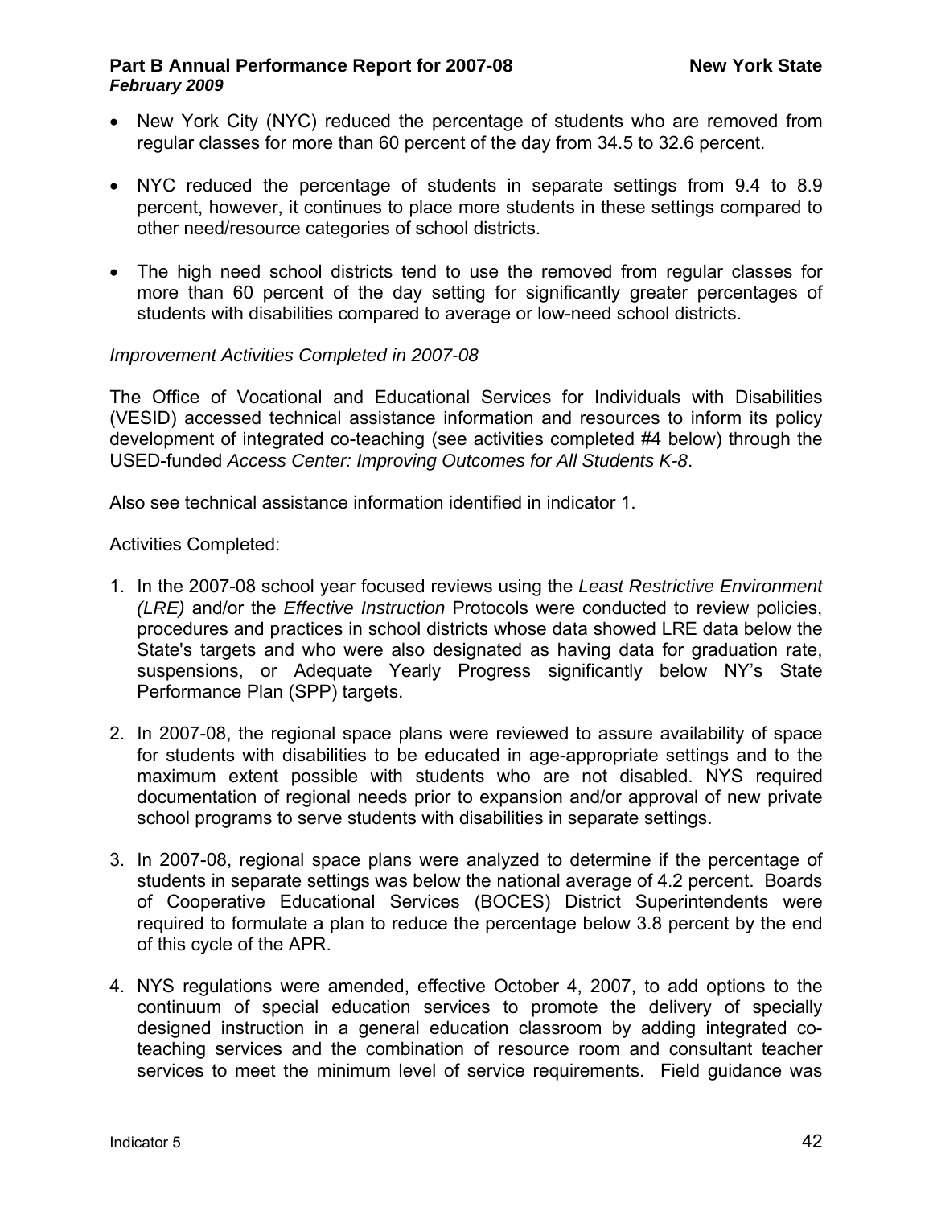- New York City (NYC) reduced the percentage of students who are removed from regular classes for more than 60 percent of the day from 34.5 to 32.6 percent.

- NYC reduced the percentage of students in separate settings from 9.4 to 8.9 percent, however, it continues to place more students in these settings compared to other need/resource categories of school districts.

- The high need school districts tend to use the removed from regular classes for more than 60 percent of the day setting for significantly greater percentages of students with disabilities compared to average or low-need school districts.

*Improvement Activities Completed in 2007-08*

The Office of Vocational and Educational Services for Individuals with Disabilities (VESID) accessed technical assistance information and resources to inform its policy development of integrated co-teaching (see activities completed #4 below) through the USED-funded *Access Center: Improving Outcomes for All Students K-8*.

Also see technical assistance information identified in indicator 1.

Activities Completed:

1. In the 2007-08 school year focused reviews using the *Least Restrictive Environment (LRE)* and/or the *Effective Instruction* Protocols were conducted to review policies, procedures and practices in school districts whose data showed LRE data below the State's targets and who were also designated as having data for graduation rate, suspensions, or Adequate Yearly Progress significantly below NY's State Performance Plan (SPP) targets.

2. In 2007-08, the regional space plans were reviewed to assure availability of space for students with disabilities to be educated in age-appropriate settings and to the maximum extent possible with students who are not disabled. NYS required documentation of regional needs prior to expansion and/or approval of new private school programs to serve students with disabilities in separate settings.

3. In 2007-08, regional space plans were analyzed to determine if the percentage of students in separate settings was below the national average of 4.2 percent. Boards of Cooperative Educational Services (BOCES) District Superintendents were required to formulate a plan to reduce the percentage below 3.8 percent by the end of this cycle of the APR.

4. NYS regulations were amended, effective October 4, 2007, to add options to the continuum of special education services to promote the delivery of specially designed instruction in a general education classroom by adding integrated co-teaching services and the combination of resource room and consultant teacher services to meet the minimum level of service requirements. Field guidance was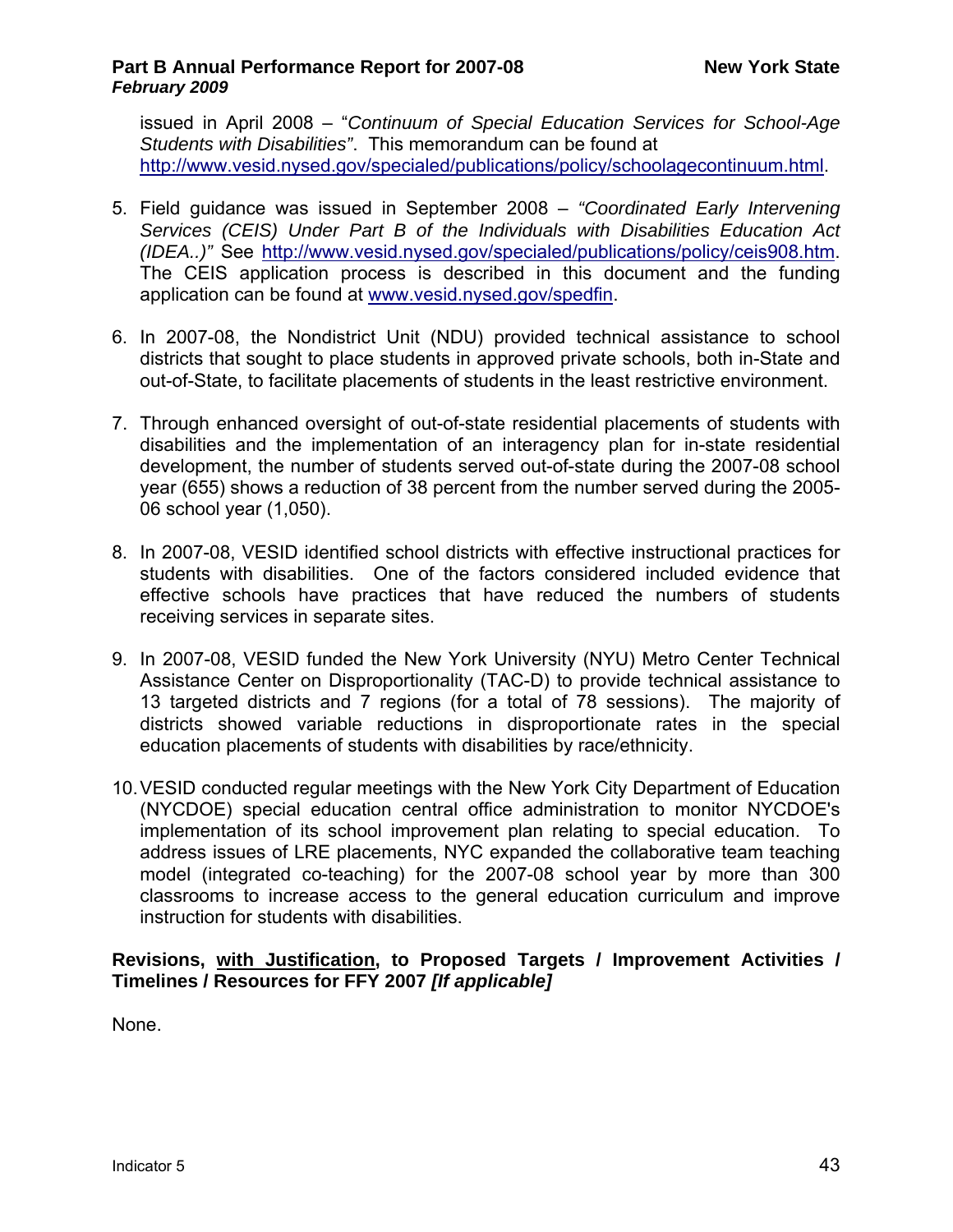issued in April 2008 – "*Continuum of Special Education Services for School-Age Students with Disabilities"*. This memorandum can be found at http://www.vesid.nysed.gov/specialed/publications/policy/schoolagecontinuum.html.

5. Field guidance was issued in September 2008 – *"Coordinated Early Intervening Services (CEIS) Under Part B of the Individuals with Disabilities Education Act (IDEA..)"* See http://www.vesid.nysed.gov/specialed/publications/policy/ceis908.htm. The CEIS application process is described in this document and the funding application can be found at www.vesid.nysed.gov/spedfin.

6. In 2007-08, the Nondistrict Unit (NDU) provided technical assistance to school districts that sought to place students in approved private schools, both in-State and out-of-State, to facilitate placements of students in the least restrictive environment.

7. Through enhanced oversight of out-of-state residential placements of students with disabilities and the implementation of an interagency plan for in-state residential development, the number of students served out-of-state during the 2007-08 school year (655) shows a reduction of 38 percent from the number served during the 2005-06 school year (1,050).

8. In 2007-08, VESID identified school districts with effective instructional practices for students with disabilities. One of the factors considered included evidence that effective schools have practices that have reduced the numbers of students receiving services in separate sites.

9. In 2007-08, VESID funded the New York University (NYU) Metro Center Technical Assistance Center on Disproportionality (TAC-D) to provide technical assistance to 13 targeted districts and 7 regions (for a total of 78 sessions). The majority of districts showed variable reductions in disproportionate rates in the special education placements of students with disabilities by race/ethnicity.

10. VESID conducted regular meetings with the New York City Department of Education (NYCDOE) special education central office administration to monitor NYCDOE's implementation of its school improvement plan relating to special education. To address issues of LRE placements, NYC expanded the collaborative team teaching model (integrated co-teaching) for the 2007-08 school year by more than 300 classrooms to increase access to the general education curriculum and improve instruction for students with disabilities.

**Revisions, with Justification, to Proposed Targets / Improvement Activities / Timelines / Resources for FFY 2007 *[If applicable]***

None.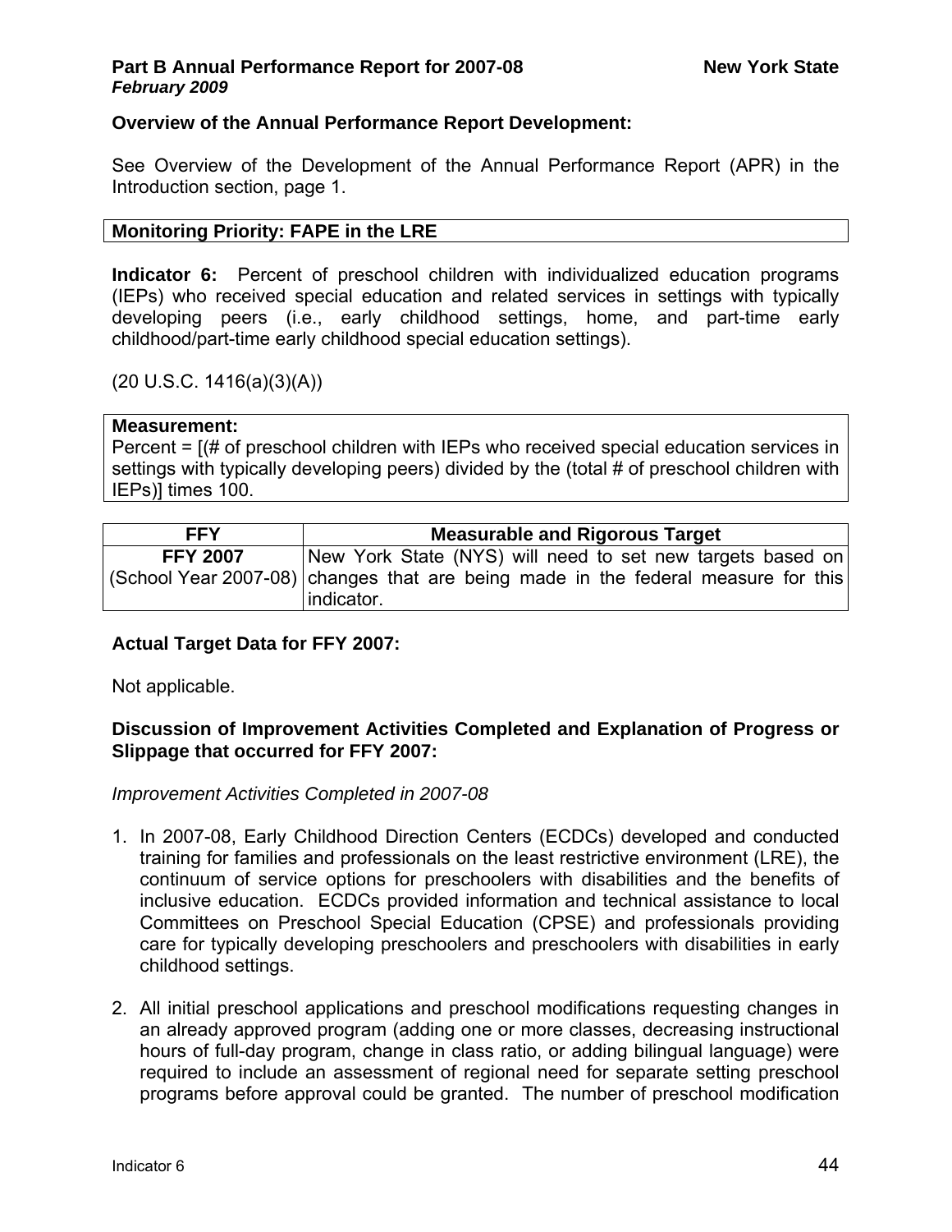**Overview of the Annual Performance Report Development:**

See Overview of the Development of the Annual Performance Report (APR) in the Introduction section, page 1.

| **Monitoring Priority: FAPE in the LRE** |
|---|

**Indicator 6:** Percent of preschool children with individualized education programs (IEPs) who received special education and related services in settings with typically developing peers (i.e., early childhood settings, home, and part-time early childhood/part-time early childhood special education settings).

(20 U.S.C. 1416(a)(3)(A))

| **Measurement:** Percent = [(# of preschool children with IEPs who received special education services in settings with typically developing peers) divided by the (total # of preschool children with IEPs)] times 100. |
|---|

| FFY | Measurable and Rigorous Target |
|---|---|
| **FFY 2007** (School Year 2007-08) | New York State (NYS) will need to set new targets based on changes that are being made in the federal measure for this indicator. |

**Actual Target Data for FFY 2007:**

Not applicable.

**Discussion of Improvement Activities Completed and Explanation of Progress or Slippage that occurred for FFY 2007:**

*Improvement Activities Completed in 2007-08*

1. In 2007-08, Early Childhood Direction Centers (ECDCs) developed and conducted training for families and professionals on the least restrictive environment (LRE), the continuum of service options for preschoolers with disabilities and the benefits of inclusive education. ECDCs provided information and technical assistance to local Committees on Preschool Special Education (CPSE) and professionals providing care for typically developing preschoolers and preschoolers with disabilities in early childhood settings.

2. All initial preschool applications and preschool modifications requesting changes in an already approved program (adding one or more classes, decreasing instructional hours of full-day program, change in class ratio, or adding bilingual language) were required to include an assessment of regional need for separate setting preschool programs before approval could be granted. The number of preschool modification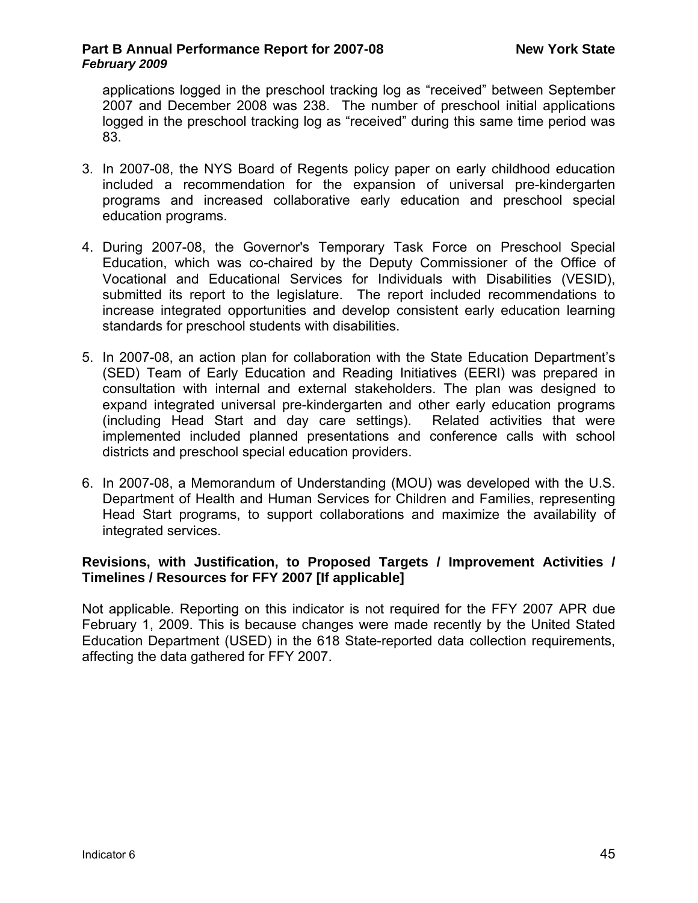applications logged in the preschool tracking log as "received" between September 2007 and December 2008 was 238. The number of preschool initial applications logged in the preschool tracking log as "received" during this same time period was 83.

3. In 2007-08, the NYS Board of Regents policy paper on early childhood education included a recommendation for the expansion of universal pre-kindergarten programs and increased collaborative early education and preschool special education programs.

4. During 2007-08, the Governor's Temporary Task Force on Preschool Special Education, which was co-chaired by the Deputy Commissioner of the Office of Vocational and Educational Services for Individuals with Disabilities (VESID), submitted its report to the legislature. The report included recommendations to increase integrated opportunities and develop consistent early education learning standards for preschool students with disabilities.

5. In 2007-08, an action plan for collaboration with the State Education Department's (SED) Team of Early Education and Reading Initiatives (EERI) was prepared in consultation with internal and external stakeholders. The plan was designed to expand integrated universal pre-kindergarten and other early education programs (including Head Start and day care settings). Related activities that were implemented included planned presentations and conference calls with school districts and preschool special education providers.

6. In 2007-08, a Memorandum of Understanding (MOU) was developed with the U.S. Department of Health and Human Services for Children and Families, representing Head Start programs, to support collaborations and maximize the availability of integrated services.

**Revisions, with Justification, to Proposed Targets / Improvement Activities / Timelines / Resources for FFY 2007 [If applicable]**

Not applicable. Reporting on this indicator is not required for the FFY 2007 APR due February 1, 2009. This is because changes were made recently by the United Stated Education Department (USED) in the 618 State-reported data collection requirements, affecting the data gathered for FFY 2007.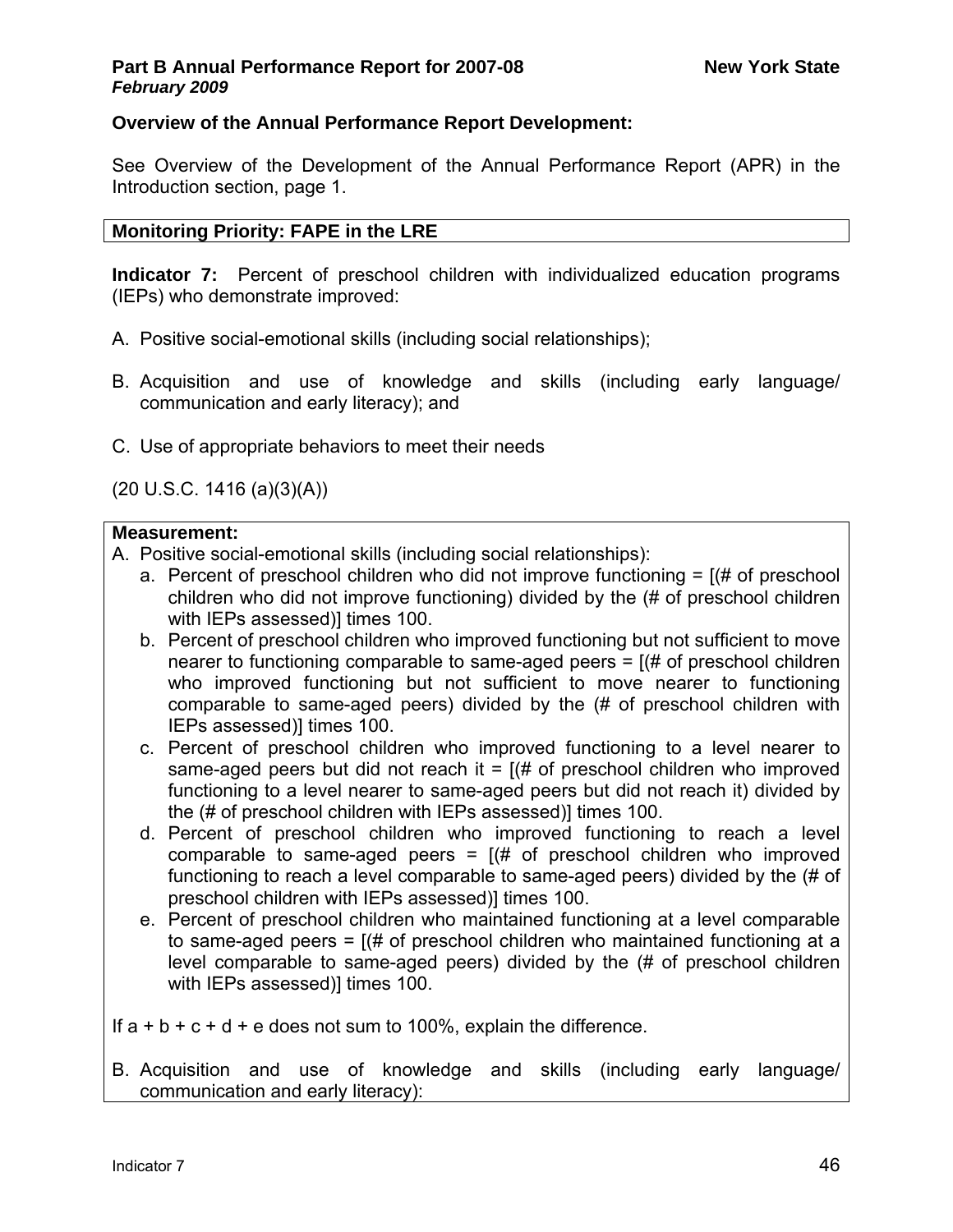**Overview of the Annual Performance Report Development:**

See Overview of the Development of the Annual Performance Report (APR) in the Introduction section, page 1.

**Monitoring Priority: FAPE in the LRE**

**Indicator 7:** Percent of preschool children with individualized education programs (IEPs) who demonstrate improved:

A. Positive social-emotional skills (including social relationships);

B. Acquisition and use of knowledge and skills (including early language/ communication and early literacy); and

C. Use of appropriate behaviors to meet their needs

(20 U.S.C. 1416 (a)(3)(A))

**Measurement:**

A. Positive social-emotional skills (including social relationships):
   a. Percent of preschool children who did not improve functioning = [(# of preschool children who did not improve functioning) divided by the (# of preschool children with IEPs assessed)] times 100.
   b. Percent of preschool children who improved functioning but not sufficient to move nearer to functioning comparable to same-aged peers = [(# of preschool children who improved functioning but not sufficient to move nearer to functioning comparable to same-aged peers) divided by the (# of preschool children with IEPs assessed)] times 100.
   c. Percent of preschool children who improved functioning to a level nearer to same-aged peers but did not reach it = [(# of preschool children who improved functioning to a level nearer to same-aged peers but did not reach it) divided by the (# of preschool children with IEPs assessed)] times 100.
   d. Percent of preschool children who improved functioning to reach a level comparable to same-aged peers = [(# of preschool children who improved functioning to reach a level comparable to same-aged peers) divided by the (# of preschool children with IEPs assessed)] times 100.
   e. Percent of preschool children who maintained functioning at a level comparable to same-aged peers = [(# of preschool children who maintained functioning at a level comparable to same-aged peers) divided by the (# of preschool children with IEPs assessed)] times 100.

If a + b + c + d + e does not sum to 100%, explain the difference.

B. Acquisition and use of knowledge and skills (including early language/ communication and early literacy):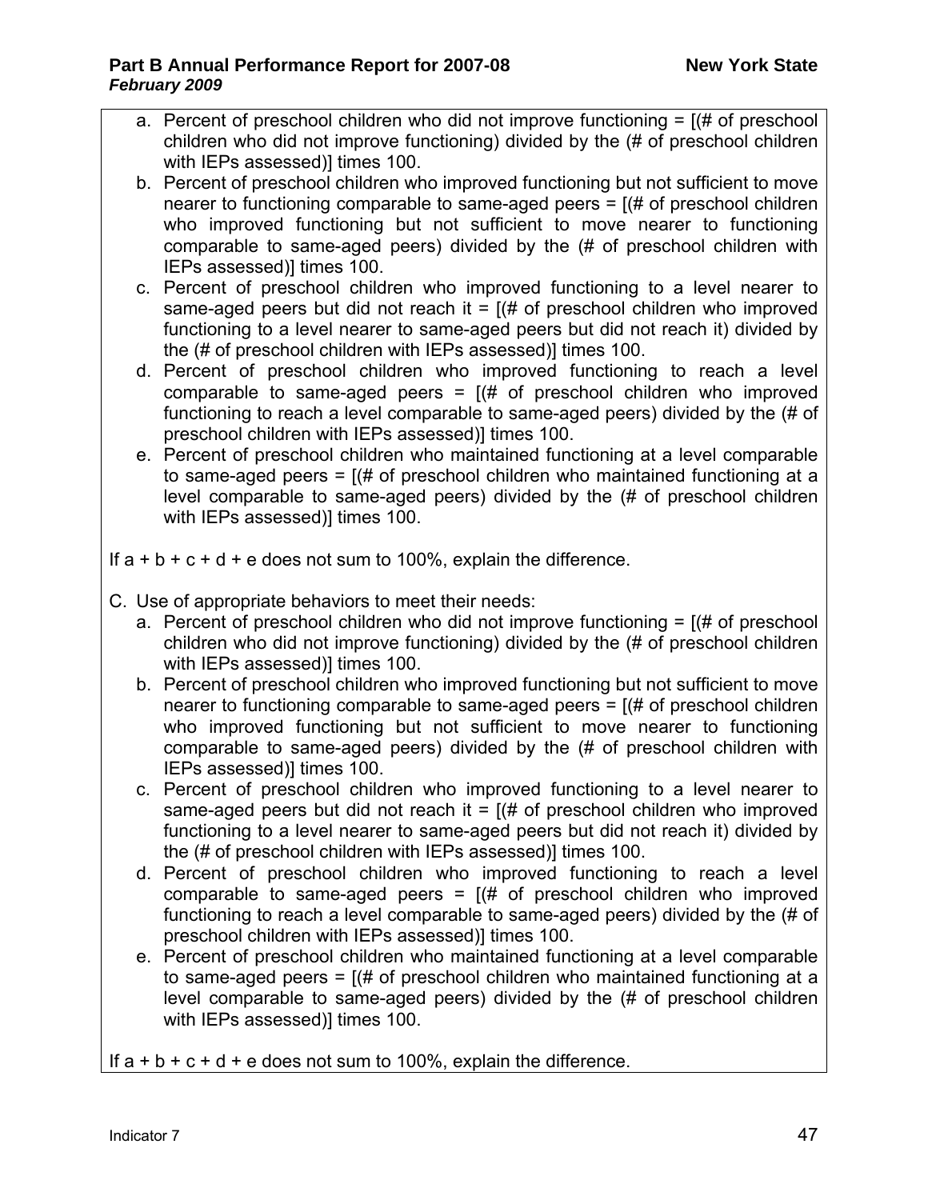a. Percent of preschool children who did not improve functioning = [(# of preschool children who did not improve functioning) divided by the (# of preschool children with IEPs assessed)] times 100.
b. Percent of preschool children who improved functioning but not sufficient to move nearer to functioning comparable to same-aged peers = [(# of preschool children who improved functioning but not sufficient to move nearer to functioning comparable to same-aged peers) divided by the (# of preschool children with IEPs assessed)] times 100.
c. Percent of preschool children who improved functioning to a level nearer to same-aged peers but did not reach it = [(# of preschool children who improved functioning to a level nearer to same-aged peers but did not reach it) divided by the (# of preschool children with IEPs assessed)] times 100.
d. Percent of preschool children who improved functioning to reach a level comparable to same-aged peers = [(# of preschool children who improved functioning to reach a level comparable to same-aged peers) divided by the (# of preschool children with IEPs assessed)] times 100.
e. Percent of preschool children who maintained functioning at a level comparable to same-aged peers = [(# of preschool children who maintained functioning at a level comparable to same-aged peers) divided by the (# of preschool children with IEPs assessed)] times 100.

If a + b + c + d + e does not sum to 100%, explain the difference.

C. Use of appropriate behaviors to meet their needs:
a. Percent of preschool children who did not improve functioning = [(# of preschool children who did not improve functioning) divided by the (# of preschool children with IEPs assessed)] times 100.
b. Percent of preschool children who improved functioning but not sufficient to move nearer to functioning comparable to same-aged peers = [(# of preschool children who improved functioning but not sufficient to move nearer to functioning comparable to same-aged peers) divided by the (# of preschool children with IEPs assessed)] times 100.
c. Percent of preschool children who improved functioning to a level nearer to same-aged peers but did not reach it = [(# of preschool children who improved functioning to a level nearer to same-aged peers but did not reach it) divided by the (# of preschool children with IEPs assessed)] times 100.
d. Percent of preschool children who improved functioning to reach a level comparable to same-aged peers = [(# of preschool children who improved functioning to reach a level comparable to same-aged peers) divided by the (# of preschool children with IEPs assessed)] times 100.
e. Percent of preschool children who maintained functioning at a level comparable to same-aged peers = [(# of preschool children who maintained functioning at a level comparable to same-aged peers) divided by the (# of preschool children with IEPs assessed)] times 100.

If a + b + c + d + e does not sum to 100%, explain the difference.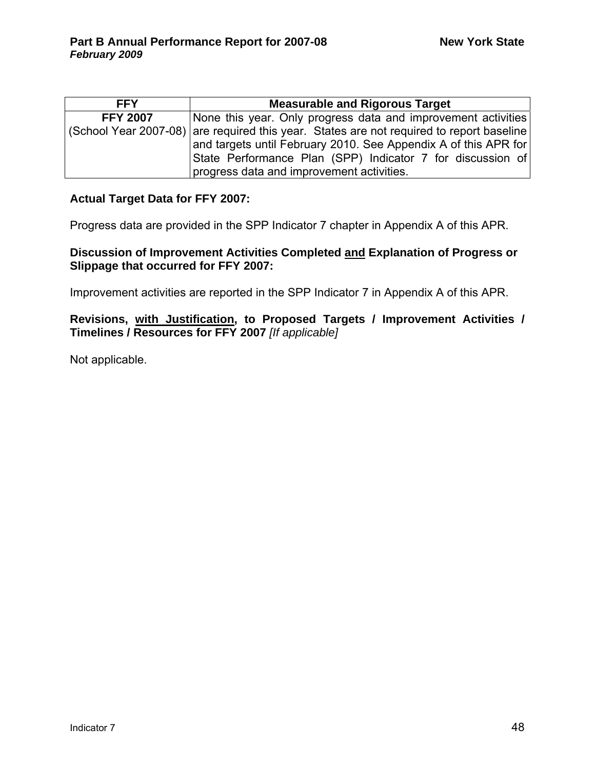| FFY | Measurable and Rigorous Target |
|---|---|
| **FFY 2007** (School Year 2007-08) | None this year. Only progress data and improvement activities are required this year. States are not required to report baseline and targets until February 2010. See Appendix A of this APR for State Performance Plan (SPP) Indicator 7 for discussion of progress data and improvement activities. |

**Actual Target Data for FFY 2007:**

Progress data are provided in the SPP Indicator 7 chapter in Appendix A of this APR.

**Discussion of Improvement Activities Completed <u>and</u> Explanation of Progress or Slippage that occurred for FFY 2007:**

Improvement activities are reported in the SPP Indicator 7 in Appendix A of this APR.

**Revisions, <u>with Justification</u>, to Proposed Targets / Improvement Activities / Timelines / Resources for FFY 2007** *[If applicable]*

Not applicable.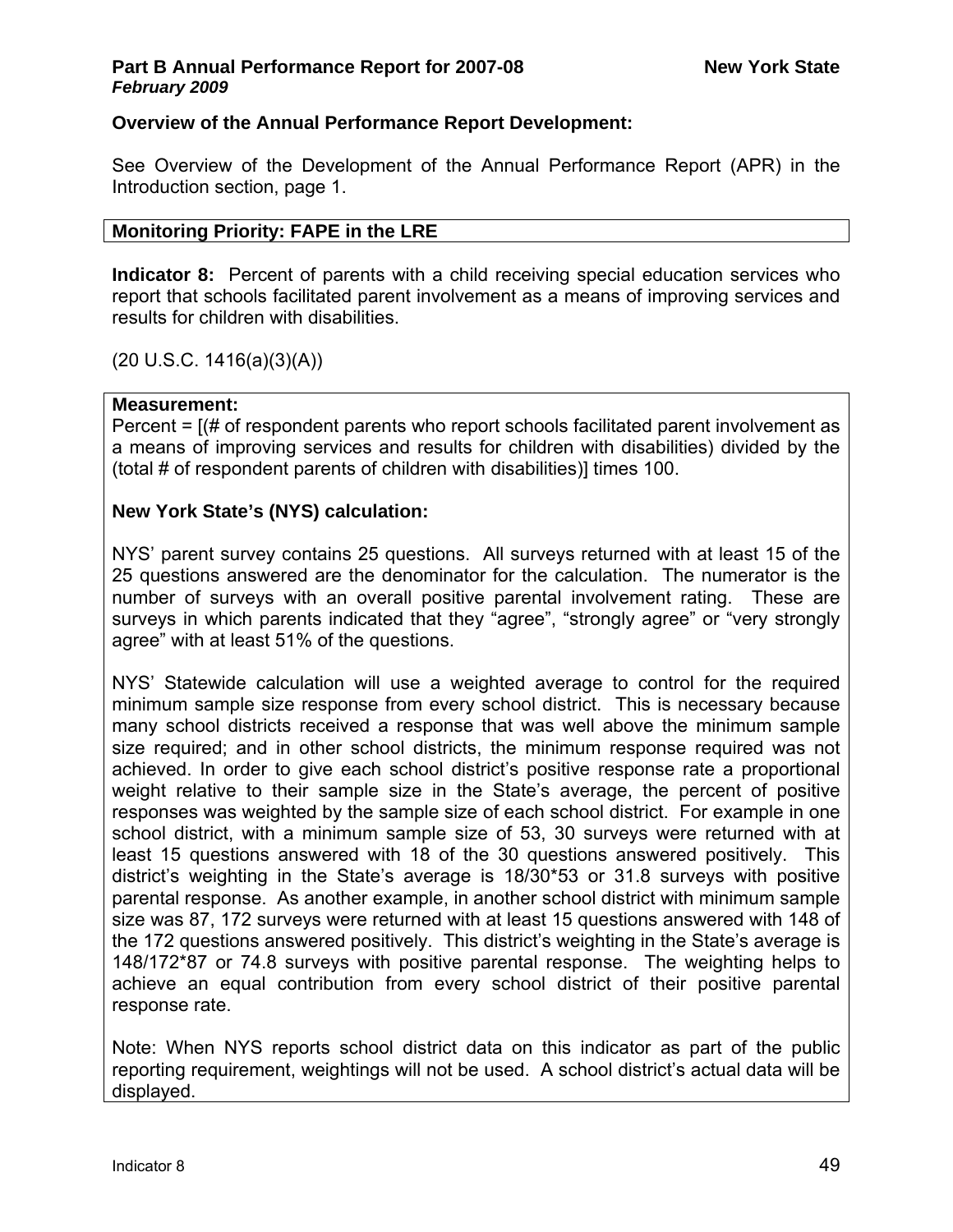**Overview of the Annual Performance Report Development:**

See Overview of the Development of the Annual Performance Report (APR) in the Introduction section, page 1.

**Monitoring Priority: FAPE in the LRE**

**Indicator 8:** Percent of parents with a child receiving special education services who report that schools facilitated parent involvement as a means of improving services and results for children with disabilities.

(20 U.S.C. 1416(a)(3)(A))

**Measurement:**

Percent = [(# of respondent parents who report schools facilitated parent involvement as a means of improving services and results for children with disabilities) divided by the (total # of respondent parents of children with disabilities)] times 100.

**New York State's (NYS) calculation:**

NYS' parent survey contains 25 questions. All surveys returned with at least 15 of the 25 questions answered are the denominator for the calculation. The numerator is the number of surveys with an overall positive parental involvement rating. These are surveys in which parents indicated that they "agree", "strongly agree" or "very strongly agree" with at least 51% of the questions.

NYS' Statewide calculation will use a weighted average to control for the required minimum sample size response from every school district. This is necessary because many school districts received a response that was well above the minimum sample size required; and in other school districts, the minimum response required was not achieved. In order to give each school district's positive response rate a proportional weight relative to their sample size in the State's average, the percent of positive responses was weighted by the sample size of each school district. For example in one school district, with a minimum sample size of 53, 30 surveys were returned with at least 15 questions answered with 18 of the 30 questions answered positively. This district's weighting in the State's average is 18/30*53 or 31.8 surveys with positive parental response. As another example, in another school district with minimum sample size was 87, 172 surveys were returned with at least 15 questions answered with 148 of the 172 questions answered positively. This district's weighting in the State's average is 148/172*87 or 74.8 surveys with positive parental response. The weighting helps to achieve an equal contribution from every school district of their positive parental response rate.

Note: When NYS reports school district data on this indicator as part of the public reporting requirement, weightings will not be used. A school district's actual data will be displayed.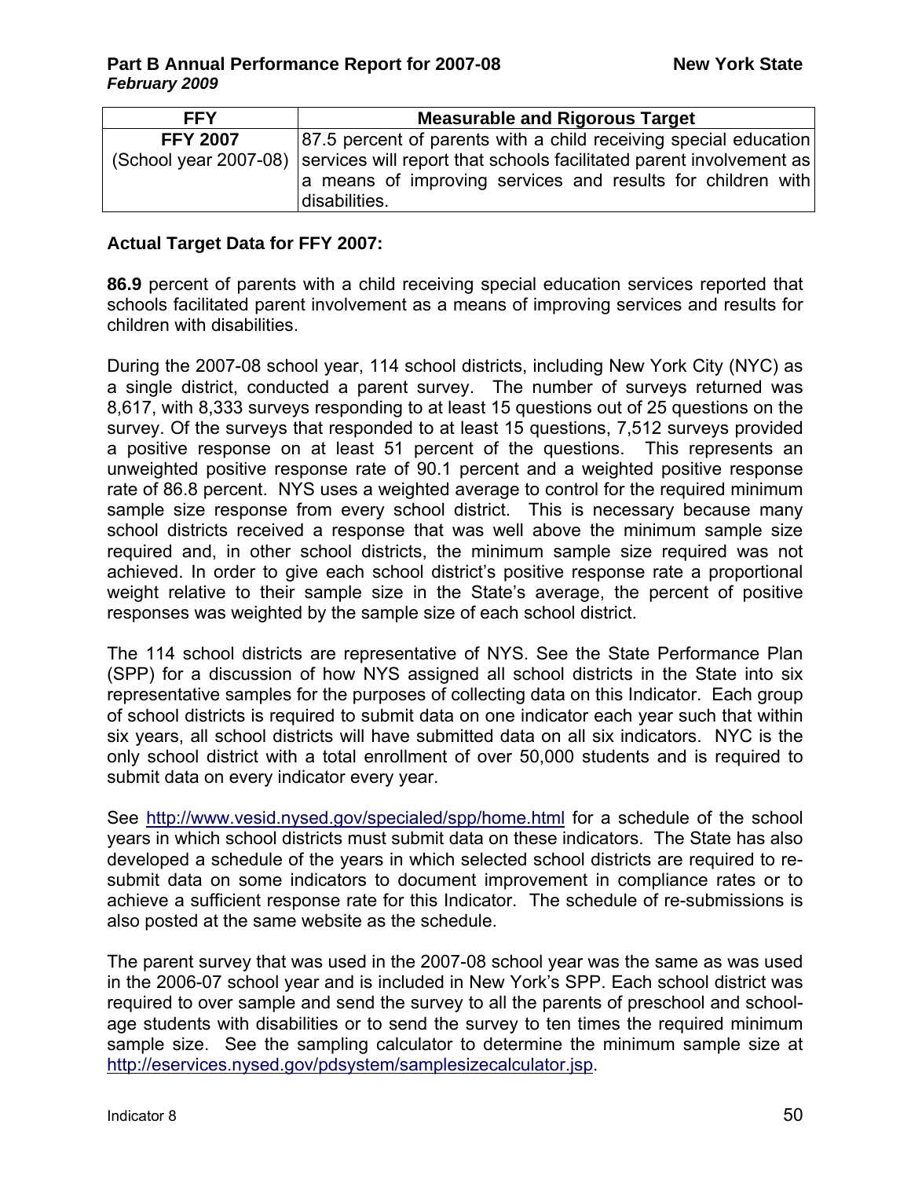| FFY | Measurable and Rigorous Target |
|---|---|
| FFY 2007 (School year 2007-08) | 87.5 percent of parents with a child receiving special education services will report that schools facilitated parent involvement as a means of improving services and results for children with disabilities. |

**Actual Target Data for FFY 2007:**

**86.9** percent of parents with a child receiving special education services reported that schools facilitated parent involvement as a means of improving services and results for children with disabilities.

During the 2007-08 school year, 114 school districts, including New York City (NYC) as a single district, conducted a parent survey. The number of surveys returned was 8,617, with 8,333 surveys responding to at least 15 questions out of 25 questions on the survey. Of the surveys that responded to at least 15 questions, 7,512 surveys provided a positive response on at least 51 percent of the questions. This represents an unweighted positive response rate of 90.1 percent and a weighted positive response rate of 86.8 percent. NYS uses a weighted average to control for the required minimum sample size response from every school district. This is necessary because many school districts received a response that was well above the minimum sample size required and, in other school districts, the minimum sample size required was not achieved. In order to give each school district's positive response rate a proportional weight relative to their sample size in the State's average, the percent of positive responses was weighted by the sample size of each school district.

The 114 school districts are representative of NYS. See the State Performance Plan (SPP) for a discussion of how NYS assigned all school districts in the State into six representative samples for the purposes of collecting data on this Indicator. Each group of school districts is required to submit data on one indicator each year such that within six years, all school districts will have submitted data on all six indicators. NYC is the only school district with a total enrollment of over 50,000 students and is required to submit data on every indicator every year.

See http://www.vesid.nysed.gov/specialed/spp/home.html for a schedule of the school years in which school districts must submit data on these indicators. The State has also developed a schedule of the years in which selected school districts are required to re-submit data on some indicators to document improvement in compliance rates or to achieve a sufficient response rate for this Indicator. The schedule of re-submissions is also posted at the same website as the schedule.

The parent survey that was used in the 2007-08 school year was the same as was used in the 2006-07 school year and is included in New York's SPP. Each school district was required to over sample and send the survey to all the parents of preschool and school-age students with disabilities or to send the survey to ten times the required minimum sample size. See the sampling calculator to determine the minimum sample size at http://eservices.nysed.gov/pdsystem/samplesizecalculator.jsp.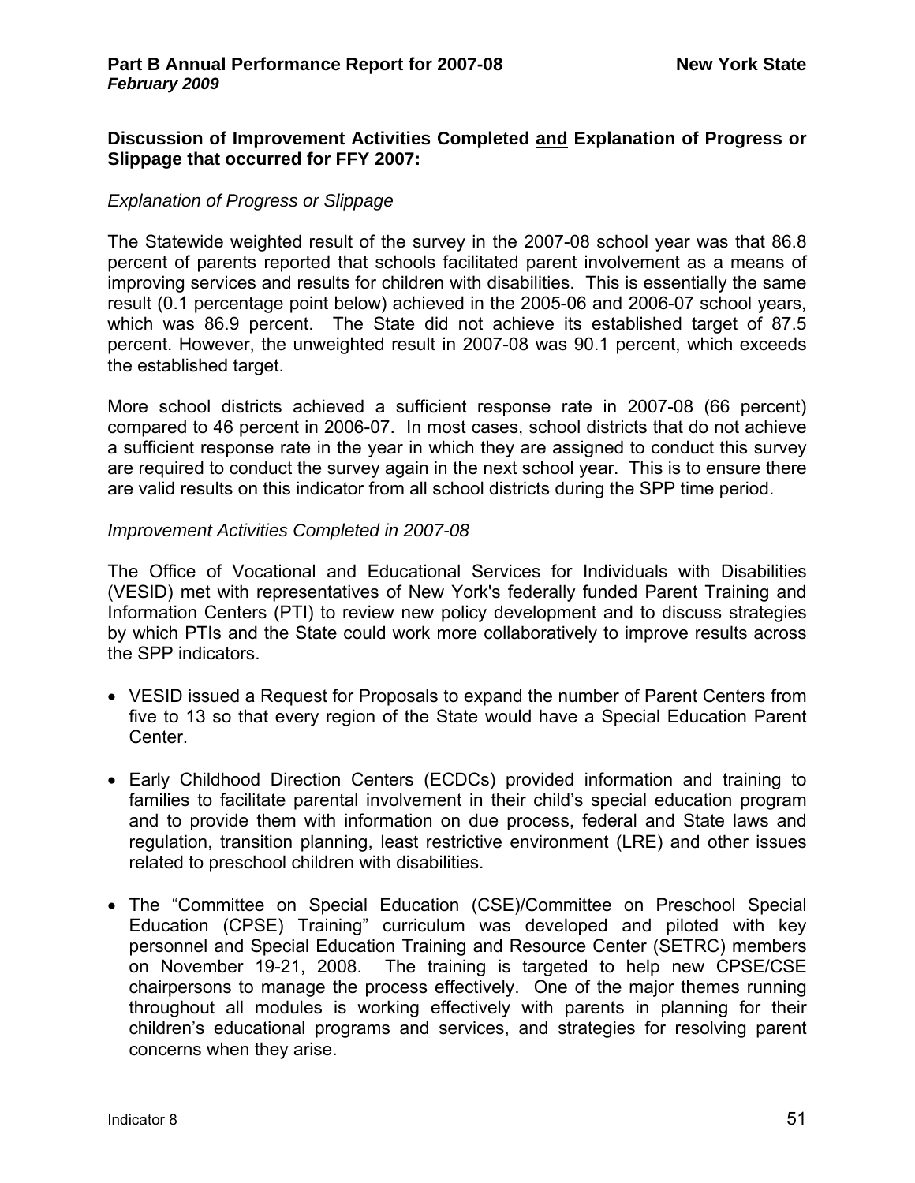**Discussion of Improvement Activities Completed and Explanation of Progress or Slippage that occurred for FFY 2007:**

*Explanation of Progress or Slippage*

The Statewide weighted result of the survey in the 2007-08 school year was that 86.8 percent of parents reported that schools facilitated parent involvement as a means of improving services and results for children with disabilities. This is essentially the same result (0.1 percentage point below) achieved in the 2005-06 and 2006-07 school years, which was 86.9 percent. The State did not achieve its established target of 87.5 percent. However, the unweighted result in 2007-08 was 90.1 percent, which exceeds the established target.

More school districts achieved a sufficient response rate in 2007-08 (66 percent) compared to 46 percent in 2006-07. In most cases, school districts that do not achieve a sufficient response rate in the year in which they are assigned to conduct this survey are required to conduct the survey again in the next school year. This is to ensure there are valid results on this indicator from all school districts during the SPP time period.

*Improvement Activities Completed in 2007-08*

The Office of Vocational and Educational Services for Individuals with Disabilities (VESID) met with representatives of New York's federally funded Parent Training and Information Centers (PTI) to review new policy development and to discuss strategies by which PTIs and the State could work more collaboratively to improve results across the SPP indicators.

- VESID issued a Request for Proposals to expand the number of Parent Centers from five to 13 so that every region of the State would have a Special Education Parent Center.

- Early Childhood Direction Centers (ECDCs) provided information and training to families to facilitate parental involvement in their child's special education program and to provide them with information on due process, federal and State laws and regulation, transition planning, least restrictive environment (LRE) and other issues related to preschool children with disabilities.

- The "Committee on Special Education (CSE)/Committee on Preschool Special Education (CPSE) Training" curriculum was developed and piloted with key personnel and Special Education Training and Resource Center (SETRC) members on November 19-21, 2008. The training is targeted to help new CPSE/CSE chairpersons to manage the process effectively. One of the major themes running throughout all modules is working effectively with parents in planning for their children's educational programs and services, and strategies for resolving parent concerns when they arise.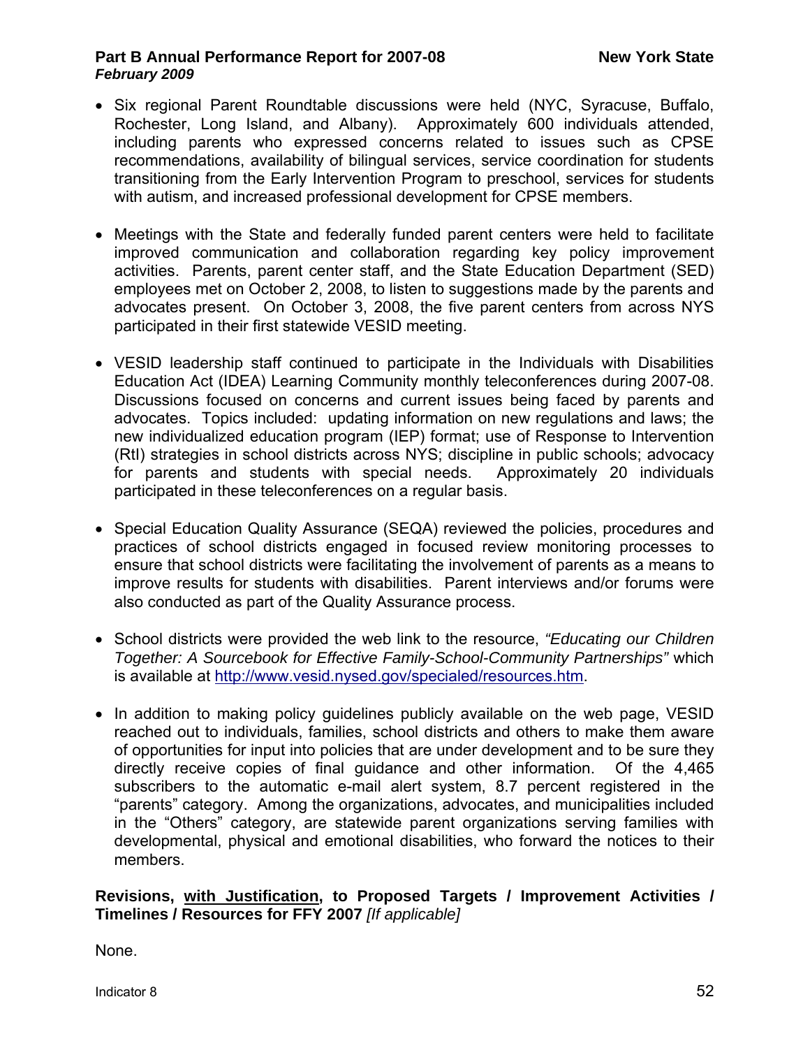- Six regional Parent Roundtable discussions were held (NYC, Syracuse, Buffalo, Rochester, Long Island, and Albany). Approximately 600 individuals attended, including parents who expressed concerns related to issues such as CPSE recommendations, availability of bilingual services, service coordination for students transitioning from the Early Intervention Program to preschool, services for students with autism, and increased professional development for CPSE members.

- Meetings with the State and federally funded parent centers were held to facilitate improved communication and collaboration regarding key policy improvement activities. Parents, parent center staff, and the State Education Department (SED) employees met on October 2, 2008, to listen to suggestions made by the parents and advocates present. On October 3, 2008, the five parent centers from across NYS participated in their first statewide VESID meeting.

- VESID leadership staff continued to participate in the Individuals with Disabilities Education Act (IDEA) Learning Community monthly teleconferences during 2007-08. Discussions focused on concerns and current issues being faced by parents and advocates. Topics included: updating information on new regulations and laws; the new individualized education program (IEP) format; use of Response to Intervention (RtI) strategies in school districts across NYS; discipline in public schools; advocacy for parents and students with special needs. Approximately 20 individuals participated in these teleconferences on a regular basis.

- Special Education Quality Assurance (SEQA) reviewed the policies, procedures and practices of school districts engaged in focused review monitoring processes to ensure that school districts were facilitating the involvement of parents as a means to improve results for students with disabilities. Parent interviews and/or forums were also conducted as part of the Quality Assurance process.

- School districts were provided the web link to the resource, *"Educating our Children Together: A Sourcebook for Effective Family-School-Community Partnerships"* which is available at http://www.vesid.nysed.gov/specialed/resources.htm.

- In addition to making policy guidelines publicly available on the web page, VESID reached out to individuals, families, school districts and others to make them aware of opportunities for input into policies that are under development and to be sure they directly receive copies of final guidance and other information. Of the 4,465 subscribers to the automatic e-mail alert system, 8.7 percent registered in the "parents" category. Among the organizations, advocates, and municipalities included in the "Others" category, are statewide parent organizations serving families with developmental, physical and emotional disabilities, who forward the notices to their members.

**Revisions, with Justification, to Proposed Targets / Improvement Activities / Timelines / Resources for FFY 2007** *[If applicable]*

None.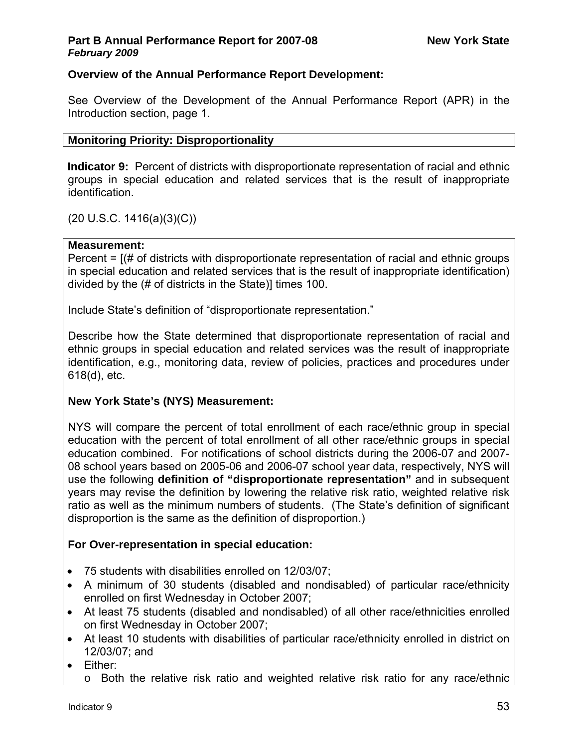**Overview of the Annual Performance Report Development:**

See Overview of the Development of the Annual Performance Report (APR) in the Introduction section, page 1.

**Monitoring Priority: Disproportionality**

**Indicator 9:** Percent of districts with disproportionate representation of racial and ethnic groups in special education and related services that is the result of inappropriate identification.

(20 U.S.C. 1416(a)(3)(C))

**Measurement:**

Percent = [(# of districts with disproportionate representation of racial and ethnic groups in special education and related services that is the result of inappropriate identification) divided by the (# of districts in the State)] times 100.

Include State's definition of "disproportionate representation."

Describe how the State determined that disproportionate representation of racial and ethnic groups in special education and related services was the result of inappropriate identification, e.g., monitoring data, review of policies, practices and procedures under 618(d), etc.

**New York State's (NYS) Measurement:**

NYS will compare the percent of total enrollment of each race/ethnic group in special education with the percent of total enrollment of all other race/ethnic groups in special education combined. For notifications of school districts during the 2006-07 and 2007-08 school years based on 2005-06 and 2006-07 school year data, respectively, NYS will use the following **definition of "disproportionate representation"** and in subsequent years may revise the definition by lowering the relative risk ratio, weighted relative risk ratio as well as the minimum numbers of students. (The State's definition of significant disproportion is the same as the definition of disproportion.)

**For Over-representation in special education:**

- 75 students with disabilities enrolled on 12/03/07;
- A minimum of 30 students (disabled and nondisabled) of particular race/ethnicity enrolled on first Wednesday in October 2007;
- At least 75 students (disabled and nondisabled) of all other race/ethnicities enrolled on first Wednesday in October 2007;
- At least 10 students with disabilities of particular race/ethnicity enrolled in district on 12/03/07; and
- Either:
  - o Both the relative risk ratio and weighted relative risk ratio for any race/ethnic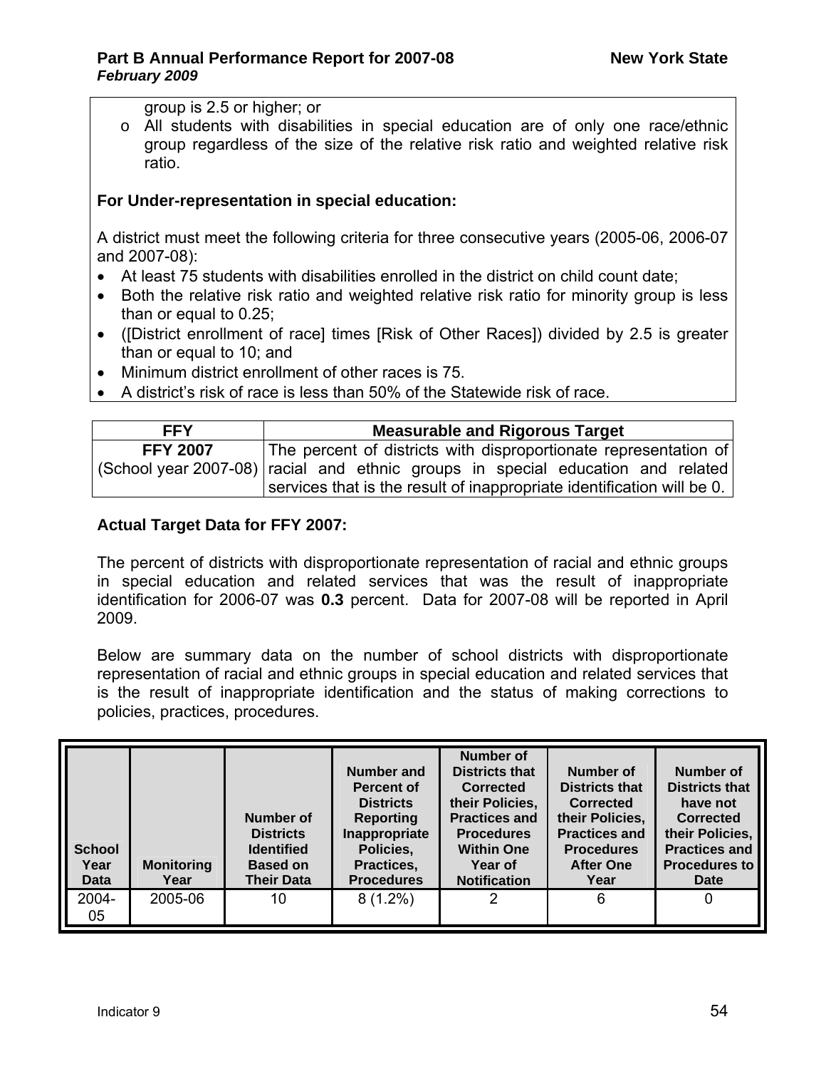group is 2.5 or higher; or

- All students with disabilities in special education are of only one race/ethnic group regardless of the size of the relative risk ratio and weighted relative risk ratio.

**For Under-representation in special education:**

A district must meet the following criteria for three consecutive years (2005-06, 2006-07 and 2007-08):

- At least 75 students with disabilities enrolled in the district on child count date;
- Both the relative risk ratio and weighted relative risk ratio for minority group is less than or equal to 0.25;
- ([District enrollment of race] times [Risk of Other Races]) divided by 2.5 is greater than or equal to 10; and
- Minimum district enrollment of other races is 75.
- A district's risk of race is less than 50% of the Statewide risk of race.

| FFY | Measurable and Rigorous Target |
|---|---|
| **FFY 2007** (School year 2007-08) | The percent of districts with disproportionate representation of racial and ethnic groups in special education and related services that is the result of inappropriate identification will be 0. |

**Actual Target Data for FFY 2007:**

The percent of districts with disproportionate representation of racial and ethnic groups in special education and related services that was the result of inappropriate identification for 2006-07 was **0.3** percent. Data for 2007-08 will be reported in April 2009.

Below are summary data on the number of school districts with disproportionate representation of racial and ethnic groups in special education and related services that is the result of inappropriate identification and the status of making corrections to policies, practices, procedures.

| School Year Data | Monitoring Year | Number of Districts Identified Based on Their Data | Number and Percent of Districts Reporting Inappropriate Policies, Practices, Procedures | Number of Districts that Corrected their Policies, Practices and Procedures Within One Year of Notification | Number of Districts that Corrected their Policies, Practices and Procedures After One Year | Number of Districts that have not Corrected their Policies, Practices and Procedures to Date |
|---|---|---|---|---|---|---|
| 2004-05 | 2005-06 | 10 | 8 (1.2%) | 2 | 6 | 0 |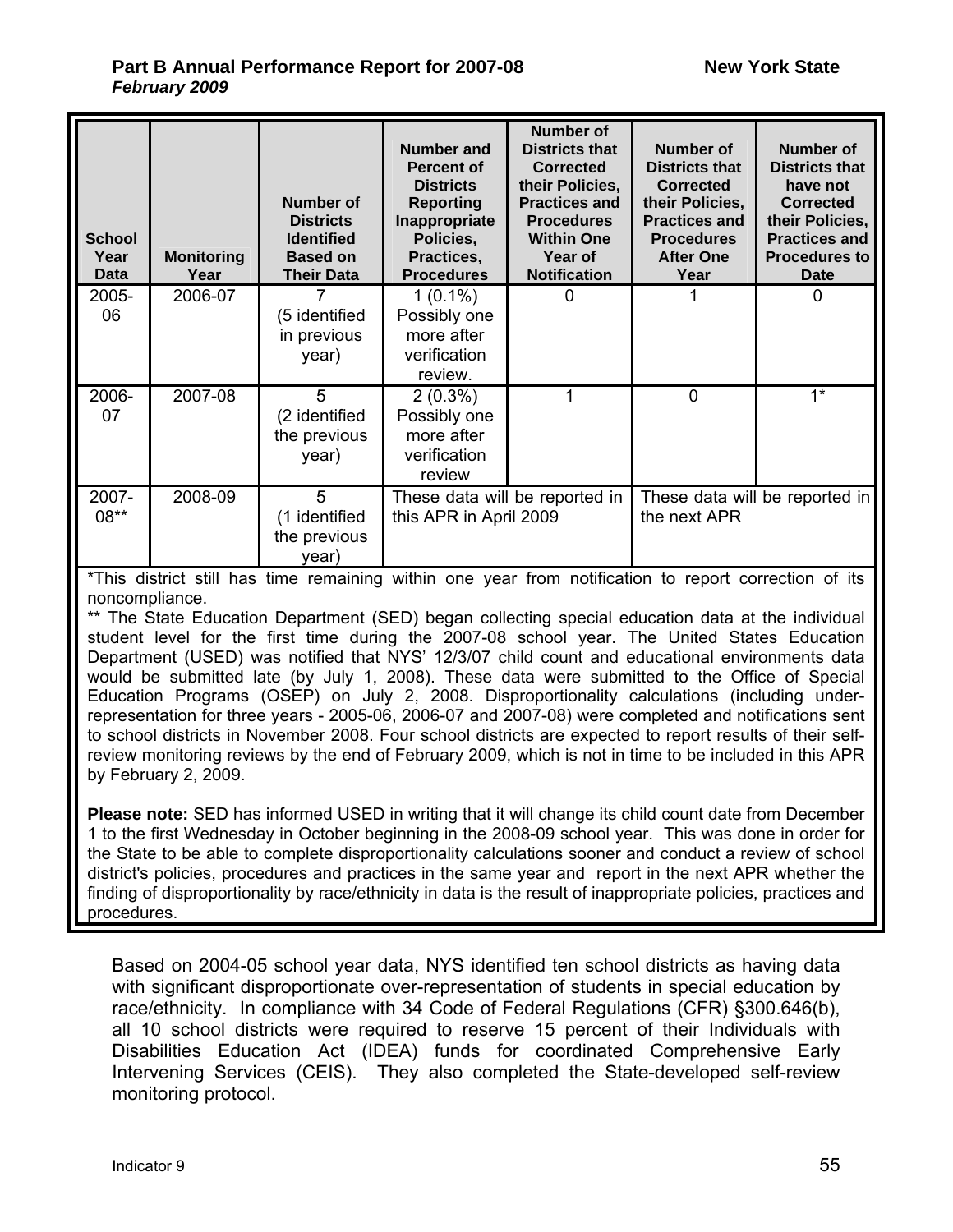| School Year Data | Monitoring Year | Number of Districts Identified Based on Their Data | Number and Percent of Districts Reporting Inappropriate Policies, Practices, Procedures | Number of Districts that Corrected their Policies, Practices and Procedures Within One Year of Notification | Number of Districts that Corrected their Policies, Practices and Procedures After One Year | Number of Districts that have not Corrected their Policies, Practices and Procedures to Date |
|---|---|---|---|---|---|---|
| 2005-06 | 2006-07 | 7 (5 identified in previous year) | 1 (0.1%) Possibly one more after verification review. | 0 | 1 | 0 |
| 2006-07 | 2007-08 | 5 (2 identified the previous year) | 2 (0.3%) Possibly one more after verification review | 1 | 0 | 1* |
| 2007-08** | 2008-09 | 5 (1 identified the previous year) | These data will be reported in this APR in April 2009 | | These data will be reported in the next APR | |

*This district still has time remaining within one year from notification to report correction of its noncompliance.

** The State Education Department (SED) began collecting special education data at the individual student level for the first time during the 2007-08 school year. The United States Education Department (USED) was notified that NYS' 12/3/07 child count and educational environments data would be submitted late (by July 1, 2008). These data were submitted to the Office of Special Education Programs (OSEP) on July 2, 2008. Disproportionality calculations (including under-representation for three years - 2005-06, 2006-07 and 2007-08) were completed and notifications sent to school districts in November 2008. Four school districts are expected to report results of their self-review monitoring reviews by the end of February 2009, which is not in time to be included in this APR by February 2, 2009.

**Please note:** SED has informed USED in writing that it will change its child count date from December 1 to the first Wednesday in October beginning in the 2008-09 school year. This was done in order for the State to be able to complete disproportionality calculations sooner and conduct a review of school district's policies, procedures and practices in the same year and report in the next APR whether the finding of disproportionality by race/ethnicity in data is the result of inappropriate policies, practices and procedures.

Based on 2004-05 school year data, NYS identified ten school districts as having data with significant disproportionate over-representation of students in special education by race/ethnicity. In compliance with 34 Code of Federal Regulations (CFR) §300.646(b), all 10 school districts were required to reserve 15 percent of their Individuals with Disabilities Education Act (IDEA) funds for coordinated Comprehensive Early Intervening Services (CEIS). They also completed the State-developed self-review monitoring protocol.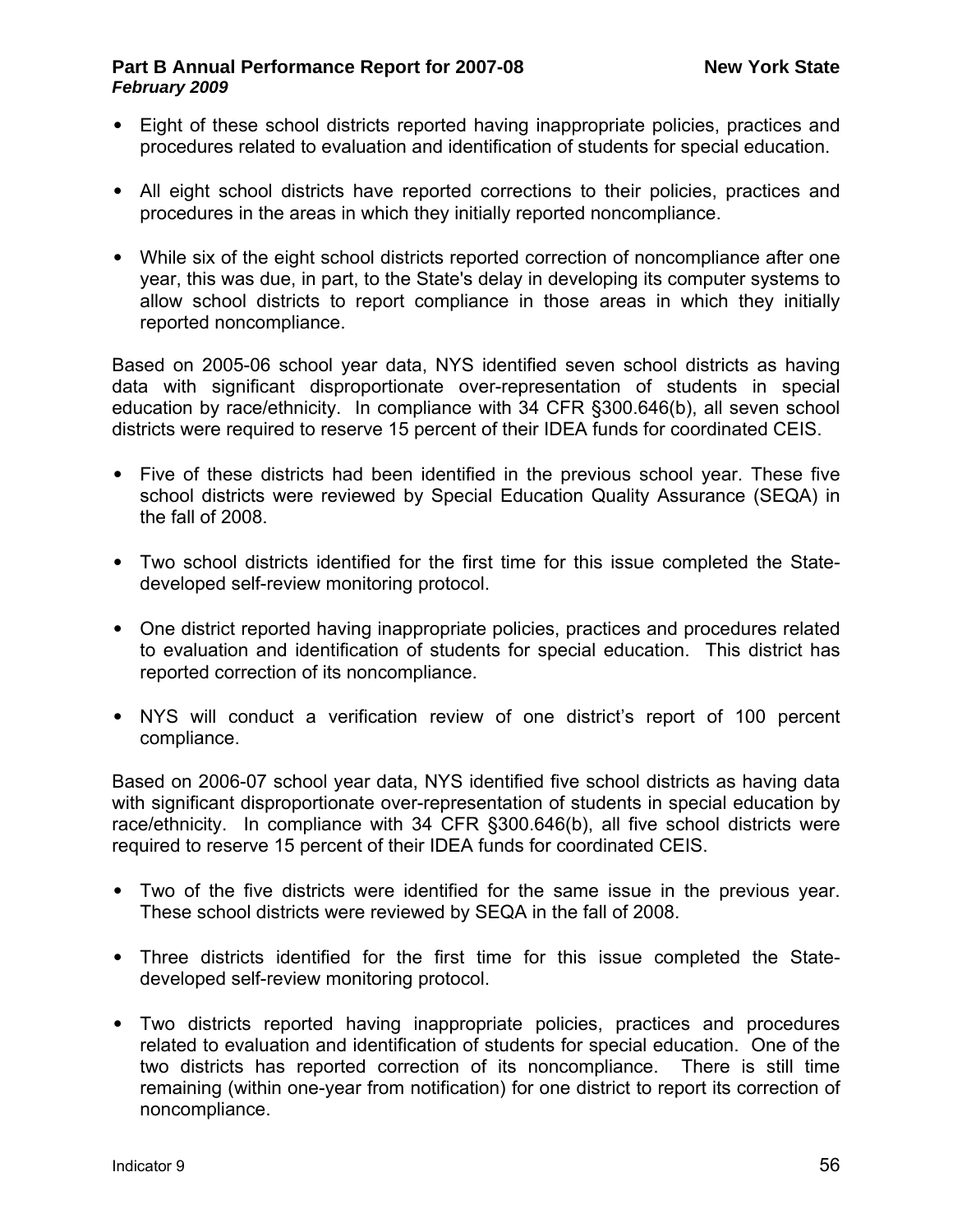- Eight of these school districts reported having inappropriate policies, practices and procedures related to evaluation and identification of students for special education.

- All eight school districts have reported corrections to their policies, practices and procedures in the areas in which they initially reported noncompliance.

- While six of the eight school districts reported correction of noncompliance after one year, this was due, in part, to the State's delay in developing its computer systems to allow school districts to report compliance in those areas in which they initially reported noncompliance.

Based on 2005-06 school year data, NYS identified seven school districts as having data with significant disproportionate over-representation of students in special education by race/ethnicity. In compliance with 34 CFR §300.646(b), all seven school districts were required to reserve 15 percent of their IDEA funds for coordinated CEIS.

- Five of these districts had been identified in the previous school year. These five school districts were reviewed by Special Education Quality Assurance (SEQA) in the fall of 2008.

- Two school districts identified for the first time for this issue completed the State-developed self-review monitoring protocol.

- One district reported having inappropriate policies, practices and procedures related to evaluation and identification of students for special education. This district has reported correction of its noncompliance.

- NYS will conduct a verification review of one district's report of 100 percent compliance.

Based on 2006-07 school year data, NYS identified five school districts as having data with significant disproportionate over-representation of students in special education by race/ethnicity. In compliance with 34 CFR §300.646(b), all five school districts were required to reserve 15 percent of their IDEA funds for coordinated CEIS.

- Two of the five districts were identified for the same issue in the previous year. These school districts were reviewed by SEQA in the fall of 2008.

- Three districts identified for the first time for this issue completed the State-developed self-review monitoring protocol.

- Two districts reported having inappropriate policies, practices and procedures related to evaluation and identification of students for special education. One of the two districts has reported correction of its noncompliance. There is still time remaining (within one-year from notification) for one district to report its correction of noncompliance.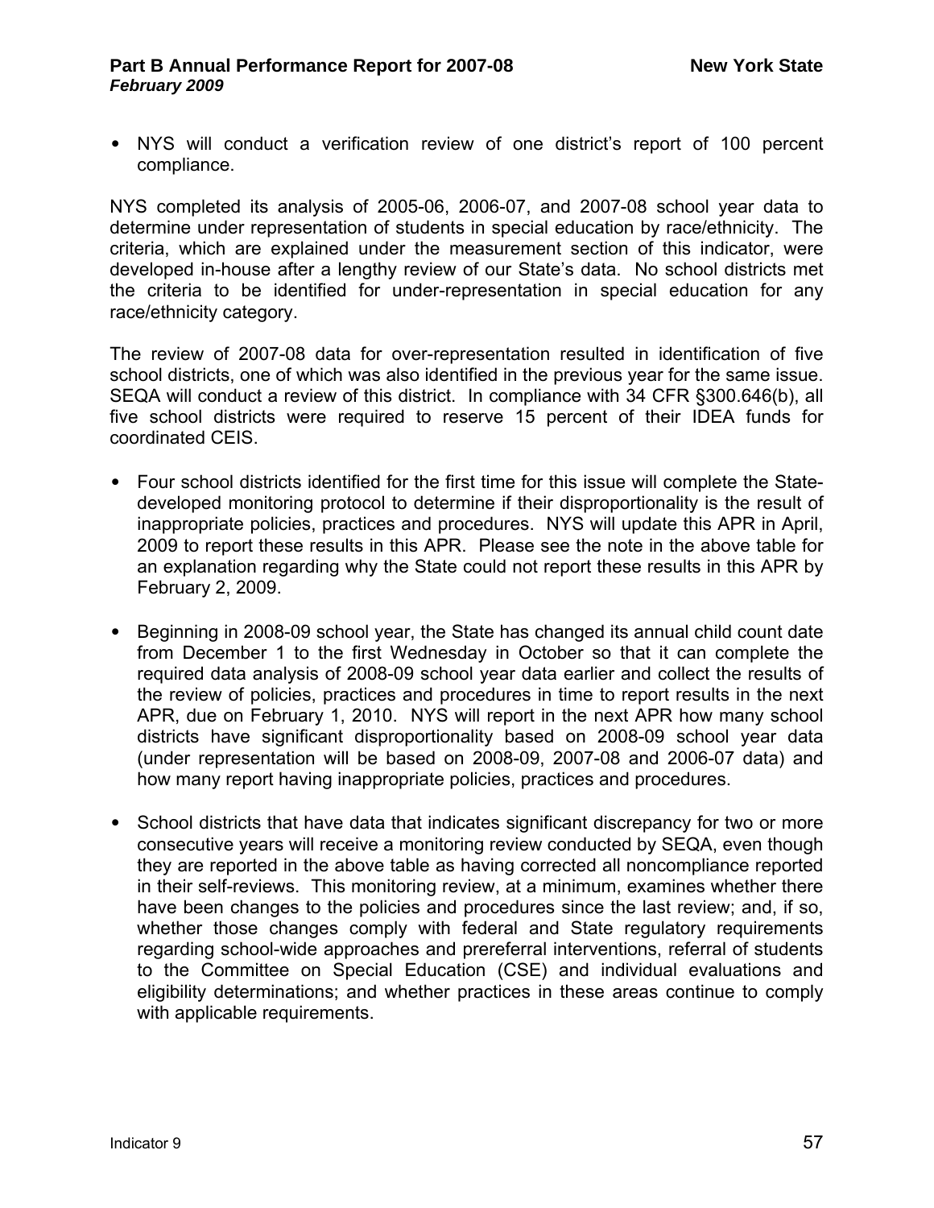- NYS will conduct a verification review of one district's report of 100 percent compliance.

NYS completed its analysis of 2005-06, 2006-07, and 2007-08 school year data to determine under representation of students in special education by race/ethnicity. The criteria, which are explained under the measurement section of this indicator, were developed in-house after a lengthy review of our State's data. No school districts met the criteria to be identified for under-representation in special education for any race/ethnicity category.

The review of 2007-08 data for over-representation resulted in identification of five school districts, one of which was also identified in the previous year for the same issue. SEQA will conduct a review of this district. In compliance with 34 CFR §300.646(b), all five school districts were required to reserve 15 percent of their IDEA funds for coordinated CEIS.

- Four school districts identified for the first time for this issue will complete the State-developed monitoring protocol to determine if their disproportionality is the result of inappropriate policies, practices and procedures. NYS will update this APR in April, 2009 to report these results in this APR. Please see the note in the above table for an explanation regarding why the State could not report these results in this APR by February 2, 2009.

- Beginning in 2008-09 school year, the State has changed its annual child count date from December 1 to the first Wednesday in October so that it can complete the required data analysis of 2008-09 school year data earlier and collect the results of the review of policies, practices and procedures in time to report results in the next APR, due on February 1, 2010. NYS will report in the next APR how many school districts have significant disproportionality based on 2008-09 school year data (under representation will be based on 2008-09, 2007-08 and 2006-07 data) and how many report having inappropriate policies, practices and procedures.

- School districts that have data that indicates significant discrepancy for two or more consecutive years will receive a monitoring review conducted by SEQA, even though they are reported in the above table as having corrected all noncompliance reported in their self-reviews. This monitoring review, at a minimum, examines whether there have been changes to the policies and procedures since the last review; and, if so, whether those changes comply with federal and State regulatory requirements regarding school-wide approaches and prereferral interventions, referral of students to the Committee on Special Education (CSE) and individual evaluations and eligibility determinations; and whether practices in these areas continue to comply with applicable requirements.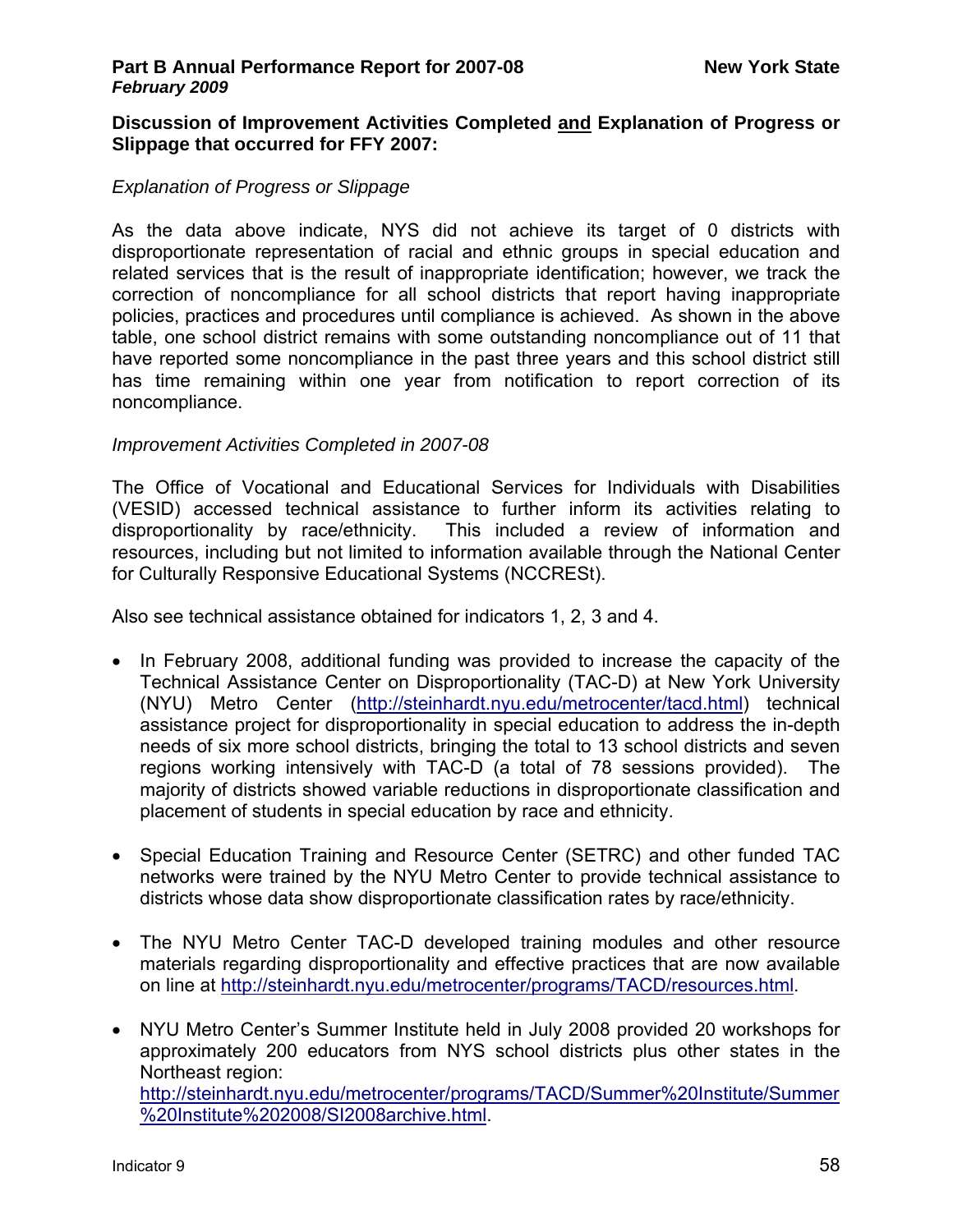**Discussion of Improvement Activities Completed and Explanation of Progress or Slippage that occurred for FFY 2007:**

*Explanation of Progress or Slippage*

As the data above indicate, NYS did not achieve its target of 0 districts with disproportionate representation of racial and ethnic groups in special education and related services that is the result of inappropriate identification; however, we track the correction of noncompliance for all school districts that report having inappropriate policies, practices and procedures until compliance is achieved. As shown in the above table, one school district remains with some outstanding noncompliance out of 11 that have reported some noncompliance in the past three years and this school district still has time remaining within one year from notification to report correction of its noncompliance.

*Improvement Activities Completed in 2007-08*

The Office of Vocational and Educational Services for Individuals with Disabilities (VESID) accessed technical assistance to further inform its activities relating to disproportionality by race/ethnicity. This included a review of information and resources, including but not limited to information available through the National Center for Culturally Responsive Educational Systems (NCCRESt).

Also see technical assistance obtained for indicators 1, 2, 3 and 4.

- In February 2008, additional funding was provided to increase the capacity of the Technical Assistance Center on Disproportionality (TAC-D) at New York University (NYU) Metro Center (http://steinhardt.nyu.edu/metrocenter/tacd.html) technical assistance project for disproportionality in special education to address the in-depth needs of six more school districts, bringing the total to 13 school districts and seven regions working intensively with TAC-D (a total of 78 sessions provided). The majority of districts showed variable reductions in disproportionate classification and placement of students in special education by race and ethnicity.

- Special Education Training and Resource Center (SETRC) and other funded TAC networks were trained by the NYU Metro Center to provide technical assistance to districts whose data show disproportionate classification rates by race/ethnicity.

- The NYU Metro Center TAC-D developed training modules and other resource materials regarding disproportionality and effective practices that are now available on line at http://steinhardt.nyu.edu/metrocenter/programs/TACD/resources.html.

- NYU Metro Center's Summer Institute held in July 2008 provided 20 workshops for approximately 200 educators from NYS school districts plus other states in the Northeast region: http://steinhardt.nyu.edu/metrocenter/programs/TACD/Summer%20Institute/Summer%20Institute%202008/SI2008archive.html.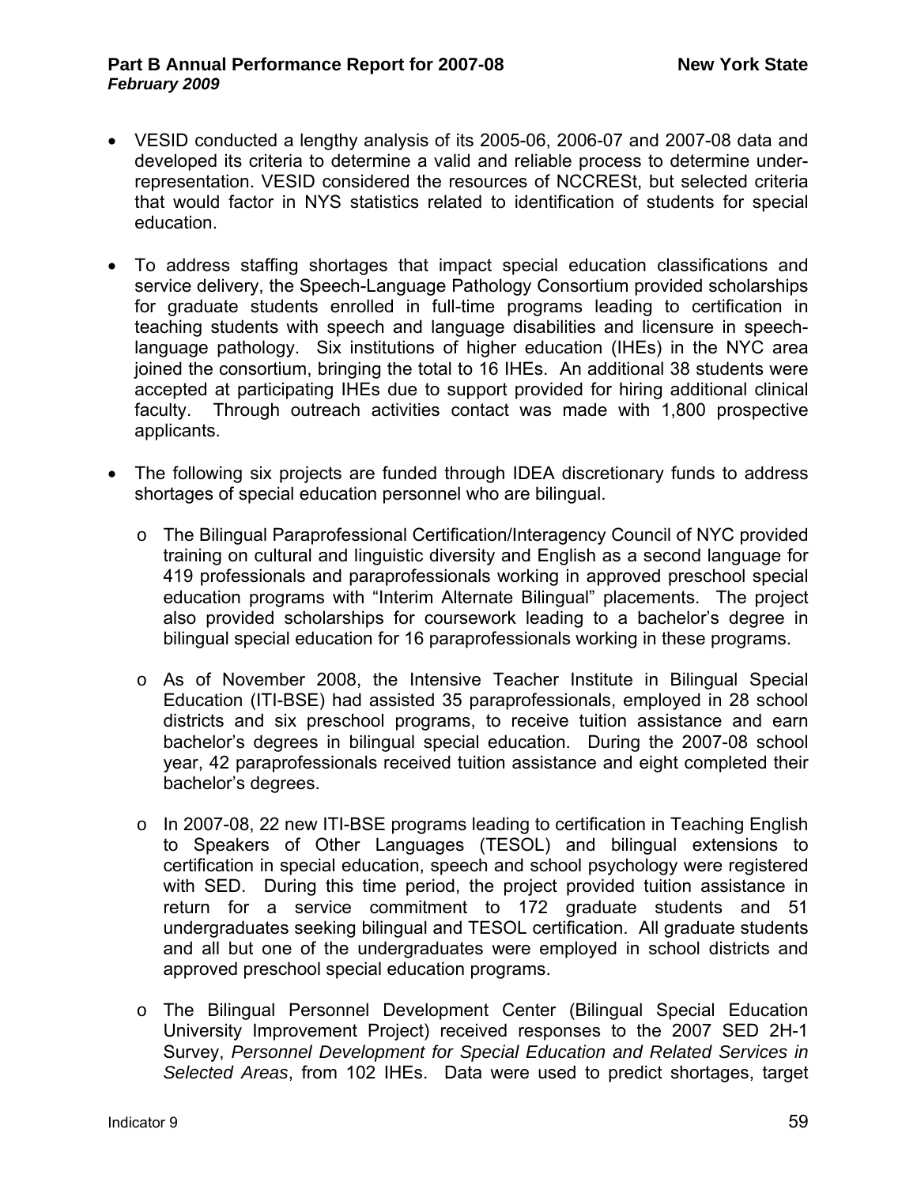- VESID conducted a lengthy analysis of its 2005-06, 2006-07 and 2007-08 data and developed its criteria to determine a valid and reliable process to determine under-representation. VESID considered the resources of NCCRESt, but selected criteria that would factor in NYS statistics related to identification of students for special education.

- To address staffing shortages that impact special education classifications and service delivery, the Speech-Language Pathology Consortium provided scholarships for graduate students enrolled in full-time programs leading to certification in teaching students with speech and language disabilities and licensure in speech-language pathology. Six institutions of higher education (IHEs) in the NYC area joined the consortium, bringing the total to 16 IHEs. An additional 38 students were accepted at participating IHEs due to support provided for hiring additional clinical faculty. Through outreach activities contact was made with 1,800 prospective applicants.

- The following six projects are funded through IDEA discretionary funds to address shortages of special education personnel who are bilingual.

  - The Bilingual Paraprofessional Certification/Interagency Council of NYC provided training on cultural and linguistic diversity and English as a second language for 419 professionals and paraprofessionals working in approved preschool special education programs with "Interim Alternate Bilingual" placements. The project also provided scholarships for coursework leading to a bachelor's degree in bilingual special education for 16 paraprofessionals working in these programs.

  - As of November 2008, the Intensive Teacher Institute in Bilingual Special Education (ITI-BSE) had assisted 35 paraprofessionals, employed in 28 school districts and six preschool programs, to receive tuition assistance and earn bachelor's degrees in bilingual special education. During the 2007-08 school year, 42 paraprofessionals received tuition assistance and eight completed their bachelor's degrees.

  - In 2007-08, 22 new ITI-BSE programs leading to certification in Teaching English to Speakers of Other Languages (TESOL) and bilingual extensions to certification in special education, speech and school psychology were registered with SED. During this time period, the project provided tuition assistance in return for a service commitment to 172 graduate students and 51 undergraduates seeking bilingual and TESOL certification. All graduate students and all but one of the undergraduates were employed in school districts and approved preschool special education programs.

  - The Bilingual Personnel Development Center (Bilingual Special Education University Improvement Project) received responses to the 2007 SED 2H-1 Survey, *Personnel Development for Special Education and Related Services in Selected Areas*, from 102 IHEs. Data were used to predict shortages, target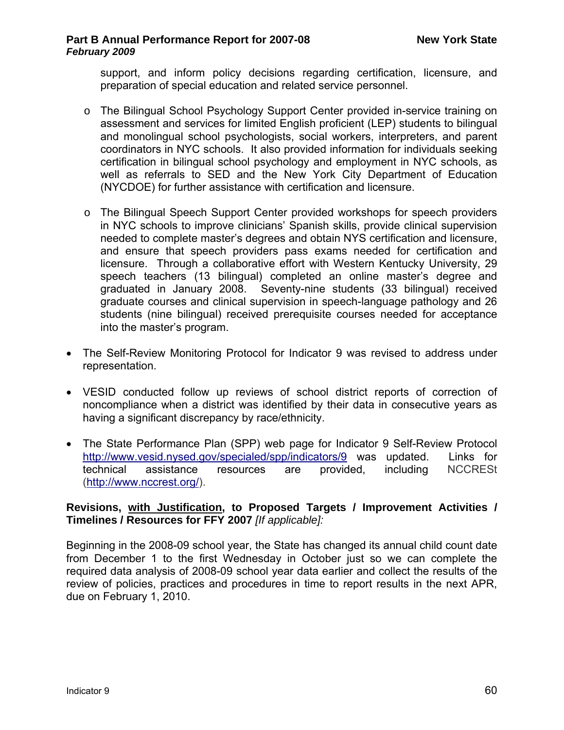support, and inform policy decisions regarding certification, licensure, and preparation of special education and related service personnel.

  - The Bilingual School Psychology Support Center provided in-service training on assessment and services for limited English proficient (LEP) students to bilingual and monolingual school psychologists, social workers, interpreters, and parent coordinators in NYC schools. It also provided information for individuals seeking certification in bilingual school psychology and employment in NYC schools, as well as referrals to SED and the New York City Department of Education (NYCDOE) for further assistance with certification and licensure.

  - The Bilingual Speech Support Center provided workshops for speech providers in NYC schools to improve clinicians' Spanish skills, provide clinical supervision needed to complete master's degrees and obtain NYS certification and licensure, and ensure that speech providers pass exams needed for certification and licensure. Through a collaborative effort with Western Kentucky University, 29 speech teachers (13 bilingual) completed an online master's degree and graduated in January 2008. Seventy-nine students (33 bilingual) received graduate courses and clinical supervision in speech-language pathology and 26 students (nine bilingual) received prerequisite courses needed for acceptance into the master's program.

- The Self-Review Monitoring Protocol for Indicator 9 was revised to address under representation.

- VESID conducted follow up reviews of school district reports of correction of noncompliance when a district was identified by their data in consecutive years as having a significant discrepancy by race/ethnicity.

- The State Performance Plan (SPP) web page for Indicator 9 Self-Review Protocol http://www.vesid.nysed.gov/specialed/spp/indicators/9 was updated. Links for technical assistance resources are provided, including NCCRESt (http://www.nccrest.org/).

**Revisions, with Justification, to Proposed Targets / Improvement Activities / Timelines / Resources for FFY 2007** *[If applicable]:*

Beginning in the 2008-09 school year, the State has changed its annual child count date from December 1 to the first Wednesday in October just so we can complete the required data analysis of 2008-09 school year data earlier and collect the results of the review of policies, practices and procedures in time to report results in the next APR, due on February 1, 2010.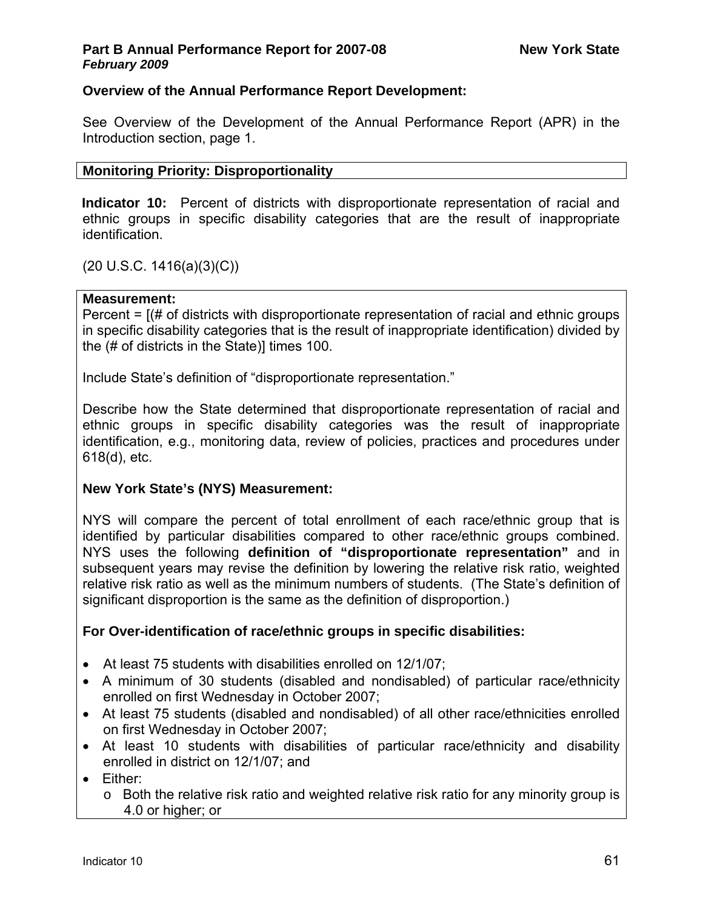**Overview of the Annual Performance Report Development:**

See Overview of the Development of the Annual Performance Report (APR) in the Introduction section, page 1.

**Monitoring Priority: Disproportionality**

**Indicator 10:** Percent of districts with disproportionate representation of racial and ethnic groups in specific disability categories that are the result of inappropriate identification.

(20 U.S.C. 1416(a)(3)(C))

**Measurement:**

Percent = [(# of districts with disproportionate representation of racial and ethnic groups in specific disability categories that is the result of inappropriate identification) divided by the (# of districts in the State)] times 100.

Include State's definition of "disproportionate representation."

Describe how the State determined that disproportionate representation of racial and ethnic groups in specific disability categories was the result of inappropriate identification, e.g., monitoring data, review of policies, practices and procedures under 618(d), etc.

**New York State's (NYS) Measurement:**

NYS will compare the percent of total enrollment of each race/ethnic group that is identified by particular disabilities compared to other race/ethnic groups combined. NYS uses the following **definition of "disproportionate representation"** and in subsequent years may revise the definition by lowering the relative risk ratio, weighted relative risk ratio as well as the minimum numbers of students. (The State's definition of significant disproportion is the same as the definition of disproportion.)

**For Over-identification of race/ethnic groups in specific disabilities:**

- At least 75 students with disabilities enrolled on 12/1/07;
- A minimum of 30 students (disabled and nondisabled) of particular race/ethnicity enrolled on first Wednesday in October 2007;
- At least 75 students (disabled and nondisabled) of all other race/ethnicities enrolled on first Wednesday in October 2007;
- At least 10 students with disabilities of particular race/ethnicity and disability enrolled in district on 12/1/07; and
- Either:
  - Both the relative risk ratio and weighted relative risk ratio for any minority group is 4.0 or higher; or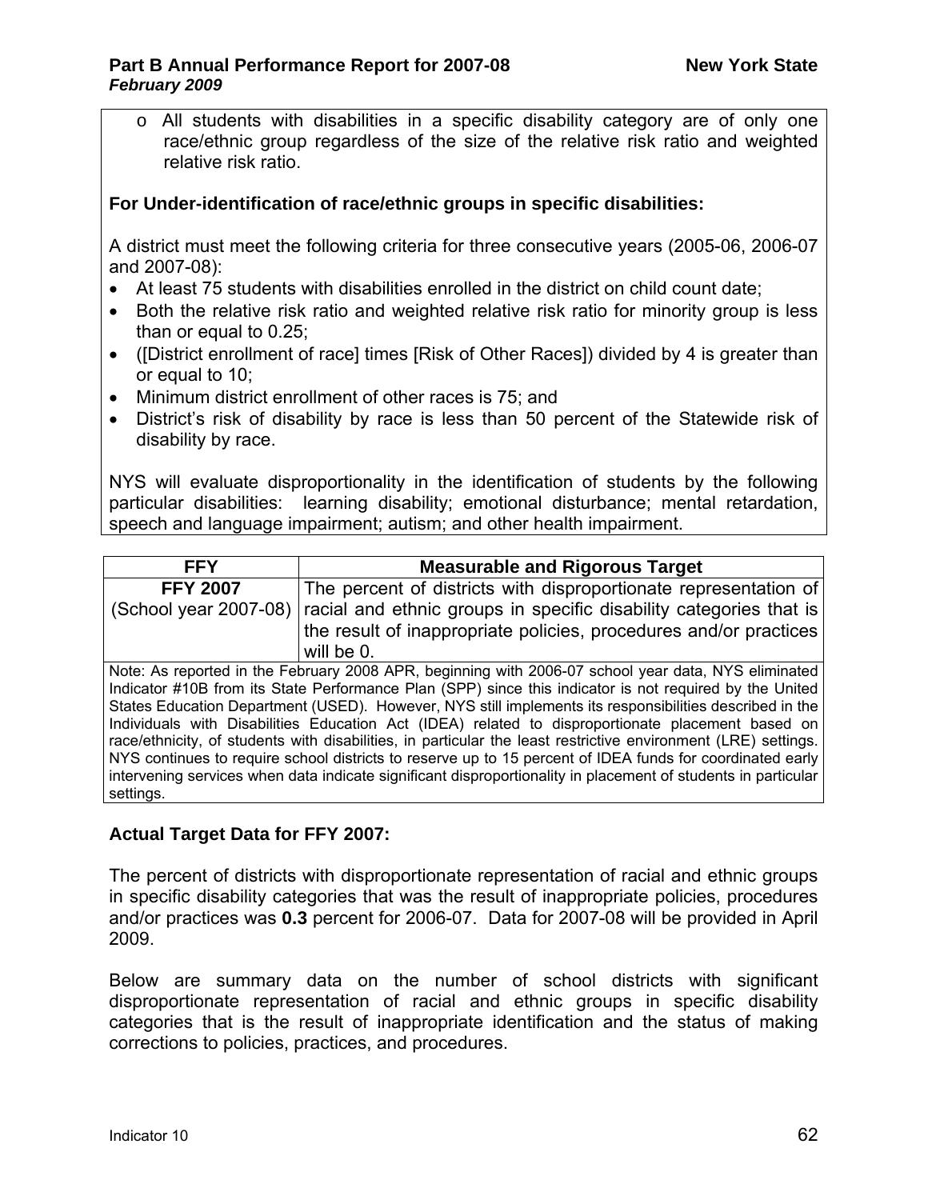- All students with disabilities in a specific disability category are of only one race/ethnic group regardless of the size of the relative risk ratio and weighted relative risk ratio.

**For Under-identification of race/ethnic groups in specific disabilities:**

A district must meet the following criteria for three consecutive years (2005-06, 2006-07 and 2007-08):

- At least 75 students with disabilities enrolled in the district on child count date;
- Both the relative risk ratio and weighted relative risk ratio for minority group is less than or equal to 0.25;
- ([District enrollment of race] times [Risk of Other Races]) divided by 4 is greater than or equal to 10;
- Minimum district enrollment of other races is 75; and
- District's risk of disability by race is less than 50 percent of the Statewide risk of disability by race.

NYS will evaluate disproportionality in the identification of students by the following particular disabilities: learning disability; emotional disturbance; mental retardation, speech and language impairment; autism; and other health impairment.

| FFY | Measurable and Rigorous Target |
|---|---|
| **FFY 2007** (School year 2007-08) | The percent of districts with disproportionate representation of racial and ethnic groups in specific disability categories that is the result of inappropriate policies, procedures and/or practices will be 0. |
| Note: As reported in the February 2008 APR, beginning with 2006-07 school year data, NYS eliminated Indicator #10B from its State Performance Plan (SPP) since this indicator is not required by the United States Education Department (USED). However, NYS still implements its responsibilities described in the Individuals with Disabilities Education Act (IDEA) related to disproportionate placement based on race/ethnicity, of students with disabilities, in particular the least restrictive environment (LRE) settings. NYS continues to require school districts to reserve up to 15 percent of IDEA funds for coordinated early intervening services when data indicate significant disproportionality in placement of students in particular settings. | |

**Actual Target Data for FFY 2007:**

The percent of districts with disproportionate representation of racial and ethnic groups in specific disability categories that was the result of inappropriate policies, procedures and/or practices was **0.3** percent for 2006-07. Data for 2007-08 will be provided in April 2009.

Below are summary data on the number of school districts with significant disproportionate representation of racial and ethnic groups in specific disability categories that is the result of inappropriate identification and the status of making corrections to policies, practices, and procedures.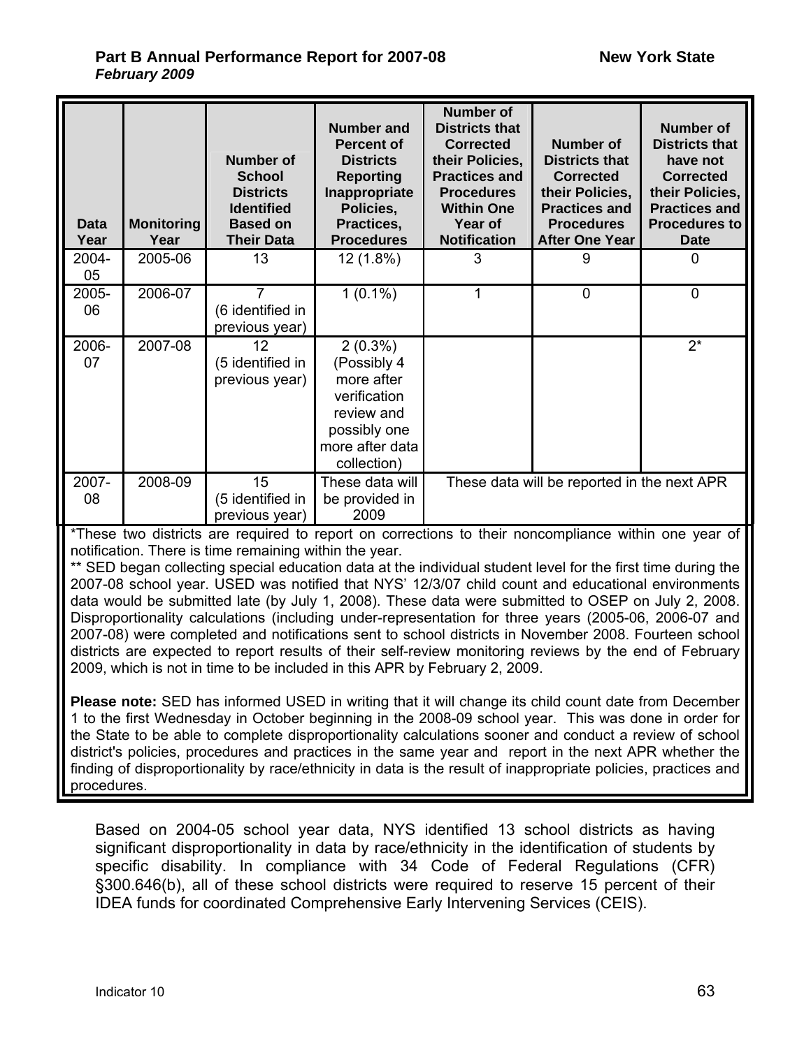| Data Year | Monitoring Year | Number of School Districts Identified Based on Their Data | Number and Percent of Districts Reporting Inappropriate Policies, Practices, Procedures | Number of Districts that Corrected their Policies, Practices and Procedures Within One Year of Notification | Number of Districts that Corrected their Policies, Practices and Procedures After One Year | Number of Districts that have not Corrected their Policies, Practices and Procedures to Date |
|---|---|---|---|---|---|---|
| 2004-05 | 2005-06 | 13 | 12 (1.8%) | 3 | 9 | 0 |
| 2005-06 | 2006-07 | 7 (6 identified in previous year) | 1 (0.1%) | 1 | 0 | 0 |
| 2006-07 | 2007-08 | 12 (5 identified in previous year) | 2 (0.3%) (Possibly 4 more after verification review and possibly one more after data collection) | | | 2* |
| 2007-08 | 2008-09 | 15 (5 identified in previous year) | These data will be provided in 2009 | These data will be reported in the next APR | | |

*These two districts are required to report on corrections to their noncompliance within one year of notification. There is time remaining within the year.

** SED began collecting special education data at the individual student level for the first time during the 2007-08 school year. USED was notified that NYS' 12/3/07 child count and educational environments data would be submitted late (by July 1, 2008). These data were submitted to OSEP on July 2, 2008. Disproportionality calculations (including under-representation for three years (2005-06, 2006-07 and 2007-08) were completed and notifications sent to school districts in November 2008. Fourteen school districts are expected to report results of their self-review monitoring reviews by the end of February 2009, which is not in time to be included in this APR by February 2, 2009.

**Please note:** SED has informed USED in writing that it will change its child count date from December 1 to the first Wednesday in October beginning in the 2008-09 school year. This was done in order for the State to be able to complete disproportionality calculations sooner and conduct a review of school district's policies, procedures and practices in the same year and report in the next APR whether the finding of disproportionality by race/ethnicity in data is the result of inappropriate policies, practices and procedures.

Based on 2004-05 school year data, NYS identified 13 school districts as having significant disproportionality in data by race/ethnicity in the identification of students by specific disability. In compliance with 34 Code of Federal Regulations (CFR) §300.646(b), all of these school districts were required to reserve 15 percent of their IDEA funds for coordinated Comprehensive Early Intervening Services (CEIS).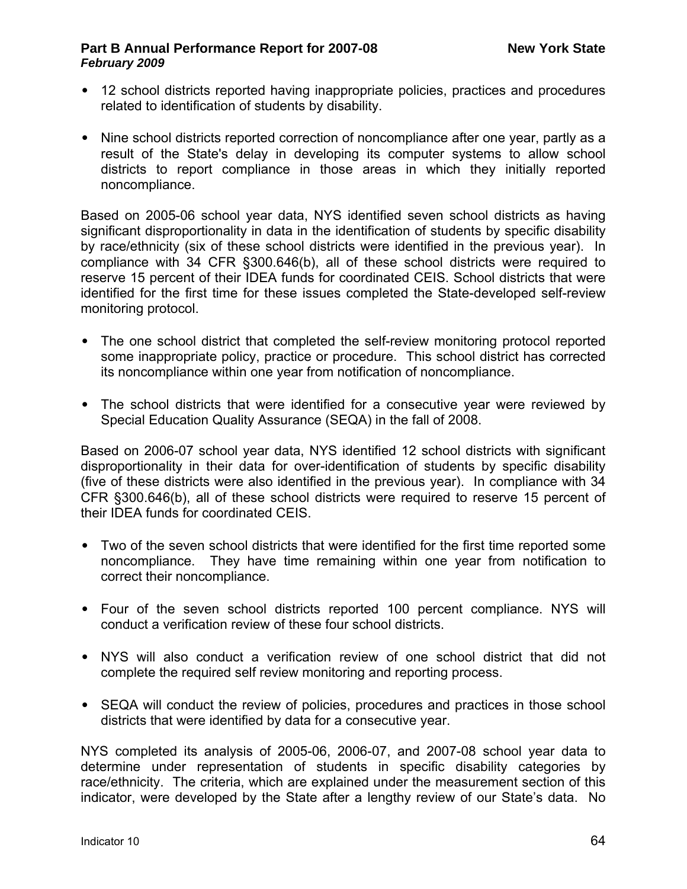- 12 school districts reported having inappropriate policies, practices and procedures related to identification of students by disability.

- Nine school districts reported correction of noncompliance after one year, partly as a result of the State's delay in developing its computer systems to allow school districts to report compliance in those areas in which they initially reported noncompliance.

Based on 2005-06 school year data, NYS identified seven school districts as having significant disproportionality in data in the identification of students by specific disability by race/ethnicity (six of these school districts were identified in the previous year). In compliance with 34 CFR §300.646(b), all of these school districts were required to reserve 15 percent of their IDEA funds for coordinated CEIS. School districts that were identified for the first time for these issues completed the State-developed self-review monitoring protocol.

- The one school district that completed the self-review monitoring protocol reported some inappropriate policy, practice or procedure. This school district has corrected its noncompliance within one year from notification of noncompliance.

- The school districts that were identified for a consecutive year were reviewed by Special Education Quality Assurance (SEQA) in the fall of 2008.

Based on 2006-07 school year data, NYS identified 12 school districts with significant disproportionality in their data for over-identification of students by specific disability (five of these districts were also identified in the previous year). In compliance with 34 CFR §300.646(b), all of these school districts were required to reserve 15 percent of their IDEA funds for coordinated CEIS.

- Two of the seven school districts that were identified for the first time reported some noncompliance. They have time remaining within one year from notification to correct their noncompliance.

- Four of the seven school districts reported 100 percent compliance. NYS will conduct a verification review of these four school districts.

- NYS will also conduct a verification review of one school district that did not complete the required self review monitoring and reporting process.

- SEQA will conduct the review of policies, procedures and practices in those school districts that were identified by data for a consecutive year.

NYS completed its analysis of 2005-06, 2006-07, and 2007-08 school year data to determine under representation of students in specific disability categories by race/ethnicity. The criteria, which are explained under the measurement section of this indicator, were developed by the State after a lengthy review of our State's data. No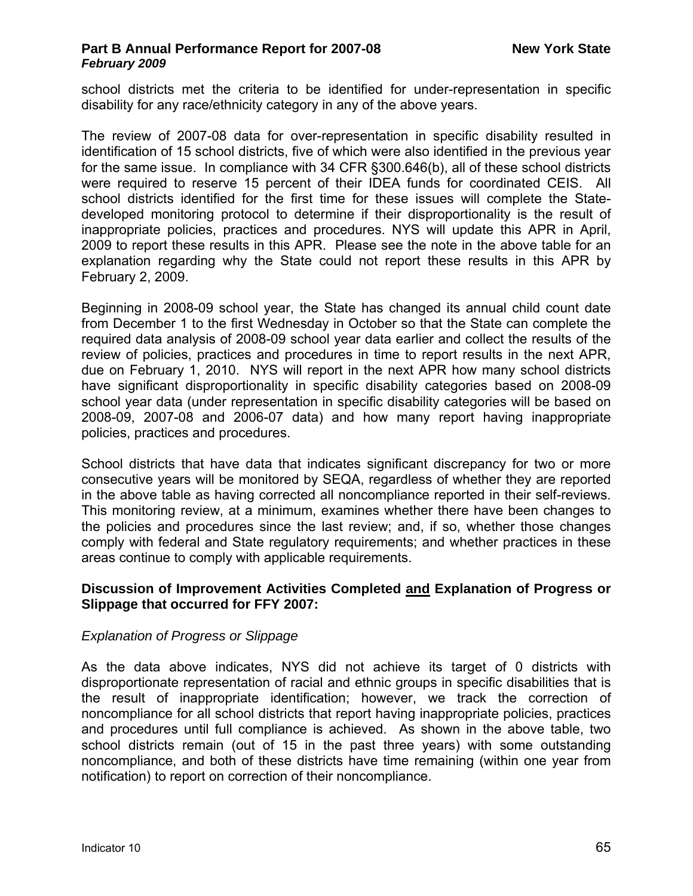school districts met the criteria to be identified for under-representation in specific disability for any race/ethnicity category in any of the above years.

The review of 2007-08 data for over-representation in specific disability resulted in identification of 15 school districts, five of which were also identified in the previous year for the same issue. In compliance with 34 CFR §300.646(b), all of these school districts were required to reserve 15 percent of their IDEA funds for coordinated CEIS. All school districts identified for the first time for these issues will complete the State-developed monitoring protocol to determine if their disproportionality is the result of inappropriate policies, practices and procedures. NYS will update this APR in April, 2009 to report these results in this APR. Please see the note in the above table for an explanation regarding why the State could not report these results in this APR by February 2, 2009.

Beginning in 2008-09 school year, the State has changed its annual child count date from December 1 to the first Wednesday in October so that the State can complete the required data analysis of 2008-09 school year data earlier and collect the results of the review of policies, practices and procedures in time to report results in the next APR, due on February 1, 2010. NYS will report in the next APR how many school districts have significant disproportionality in specific disability categories based on 2008-09 school year data (under representation in specific disability categories will be based on 2008-09, 2007-08 and 2006-07 data) and how many report having inappropriate policies, practices and procedures.

School districts that have data that indicates significant discrepancy for two or more consecutive years will be monitored by SEQA, regardless of whether they are reported in the above table as having corrected all noncompliance reported in their self-reviews. This monitoring review, at a minimum, examines whether there have been changes to the policies and procedures since the last review; and, if so, whether those changes comply with federal and State regulatory requirements; and whether practices in these areas continue to comply with applicable requirements.

**Discussion of Improvement Activities Completed and Explanation of Progress or Slippage that occurred for FFY 2007:**

*Explanation of Progress or Slippage*

As the data above indicates, NYS did not achieve its target of 0 districts with disproportionate representation of racial and ethnic groups in specific disabilities that is the result of inappropriate identification; however, we track the correction of noncompliance for all school districts that report having inappropriate policies, practices and procedures until full compliance is achieved. As shown in the above table, two school districts remain (out of 15 in the past three years) with some outstanding noncompliance, and both of these districts have time remaining (within one year from notification) to report on correction of their noncompliance.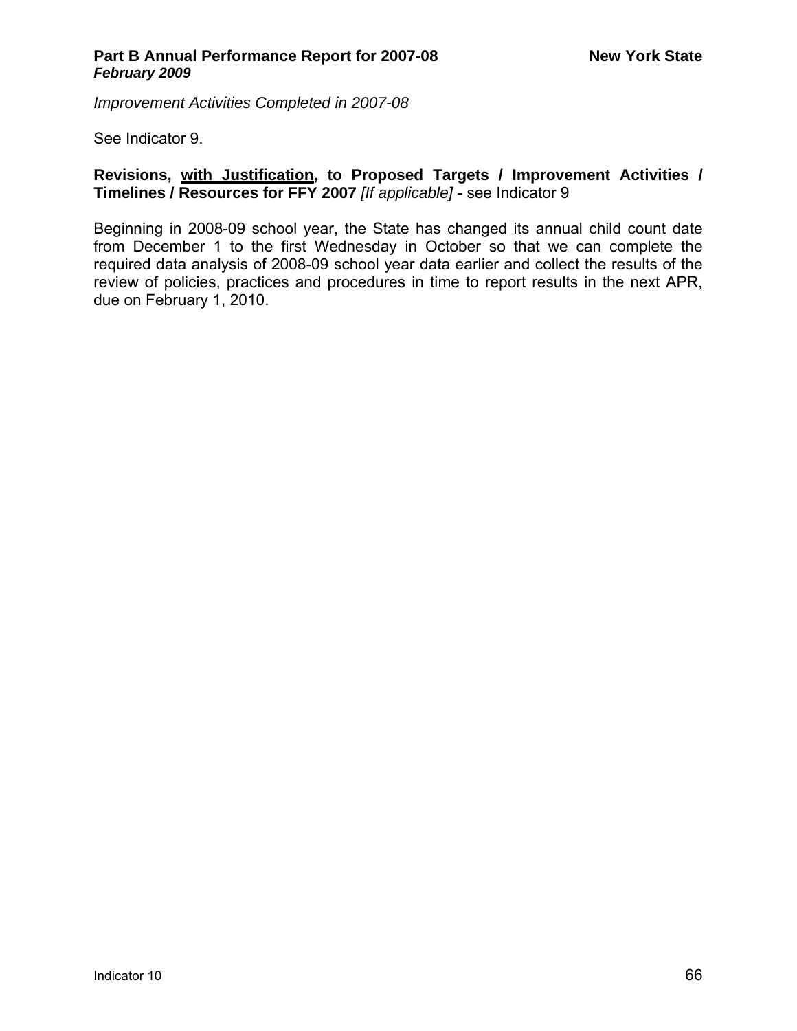*Improvement Activities Completed in 2007-08*

See Indicator 9.

**Revisions, <u>with Justification</u>, to Proposed Targets / Improvement Activities / Timelines / Resources for FFY 2007** *[If applicable]* - see Indicator 9

Beginning in 2008-09 school year, the State has changed its annual child count date from December 1 to the first Wednesday in October so that we can complete the required data analysis of 2008-09 school year data earlier and collect the results of the review of policies, practices and procedures in time to report results in the next APR, due on February 1, 2010.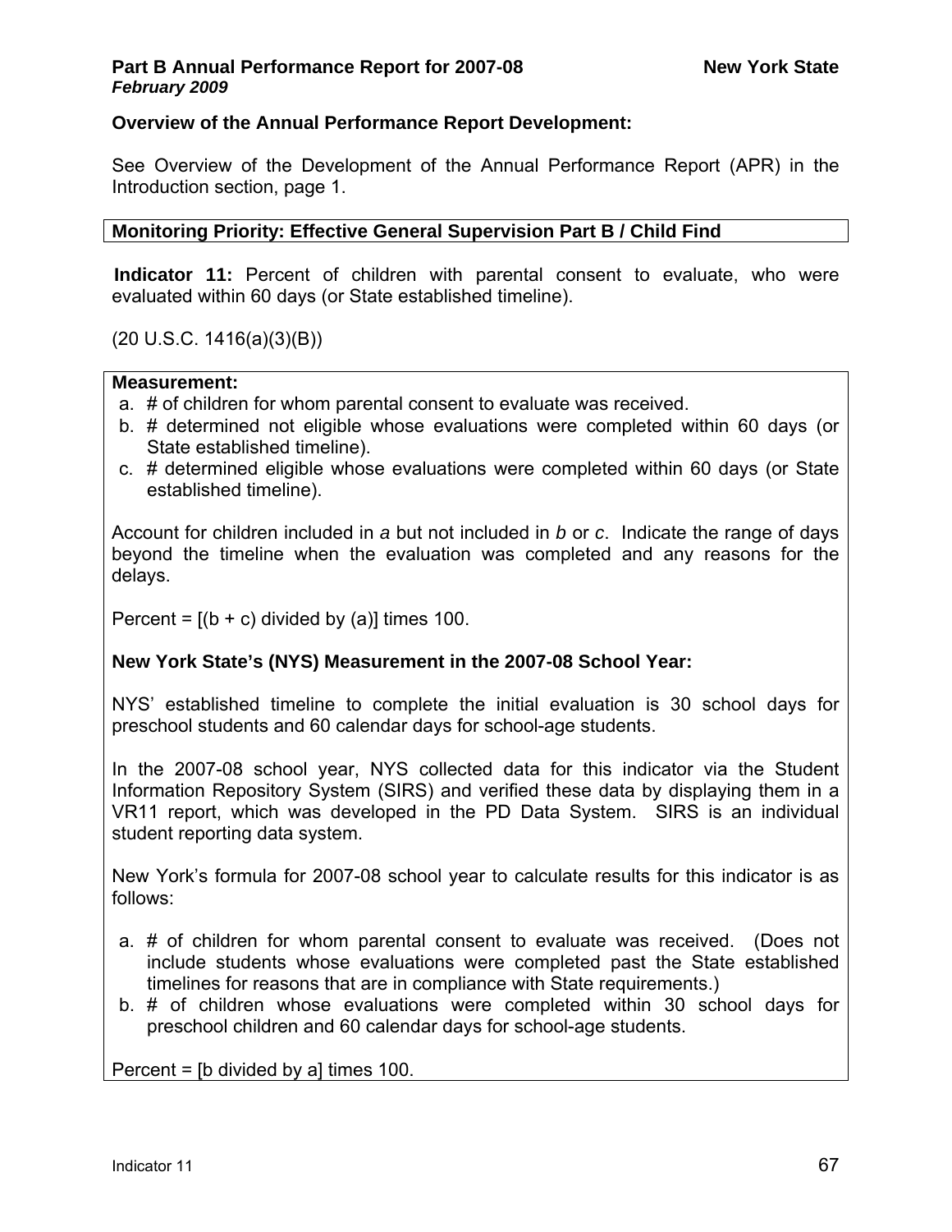**Overview of the Annual Performance Report Development:**

See Overview of the Development of the Annual Performance Report (APR) in the Introduction section, page 1.

**Monitoring Priority: Effective General Supervision Part B / Child Find**

**Indicator 11:** Percent of children with parental consent to evaluate, who were evaluated within 60 days (or State established timeline).

(20 U.S.C. 1416(a)(3)(B))

**Measurement:**

a. # of children for whom parental consent to evaluate was received.
b. # determined not eligible whose evaluations were completed within 60 days (or State established timeline).
c. # determined eligible whose evaluations were completed within 60 days (or State established timeline).

Account for children included in *a* but not included in *b* or *c*. Indicate the range of days beyond the timeline when the evaluation was completed and any reasons for the delays.

Percent = [(b + c) divided by (a)] times 100.

**New York State's (NYS) Measurement in the 2007-08 School Year:**

NYS' established timeline to complete the initial evaluation is 30 school days for preschool students and 60 calendar days for school-age students.

In the 2007-08 school year, NYS collected data for this indicator via the Student Information Repository System (SIRS) and verified these data by displaying them in a VR11 report, which was developed in the PD Data System. SIRS is an individual student reporting data system.

New York's formula for 2007-08 school year to calculate results for this indicator is as follows:

a. # of children for whom parental consent to evaluate was received. (Does not include students whose evaluations were completed past the State established timelines for reasons that are in compliance with State requirements.)
b. # of children whose evaluations were completed within 30 school days for preschool children and 60 calendar days for school-age students.

Percent = [b divided by a] times 100.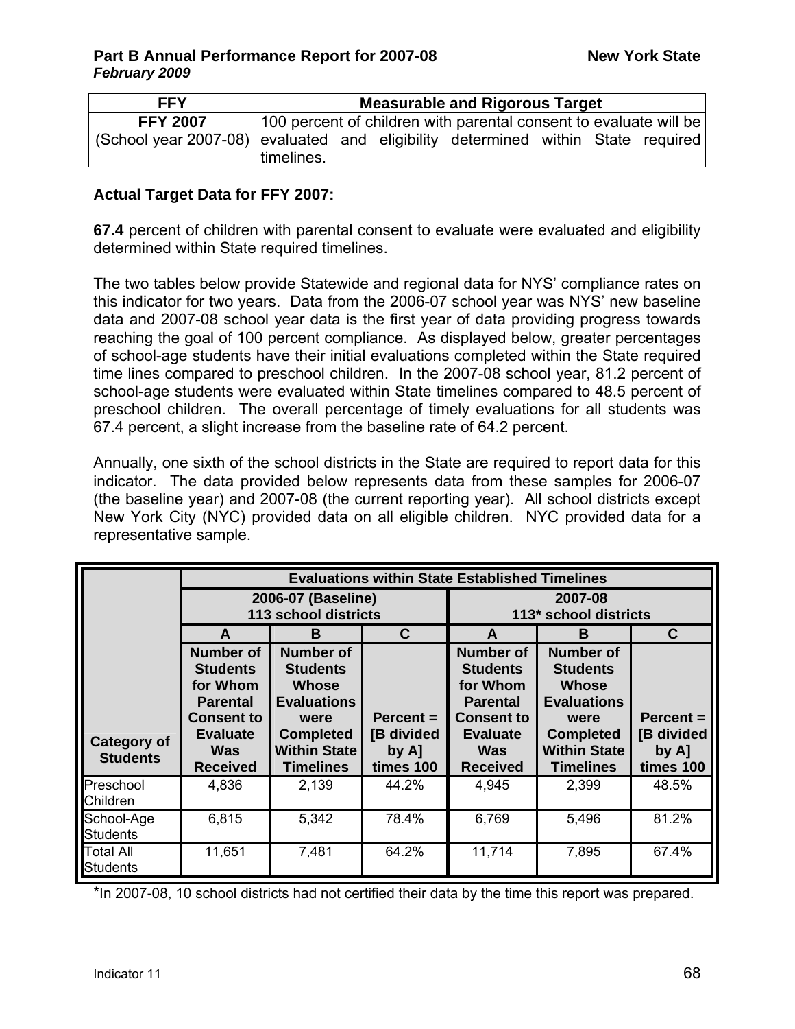| FFY | Measurable and Rigorous Target |
| --- | --- |
| FFY 2007 (School year 2007-08) | 100 percent of children with parental consent to evaluate will be evaluated and eligibility determined within State required timelines. |

**Actual Target Data for FFY 2007:**

**67.4** percent of children with parental consent to evaluate were evaluated and eligibility determined within State required timelines.

The two tables below provide Statewide and regional data for NYS' compliance rates on this indicator for two years. Data from the 2006-07 school year was NYS' new baseline data and 2007-08 school year data is the first year of data providing progress towards reaching the goal of 100 percent compliance. As displayed below, greater percentages of school-age students have their initial evaluations completed within the State required time lines compared to preschool children. In the 2007-08 school year, 81.2 percent of school-age students were evaluated within State timelines compared to 48.5 percent of preschool children. The overall percentage of timely evaluations for all students was 67.4 percent, a slight increase from the baseline rate of 64.2 percent.

Annually, one sixth of the school districts in the State are required to report data for this indicator. The data provided below represents data from these samples for 2006-07 (the baseline year) and 2007-08 (the current reporting year). All school districts except New York City (NYC) provided data on all eligible children. NYC provided data for a representative sample.

| | Evaluations within State Established Timelines | | | | | |
| --- | --- | --- | --- | --- | --- | --- |
| | 2006-07 (Baseline) 113 school districts | | | 2007-08 113* school districts | | |
| | A | B | C | A | B | C |
| Category of Students | Number of Students for Whom Parental Consent to Evaluate Was Received | Number of Students Whose Evaluations were Completed Within State Timelines | Percent = [B divided by A] times 100 | Number of Students for Whom Parental Consent to Evaluate Was Received | Number of Students Whose Evaluations were Completed Within State Timelines | Percent = [B divided by A] times 100 |
| Preschool Children | 4,836 | 2,139 | 44.2% | 4,945 | 2,399 | 48.5% |
| School-Age Students | 6,815 | 5,342 | 78.4% | 6,769 | 5,496 | 81.2% |
| Total All Students | 11,651 | 7,481 | 64.2% | 11,714 | 7,895 | 67.4% |

*In 2007-08, 10 school districts had not certified their data by the time this report was prepared.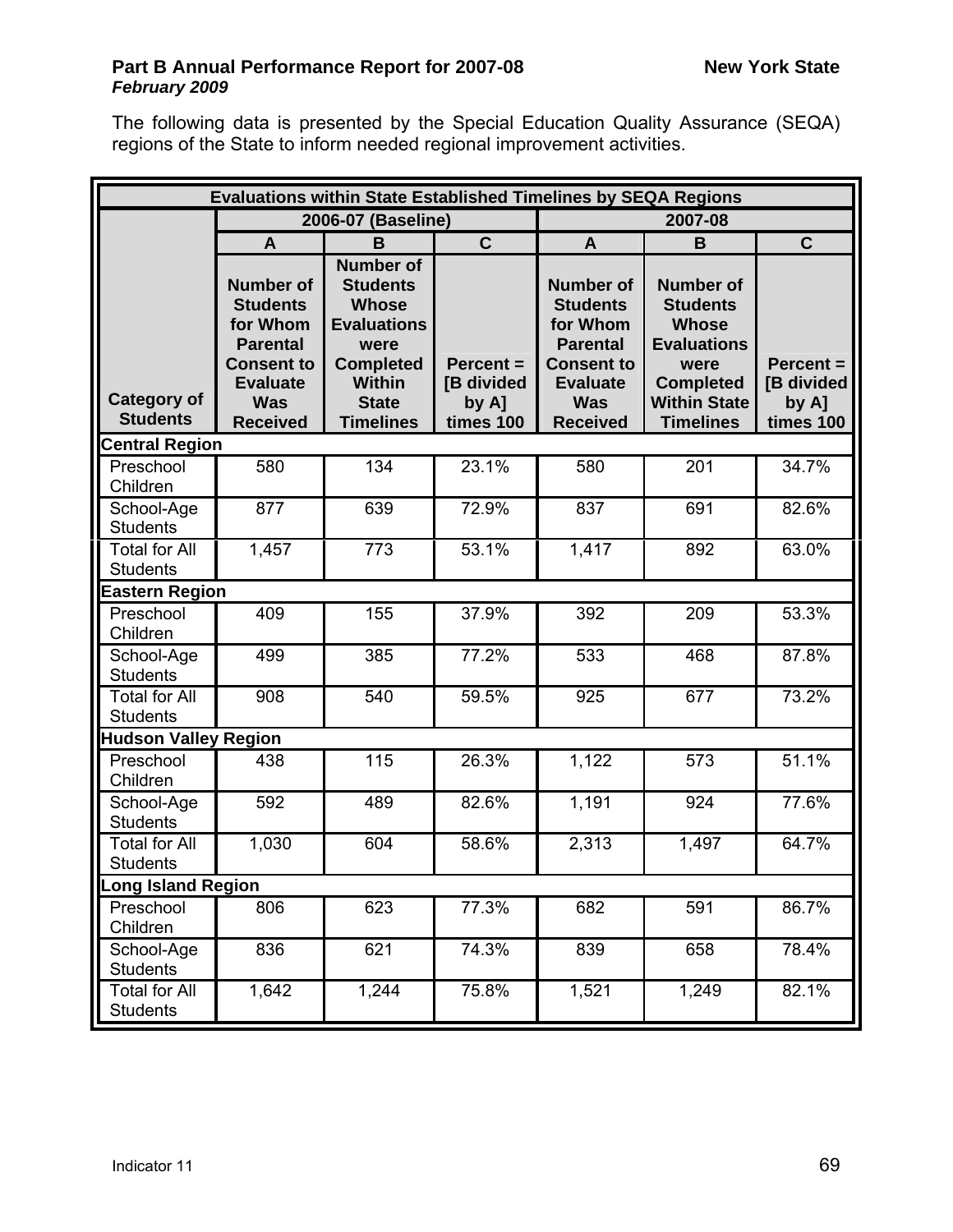The following data is presented by the Special Education Quality Assurance (SEQA) regions of the State to inform needed regional improvement activities.

| Evaluations within State Established Timelines by SEQA Regions | | | | | | |
|---|---|---|---|---|---|---|
| | 2006-07 (Baseline) | | | 2007-08 | | |
| | A | B | C | A | B | C |
| Category of Students | Number of Students for Whom Parental Consent to Evaluate Was Received | Number of Students Whose Evaluations were Completed Within State Timelines | Percent = [B divided by A] times 100 | Number of Students for Whom Parental Consent to Evaluate Was Received | Number of Students Whose Evaluations were Completed Within State Timelines | Percent = [B divided by A] times 100 |
| **Central Region** | | | | | | |
| Preschool Children | 580 | 134 | 23.1% | 580 | 201 | 34.7% |
| School-Age Students | 877 | 639 | 72.9% | 837 | 691 | 82.6% |
| Total for All Students | 1,457 | 773 | 53.1% | 1,417 | 892 | 63.0% |
| **Eastern Region** | | | | | | |
| Preschool Children | 409 | 155 | 37.9% | 392 | 209 | 53.3% |
| School-Age Students | 499 | 385 | 77.2% | 533 | 468 | 87.8% |
| Total for All Students | 908 | 540 | 59.5% | 925 | 677 | 73.2% |
| **Hudson Valley Region** | | | | | | |
| Preschool Children | 438 | 115 | 26.3% | 1,122 | 573 | 51.1% |
| School-Age Students | 592 | 489 | 82.6% | 1,191 | 924 | 77.6% |
| Total for All Students | 1,030 | 604 | 58.6% | 2,313 | 1,497 | 64.7% |
| **Long Island Region** | | | | | | |
| Preschool Children | 806 | 623 | 77.3% | 682 | 591 | 86.7% |
| School-Age Students | 836 | 621 | 74.3% | 839 | 658 | 78.4% |
| Total for All Students | 1,642 | 1,244 | 75.8% | 1,521 | 1,249 | 82.1% |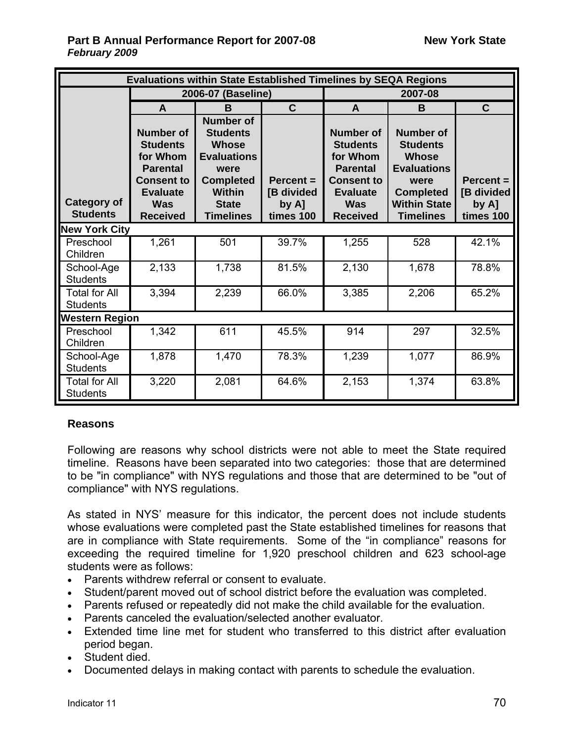| Evaluations within State Established Timelines by SEQA Regions | | | | | | |
|---|---|---|---|---|---|---|
| | 2006-07 (Baseline) | | | 2007-08 | | |
| | A | B | C | A | B | C |
| Category of Students | Number of Students for Whom Parental Consent to Evaluate Was Received | Number of Students Whose Evaluations were Completed Within State Timelines | Percent = [B divided by A] times 100 | Number of Students for Whom Parental Consent to Evaluate Was Received | Number of Students Whose Evaluations were Completed Within State Timelines | Percent = [B divided by A] times 100 |
| **New York City** | | | | | | |
| Preschool Children | 1,261 | 501 | 39.7% | 1,255 | 528 | 42.1% |
| School-Age Students | 2,133 | 1,738 | 81.5% | 2,130 | 1,678 | 78.8% |
| Total for All Students | 3,394 | 2,239 | 66.0% | 3,385 | 2,206 | 65.2% |
| **Western Region** | | | | | | |
| Preschool Children | 1,342 | 611 | 45.5% | 914 | 297 | 32.5% |
| School-Age Students | 1,878 | 1,470 | 78.3% | 1,239 | 1,077 | 86.9% |
| Total for All Students | 3,220 | 2,081 | 64.6% | 2,153 | 1,374 | 63.8% |

### Reasons

Following are reasons why school districts were not able to meet the State required timeline. Reasons have been separated into two categories: those that are determined to be "in compliance" with NYS regulations and those that are determined to be "out of compliance" with NYS regulations.

As stated in NYS' measure for this indicator, the percent does not include students whose evaluations were completed past the State established timelines for reasons that are in compliance with State requirements. Some of the "in compliance" reasons for exceeding the required timeline for 1,920 preschool children and 623 school-age students were as follows:

- Parents withdrew referral or consent to evaluate.
- Student/parent moved out of school district before the evaluation was completed.
- Parents refused or repeatedly did not make the child available for the evaluation.
- Parents canceled the evaluation/selected another evaluator.
- Extended time line met for student who transferred to this district after evaluation period began.
- Student died.
- Documented delays in making contact with parents to schedule the evaluation.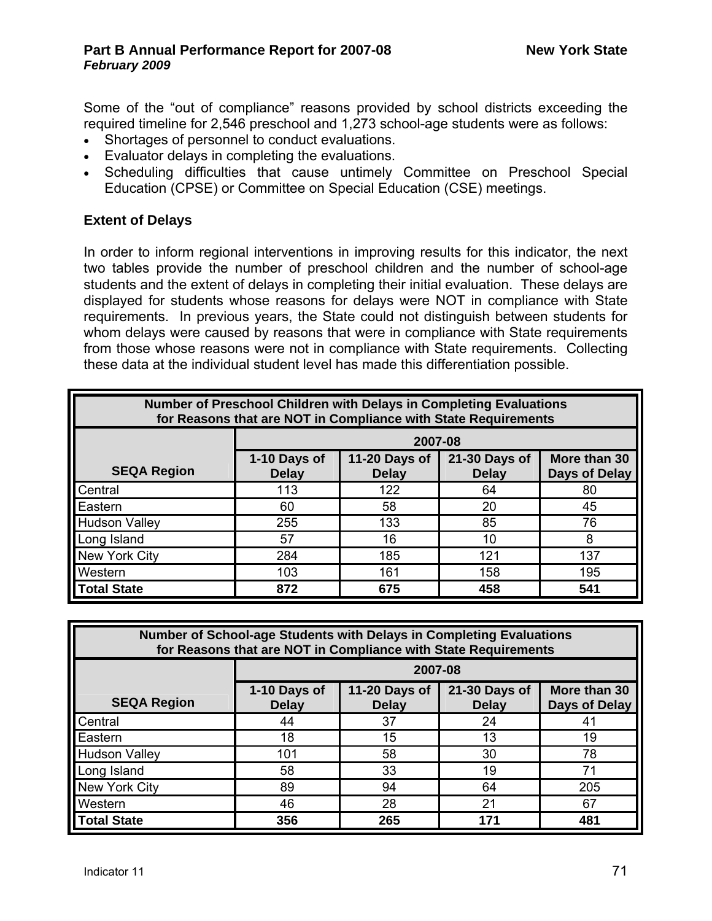Some of the "out of compliance" reasons provided by school districts exceeding the required timeline for 2,546 preschool and 1,273 school-age students were as follows:

- Shortages of personnel to conduct evaluations.
- Evaluator delays in completing the evaluations.
- Scheduling difficulties that cause untimely Committee on Preschool Special Education (CPSE) or Committee on Special Education (CSE) meetings.

### Extent of Delays

In order to inform regional interventions in improving results for this indicator, the next two tables provide the number of preschool children and the number of school-age students and the extent of delays in completing their initial evaluation. These delays are displayed for students whose reasons for delays were NOT in compliance with State requirements. In previous years, the State could not distinguish between students for whom delays were caused by reasons that were in compliance with State requirements from those whose reasons were not in compliance with State requirements. Collecting these data at the individual student level has made this differentiation possible.

**Number of Preschool Children with Delays in Completing Evaluations for Reasons that are NOT in Compliance with State Requirements**

| SEQA Region | 2007-08 | | | |
|---|---|---|---|---|
| | 1-10 Days of Delay | 11-20 Days of Delay | 21-30 Days of Delay | More than 30 Days of Delay |
| Central | 113 | 122 | 64 | 80 |
| Eastern | 60 | 58 | 20 | 45 |
| Hudson Valley | 255 | 133 | 85 | 76 |
| Long Island | 57 | 16 | 10 | 8 |
| New York City | 284 | 185 | 121 | 137 |
| Western | 103 | 161 | 158 | 195 |
| **Total State** | **872** | **675** | **458** | **541** |

**Number of School-age Students with Delays in Completing Evaluations for Reasons that are NOT in Compliance with State Requirements**

| SEQA Region | 2007-08 | | | |
|---|---|---|---|---|
| | 1-10 Days of Delay | 11-20 Days of Delay | 21-30 Days of Delay | More than 30 Days of Delay |
| Central | 44 | 37 | 24 | 41 |
| Eastern | 18 | 15 | 13 | 19 |
| Hudson Valley | 101 | 58 | 30 | 78 |
| Long Island | 58 | 33 | 19 | 71 |
| New York City | 89 | 94 | 64 | 205 |
| Western | 46 | 28 | 21 | 67 |
| **Total State** | **356** | **265** | **171** | **481** |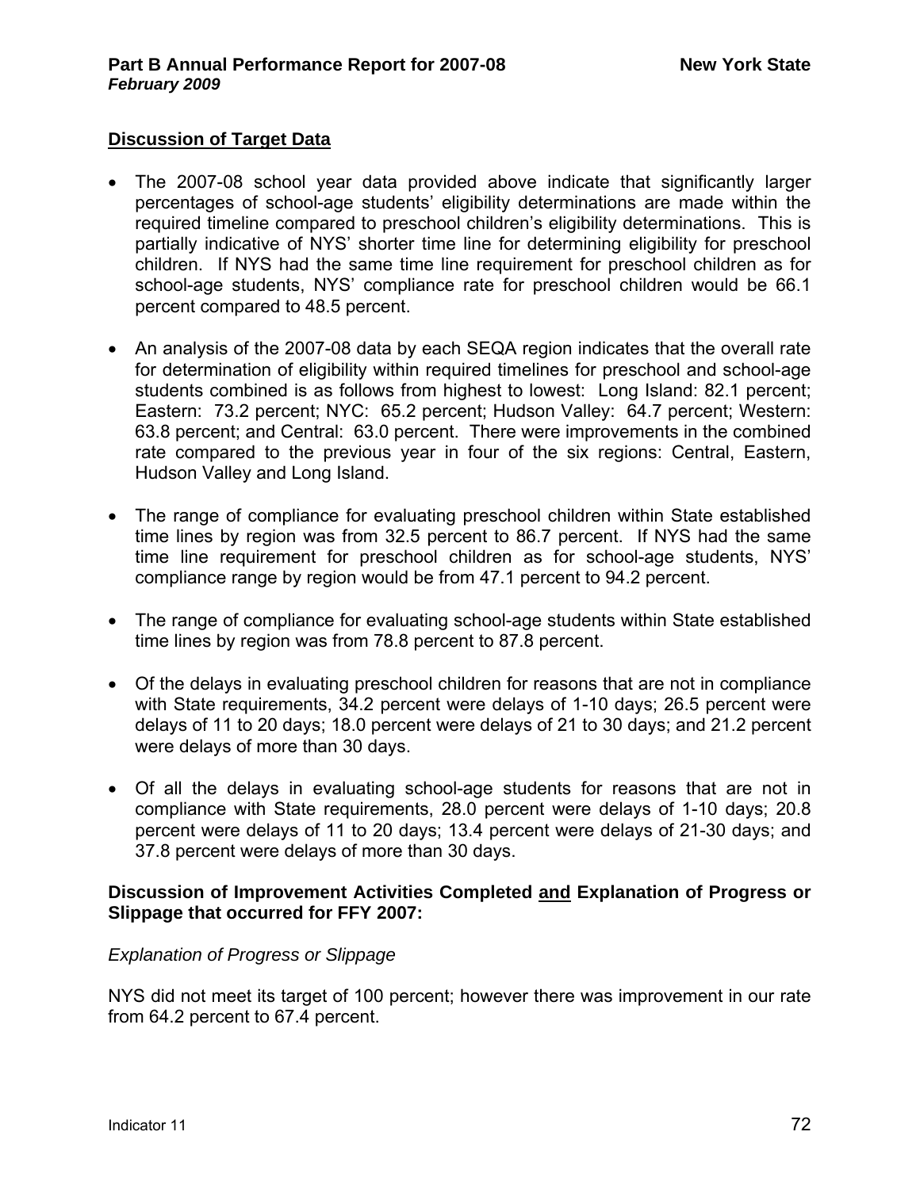## Discussion of Target Data

- The 2007-08 school year data provided above indicate that significantly larger percentages of school-age students' eligibility determinations are made within the required timeline compared to preschool children's eligibility determinations. This is partially indicative of NYS' shorter time line for determining eligibility for preschool children. If NYS had the same time line requirement for preschool children as for school-age students, NYS' compliance rate for preschool children would be 66.1 percent compared to 48.5 percent.
- An analysis of the 2007-08 data by each SEQA region indicates that the overall rate for determination of eligibility within required timelines for preschool and school-age students combined is as follows from highest to lowest: Long Island: 82.1 percent; Eastern: 73.2 percent; NYC: 65.2 percent; Hudson Valley: 64.7 percent; Western: 63.8 percent; and Central: 63.0 percent. There were improvements in the combined rate compared to the previous year in four of the six regions: Central, Eastern, Hudson Valley and Long Island.
- The range of compliance for evaluating preschool children within State established time lines by region was from 32.5 percent to 86.7 percent. If NYS had the same time line requirement for preschool children as for school-age students, NYS' compliance range by region would be from 47.1 percent to 94.2 percent.
- The range of compliance for evaluating school-age students within State established time lines by region was from 78.8 percent to 87.8 percent.
- Of the delays in evaluating preschool children for reasons that are not in compliance with State requirements, 34.2 percent were delays of 1-10 days; 26.5 percent were delays of 11 to 20 days; 18.0 percent were delays of 21 to 30 days; and 21.2 percent were delays of more than 30 days.
- Of all the delays in evaluating school-age students for reasons that are not in compliance with State requirements, 28.0 percent were delays of 1-10 days; 20.8 percent were delays of 11 to 20 days; 13.4 percent were delays of 21-30 days; and 37.8 percent were delays of more than 30 days.

**Discussion of Improvement Activities Completed and Explanation of Progress or Slippage that occurred for FFY 2007:**

*Explanation of Progress or Slippage*

NYS did not meet its target of 100 percent; however there was improvement in our rate from 64.2 percent to 67.4 percent.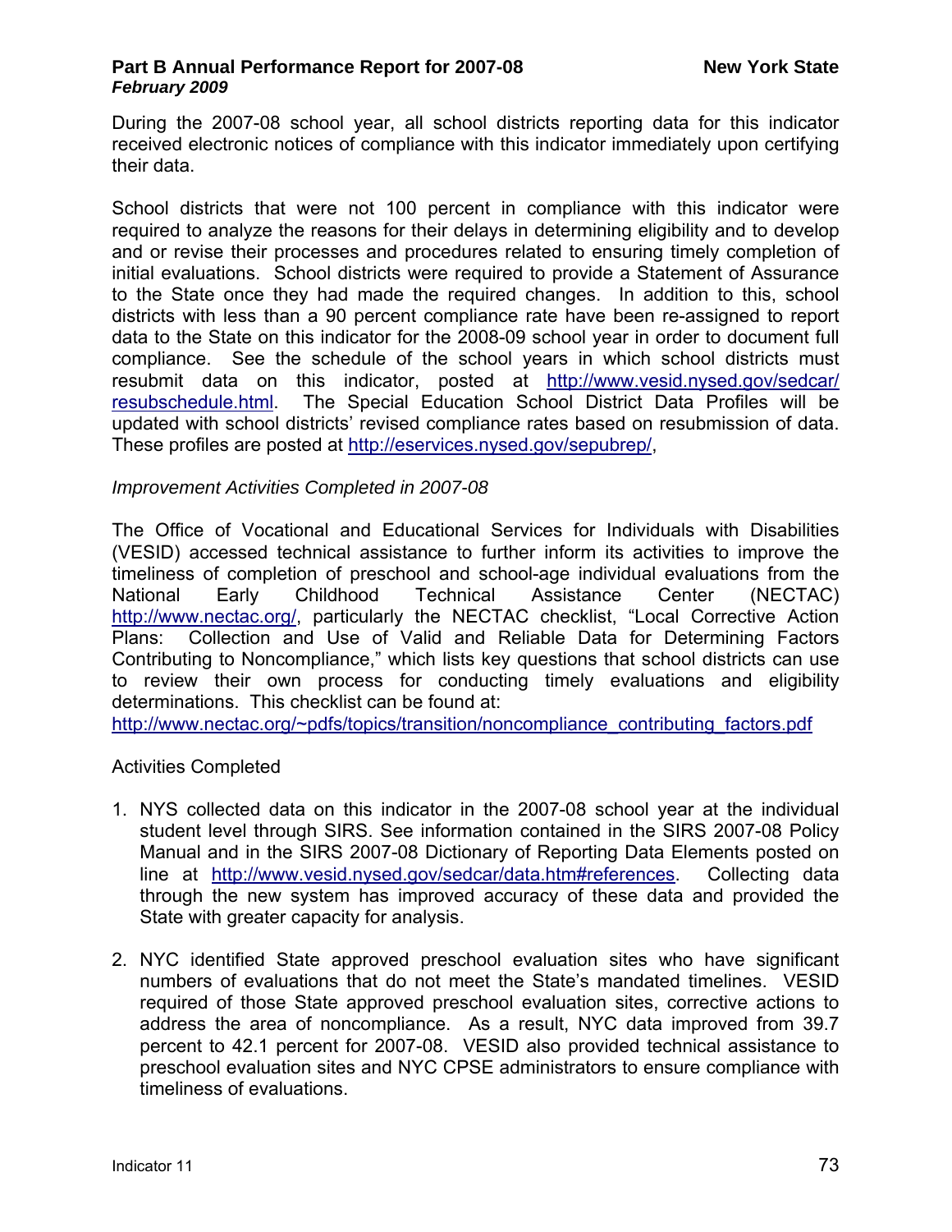During the 2007-08 school year, all school districts reporting data for this indicator received electronic notices of compliance with this indicator immediately upon certifying their data.

School districts that were not 100 percent in compliance with this indicator were required to analyze the reasons for their delays in determining eligibility and to develop and or revise their processes and procedures related to ensuring timely completion of initial evaluations. School districts were required to provide a Statement of Assurance to the State once they had made the required changes. In addition to this, school districts with less than a 90 percent compliance rate have been re-assigned to report data to the State on this indicator for the 2008-09 school year in order to document full compliance. See the schedule of the school years in which school districts must resubmit data on this indicator, posted at http://www.vesid.nysed.gov/sedcar/resubschedule.html. The Special Education School District Data Profiles will be updated with school districts' revised compliance rates based on resubmission of data. These profiles are posted at http://eservices.nysed.gov/sepubrep/,

*Improvement Activities Completed in 2007-08*

The Office of Vocational and Educational Services for Individuals with Disabilities (VESID) accessed technical assistance to further inform its activities to improve the timeliness of completion of preschool and school-age individual evaluations from the National Early Childhood Technical Assistance Center (NECTAC) http://www.nectac.org/, particularly the NECTAC checklist, "Local Corrective Action Plans: Collection and Use of Valid and Reliable Data for Determining Factors Contributing to Noncompliance," which lists key questions that school districts can use to review their own process for conducting timely evaluations and eligibility determinations. This checklist can be found at: http://www.nectac.org/~pdfs/topics/transition/noncompliance_contributing_factors.pdf

Activities Completed

1. NYS collected data on this indicator in the 2007-08 school year at the individual student level through SIRS. See information contained in the SIRS 2007-08 Policy Manual and in the SIRS 2007-08 Dictionary of Reporting Data Elements posted on line at http://www.vesid.nysed.gov/sedcar/data.htm#references. Collecting data through the new system has improved accuracy of these data and provided the State with greater capacity for analysis.

2. NYC identified State approved preschool evaluation sites who have significant numbers of evaluations that do not meet the State's mandated timelines. VESID required of those State approved preschool evaluation sites, corrective actions to address the area of noncompliance. As a result, NYC data improved from 39.7 percent to 42.1 percent for 2007-08. VESID also provided technical assistance to preschool evaluation sites and NYC CPSE administrators to ensure compliance with timeliness of evaluations.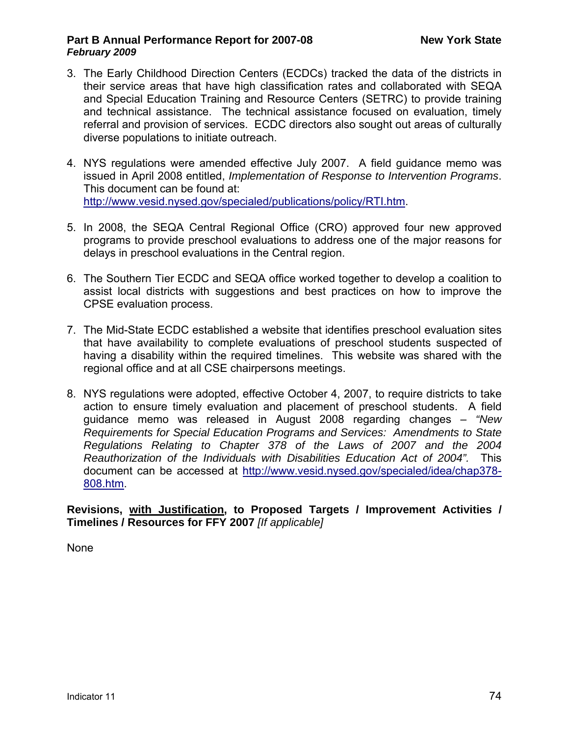3. The Early Childhood Direction Centers (ECDCs) tracked the data of the districts in their service areas that have high classification rates and collaborated with SEQA and Special Education Training and Resource Centers (SETRC) to provide training and technical assistance. The technical assistance focused on evaluation, timely referral and provision of services. ECDC directors also sought out areas of culturally diverse populations to initiate outreach.

4. NYS regulations were amended effective July 2007. A field guidance memo was issued in April 2008 entitled, *Implementation of Response to Intervention Programs*. This document can be found at: http://www.vesid.nysed.gov/specialed/publications/policy/RTI.htm.

5. In 2008, the SEQA Central Regional Office (CRO) approved four new approved programs to provide preschool evaluations to address one of the major reasons for delays in preschool evaluations in the Central region.

6. The Southern Tier ECDC and SEQA office worked together to develop a coalition to assist local districts with suggestions and best practices on how to improve the CPSE evaluation process.

7. The Mid-State ECDC established a website that identifies preschool evaluation sites that have availability to complete evaluations of preschool students suspected of having a disability within the required timelines. This website was shared with the regional office and at all CSE chairpersons meetings.

8. NYS regulations were adopted, effective October 4, 2007, to require districts to take action to ensure timely evaluation and placement of preschool students. A field guidance memo was released in August 2008 regarding changes – *"New Requirements for Special Education Programs and Services: Amendments to State Regulations Relating to Chapter 378 of the Laws of 2007 and the 2004 Reauthorization of the Individuals with Disabilities Education Act of 2004".* This document can be accessed at http://www.vesid.nysed.gov/specialed/idea/chap378-808.htm.

**Revisions, with Justification, to Proposed Targets / Improvement Activities / Timelines / Resources for FFY 2007** *[If applicable]*

None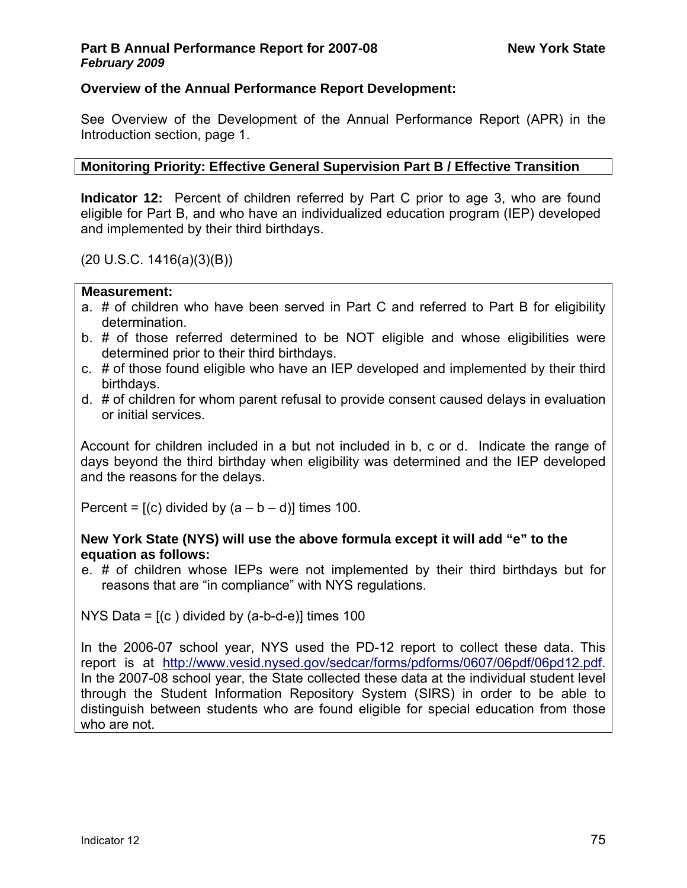**Overview of the Annual Performance Report Development:**

See Overview of the Development of the Annual Performance Report (APR) in the Introduction section, page 1.

**Monitoring Priority: Effective General Supervision Part B / Effective Transition**

**Indicator 12:** Percent of children referred by Part C prior to age 3, who are found eligible for Part B, and who have an individualized education program (IEP) developed and implemented by their third birthdays.

(20 U.S.C. 1416(a)(3)(B))

**Measurement:**

a. # of children who have been served in Part C and referred to Part B for eligibility determination.
b. # of those referred determined to be NOT eligible and whose eligibilities were determined prior to their third birthdays.
c. # of those found eligible who have an IEP developed and implemented by their third birthdays.
d. # of children for whom parent refusal to provide consent caused delays in evaluation or initial services.

Account for children included in a but not included in b, c or d. Indicate the range of days beyond the third birthday when eligibility was determined and the IEP developed and the reasons for the delays.

Percent = [(c) divided by (a – b – d)] times 100.

**New York State (NYS) will use the above formula except it will add "e" to the equation as follows:**

e. # of children whose IEPs were not implemented by their third birthdays but for reasons that are "in compliance" with NYS regulations.

NYS Data = [(c ) divided by (a-b-d-e)] times 100

In the 2006-07 school year, NYS used the PD-12 report to collect these data. This report is at http://www.vesid.nysed.gov/sedcar/forms/pdforms/0607/06pdf/06pd12.pdf. In the 2007-08 school year, the State collected these data at the individual student level through the Student Information Repository System (SIRS) in order to be able to distinguish between students who are found eligible for special education from those who are not.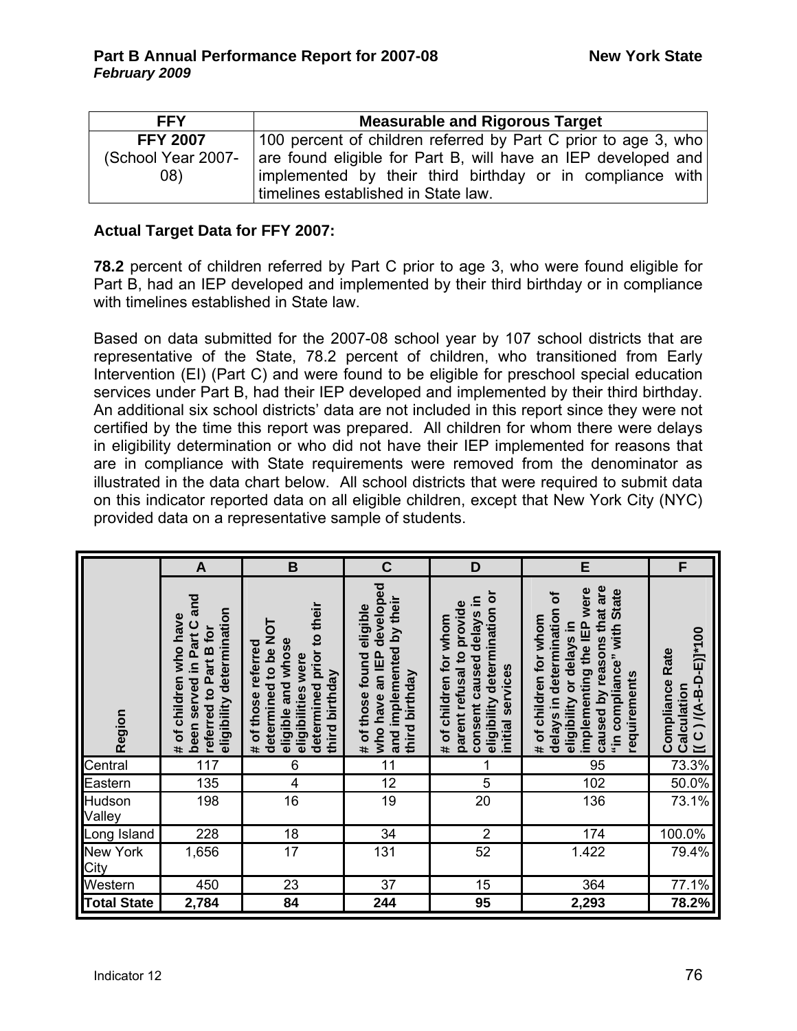| FFY | Measurable and Rigorous Target |
|---|---|
| FFY 2007 (School Year 2007-08) | 100 percent of children referred by Part C prior to age 3, who are found eligible for Part B, will have an IEP developed and implemented by their third birthday or in compliance with timelines established in State law. |

**Actual Target Data for FFY 2007:**

**78.2** percent of children referred by Part C prior to age 3, who were found eligible for Part B, had an IEP developed and implemented by their third birthday or in compliance with timelines established in State law.

Based on data submitted for the 2007-08 school year by 107 school districts that are representative of the State, 78.2 percent of children, who transitioned from Early Intervention (EI) (Part C) and were found to be eligible for preschool special education services under Part B, had their IEP developed and implemented by their third birthday. An additional six school districts' data are not included in this report since they were not certified by the time this report was prepared. All children for whom there were delays in eligibility determination or who did not have their IEP implemented for reasons that are in compliance with State requirements were removed from the denominator as illustrated in the data chart below. All school districts that were required to submit data on this indicator reported data on all eligible children, except that New York City (NYC) provided data on a representative sample of students.

| | A | B | C | D | E | F |
|---|---|---|---|---|---|---|
| Region | # of children who have been served in Part C and referred to Part B for eligibility determination | # of those referred determined to be NOT eligible and whose eligibilities were determined prior to their third birthday | # of those found eligible who have an IEP developed and implemented by their third birthday | # of children for whom parent refusal to provide consent caused delays in eligibility determination or initial services | # of children for whom delays in determination of eligibility or delays in implementing the IEP were caused by reasons that are "in compliance" with State requirements | Compliance Rate Calculation [( C ) /(A-B-D-E)]*100 |
| Central | 117 | 6 | 11 | 1 | 95 | 73.3% |
| Eastern | 135 | 4 | 12 | 5 | 102 | 50.0% |
| Hudson Valley | 198 | 16 | 19 | 20 | 136 | 73.1% |
| Long Island | 228 | 18 | 34 | 2 | 174 | 100.0% |
| New York City | 1,656 | 17 | 131 | 52 | 1.422 | 79.4% |
| Western | 450 | 23 | 37 | 15 | 364 | 77.1% |
| **Total State** | **2,784** | **84** | **244** | **95** | **2,293** | **78.2%** |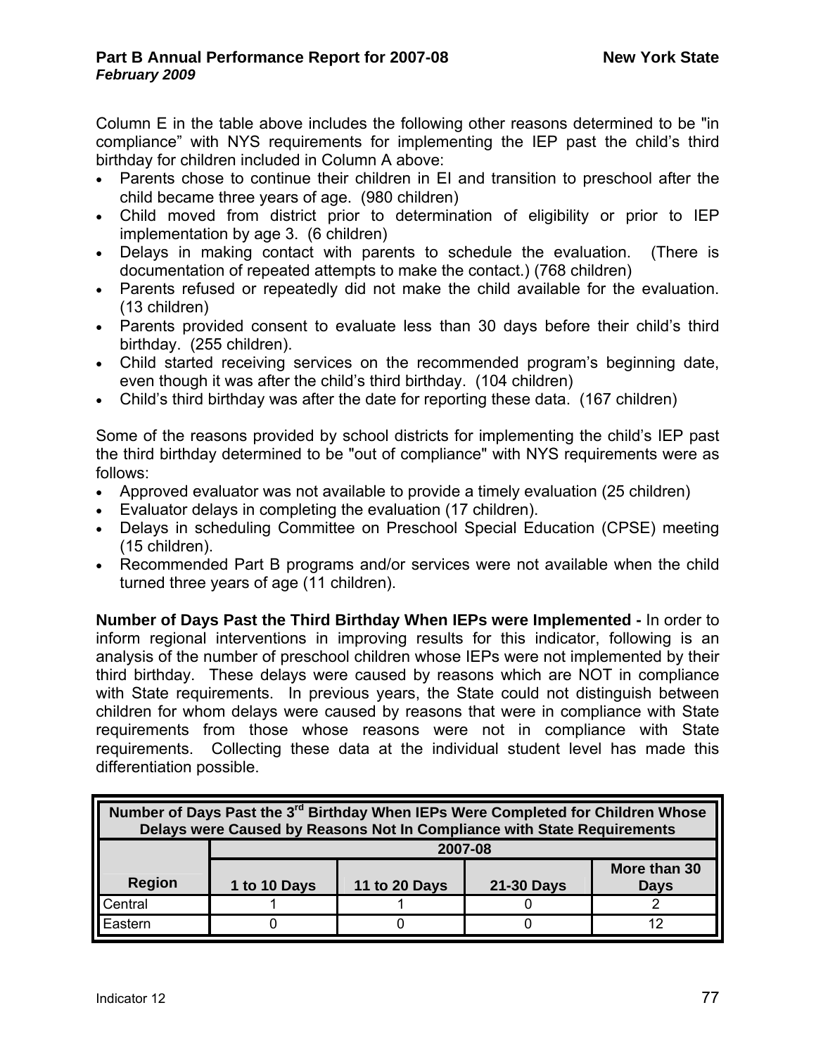Column E in the table above includes the following other reasons determined to be "in compliance" with NYS requirements for implementing the IEP past the child's third birthday for children included in Column A above:

- Parents chose to continue their children in EI and transition to preschool after the child became three years of age. (980 children)
- Child moved from district prior to determination of eligibility or prior to IEP implementation by age 3. (6 children)
- Delays in making contact with parents to schedule the evaluation. (There is documentation of repeated attempts to make the contact.) (768 children)
- Parents refused or repeatedly did not make the child available for the evaluation. (13 children)
- Parents provided consent to evaluate less than 30 days before their child's third birthday. (255 children).
- Child started receiving services on the recommended program's beginning date, even though it was after the child's third birthday. (104 children)
- Child's third birthday was after the date for reporting these data. (167 children)

Some of the reasons provided by school districts for implementing the child's IEP past the third birthday determined to be "out of compliance" with NYS requirements were as follows:

- Approved evaluator was not available to provide a timely evaluation (25 children)
- Evaluator delays in completing the evaluation (17 children).
- Delays in scheduling Committee on Preschool Special Education (CPSE) meeting (15 children).
- Recommended Part B programs and/or services were not available when the child turned three years of age (11 children).

**Number of Days Past the Third Birthday When IEPs were Implemented -** In order to inform regional interventions in improving results for this indicator, following is an analysis of the number of preschool children whose IEPs were not implemented by their third birthday. These delays were caused by reasons which are NOT in compliance with State requirements. In previous years, the State could not distinguish between children for whom delays were caused by reasons that were in compliance with State requirements from those whose reasons were not in compliance with State requirements. Collecting these data at the individual student level has made this differentiation possible.

**Number of Days Past the 3rd Birthday When IEPs Were Completed for Children Whose Delays were Caused by Reasons Not In Compliance with State Requirements**

| | 2007-08 | | | |
|---|---|---|---|---|
| **Region** | **1 to 10 Days** | **11 to 20 Days** | **21-30 Days** | **More than 30 Days** |
| Central | 1 | 1 | 0 | 2 |
| Eastern | 0 | 0 | 0 | 12 |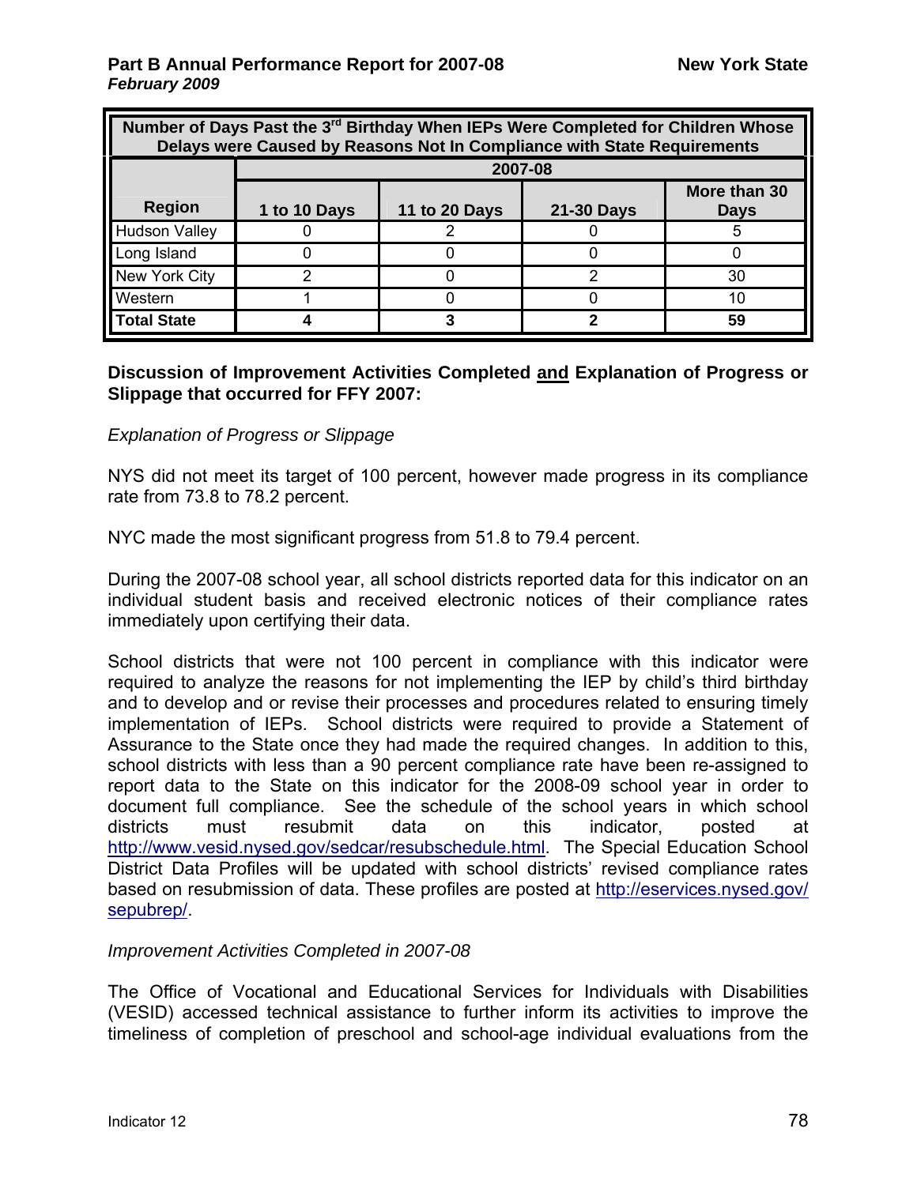| Number of Days Past the 3rd Birthday When IEPs Were Completed for Children Whose Delays were Caused by Reasons Not In Compliance with State Requirements | | | | |
|---|---|---|---|---|
| | 2007-08 | | | |
| Region | 1 to 10 Days | 11 to 20 Days | 21-30 Days | More than 30 Days |
| Hudson Valley | 0 | 2 | 0 | 5 |
| Long Island | 0 | 0 | 0 | 0 |
| New York City | 2 | 0 | 2 | 30 |
| Western | 1 | 0 | 0 | 10 |
| **Total State** | **4** | **3** | **2** | **59** |

**Discussion of Improvement Activities Completed and Explanation of Progress or Slippage that occurred for FFY 2007:**

*Explanation of Progress or Slippage*

NYS did not meet its target of 100 percent, however made progress in its compliance rate from 73.8 to 78.2 percent.

NYC made the most significant progress from 51.8 to 79.4 percent.

During the 2007-08 school year, all school districts reported data for this indicator on an individual student basis and received electronic notices of their compliance rates immediately upon certifying their data.

School districts that were not 100 percent in compliance with this indicator were required to analyze the reasons for not implementing the IEP by child's third birthday and to develop and or revise their processes and procedures related to ensuring timely implementation of IEPs. School districts were required to provide a Statement of Assurance to the State once they had made the required changes. In addition to this, school districts with less than a 90 percent compliance rate have been re-assigned to report data to the State on this indicator for the 2008-09 school year in order to document full compliance. See the schedule of the school years in which school districts must resubmit data on this indicator, posted at http://www.vesid.nysed.gov/sedcar/resubschedule.html. The Special Education School District Data Profiles will be updated with school districts' revised compliance rates based on resubmission of data. These profiles are posted at http://eservices.nysed.gov/sepubrep/.

*Improvement Activities Completed in 2007-08*

The Office of Vocational and Educational Services for Individuals with Disabilities (VESID) accessed technical assistance to further inform its activities to improve the timeliness of completion of preschool and school-age individual evaluations from the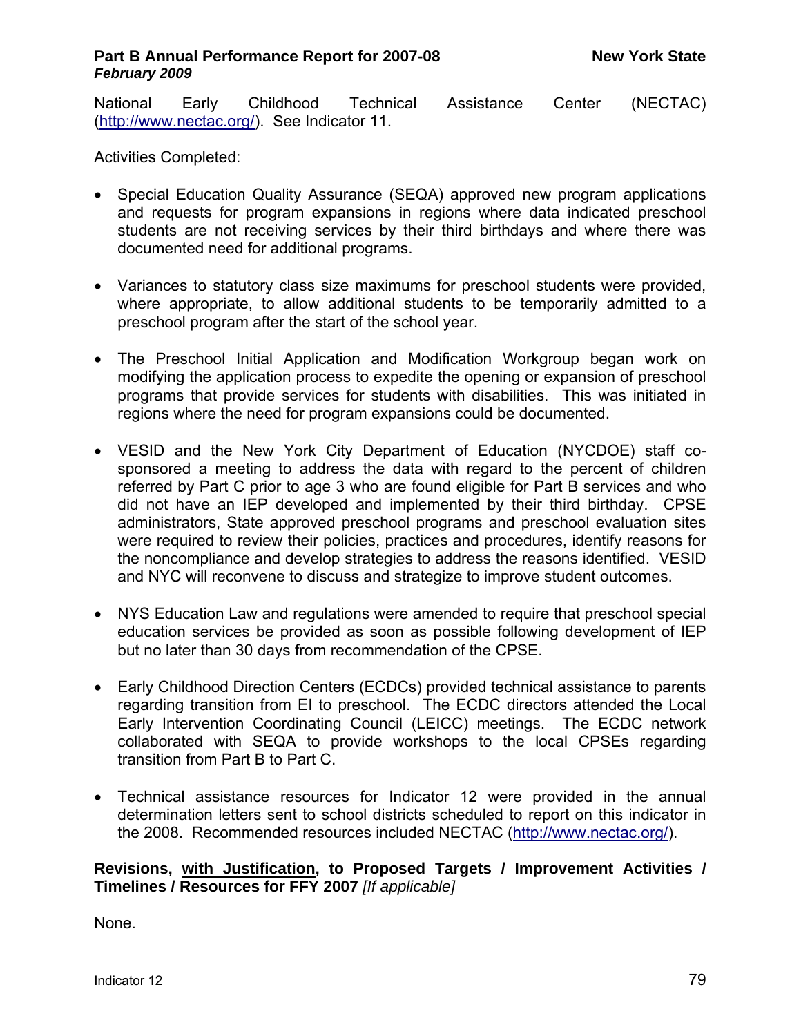National Early Childhood Technical Assistance Center (NECTAC) (http://www.nectac.org/). See Indicator 11.

Activities Completed:

- Special Education Quality Assurance (SEQA) approved new program applications and requests for program expansions in regions where data indicated preschool students are not receiving services by their third birthdays and where there was documented need for additional programs.

- Variances to statutory class size maximums for preschool students were provided, where appropriate, to allow additional students to be temporarily admitted to a preschool program after the start of the school year.

- The Preschool Initial Application and Modification Workgroup began work on modifying the application process to expedite the opening or expansion of preschool programs that provide services for students with disabilities. This was initiated in regions where the need for program expansions could be documented.

- VESID and the New York City Department of Education (NYCDOE) staff co-sponsored a meeting to address the data with regard to the percent of children referred by Part C prior to age 3 who are found eligible for Part B services and who did not have an IEP developed and implemented by their third birthday. CPSE administrators, State approved preschool programs and preschool evaluation sites were required to review their policies, practices and procedures, identify reasons for the noncompliance and develop strategies to address the reasons identified. VESID and NYC will reconvene to discuss and strategize to improve student outcomes.

- NYS Education Law and regulations were amended to require that preschool special education services be provided as soon as possible following development of IEP but no later than 30 days from recommendation of the CPSE.

- Early Childhood Direction Centers (ECDCs) provided technical assistance to parents regarding transition from EI to preschool. The ECDC directors attended the Local Early Intervention Coordinating Council (LEICC) meetings. The ECDC network collaborated with SEQA to provide workshops to the local CPSEs regarding transition from Part B to Part C.

- Technical assistance resources for Indicator 12 were provided in the annual determination letters sent to school districts scheduled to report on this indicator in the 2008. Recommended resources included NECTAC (http://www.nectac.org/).

**Revisions, <u>with Justification</u>, to Proposed Targets / Improvement Activities / Timelines / Resources for FFY 2007** *[If applicable]*

None.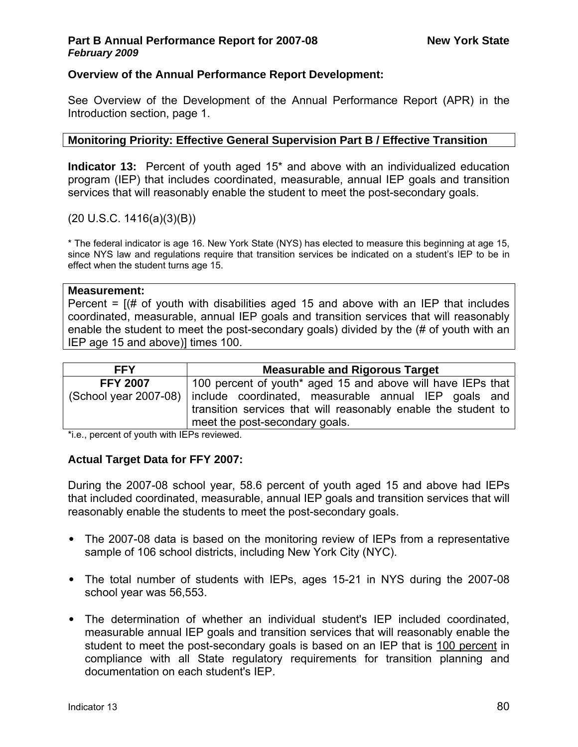**Overview of the Annual Performance Report Development:**

See Overview of the Development of the Annual Performance Report (APR) in the Introduction section, page 1.

| Monitoring Priority: Effective General Supervision Part B / Effective Transition |
|---|

**Indicator 13:** Percent of youth aged 15* and above with an individualized education program (IEP) that includes coordinated, measurable, annual IEP goals and transition services that will reasonably enable the student to meet the post-secondary goals.

(20 U.S.C. 1416(a)(3)(B))

* The federal indicator is age 16. New York State (NYS) has elected to measure this beginning at age 15, since NYS law and regulations require that transition services be indicated on a student's IEP to be in effect when the student turns age 15.

**Measurement:**
Percent = [(# of youth with disabilities aged 15 and above with an IEP that includes coordinated, measurable, annual IEP goals and transition services that will reasonably enable the student to meet the post-secondary goals) divided by the (# of youth with an IEP age 15 and above)] times 100.

| FFY | Measurable and Rigorous Target |
|---|---|
| **FFY 2007** (School year 2007-08) | 100 percent of youth* aged 15 and above will have IEPs that include coordinated, measurable annual IEP goals and transition services that will reasonably enable the student to meet the post-secondary goals. |

*i.e., percent of youth with IEPs reviewed.

**Actual Target Data for FFY 2007:**

During the 2007-08 school year, 58.6 percent of youth aged 15 and above had IEPs that included coordinated, measurable, annual IEP goals and transition services that will reasonably enable the students to meet the post-secondary goals.

- The 2007-08 data is based on the monitoring review of IEPs from a representative sample of 106 school districts, including New York City (NYC).
- The total number of students with IEPs, ages 15-21 in NYS during the 2007-08 school year was 56,553.
- The determination of whether an individual student's IEP included coordinated, measurable annual IEP goals and transition services that will reasonably enable the student to meet the post-secondary goals is based on an IEP that is <u>100 percent</u> in compliance with all State regulatory requirements for transition planning and documentation on each student's IEP.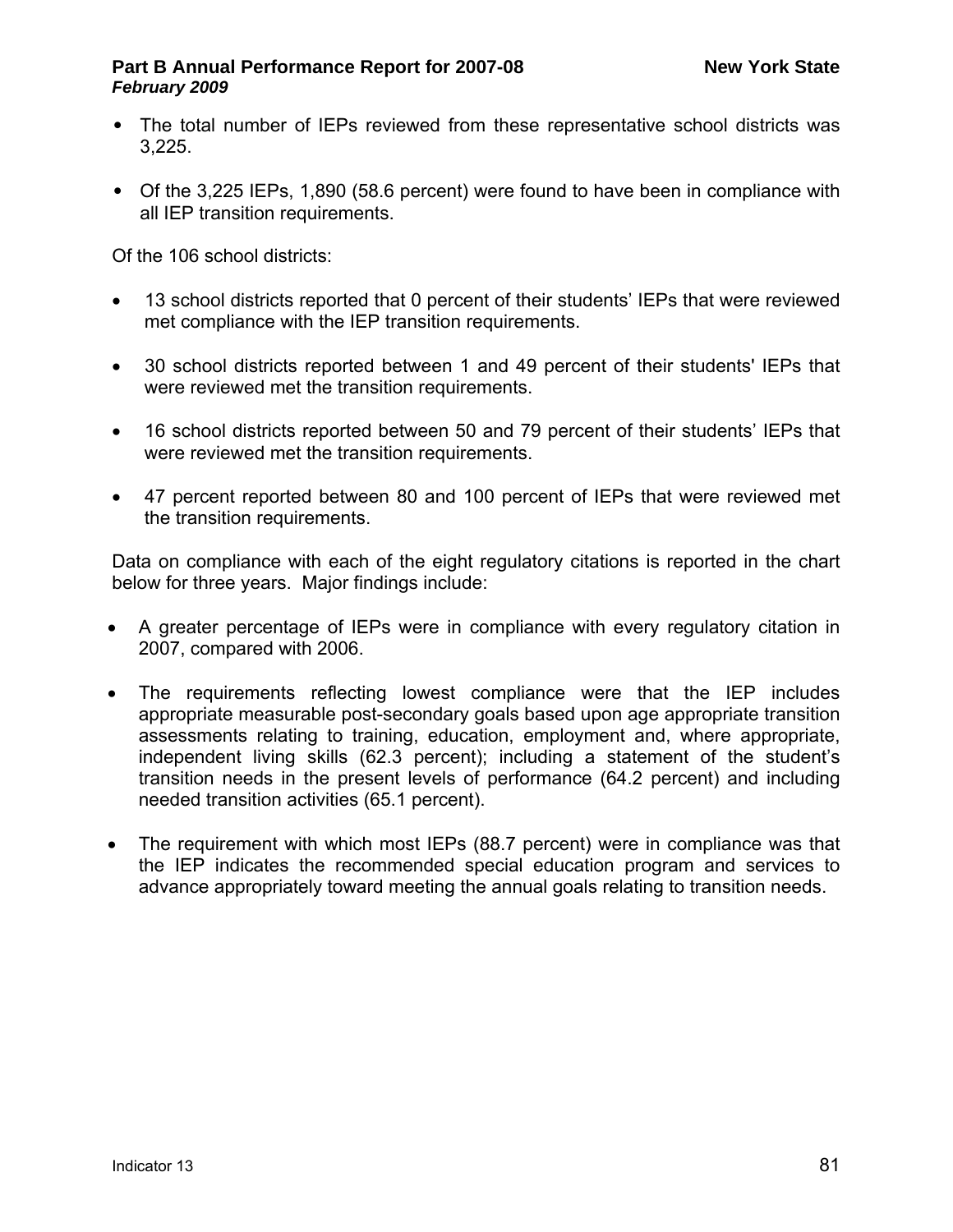- The total number of IEPs reviewed from these representative school districts was 3,225.
- Of the 3,225 IEPs, 1,890 (58.6 percent) were found to have been in compliance with all IEP transition requirements.

Of the 106 school districts:

- 13 school districts reported that 0 percent of their students' IEPs that were reviewed met compliance with the IEP transition requirements.
- 30 school districts reported between 1 and 49 percent of their students' IEPs that were reviewed met the transition requirements.
- 16 school districts reported between 50 and 79 percent of their students' IEPs that were reviewed met the transition requirements.
- 47 percent reported between 80 and 100 percent of IEPs that were reviewed met the transition requirements.

Data on compliance with each of the eight regulatory citations is reported in the chart below for three years. Major findings include:

- A greater percentage of IEPs were in compliance with every regulatory citation in 2007, compared with 2006.
- The requirements reflecting lowest compliance were that the IEP includes appropriate measurable post-secondary goals based upon age appropriate transition assessments relating to training, education, employment and, where appropriate, independent living skills (62.3 percent); including a statement of the student's transition needs in the present levels of performance (64.2 percent) and including needed transition activities (65.1 percent).
- The requirement with which most IEPs (88.7 percent) were in compliance was that the IEP indicates the recommended special education program and services to advance appropriately toward meeting the annual goals relating to transition needs.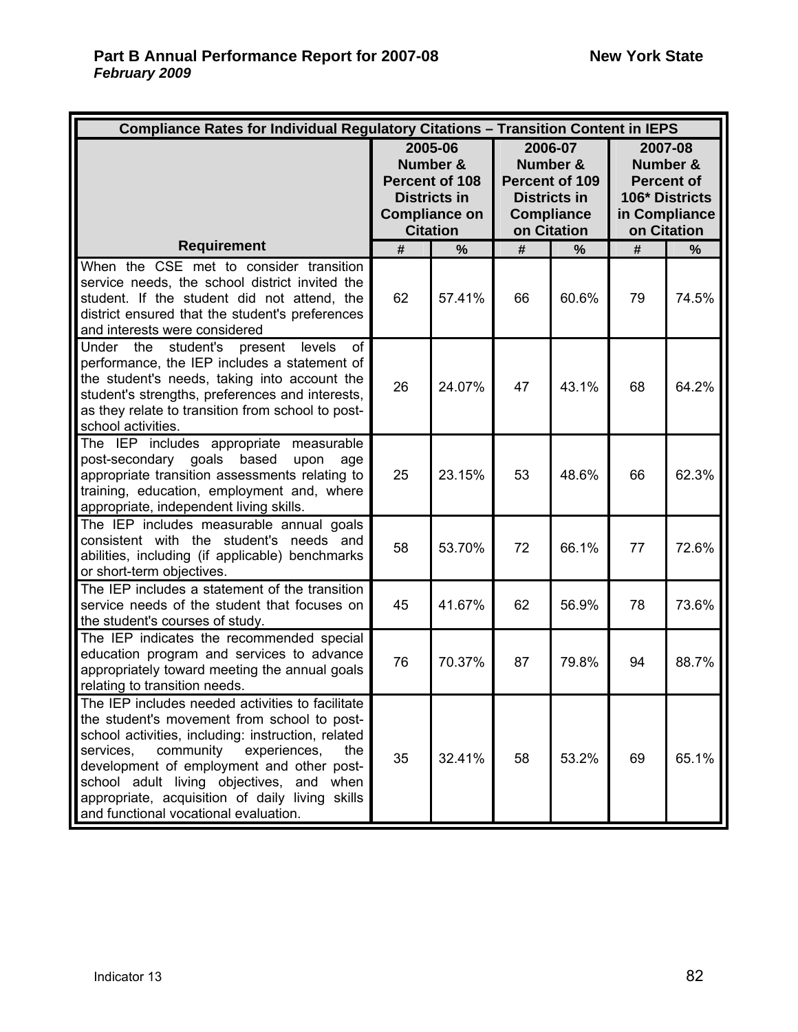| Compliance Rates for Individual Regulatory Citations – Transition Content in IEPS | | | | | | |
|---|---|---|---|---|---|---|
| | 2005-06 Number & Percent of 108 Districts in Compliance on Citation | | 2006-07 Number & Percent of 109 Districts in Compliance on Citation | | 2007-08 Number & Percent of 106* Districts in Compliance on Citation | |
| **Requirement** | **#** | **%** | **#** | **%** | **#** | **%** |
| When the CSE met to consider transition service needs, the school district invited the student. If the student did not attend, the district ensured that the student's preferences and interests were considered | 62 | 57.41% | 66 | 60.6% | 79 | 74.5% |
| Under the student's present levels of performance, the IEP includes a statement of the student's needs, taking into account the student's strengths, preferences and interests, as they relate to transition from school to post-school activities. | 26 | 24.07% | 47 | 43.1% | 68 | 64.2% |
| The IEP includes appropriate measurable post-secondary goals based upon age appropriate transition assessments relating to training, education, employment and, where appropriate, independent living skills. | 25 | 23.15% | 53 | 48.6% | 66 | 62.3% |
| The IEP includes measurable annual goals consistent with the student's needs and abilities, including (if applicable) benchmarks or short-term objectives. | 58 | 53.70% | 72 | 66.1% | 77 | 72.6% |
| The IEP includes a statement of the transition service needs of the student that focuses on the student's courses of study. | 45 | 41.67% | 62 | 56.9% | 78 | 73.6% |
| The IEP indicates the recommended special education program and services to advance appropriately toward meeting the annual goals relating to transition needs. | 76 | 70.37% | 87 | 79.8% | 94 | 88.7% |
| The IEP includes needed activities to facilitate the student's movement from school to post-school activities, including: instruction, related services, community experiences, the development of employment and other post-school adult living objectives, and when appropriate, acquisition of daily living skills and functional vocational evaluation. | 35 | 32.41% | 58 | 53.2% | 69 | 65.1% |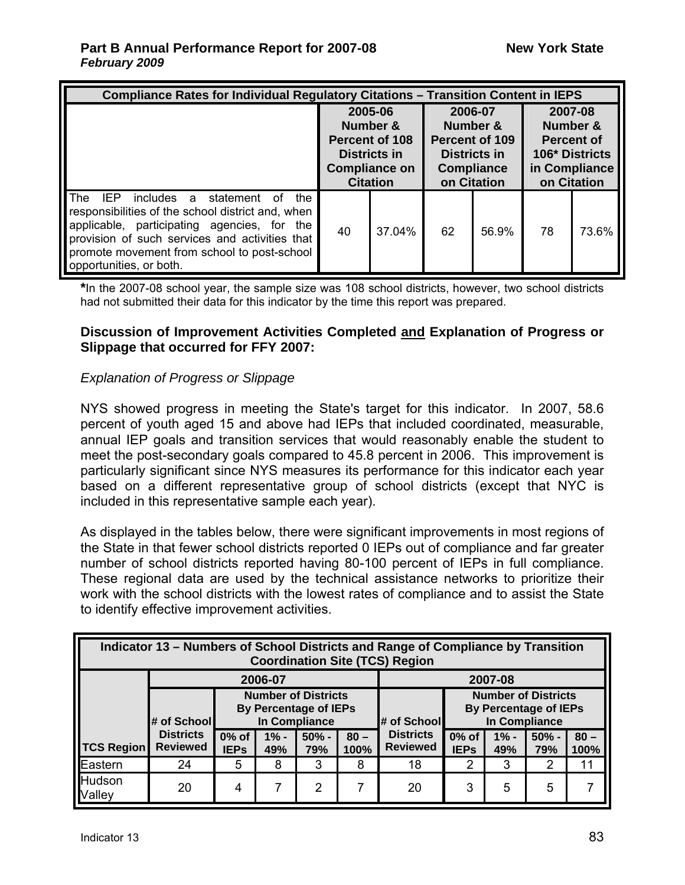| Compliance Rates for Individual Regulatory Citations – Transition Content in IEPS | | | | | | |
|---|---|---|---|---|---|---|
| | 2005-06 Number & Percent of 108 Districts in Compliance on Citation | | 2006-07 Number & Percent of 109 Districts in Compliance on Citation | | 2007-08 Number & Percent of 106* Districts in Compliance on Citation | |
| The IEP includes a statement of the responsibilities of the school district and, when applicable, participating agencies, for the provision of such services and activities that promote movement from school to post-school opportunities, or both. | 40 | 37.04% | 62 | 56.9% | 78 | 73.6% |

**\***In the 2007-08 school year, the sample size was 108 school districts, however, two school districts had not submitted their data for this indicator by the time this report was prepared.

### Discussion of Improvement Activities Completed and Explanation of Progress or Slippage that occurred for FFY 2007:

*Explanation of Progress or Slippage*

NYS showed progress in meeting the State's target for this indicator. In 2007, 58.6 percent of youth aged 15 and above had IEPs that included coordinated, measurable, annual IEP goals and transition services that would reasonably enable the student to meet the post-secondary goals compared to 45.8 percent in 2006. This improvement is particularly significant since NYS measures its performance for this indicator each year based on a different representative group of school districts (except that NYC is included in this representative sample each year).

As displayed in the tables below, there were significant improvements in most regions of the State in that fewer school districts reported 0 IEPs out of compliance and far greater number of school districts reported having 80-100 percent of IEPs in full compliance. These regional data are used by the technical assistance networks to prioritize their work with the school districts with the lowest rates of compliance and to assist the State to identify effective improvement activities.

| Indicator 13 – Numbers of School Districts and Range of Compliance by Transition Coordination Site (TCS) Region | | | | | | | | | | |
|---|---|---|---|---|---|---|---|---|---|---|
| | 2006-07 | | | | | 2007-08 | | | | |
| | # of School Districts Reviewed | Number of Districts By Percentage of IEPs In Compliance | | | | # of School Districts Reviewed | Number of Districts By Percentage of IEPs In Compliance | | | |
| TCS Region | | 0% of IEPs | 1% - 49% | 50% - 79% | 80 – 100% | | 0% of IEPs | 1% - 49% | 50% - 79% | 80 – 100% |
| Eastern | 24 | 5 | 8 | 3 | 8 | 18 | 2 | 3 | 2 | 11 |
| Hudson Valley | 20 | 4 | 7 | 2 | 7 | 20 | 3 | 5 | 5 | 7 |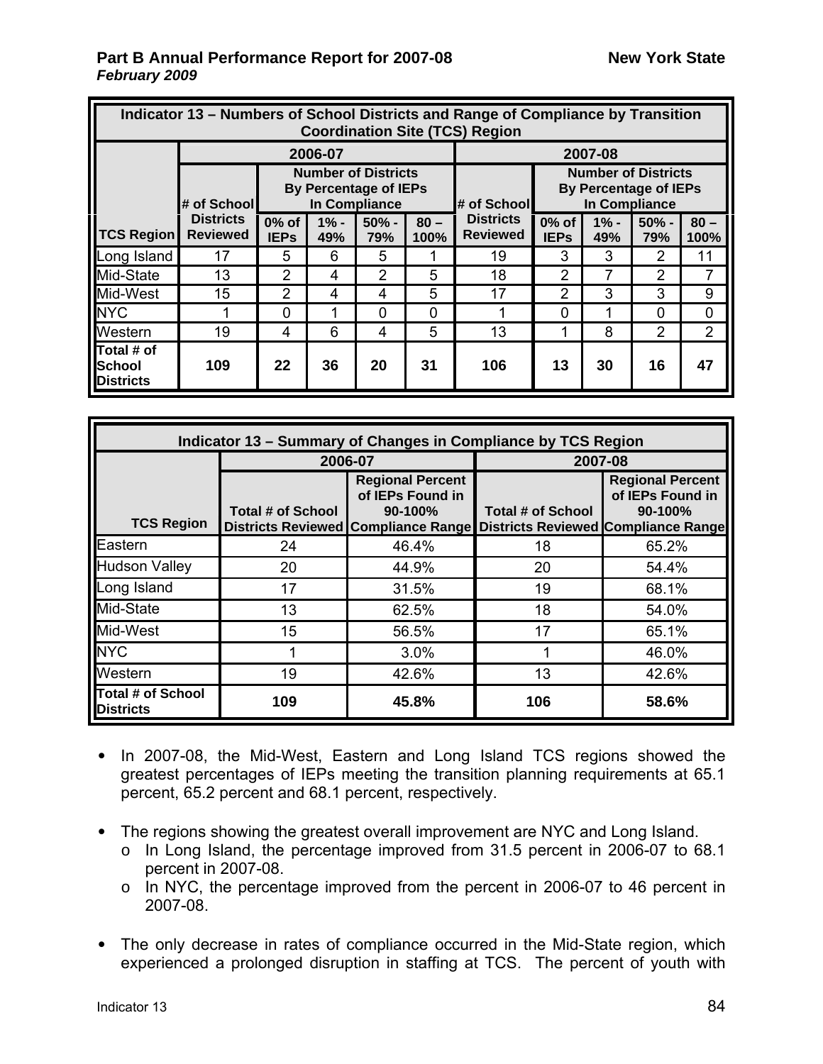| Indicator 13 – Numbers of School Districts and Range of Compliance by Transition Coordination Site (TCS) Region | | | | | | | | | | |
|---|---|---|---|---|---|---|---|---|---|---|
| | 2006-07 | | | | | 2007-08 | | | | |
| | # of School Districts Reviewed | Number of Districts By Percentage of IEPs In Compliance | | | | # of School Districts Reviewed | Number of Districts By Percentage of IEPs In Compliance | | | |
| TCS Region | | 0% of IEPs | 1% - 49% | 50% - 79% | 80 – 100% | | 0% of IEPs | 1% - 49% | 50% - 79% | 80 – 100% |
| Long Island | 17 | 5 | 6 | 5 | 1 | 19 | 3 | 3 | 2 | 11 |
| Mid-State | 13 | 2 | 4 | 2 | 5 | 18 | 2 | 7 | 2 | 7 |
| Mid-West | 15 | 2 | 4 | 4 | 5 | 17 | 2 | 3 | 3 | 9 |
| NYC | 1 | 0 | 1 | 0 | 0 | 1 | 0 | 1 | 0 | 0 |
| Western | 19 | 4 | 6 | 4 | 5 | 13 | 1 | 8 | 2 | 2 |
| **Total # of School Districts** | **109** | **22** | **36** | **20** | **31** | **106** | **13** | **30** | **16** | **47** |

| Indicator 13 – Summary of Changes in Compliance by TCS Region | | | | |
|---|---|---|---|---|
| | 2006-07 | | 2007-08 | |
| TCS Region | Total # of School Districts Reviewed | Regional Percent of IEPs Found in 90-100% Compliance Range | Total # of School Districts Reviewed | Regional Percent of IEPs Found in 90-100% Compliance Range |
| Eastern | 24 | 46.4% | 18 | 65.2% |
| Hudson Valley | 20 | 44.9% | 20 | 54.4% |
| Long Island | 17 | 31.5% | 19 | 68.1% |
| Mid-State | 13 | 62.5% | 18 | 54.0% |
| Mid-West | 15 | 56.5% | 17 | 65.1% |
| NYC | 1 | 3.0% | 1 | 46.0% |
| Western | 19 | 42.6% | 13 | 42.6% |
| **Total # of School Districts** | **109** | **45.8%** | **106** | **58.6%** |

- In 2007-08, the Mid-West, Eastern and Long Island TCS regions showed the greatest percentages of IEPs meeting the transition planning requirements at 65.1 percent, 65.2 percent and 68.1 percent, respectively.

- The regions showing the greatest overall improvement are NYC and Long Island.
  - In Long Island, the percentage improved from 31.5 percent in 2006-07 to 68.1 percent in 2007-08.
  - In NYC, the percentage improved from the percent in 2006-07 to 46 percent in 2007-08.

- The only decrease in rates of compliance occurred in the Mid-State region, which experienced a prolonged disruption in staffing at TCS. The percent of youth with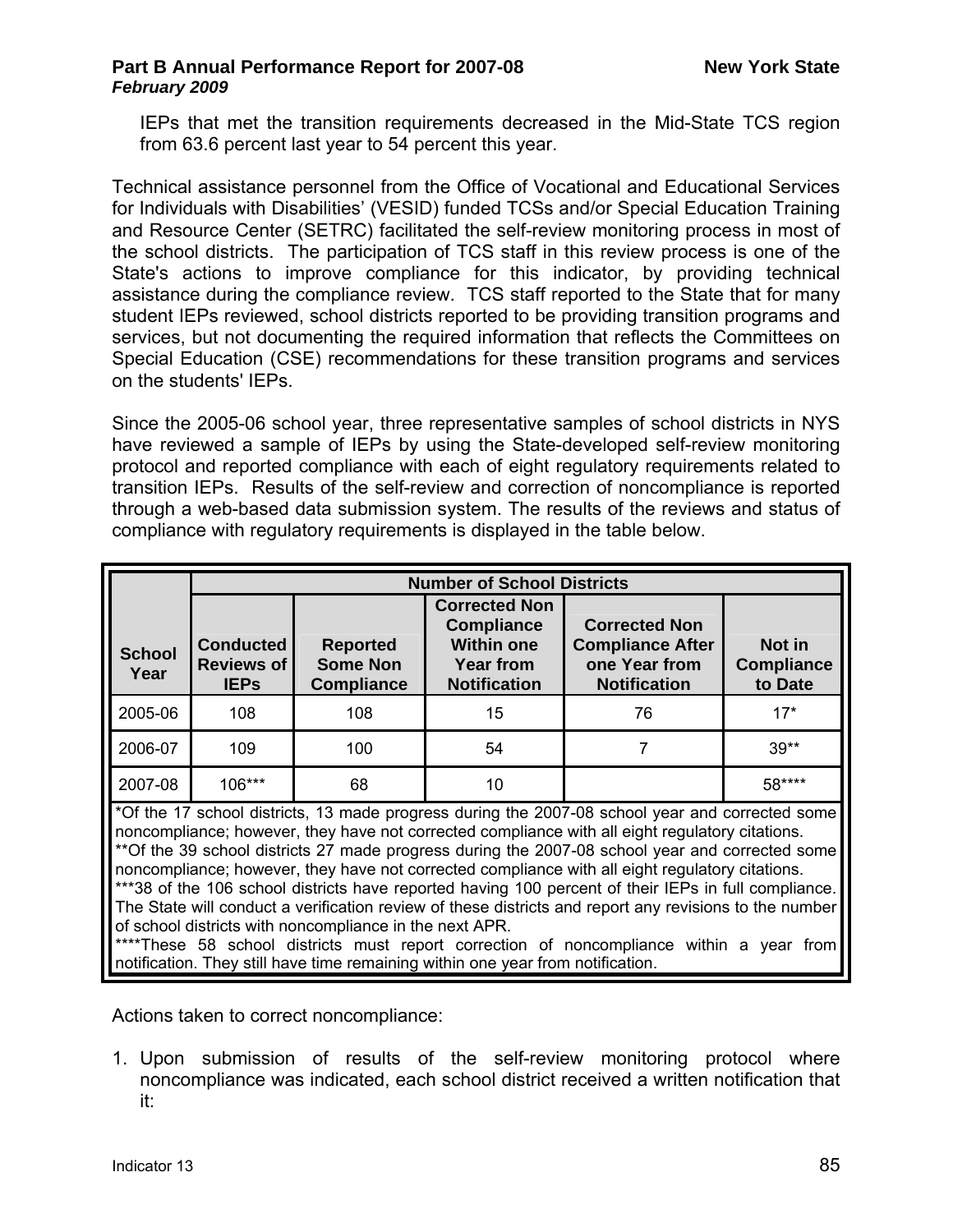IEPs that met the transition requirements decreased in the Mid-State TCS region from 63.6 percent last year to 54 percent this year.

Technical assistance personnel from the Office of Vocational and Educational Services for Individuals with Disabilities' (VESID) funded TCSs and/or Special Education Training and Resource Center (SETRC) facilitated the self-review monitoring process in most of the school districts. The participation of TCS staff in this review process is one of the State's actions to improve compliance for this indicator, by providing technical assistance during the compliance review. TCS staff reported to the State that for many student IEPs reviewed, school districts reported to be providing transition programs and services, but not documenting the required information that reflects the Committees on Special Education (CSE) recommendations for these transition programs and services on the students' IEPs.

Since the 2005-06 school year, three representative samples of school districts in NYS have reviewed a sample of IEPs by using the State-developed self-review monitoring protocol and reported compliance with each of eight regulatory requirements related to transition IEPs. Results of the self-review and correction of noncompliance is reported through a web-based data submission system. The results of the reviews and status of compliance with regulatory requirements is displayed in the table below.

| School Year | Number of School Districts | | | | |
|---|---|---|---|---|---|
| | Conducted Reviews of IEPs | Reported Some Non Compliance | Corrected Non Compliance Within one Year from Notification | Corrected Non Compliance After one Year from Notification | Not in Compliance to Date |
| 2005-06 | 108 | 108 | 15 | 76 | 17* |
| 2006-07 | 109 | 100 | 54 | 7 | 39** |
| 2007-08 | 106*** | 68 | 10 | | 58**** |

*Of the 17 school districts, 13 made progress during the 2007-08 school year and corrected some noncompliance; however, they have not corrected compliance with all eight regulatory citations.
**Of the 39 school districts 27 made progress during the 2007-08 school year and corrected some noncompliance; however, they have not corrected compliance with all eight regulatory citations.
***38 of the 106 school districts have reported having 100 percent of their IEPs in full compliance. The State will conduct a verification review of these districts and report any revisions to the number of school districts with noncompliance in the next APR.
****These 58 school districts must report correction of noncompliance within a year from notification. They still have time remaining within one year from notification.

Actions taken to correct noncompliance:

1. Upon submission of results of the self-review monitoring protocol where noncompliance was indicated, each school district received a written notification that it: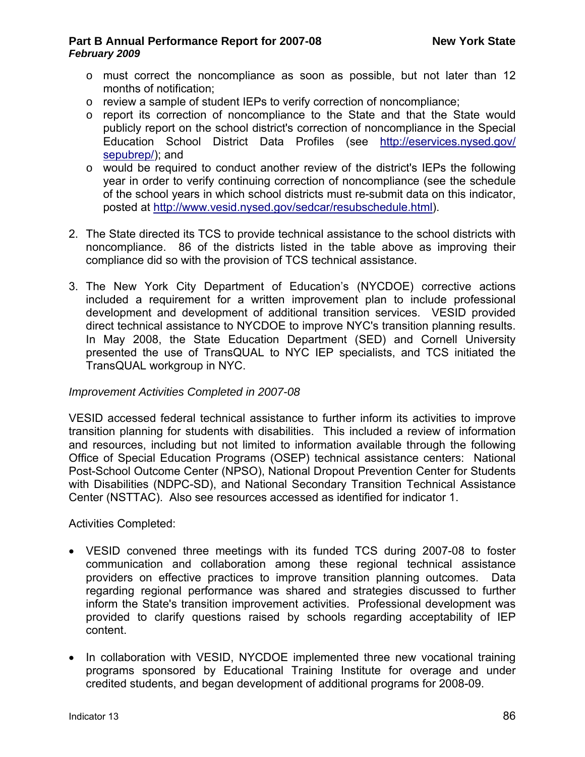- must correct the noncompliance as soon as possible, but not later than 12 months of notification;
- review a sample of student IEPs to verify correction of noncompliance;
- report its correction of noncompliance to the State and that the State would publicly report on the school district's correction of noncompliance in the Special Education School District Data Profiles (see http://eservices.nysed.gov/sepubrep/); and
- would be required to conduct another review of the district's IEPs the following year in order to verify continuing correction of noncompliance (see the schedule of the school years in which school districts must re-submit data on this indicator, posted at http://www.vesid.nysed.gov/sedcar/resubschedule.html).

2. The State directed its TCS to provide technical assistance to the school districts with noncompliance. 86 of the districts listed in the table above as improving their compliance did so with the provision of TCS technical assistance.

3. The New York City Department of Education's (NYCDOE) corrective actions included a requirement for a written improvement plan to include professional development and development of additional transition services. VESID provided direct technical assistance to NYCDOE to improve NYC's transition planning results. In May 2008, the State Education Department (SED) and Cornell University presented the use of TransQUAL to NYC IEP specialists, and TCS initiated the TransQUAL workgroup in NYC.

*Improvement Activities Completed in 2007-08*

VESID accessed federal technical assistance to further inform its activities to improve transition planning for students with disabilities. This included a review of information and resources, including but not limited to information available through the following Office of Special Education Programs (OSEP) technical assistance centers: National Post-School Outcome Center (NPSO), National Dropout Prevention Center for Students with Disabilities (NDPC-SD), and National Secondary Transition Technical Assistance Center (NSTTAC). Also see resources accessed as identified for indicator 1.

Activities Completed:

- VESID convened three meetings with its funded TCS during 2007-08 to foster communication and collaboration among these regional technical assistance providers on effective practices to improve transition planning outcomes. Data regarding regional performance was shared and strategies discussed to further inform the State's transition improvement activities. Professional development was provided to clarify questions raised by schools regarding acceptability of IEP content.

- In collaboration with VESID, NYCDOE implemented three new vocational training programs sponsored by Educational Training Institute for overage and under credited students, and began development of additional programs for 2008-09.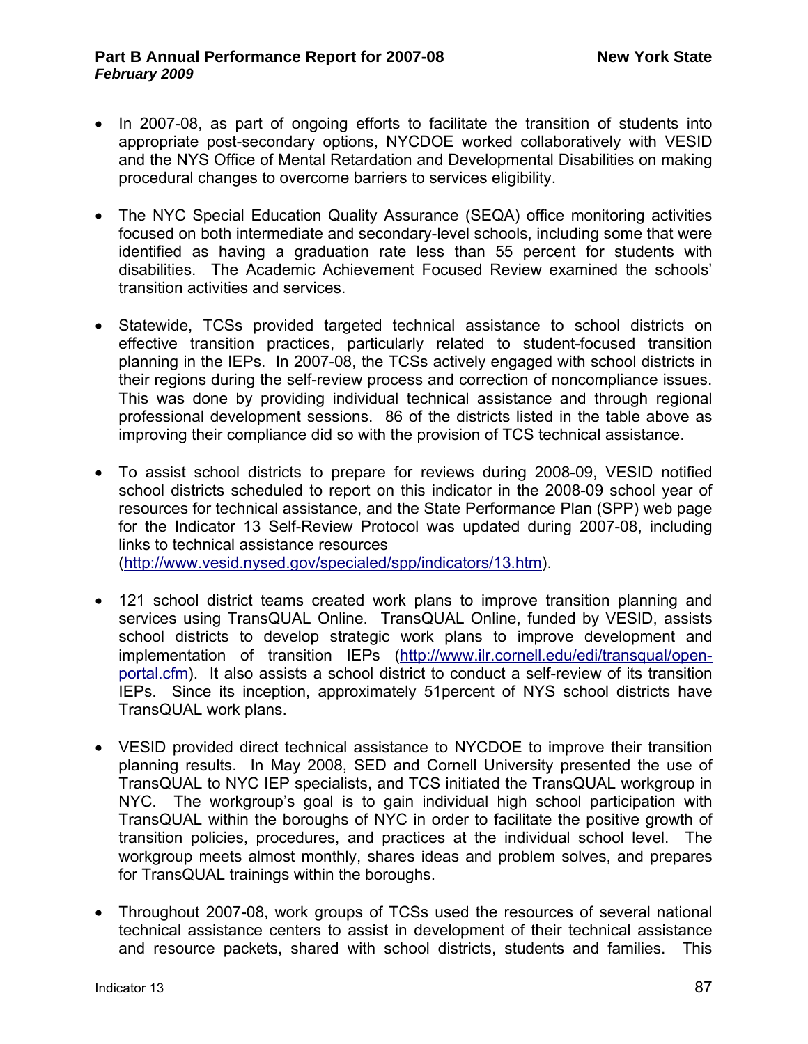- In 2007-08, as part of ongoing efforts to facilitate the transition of students into appropriate post-secondary options, NYCDOE worked collaboratively with VESID and the NYS Office of Mental Retardation and Developmental Disabilities on making procedural changes to overcome barriers to services eligibility.

- The NYC Special Education Quality Assurance (SEQA) office monitoring activities focused on both intermediate and secondary-level schools, including some that were identified as having a graduation rate less than 55 percent for students with disabilities. The Academic Achievement Focused Review examined the schools' transition activities and services.

- Statewide, TCSs provided targeted technical assistance to school districts on effective transition practices, particularly related to student-focused transition planning in the IEPs. In 2007-08, the TCSs actively engaged with school districts in their regions during the self-review process and correction of noncompliance issues. This was done by providing individual technical assistance and through regional professional development sessions. 86 of the districts listed in the table above as improving their compliance did so with the provision of TCS technical assistance.

- To assist school districts to prepare for reviews during 2008-09, VESID notified school districts scheduled to report on this indicator in the 2008-09 school year of resources for technical assistance, and the State Performance Plan (SPP) web page for the Indicator 13 Self-Review Protocol was updated during 2007-08, including links to technical assistance resources (http://www.vesid.nysed.gov/specialed/spp/indicators/13.htm).

- 121 school district teams created work plans to improve transition planning and services using TransQUAL Online. TransQUAL Online, funded by VESID, assists school districts to develop strategic work plans to improve development and implementation of transition IEPs (http://www.ilr.cornell.edu/edi/transqual/open-portal.cfm). It also assists a school district to conduct a self-review of its transition IEPs. Since its inception, approximately 51percent of NYS school districts have TransQUAL work plans.

- VESID provided direct technical assistance to NYCDOE to improve their transition planning results. In May 2008, SED and Cornell University presented the use of TransQUAL to NYC IEP specialists, and TCS initiated the TransQUAL workgroup in NYC. The workgroup's goal is to gain individual high school participation with TransQUAL within the boroughs of NYC in order to facilitate the positive growth of transition policies, procedures, and practices at the individual school level. The workgroup meets almost monthly, shares ideas and problem solves, and prepares for TransQUAL trainings within the boroughs.

- Throughout 2007-08, work groups of TCSs used the resources of several national technical assistance centers to assist in development of their technical assistance and resource packets, shared with school districts, students and families. This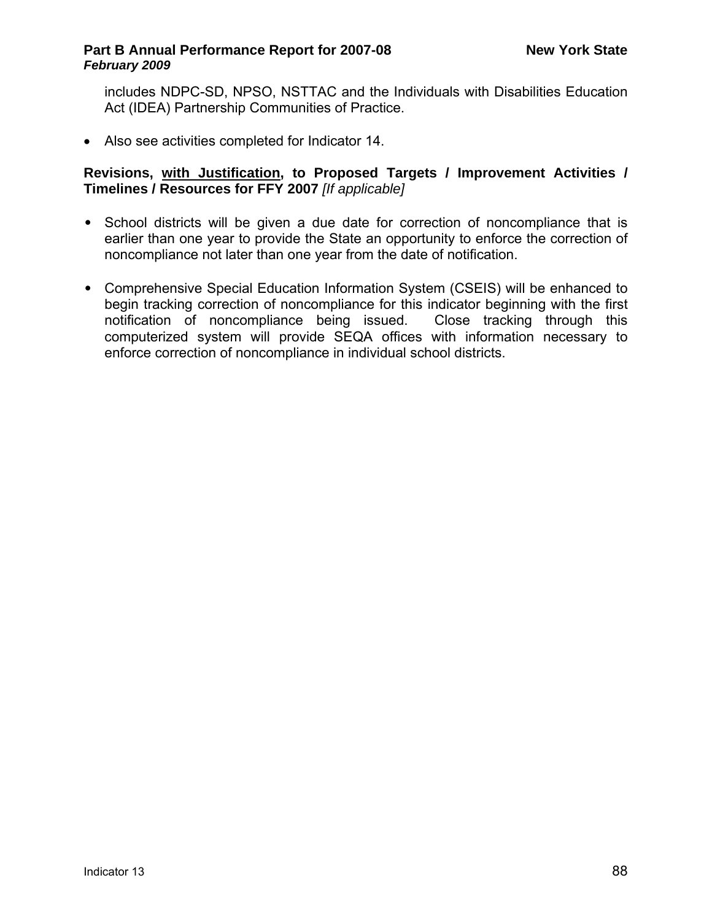includes NDPC-SD, NPSO, NSTTAC and the Individuals with Disabilities Education Act (IDEA) Partnership Communities of Practice.

- Also see activities completed for Indicator 14.

**Revisions, <u>with Justification</u>, to Proposed Targets / Improvement Activities / Timelines / Resources for FFY 2007** *[If applicable]*

- School districts will be given a due date for correction of noncompliance that is earlier than one year to provide the State an opportunity to enforce the correction of noncompliance not later than one year from the date of notification.

- Comprehensive Special Education Information System (CSEIS) will be enhanced to begin tracking correction of noncompliance for this indicator beginning with the first notification of noncompliance being issued. Close tracking through this computerized system will provide SEQA offices with information necessary to enforce correction of noncompliance in individual school districts.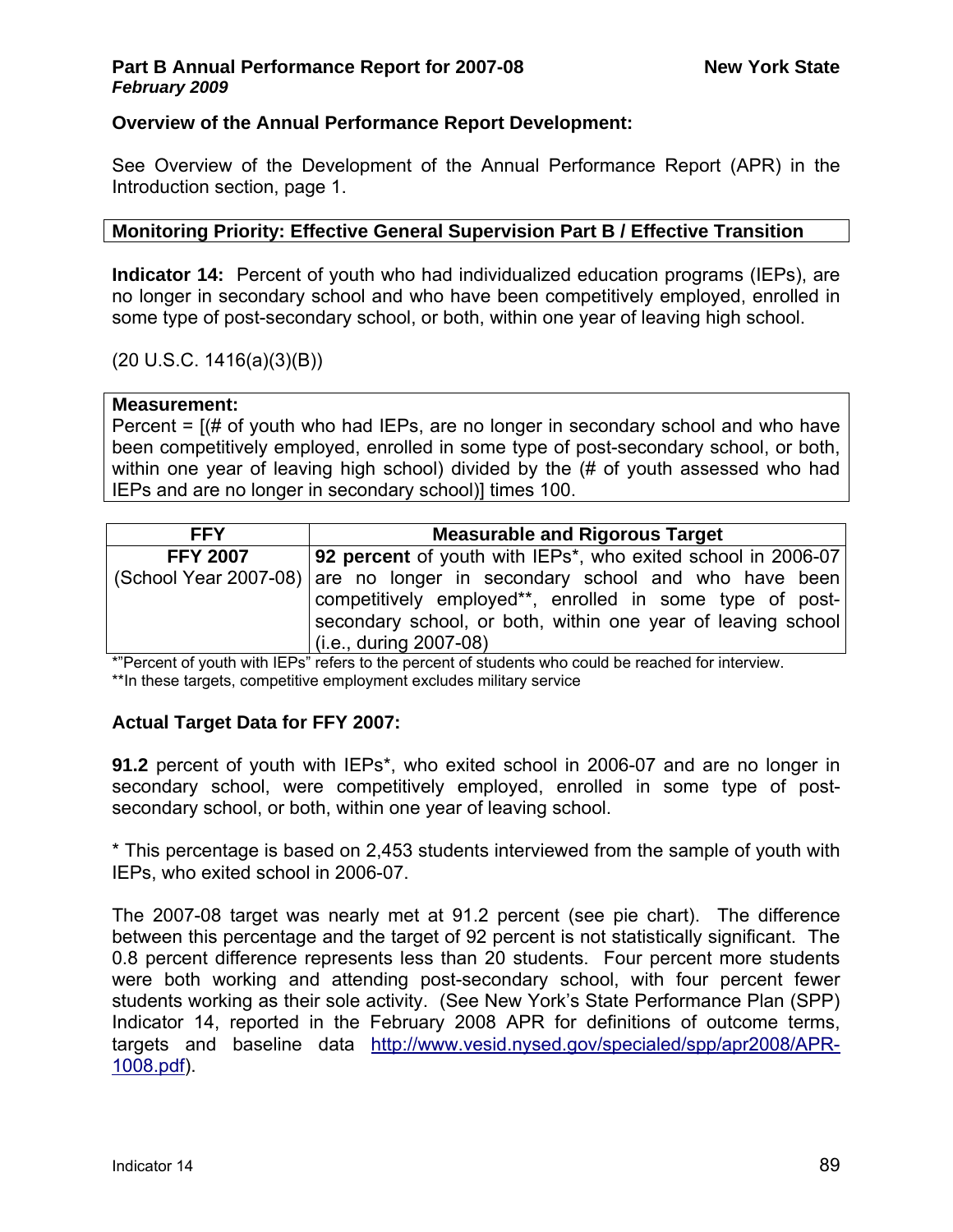**Overview of the Annual Performance Report Development:**

See Overview of the Development of the Annual Performance Report (APR) in the Introduction section, page 1.

**Monitoring Priority: Effective General Supervision Part B / Effective Transition**

**Indicator 14:** Percent of youth who had individualized education programs (IEPs), are no longer in secondary school and who have been competitively employed, enrolled in some type of post-secondary school, or both, within one year of leaving high school.

(20 U.S.C. 1416(a)(3)(B))

**Measurement:**
Percent = [(# of youth who had IEPs, are no longer in secondary school and who have been competitively employed, enrolled in some type of post-secondary school, or both, within one year of leaving high school) divided by the (# of youth assessed who had IEPs and are no longer in secondary school)] times 100.

| FFY | Measurable and Rigorous Target |
|---|---|
| **FFY 2007** (School Year 2007-08) | **92 percent** of youth with IEPs*, who exited school in 2006-07 are no longer in secondary school and who have been competitively employed**, enrolled in some type of post-secondary school, or both, within one year of leaving school (i.e., during 2007-08) |

*"Percent of youth with IEPs" refers to the percent of students who could be reached for interview.
**In these targets, competitive employment excludes military service

**Actual Target Data for FFY 2007:**

**91.2** percent of youth with IEPs*, who exited school in 2006-07 and are no longer in secondary school, were competitively employed, enrolled in some type of post-secondary school, or both, within one year of leaving school.

* This percentage is based on 2,453 students interviewed from the sample of youth with IEPs, who exited school in 2006-07.

The 2007-08 target was nearly met at 91.2 percent (see pie chart). The difference between this percentage and the target of 92 percent is not statistically significant. The 0.8 percent difference represents less than 20 students. Four percent more students were both working and attending post-secondary school, with four percent fewer students working as their sole activity. (See New York's State Performance Plan (SPP) Indicator 14, reported in the February 2008 APR for definitions of outcome terms, targets and baseline data [http://www.vesid.nysed.gov/specialed/spp/apr2008/APR-1008.pdf](http://www.vesid.nysed.gov/specialed/spp/apr2008/APR-1008.pdf)).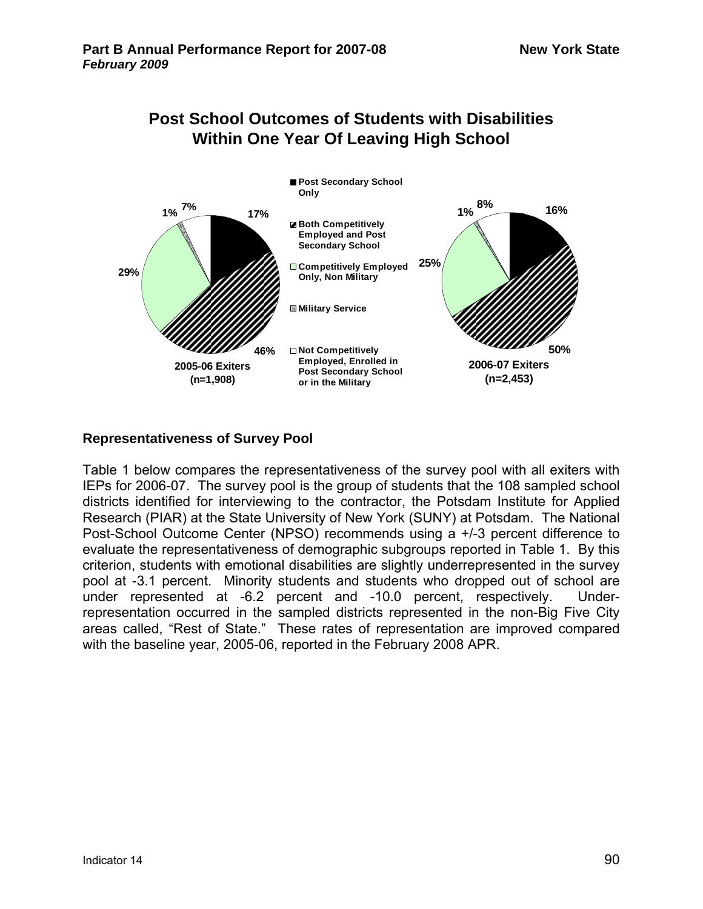## Post School Outcomes of Students with Disabilities Within One Year Of Leaving High School

**2005-06 Exiters (n=1,908)**: Post Secondary School Only 17%; Both Competitively Employed and Post Secondary School 46%; Competitively Employed Only, Non Military 29%; Military Service 1%; Not Competitively Employed, Enrolled in Post Secondary School or in the Military 7%

**2006-07 Exiters (n=2,453)**: Post Secondary School Only 16%; Both Competitively Employed and Post Secondary School 50%; Competitively Employed Only, Non Military 25%; Military Service 1%; Not Competitively Employed, Enrolled in Post Secondary School or in the Military 8%

### Representativeness of Survey Pool

Table 1 below compares the representativeness of the survey pool with all exiters with IEPs for 2006-07. The survey pool is the group of students that the 108 sampled school districts identified for interviewing to the contractor, the Potsdam Institute for Applied Research (PIAR) at the State University of New York (SUNY) at Potsdam. The National Post-School Outcome Center (NPSO) recommends using a +/-3 percent difference to evaluate the representativeness of demographic subgroups reported in Table 1. By this criterion, students with emotional disabilities are slightly underrepresented in the survey pool at -3.1 percent. Minority students and students who dropped out of school are under represented at -6.2 percent and -10.0 percent, respectively. Under-representation occurred in the sampled districts represented in the non-Big Five City areas called, "Rest of State." These rates of representation are improved compared with the baseline year, 2005-06, reported in the February 2008 APR.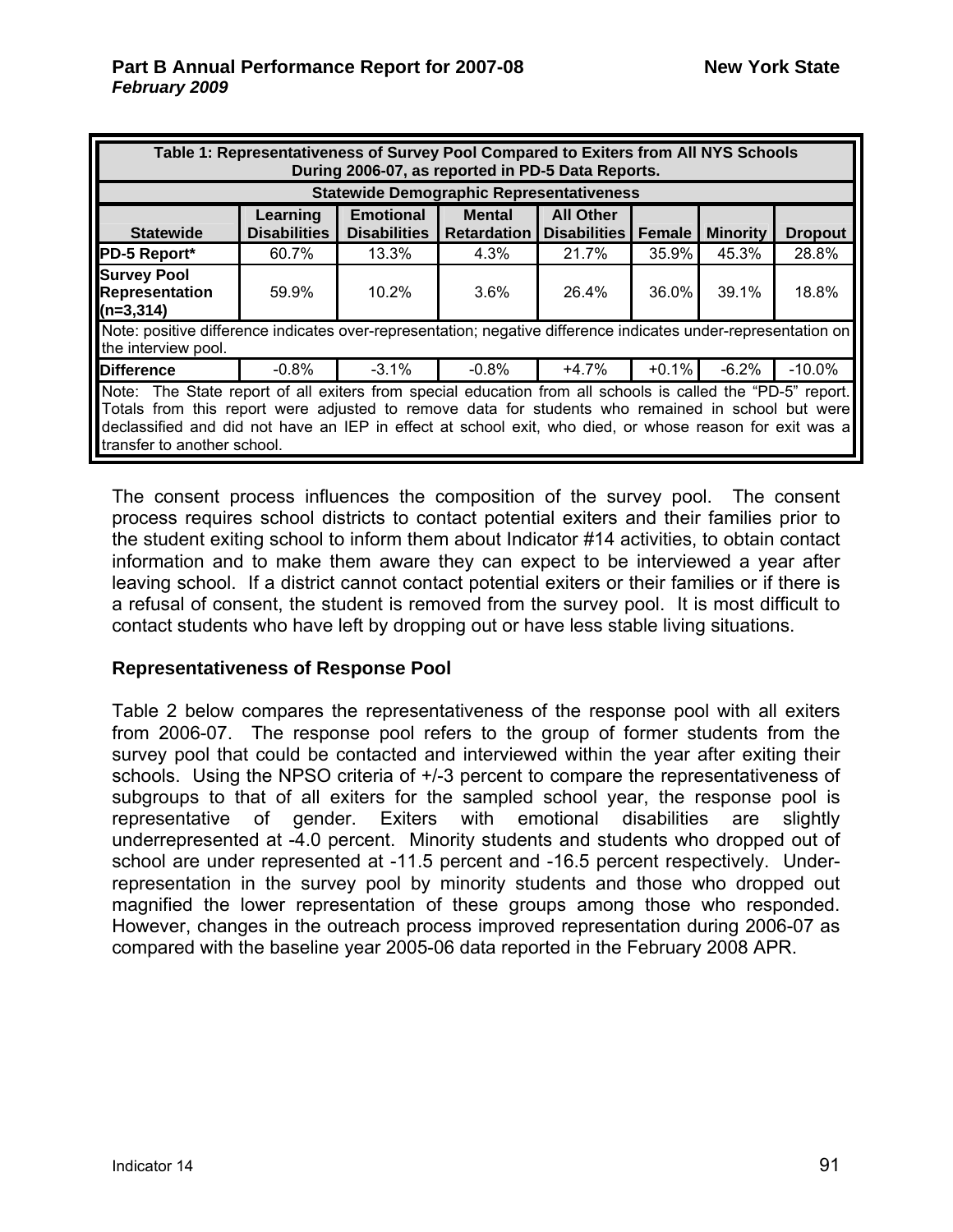| Table 1: Representativeness of Survey Pool Compared to Exiters from All NYS Schools During 2006-07, as reported in PD-5 Data Reports. | | | | | | | |
|---|---|---|---|---|---|---|---|
| **Statewide Demographic Representativeness** | | | | | | | |
| **Statewide** | **Learning Disabilities** | **Emotional Disabilities** | **Mental Retardation** | **All Other Disabilities** | **Female** | **Minority** | **Dropout** |
| **PD-5 Report*** | 60.7% | 13.3% | 4.3% | 21.7% | 35.9% | 45.3% | 28.8% |
| **Survey Pool Representation (n=3,314)** | 59.9% | 10.2% | 3.6% | 26.4% | 36.0% | 39.1% | 18.8% |
| Note: positive difference indicates over-representation; negative difference indicates under-representation on the interview pool. | | | | | | | |
| **Difference** | -0.8% | -3.1% | -0.8% | +4.7% | +0.1% | -6.2% | -10.0% |
| Note: The State report of all exiters from special education from all schools is called the "PD-5" report. Totals from this report were adjusted to remove data for students who remained in school but were declassified and did not have an IEP in effect at school exit, who died, or whose reason for exit was a transfer to another school. | | | | | | | |

The consent process influences the composition of the survey pool. The consent process requires school districts to contact potential exiters and their families prior to the student exiting school to inform them about Indicator #14 activities, to obtain contact information and to make them aware they can expect to be interviewed a year after leaving school. If a district cannot contact potential exiters or their families or if there is a refusal of consent, the student is removed from the survey pool. It is most difficult to contact students who have left by dropping out or have less stable living situations.

**Representativeness of Response Pool**

Table 2 below compares the representativeness of the response pool with all exiters from 2006-07. The response pool refers to the group of former students from the survey pool that could be contacted and interviewed within the year after exiting their schools. Using the NPSO criteria of +/-3 percent to compare the representativeness of subgroups to that of all exiters for the sampled school year, the response pool is representative of gender. Exiters with emotional disabilities are slightly underrepresented at -4.0 percent. Minority students and students who dropped out of school are under represented at -11.5 percent and -16.5 percent respectively. Under-representation in the survey pool by minority students and those who dropped out magnified the lower representation of these groups among those who responded. However, changes in the outreach process improved representation during 2006-07 as compared with the baseline year 2005-06 data reported in the February 2008 APR.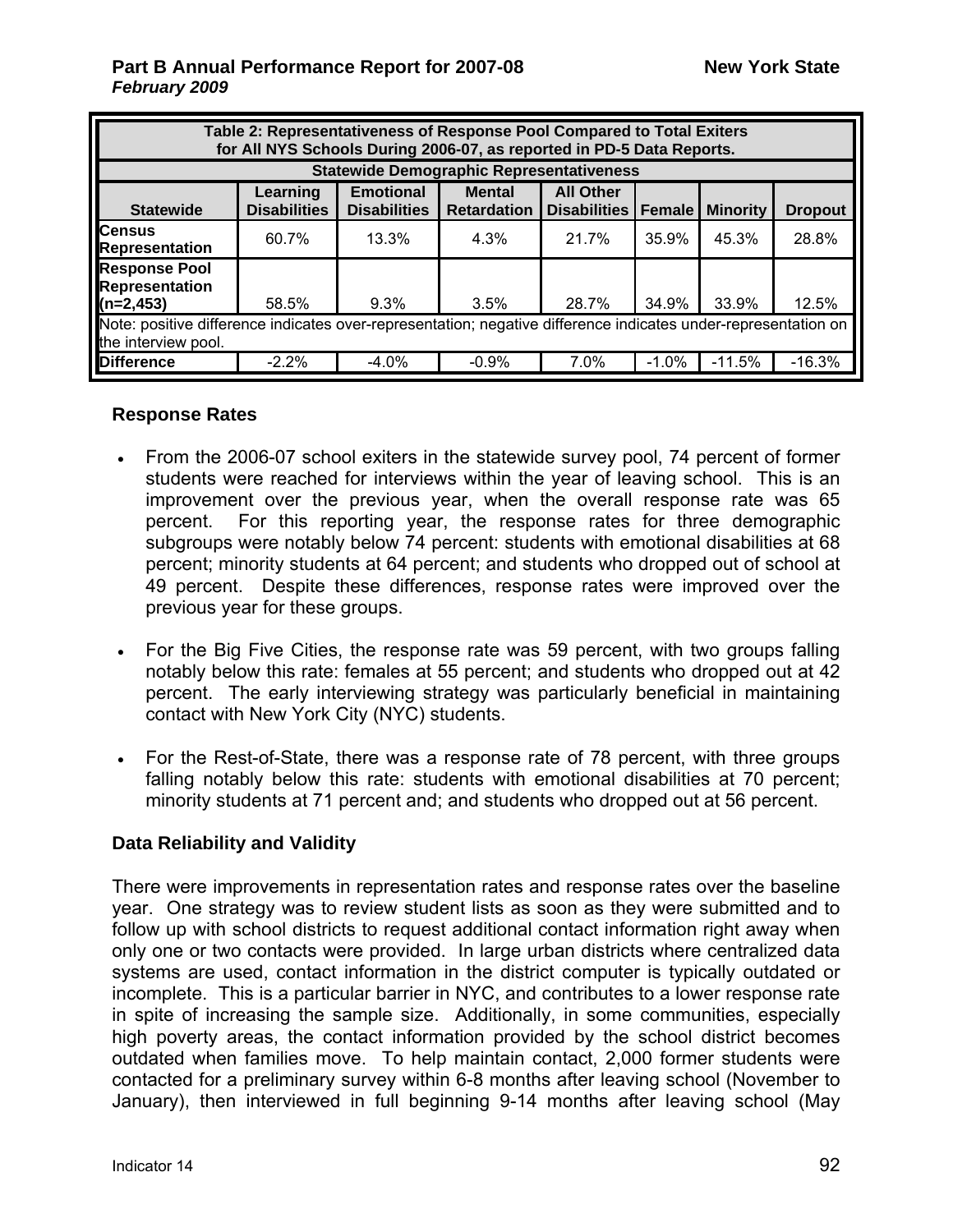| Table 2: Representativeness of Response Pool Compared to Total Exiters for All NYS Schools During 2006-07, as reported in PD-5 Data Reports. | | | | | | | |
|---|---|---|---|---|---|---|---|
| Statewide Demographic Representativeness | | | | | | | |
| Statewide | Learning Disabilities | Emotional Disabilities | Mental Retardation | All Other Disabilities | Female | Minority | Dropout |
| **Census Representation** | 60.7% | 13.3% | 4.3% | 21.7% | 35.9% | 45.3% | 28.8% |
| **Response Pool Representation (n=2,453)** | 58.5% | 9.3% | 3.5% | 28.7% | 34.9% | 33.9% | 12.5% |
| Note: positive difference indicates over-representation; negative difference indicates under-representation on the interview pool. | | | | | | | |
| **Difference** | -2.2% | -4.0% | -0.9% | 7.0% | -1.0% | -11.5% | -16.3% |

### Response Rates

- From the 2006-07 school exiters in the statewide survey pool, 74 percent of former students were reached for interviews within the year of leaving school. This is an improvement over the previous year, when the overall response rate was 65 percent. For this reporting year, the response rates for three demographic subgroups were notably below 74 percent: students with emotional disabilities at 68 percent; minority students at 64 percent; and students who dropped out of school at 49 percent. Despite these differences, response rates were improved over the previous year for these groups.
- For the Big Five Cities, the response rate was 59 percent, with two groups falling notably below this rate: females at 55 percent; and students who dropped out at 42 percent. The early interviewing strategy was particularly beneficial in maintaining contact with New York City (NYC) students.
- For the Rest-of-State, there was a response rate of 78 percent, with three groups falling notably below this rate: students with emotional disabilities at 70 percent; minority students at 71 percent and; and students who dropped out at 56 percent.

### Data Reliability and Validity

There were improvements in representation rates and response rates over the baseline year. One strategy was to review student lists as soon as they were submitted and to follow up with school districts to request additional contact information right away when only one or two contacts were provided. In large urban districts where centralized data systems are used, contact information in the district computer is typically outdated or incomplete. This is a particular barrier in NYC, and contributes to a lower response rate in spite of increasing the sample size. Additionally, in some communities, especially high poverty areas, the contact information provided by the school district becomes outdated when families move. To help maintain contact, 2,000 former students were contacted for a preliminary survey within 6-8 months after leaving school (November to January), then interviewed in full beginning 9-14 months after leaving school (May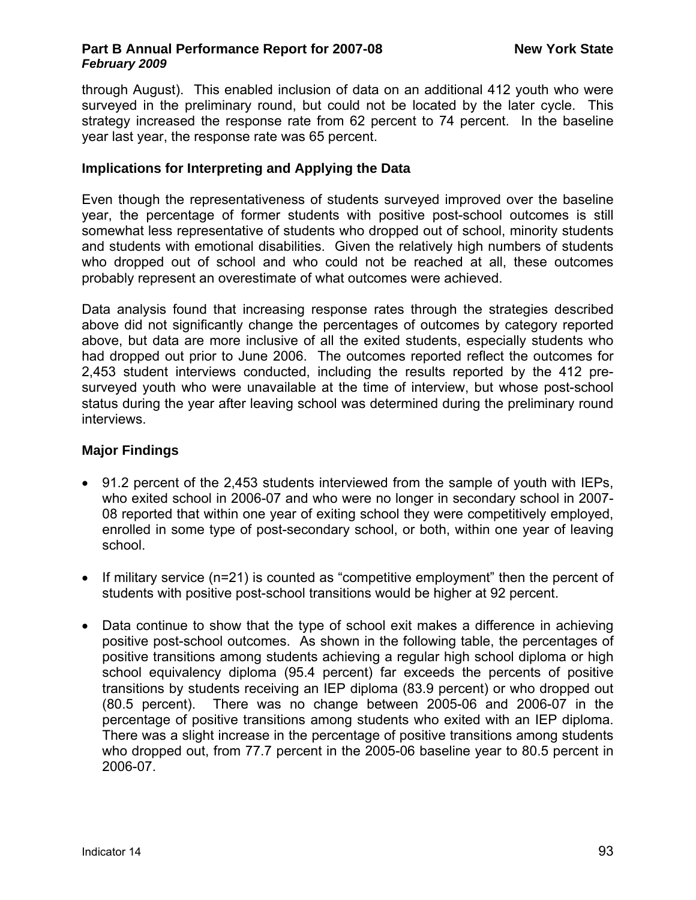through August). This enabled inclusion of data on an additional 412 youth who were surveyed in the preliminary round, but could not be located by the later cycle. This strategy increased the response rate from 62 percent to 74 percent. In the baseline year last year, the response rate was 65 percent.

**Implications for Interpreting and Applying the Data**

Even though the representativeness of students surveyed improved over the baseline year, the percentage of former students with positive post-school outcomes is still somewhat less representative of students who dropped out of school, minority students and students with emotional disabilities. Given the relatively high numbers of students who dropped out of school and who could not be reached at all, these outcomes probably represent an overestimate of what outcomes were achieved.

Data analysis found that increasing response rates through the strategies described above did not significantly change the percentages of outcomes by category reported above, but data are more inclusive of all the exited students, especially students who had dropped out prior to June 2006. The outcomes reported reflect the outcomes for 2,453 student interviews conducted, including the results reported by the 412 pre-surveyed youth who were unavailable at the time of interview, but whose post-school status during the year after leaving school was determined during the preliminary round interviews.

**Major Findings**

- 91.2 percent of the 2,453 students interviewed from the sample of youth with IEPs, who exited school in 2006-07 and who were no longer in secondary school in 2007-08 reported that within one year of exiting school they were competitively employed, enrolled in some type of post-secondary school, or both, within one year of leaving school.

- If military service (n=21) is counted as "competitive employment" then the percent of students with positive post-school transitions would be higher at 92 percent.

- Data continue to show that the type of school exit makes a difference in achieving positive post-school outcomes. As shown in the following table, the percentages of positive transitions among students achieving a regular high school diploma or high school equivalency diploma (95.4 percent) far exceeds the percents of positive transitions by students receiving an IEP diploma (83.9 percent) or who dropped out (80.5 percent). There was no change between 2005-06 and 2006-07 in the percentage of positive transitions among students who exited with an IEP diploma. There was a slight increase in the percentage of positive transitions among students who dropped out, from 77.7 percent in the 2005-06 baseline year to 80.5 percent in 2006-07.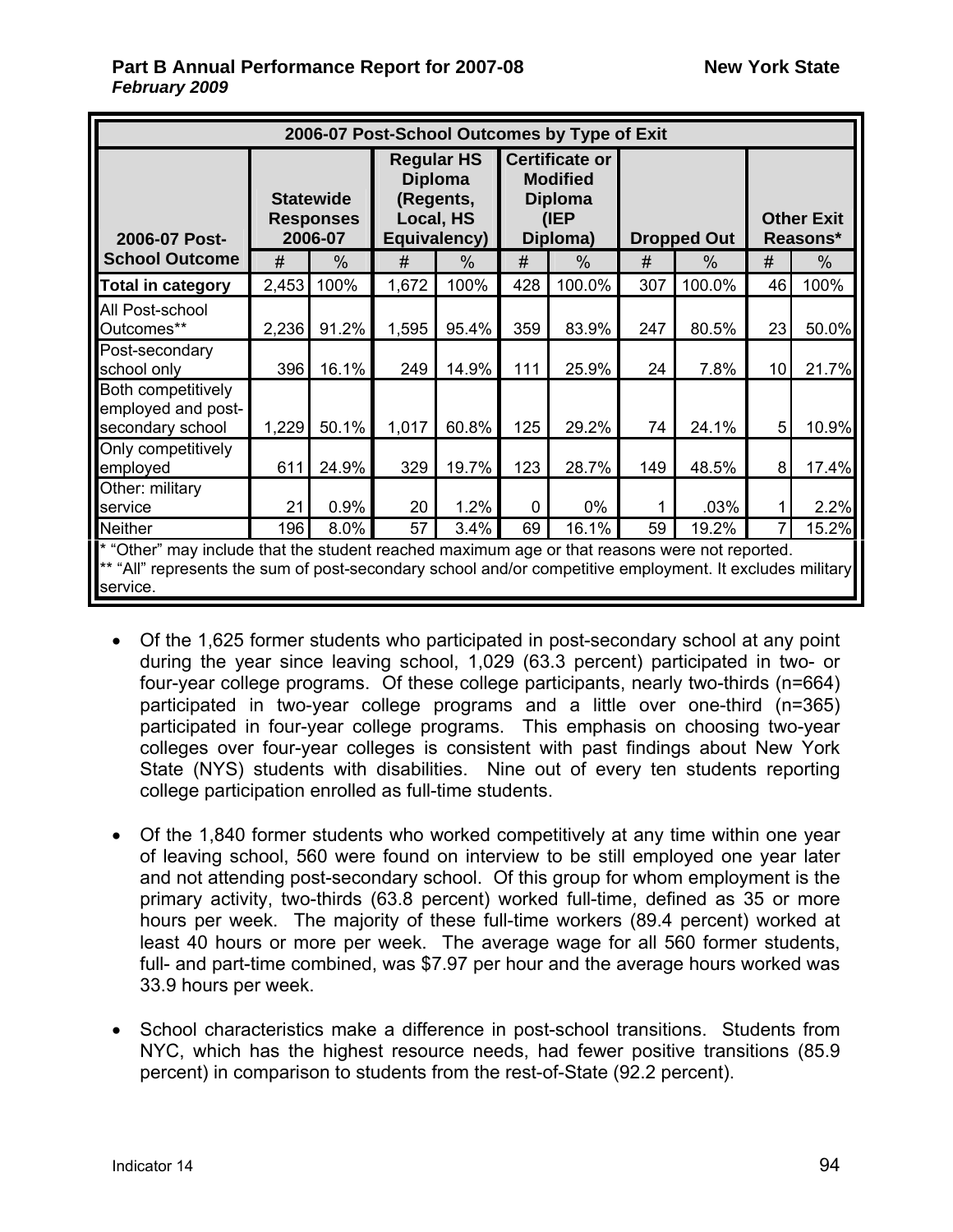| 2006-07 Post-Outcomes by Type of Exit | | | | | | | | | | |
|---|---|---|---|---|---|---|---|---|---|---|
| 2006-07 Post-School Outcome | Statewide Responses 2006-07 | | Regular HS Diploma (Regents, Local, HS Equivalency) | | Certificate or Modified Diploma (IEP Diploma) | | Dropped Out | | Other Exit Reasons* | |
| | # | % | # | % | # | % | # | % | # | % |
| **Total in category** | 2,453 | 100% | 1,672 | 100% | 428 | 100.0% | 307 | 100.0% | 46 | 100% |
| All Post-school Outcomes** | 2,236 | 91.2% | 1,595 | 95.4% | 359 | 83.9% | 247 | 80.5% | 23 | 50.0% |
| Post-secondary school only | 396 | 16.1% | 249 | 14.9% | 111 | 25.9% | 24 | 7.8% | 10 | 21.7% |
| Both competitively employed and post-secondary school | 1,229 | 50.1% | 1,017 | 60.8% | 125 | 29.2% | 74 | 24.1% | 5 | 10.9% |
| Only competitively employed | 611 | 24.9% | 329 | 19.7% | 123 | 28.7% | 149 | 48.5% | 8 | 17.4% |
| Other: military service | 21 | 0.9% | 20 | 1.2% | 0 | 0% | 1 | .03% | 1 | 2.2% |
| Neither | 196 | 8.0% | 57 | 3.4% | 69 | 16.1% | 59 | 19.2% | 7 | 15.2% |

\* "Other" may include that the student reached maximum age or that reasons were not reported.
** "All" represents the sum of post-secondary school and/or competitive employment. It excludes military service.

- Of the 1,625 former students who participated in post-secondary school at any point during the year since leaving school, 1,029 (63.3 percent) participated in two- or four-year college programs. Of these college participants, nearly two-thirds (n=664) participated in two-year college programs and a little over one-third (n=365) participated in four-year college programs. This emphasis on choosing two-year colleges over four-year colleges is consistent with past findings about New York State (NYS) students with disabilities. Nine out of every ten students reporting college participation enrolled as full-time students.

- Of the 1,840 former students who worked competitively at any time within one year of leaving school, 560 were found on interview to be still employed one year later and not attending post-secondary school. Of this group for whom employment is the primary activity, two-thirds (63.8 percent) worked full-time, defined as 35 or more hours per week. The majority of these full-time workers (89.4 percent) worked at least 40 hours or more per week. The average wage for all 560 former students, full- and part-time combined, was $7.97 per hour and the average hours worked was 33.9 hours per week.

- School characteristics make a difference in post-school transitions. Students from NYC, which has the highest resource needs, had fewer positive transitions (85.9 percent) in comparison to students from the rest-of-State (92.2 percent).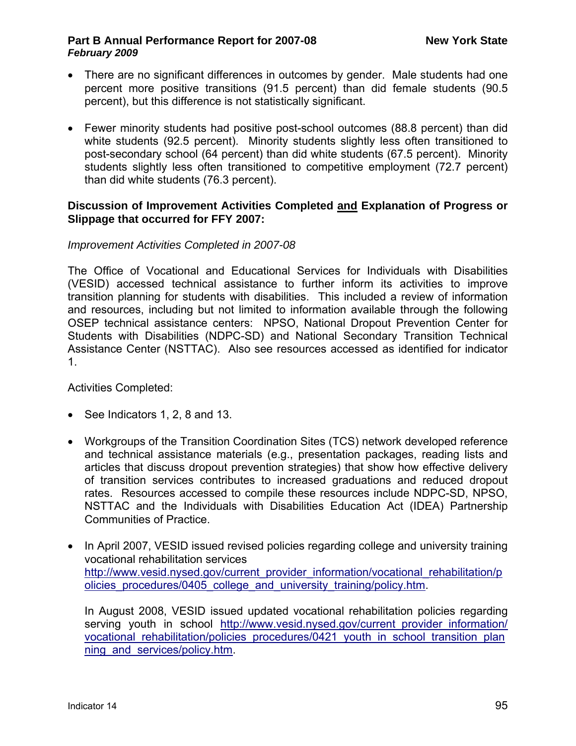- There are no significant differences in outcomes by gender. Male students had one percent more positive transitions (91.5 percent) than did female students (90.5 percent), but this difference is not statistically significant.

- Fewer minority students had positive post-school outcomes (88.8 percent) than did white students (92.5 percent). Minority students slightly less often transitioned to post-secondary school (64 percent) than did white students (67.5 percent). Minority students slightly less often transitioned to competitive employment (72.7 percent) than did white students (76.3 percent).

**Discussion of Improvement Activities Completed and Explanation of Progress or Slippage that occurred for FFY 2007:**

*Improvement Activities Completed in 2007-08*

The Office of Vocational and Educational Services for Individuals with Disabilities (VESID) accessed technical assistance to further inform its activities to improve transition planning for students with disabilities. This included a review of information and resources, including but not limited to information available through the following OSEP technical assistance centers: NPSO, National Dropout Prevention Center for Students with Disabilities (NDPC-SD) and National Secondary Transition Technical Assistance Center (NSTTAC). Also see resources accessed as identified for indicator 1.

Activities Completed:

- See Indicators 1, 2, 8 and 13.

- Workgroups of the Transition Coordination Sites (TCS) network developed reference and technical assistance materials (e.g., presentation packages, reading lists and articles that discuss dropout prevention strategies) that show how effective delivery of transition services contributes to increased graduations and reduced dropout rates. Resources accessed to compile these resources include NDPC-SD, NPSO, NSTTAC and the Individuals with Disabilities Education Act (IDEA) Partnership Communities of Practice.

- In April 2007, VESID issued revised policies regarding college and university training vocational rehabilitation services http://www.vesid.nysed.gov/current_provider_information/vocational_rehabilitation/policies_procedures/0405_college_and_university_training/policy.htm.

  In August 2008, VESID issued updated vocational rehabilitation policies regarding serving youth in school http://www.vesid.nysed.gov/current_provider_information/vocational_rehabilitation/policies_procedures/0421_youth_in_school_transition_planning_and_services/policy.htm.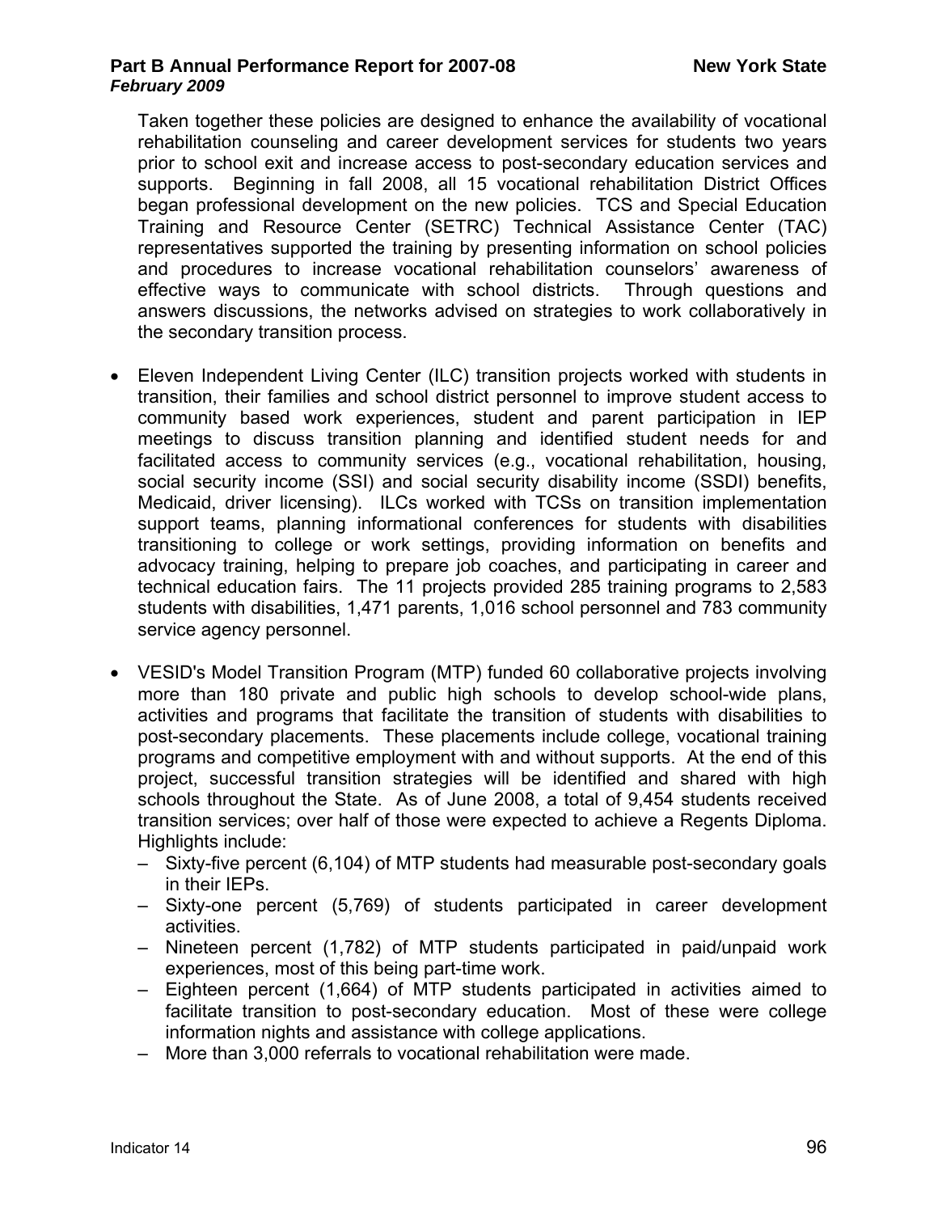Taken together these policies are designed to enhance the availability of vocational rehabilitation counseling and career development services for students two years prior to school exit and increase access to post-secondary education services and supports. Beginning in fall 2008, all 15 vocational rehabilitation District Offices began professional development on the new policies. TCS and Special Education Training and Resource Center (SETRC) Technical Assistance Center (TAC) representatives supported the training by presenting information on school policies and procedures to increase vocational rehabilitation counselors' awareness of effective ways to communicate with school districts. Through questions and answers discussions, the networks advised on strategies to work collaboratively in the secondary transition process.

- Eleven Independent Living Center (ILC) transition projects worked with students in transition, their families and school district personnel to improve student access to community based work experiences, student and parent participation in IEP meetings to discuss transition planning and identified student needs for and facilitated access to community services (e.g., vocational rehabilitation, housing, social security income (SSI) and social security disability income (SSDI) benefits, Medicaid, driver licensing). ILCs worked with TCSs on transition implementation support teams, planning informational conferences for students with disabilities transitioning to college or work settings, providing information on benefits and advocacy training, helping to prepare job coaches, and participating in career and technical education fairs. The 11 projects provided 285 training programs to 2,583 students with disabilities, 1,471 parents, 1,016 school personnel and 783 community service agency personnel.

- VESID's Model Transition Program (MTP) funded 60 collaborative projects involving more than 180 private and public high schools to develop school-wide plans, activities and programs that facilitate the transition of students with disabilities to post-secondary placements. These placements include college, vocational training programs and competitive employment with and without supports. At the end of this project, successful transition strategies will be identified and shared with high schools throughout the State. As of June 2008, a total of 9,454 students received transition services; over half of those were expected to achieve a Regents Diploma. Highlights include:
  - Sixty-five percent (6,104) of MTP students had measurable post-secondary goals in their IEPs.
  - Sixty-one percent (5,769) of students participated in career development activities.
  - Nineteen percent (1,782) of MTP students participated in paid/unpaid work experiences, most of this being part-time work.
  - Eighteen percent (1,664) of MTP students participated in activities aimed to facilitate transition to post-secondary education. Most of these were college information nights and assistance with college applications.
  - More than 3,000 referrals to vocational rehabilitation were made.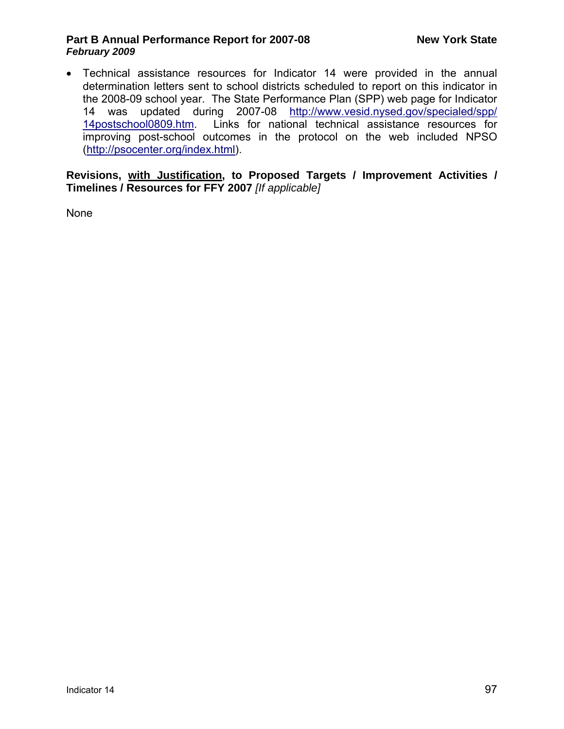- Technical assistance resources for Indicator 14 were provided in the annual determination letters sent to school districts scheduled to report on this indicator in the 2008-09 school year. The State Performance Plan (SPP) web page for Indicator 14 was updated during 2007-08 [http://www.vesid.nysed.gov/specialed/spp/14postschool0809.htm](http://www.vesid.nysed.gov/specialed/spp/14postschool0809.htm). Links for national technical assistance resources for improving post-school outcomes in the protocol on the web included NPSO ([http://psocenter.org/index.html](http://psocenter.org/index.html)).

**Revisions, <u>with Justification</u>, to Proposed Targets / Improvement Activities / Timelines / Resources for FFY 2007** *[If applicable]*

None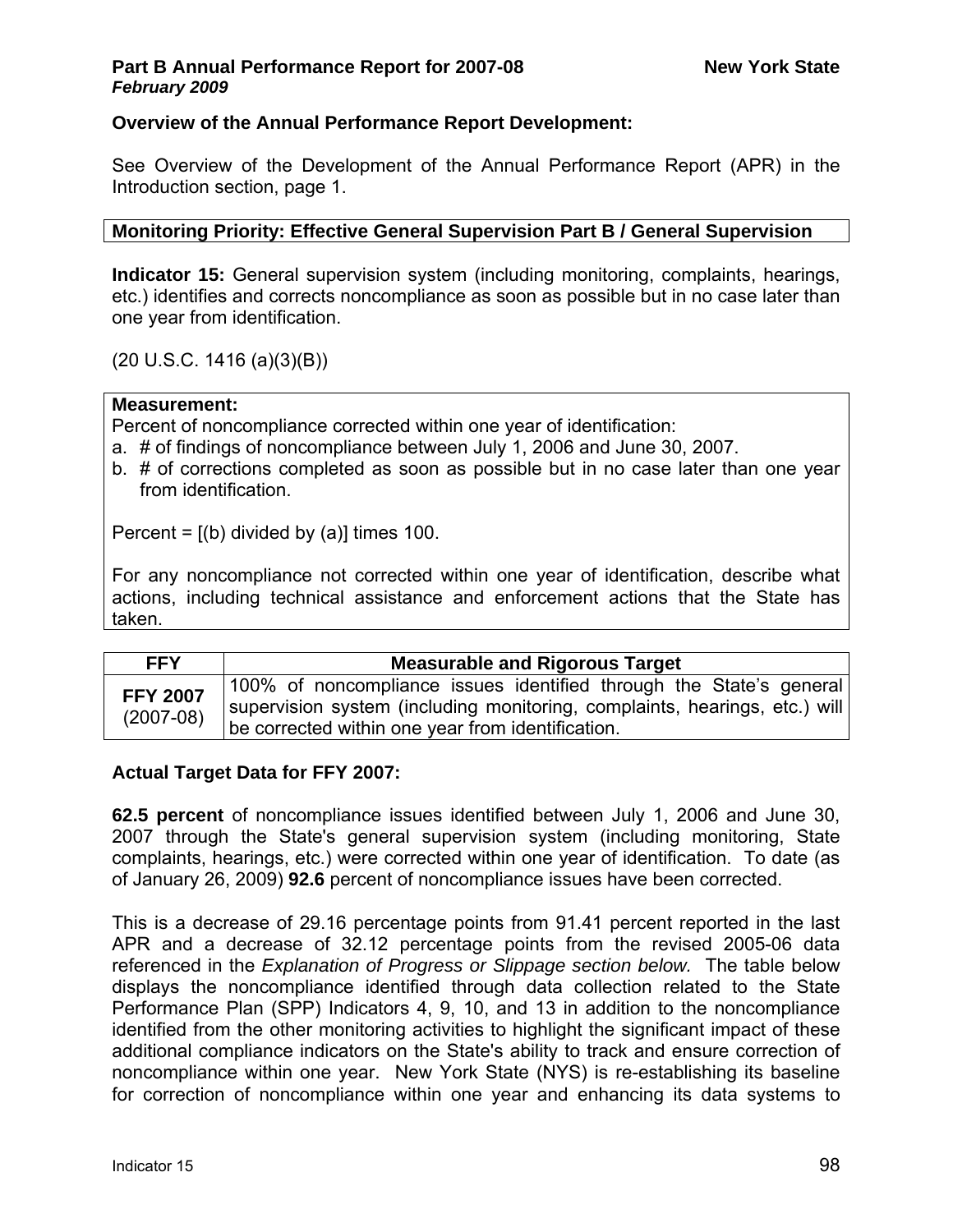**Overview of the Annual Performance Report Development:**

See Overview of the Development of the Annual Performance Report (APR) in the Introduction section, page 1.

**Monitoring Priority: Effective General Supervision Part B / General Supervision**

**Indicator 15:** General supervision system (including monitoring, complaints, hearings, etc.) identifies and corrects noncompliance as soon as possible but in no case later than one year from identification.

(20 U.S.C. 1416 (a)(3)(B))

**Measurement:**
Percent of noncompliance corrected within one year of identification:

a. # of findings of noncompliance between July 1, 2006 and June 30, 2007.
b. # of corrections completed as soon as possible but in no case later than one year from identification.

Percent = [(b) divided by (a)] times 100.

For any noncompliance not corrected within one year of identification, describe what actions, including technical assistance and enforcement actions that the State has taken.

| FFY | Measurable and Rigorous Target |
|---|---|
| **FFY 2007** (2007-08) | 100% of noncompliance issues identified through the State's general supervision system (including monitoring, complaints, hearings, etc.) will be corrected within one year from identification. |

**Actual Target Data for FFY 2007:**

**62.5 percent** of noncompliance issues identified between July 1, 2006 and June 30, 2007 through the State's general supervision system (including monitoring, State complaints, hearings, etc.) were corrected within one year of identification. To date (as of January 26, 2009) **92.6** percent of noncompliance issues have been corrected.

This is a decrease of 29.16 percentage points from 91.41 percent reported in the last APR and a decrease of 32.12 percentage points from the revised 2005-06 data referenced in the *Explanation of Progress or Slippage section below.* The table below displays the noncompliance identified through data collection related to the State Performance Plan (SPP) Indicators 4, 9, 10, and 13 in addition to the noncompliance identified from the other monitoring activities to highlight the significant impact of these additional compliance indicators on the State's ability to track and ensure correction of noncompliance within one year. New York State (NYS) is re-establishing its baseline for correction of noncompliance within one year and enhancing its data systems to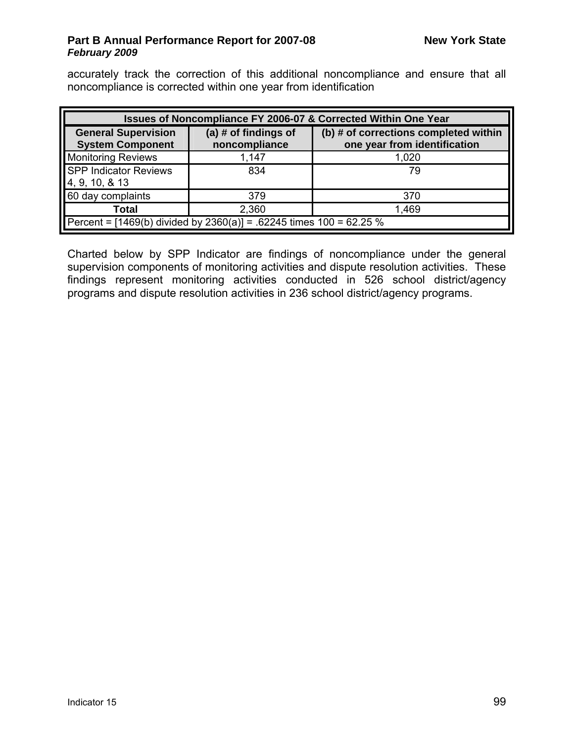accurately track the correction of this additional noncompliance and ensure that all noncompliance is corrected within one year from identification

| Issues of Noncompliance FY 2006-07 & Corrected Within One Year | | |
|---|---|---|
| **General Supervision System Component** | **(a) # of findings of noncompliance** | **(b) # of corrections completed within one year from identification** |
| Monitoring Reviews | 1,147 | 1,020 |
| SPP Indicator Reviews 4, 9, 10, & 13 | 834 | 79 |
| 60 day complaints | 379 | 370 |
| **Total** | 2,360 | 1,469 |
| Percent = [1469(b) divided by 2360(a)] = .62245 times 100 = 62.25 % | | |

Charted below by SPP Indicator are findings of noncompliance under the general supervision components of monitoring activities and dispute resolution activities. These findings represent monitoring activities conducted in 526 school district/agency programs and dispute resolution activities in 236 school district/agency programs.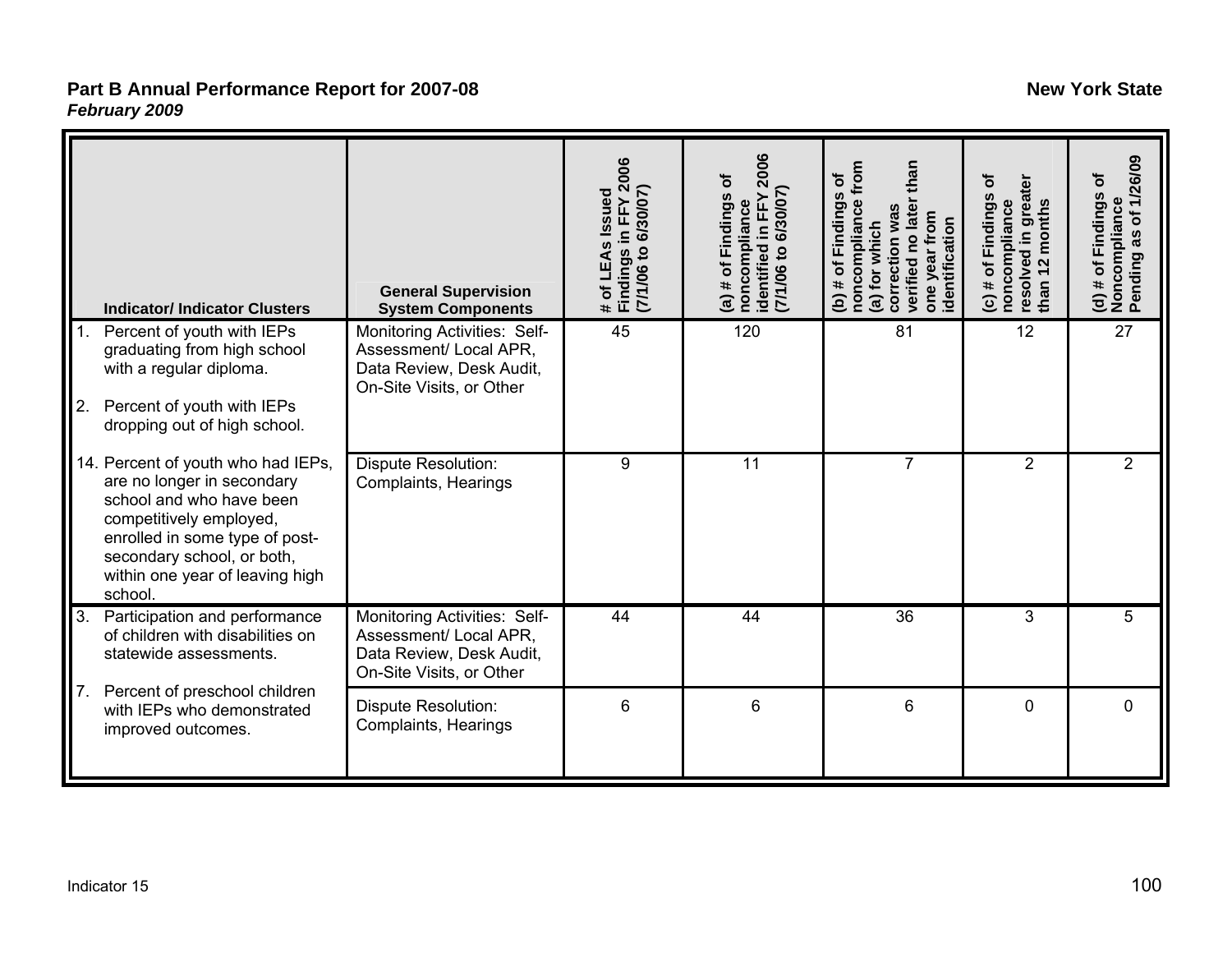| Indicator/ Indicator Clusters | General Supervision System Components | # of LEAs Issued Findings in FFY 2006 (7/1/06 to 6/30/07) | (a) # of Findings of noncompliance identified in FFY 2006 (7/1/06 to 6/30/07) | (b) # of Findings of noncompliance from (a) for which correction was verified no later than one year from identification | (c) # of Findings of noncompliance resolved in greater than 12 months | (d) # of Findings of Noncompliance Pending as of 1/26/09 |
|---|---|---|---|---|---|---|
| 1. Percent of youth with IEPs graduating from high school with a regular diploma.<br><br>2. Percent of youth with IEPs dropping out of high school.<br><br>14. Percent of youth who had IEPs, are no longer in secondary school and who have been competitively employed, enrolled in some type of post-secondary school, or both, within one year of leaving high school. | Monitoring Activities: Self-Assessment/ Local APR, Data Review, Desk Audit, On-Site Visits, or Other | 45 | 120 | 81 | 12 | 27 |
| | Dispute Resolution: Complaints, Hearings | 9 | 11 | 7 | 2 | 2 |
| 3. Participation and performance of children with disabilities on statewide assessments.<br><br>7. Percent of preschool children with IEPs who demonstrated improved outcomes. | Monitoring Activities: Self-Assessment/ Local APR, Data Review, Desk Audit, On-Site Visits, or Other | 44 | 44 | 36 | 3 | 5 |
| | Dispute Resolution: Complaints, Hearings | 6 | 6 | 6 | 0 | 0 |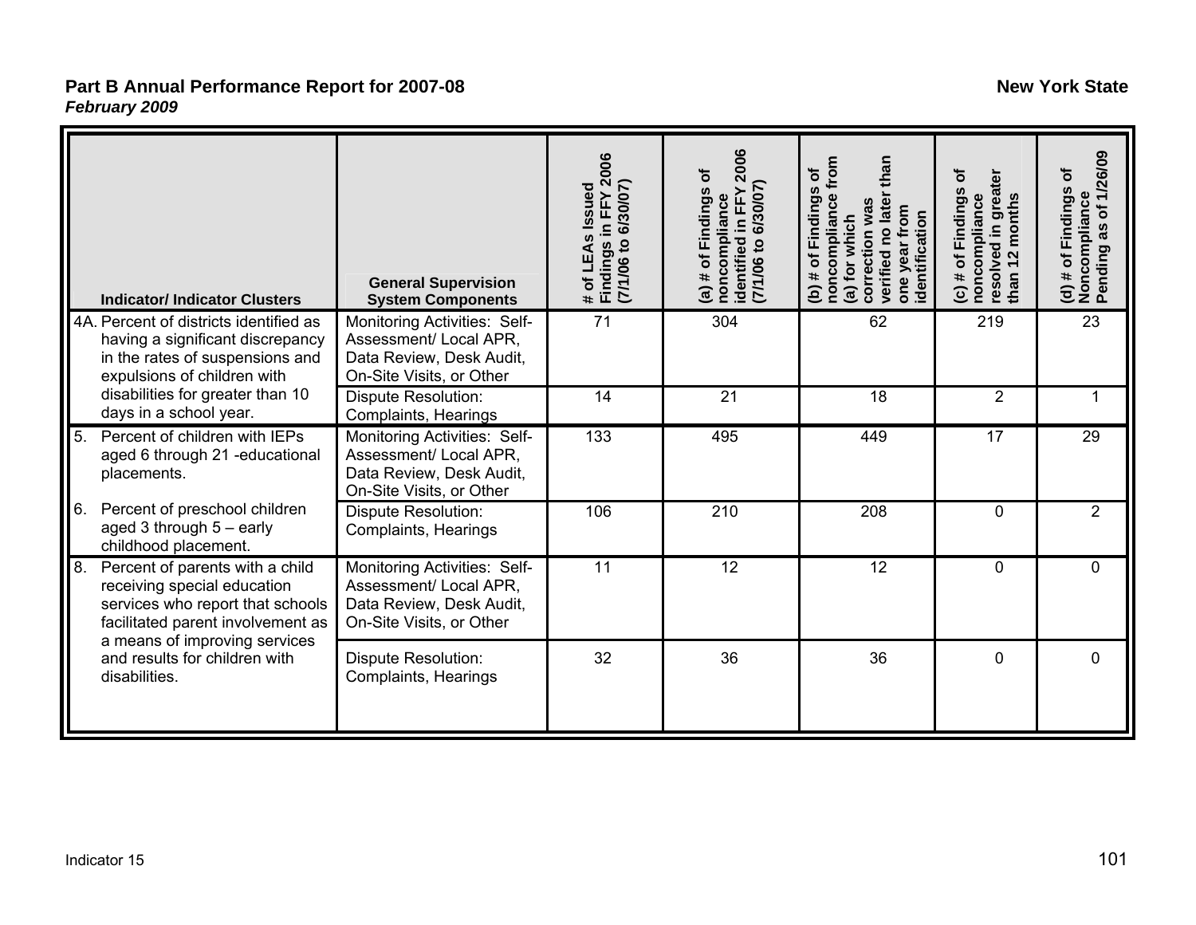| Indicator/ Indicator Clusters | General Supervision System Components | # of LEAs Issued Findings in FFY 2006 (7/1/06 to 6/30/07) | (a) # of Findings of noncompliance identified in FFY 2006 (7/1/06 to 6/30/07) | (b) # of Findings of noncompliance from (a) for which correction was verified no later than one year from identification | (c) # of Findings of noncompliance resolved in greater than 12 months | (d) # of Findings of Noncompliance Pending as of 1/26/09 |
|---|---|---|---|---|---|---|
| 4A. Percent of districts identified as having a significant discrepancy in the rates of suspensions and expulsions of children with disabilities for greater than 10 days in a school year. | Monitoring Activities: Self-Assessment/ Local APR, Data Review, Desk Audit, On-Site Visits, or Other | 71 | 304 | 62 | 219 | 23 |
| | Dispute Resolution: Complaints, Hearings | 14 | 21 | 18 | 2 | 1 |
| 5. Percent of children with IEPs aged 6 through 21 -educational placements.<br>6. Percent of preschool children aged 3 through 5 – early childhood placement. | Monitoring Activities: Self-Assessment/ Local APR, Data Review, Desk Audit, On-Site Visits, or Other | 133 | 495 | 449 | 17 | 29 |
| | Dispute Resolution: Complaints, Hearings | 106 | 210 | 208 | 0 | 2 |
| 8. Percent of parents with a child receiving special education services who report that schools facilitated parent involvement as a means of improving services and results for children with disabilities. | Monitoring Activities: Self-Assessment/ Local APR, Data Review, Desk Audit, On-Site Visits, or Other | 11 | 12 | 12 | 0 | 0 |
| | Dispute Resolution: Complaints, Hearings | 32 | 36 | 36 | 0 | 0 |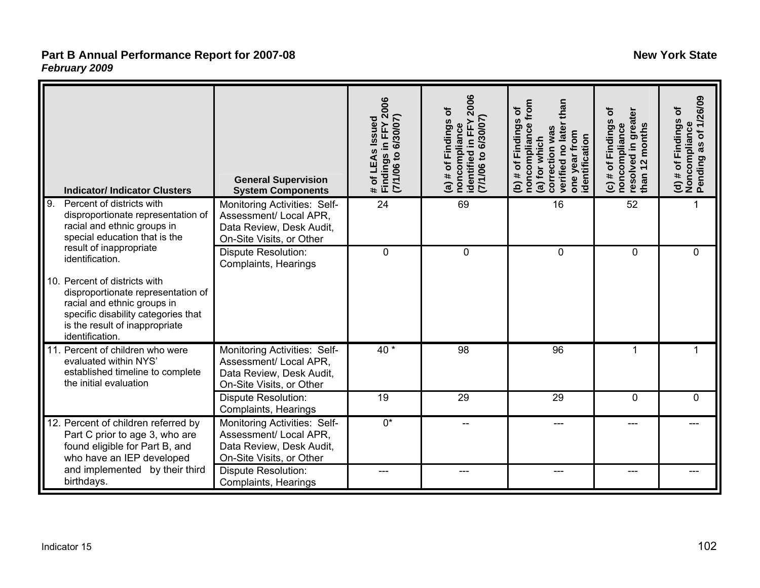**Part B Annual Performance Report for 2007-08** **New York State**
***February 2009***

| Indicator/ Indicator Clusters | General Supervision System Components | # of LEAs Issued Findings in FFY 2006 (7/1/06 to 6/30/07) | (a) # of Findings of noncompliance identified in FFY 2006 (7/1/06 to 6/30/07) | (b) # of Findings of noncompliance from (a) for which correction was verified no later than one year from identification | (c) # of Findings of noncompliance resolved in greater than 12 months | (d) # of Findings of Noncompliance Pending as of 1/26/09 |
|---|---|---|---|---|---|---|
| 9. Percent of districts with disproportionate representation of racial and ethnic groups in special education that is the result of inappropriate identification.<br><br>10. Percent of districts with disproportionate representation of racial and ethnic groups in specific disability categories that is the result of inappropriate identification. | Monitoring Activities: Self-Assessment/ Local APR, Data Review, Desk Audit, On-Site Visits, or Other | 24 | 69 | 16 | 52 | 1 |
| | Dispute Resolution: Complaints, Hearings | 0 | 0 | 0 | 0 | 0 |
| 11. Percent of children who were evaluated within NYS' established timeline to complete the initial evaluation | Monitoring Activities: Self-Assessment/ Local APR, Data Review, Desk Audit, On-Site Visits, or Other | 40 * | 98 | 96 | 1 | 1 |
| | Dispute Resolution: Complaints, Hearings | 19 | 29 | 29 | 0 | 0 |
| 12. Percent of children referred by Part C prior to age 3, who are found eligible for Part B, and who have an IEP developed and implemented by their third birthdays. | Monitoring Activities: Self-Assessment/ Local APR, Data Review, Desk Audit, On-Site Visits, or Other | 0* | -- | --- | --- | --- |
| | Dispute Resolution: Complaints, Hearings | --- | --- | --- | --- | --- |

Indicator 15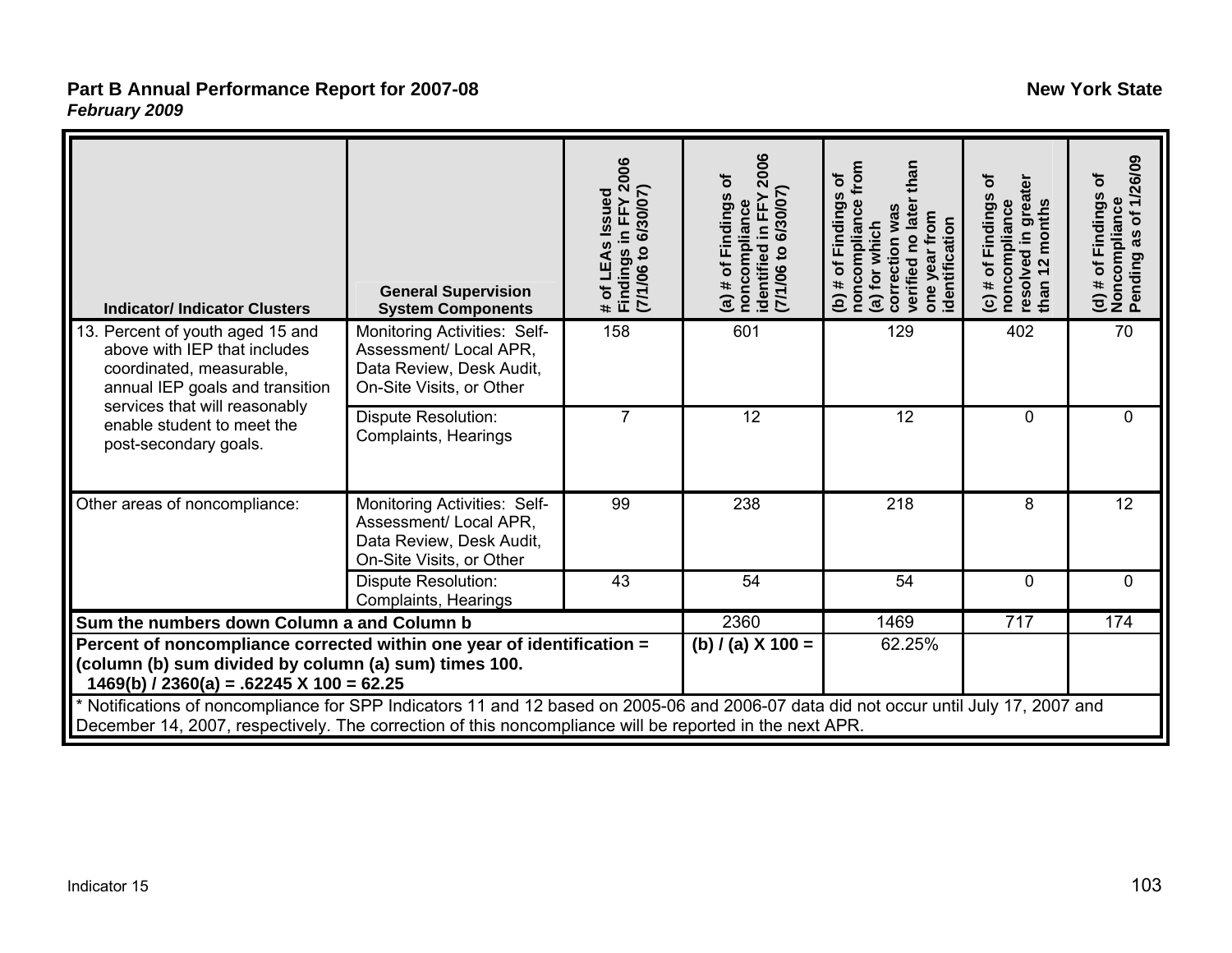**Part B Annual Performance Report for 2007-08** **New York State**
***February 2009***

| Indicator/ Indicator Clusters | General Supervision System Components | # of LEAs Issued Findings in FFY 2006 (7/1/06 to 6/30/07) | (a) # of Findings of noncompliance identified in FFY 2006 (7/1/06 to 6/30/07) | (b) # of Findings of noncompliance from (a) for which correction was verified no later than one year from identification | (c) # of Findings of noncompliance resolved in greater than 12 months | (d) # of Findings of Noncompliance Pending as of 1/26/09 |
|---|---|---|---|---|---|---|
| 13. Percent of youth aged 15 and above with IEP that includes coordinated, measurable, annual IEP goals and transition services that will reasonably enable student to meet the post-secondary goals. | Monitoring Activities: Self-Assessment/ Local APR, Data Review, Desk Audit, On-Site Visits, or Other | 158 | 601 | 129 | 402 | 70 |
| | Dispute Resolution: Complaints, Hearings | 7 | 12 | 12 | 0 | 0 |
| Other areas of noncompliance: | Monitoring Activities: Self-Assessment/ Local APR, Data Review, Desk Audit, On-Site Visits, or Other | 99 | 238 | 218 | 8 | 12 |
| | Dispute Resolution: Complaints, Hearings | 43 | 54 | 54 | 0 | 0 |
| **Sum the numbers down Column a and Column b** | | | 2360 | 1469 | 717 | 174 |
| **Percent of noncompliance corrected within one year of identification = (column (b) sum divided by column (a) sum) times 100. 1469(b) / 2360(a) = .62245 X 100 = 62.25** | | | **(b) / (a) X 100 =** | 62.25% | | |

\* Notifications of noncompliance for SPP Indicators 11 and 12 based on 2005-06 and 2006-07 data did not occur until July 17, 2007 and December 14, 2007, respectively. The correction of this noncompliance will be reported in the next APR.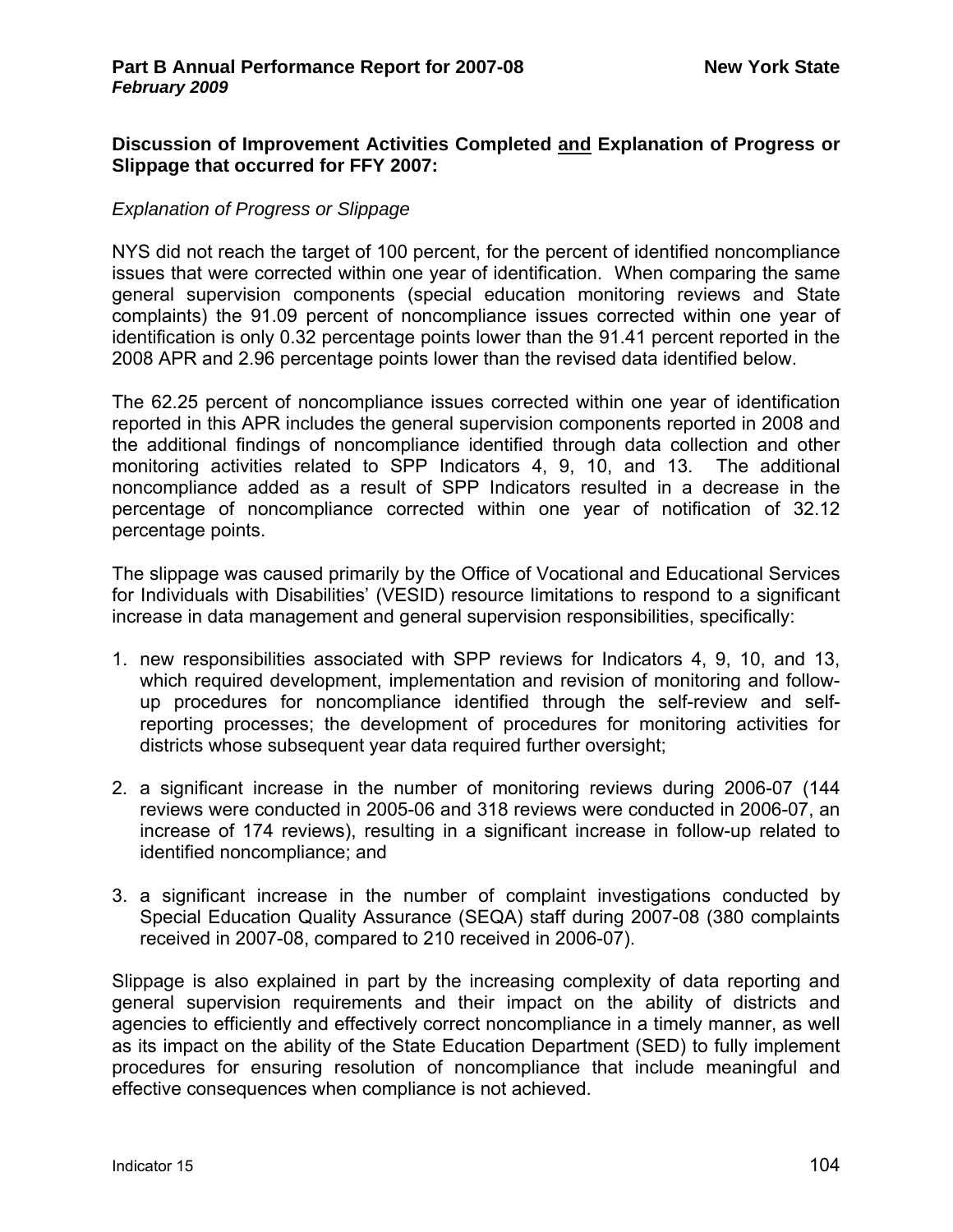**Discussion of Improvement Activities Completed and Explanation of Progress or Slippage that occurred for FFY 2007:**

*Explanation of Progress or Slippage*

NYS did not reach the target of 100 percent, for the percent of identified noncompliance issues that were corrected within one year of identification. When comparing the same general supervision components (special education monitoring reviews and State complaints) the 91.09 percent of noncompliance issues corrected within one year of identification is only 0.32 percentage points lower than the 91.41 percent reported in the 2008 APR and 2.96 percentage points lower than the revised data identified below.

The 62.25 percent of noncompliance issues corrected within one year of identification reported in this APR includes the general supervision components reported in 2008 and the additional findings of noncompliance identified through data collection and other monitoring activities related to SPP Indicators 4, 9, 10, and 13. The additional noncompliance added as a result of SPP Indicators resulted in a decrease in the percentage of noncompliance corrected within one year of notification of 32.12 percentage points.

The slippage was caused primarily by the Office of Vocational and Educational Services for Individuals with Disabilities' (VESID) resource limitations to respond to a significant increase in data management and general supervision responsibilities, specifically:

1. new responsibilities associated with SPP reviews for Indicators 4, 9, 10, and 13, which required development, implementation and revision of monitoring and follow-up procedures for noncompliance identified through the self-review and self-reporting processes; the development of procedures for monitoring activities for districts whose subsequent year data required further oversight;

2. a significant increase in the number of monitoring reviews during 2006-07 (144 reviews were conducted in 2005-06 and 318 reviews were conducted in 2006-07, an increase of 174 reviews), resulting in a significant increase in follow-up related to identified noncompliance; and

3. a significant increase in the number of complaint investigations conducted by Special Education Quality Assurance (SEQA) staff during 2007-08 (380 complaints received in 2007-08, compared to 210 received in 2006-07).

Slippage is also explained in part by the increasing complexity of data reporting and general supervision requirements and their impact on the ability of districts and agencies to efficiently and effectively correct noncompliance in a timely manner, as well as its impact on the ability of the State Education Department (SED) to fully implement procedures for ensuring resolution of noncompliance that include meaningful and effective consequences when compliance is not achieved.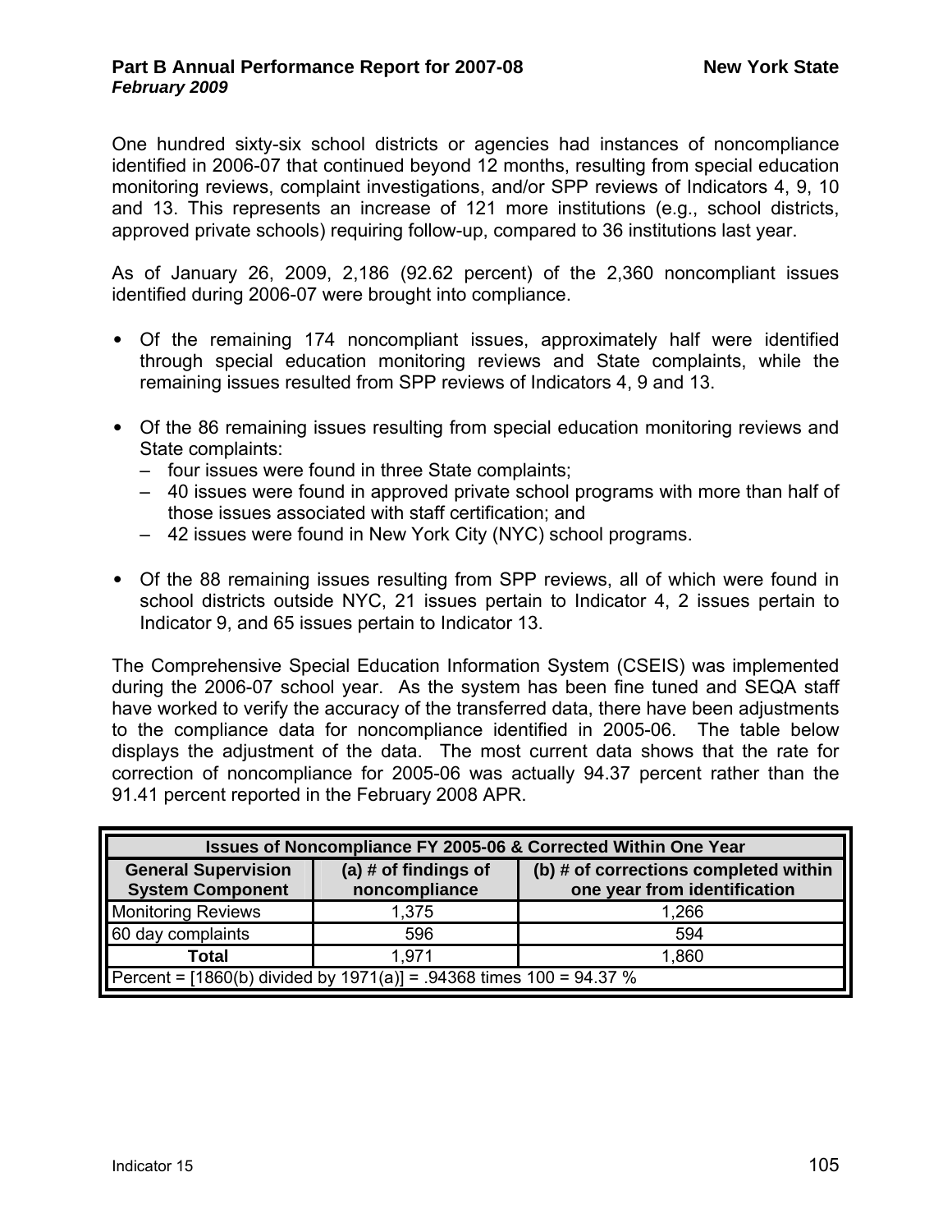One hundred sixty-six school districts or agencies had instances of noncompliance identified in 2006-07 that continued beyond 12 months, resulting from special education monitoring reviews, complaint investigations, and/or SPP reviews of Indicators 4, 9, 10 and 13. This represents an increase of 121 more institutions (e.g., school districts, approved private schools) requiring follow-up, compared to 36 institutions last year.

As of January 26, 2009, 2,186 (92.62 percent) of the 2,360 noncompliant issues identified during 2006-07 were brought into compliance.

- Of the remaining 174 noncompliant issues, approximately half were identified through special education monitoring reviews and State complaints, while the remaining issues resulted from SPP reviews of Indicators 4, 9 and 13.

- Of the 86 remaining issues resulting from special education monitoring reviews and State complaints:
  - four issues were found in three State complaints;
  - 40 issues were found in approved private school programs with more than half of those issues associated with staff certification; and
  - 42 issues were found in New York City (NYC) school programs.

- Of the 88 remaining issues resulting from SPP reviews, all of which were found in school districts outside NYC, 21 issues pertain to Indicator 4, 2 issues pertain to Indicator 9, and 65 issues pertain to Indicator 13.

The Comprehensive Special Education Information System (CSEIS) was implemented during the 2006-07 school year. As the system has been fine tuned and SEQA staff have worked to verify the accuracy of the transferred data, there have been adjustments to the compliance data for noncompliance identified in 2005-06. The table below displays the adjustment of the data. The most current data shows that the rate for correction of noncompliance for 2005-06 was actually 94.37 percent rather than the 91.41 percent reported in the February 2008 APR.

| Issues of Noncompliance FY 2005-06 & Corrected Within One Year | | |
|---|---|---|
| **General Supervision System Component** | **(a) # of findings of noncompliance** | **(b) # of corrections completed within one year from identification** |
| Monitoring Reviews | 1,375 | 1,266 |
| 60 day complaints | 596 | 594 |
| **Total** | 1,971 | 1,860 |
| Percent = [1860(b) divided by 1971(a)] = .94368 times 100 = 94.37 % | | |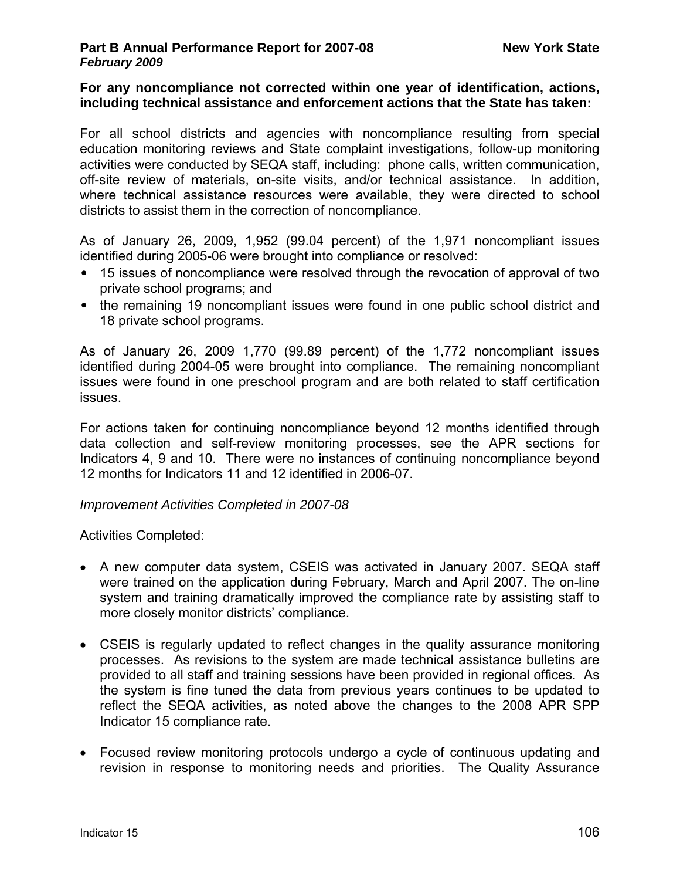**For any noncompliance not corrected within one year of identification, actions, including technical assistance and enforcement actions that the State has taken:**

For all school districts and agencies with noncompliance resulting from special education monitoring reviews and State complaint investigations, follow-up monitoring activities were conducted by SEQA staff, including: phone calls, written communication, off-site review of materials, on-site visits, and/or technical assistance. In addition, where technical assistance resources were available, they were directed to school districts to assist them in the correction of noncompliance.

As of January 26, 2009, 1,952 (99.04 percent) of the 1,971 noncompliant issues identified during 2005-06 were brought into compliance or resolved:

- 15 issues of noncompliance were resolved through the revocation of approval of two private school programs; and
- the remaining 19 noncompliant issues were found in one public school district and 18 private school programs.

As of January 26, 2009 1,770 (99.89 percent) of the 1,772 noncompliant issues identified during 2004-05 were brought into compliance. The remaining noncompliant issues were found in one preschool program and are both related to staff certification issues.

For actions taken for continuing noncompliance beyond 12 months identified through data collection and self-review monitoring processes, see the APR sections for Indicators 4, 9 and 10. There were no instances of continuing noncompliance beyond 12 months for Indicators 11 and 12 identified in 2006-07.

*Improvement Activities Completed in 2007-08*

Activities Completed:

- A new computer data system, CSEIS was activated in January 2007. SEQA staff were trained on the application during February, March and April 2007. The on-line system and training dramatically improved the compliance rate by assisting staff to more closely monitor districts' compliance.

- CSEIS is regularly updated to reflect changes in the quality assurance monitoring processes. As revisions to the system are made technical assistance bulletins are provided to all staff and training sessions have been provided in regional offices. As the system is fine tuned the data from previous years continues to be updated to reflect the SEQA activities, as noted above the changes to the 2008 APR SPP Indicator 15 compliance rate.

- Focused review monitoring protocols undergo a cycle of continuous updating and revision in response to monitoring needs and priorities. The Quality Assurance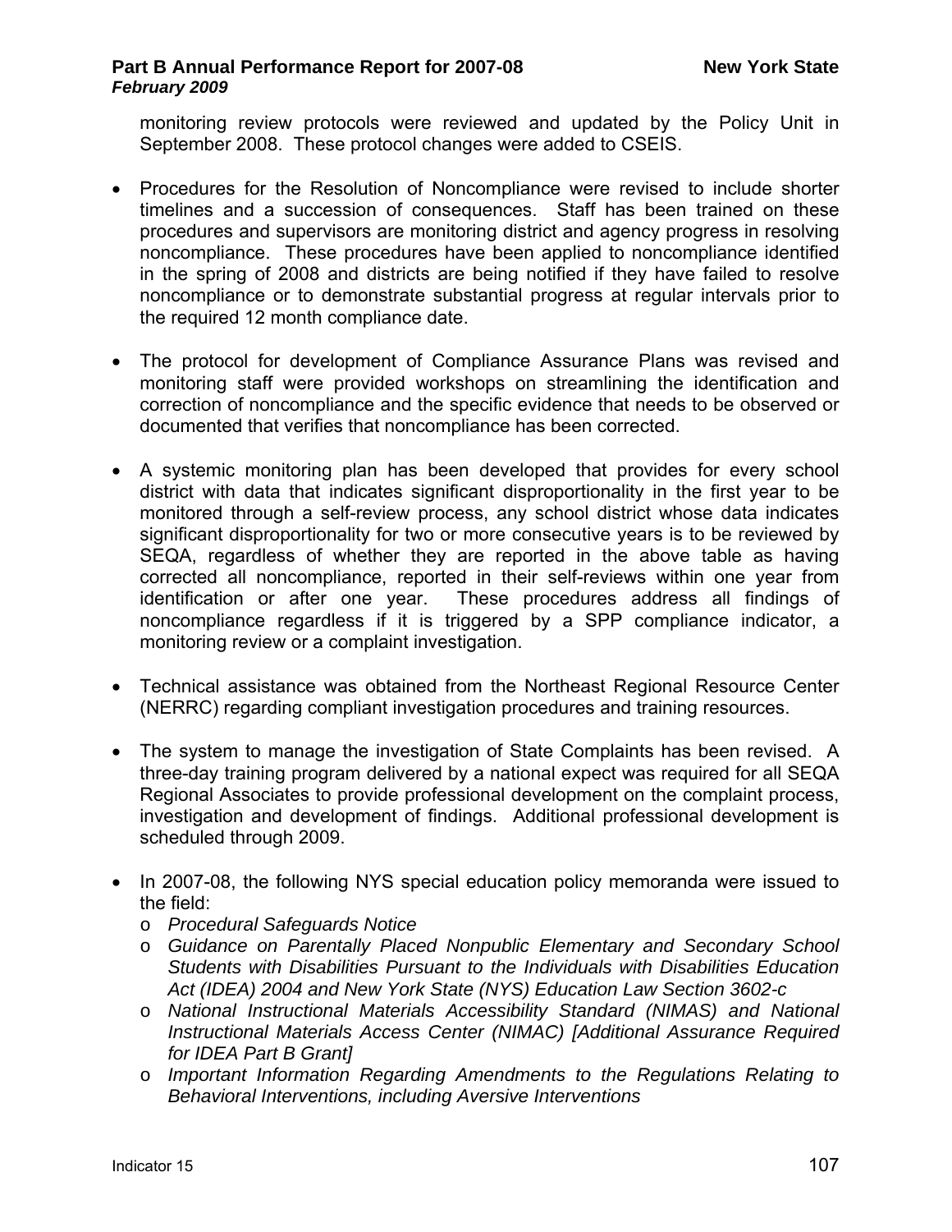monitoring review protocols were reviewed and updated by the Policy Unit in September 2008. These protocol changes were added to CSEIS.

- Procedures for the Resolution of Noncompliance were revised to include shorter timelines and a succession of consequences. Staff has been trained on these procedures and supervisors are monitoring district and agency progress in resolving noncompliance. These procedures have been applied to noncompliance identified in the spring of 2008 and districts are being notified if they have failed to resolve noncompliance or to demonstrate substantial progress at regular intervals prior to the required 12 month compliance date.

- The protocol for development of Compliance Assurance Plans was revised and monitoring staff were provided workshops on streamlining the identification and correction of noncompliance and the specific evidence that needs to be observed or documented that verifies that noncompliance has been corrected.

- A systemic monitoring plan has been developed that provides for every school district with data that indicates significant disproportionality in the first year to be monitored through a self-review process, any school district whose data indicates significant disproportionality for two or more consecutive years is to be reviewed by SEQA, regardless of whether they are reported in the above table as having corrected all noncompliance, reported in their self-reviews within one year from identification or after one year. These procedures address all findings of noncompliance regardless if it is triggered by a SPP compliance indicator, a monitoring review or a complaint investigation.

- Technical assistance was obtained from the Northeast Regional Resource Center (NERRC) regarding compliant investigation procedures and training resources.

- The system to manage the investigation of State Complaints has been revised. A three-day training program delivered by a national expect was required for all SEQA Regional Associates to provide professional development on the complaint process, investigation and development of findings. Additional professional development is scheduled through 2009.

- In 2007-08, the following NYS special education policy memoranda were issued to the field:
  - *Procedural Safeguards Notice*
  - *Guidance on Parentally Placed Nonpublic Elementary and Secondary School Students with Disabilities Pursuant to the Individuals with Disabilities Education Act (IDEA) 2004 and New York State (NYS) Education Law Section 3602-c*
  - *National Instructional Materials Accessibility Standard (NIMAS) and National Instructional Materials Access Center (NIMAC) [Additional Assurance Required for IDEA Part B Grant]*
  - *Important Information Regarding Amendments to the Regulations Relating to Behavioral Interventions, including Aversive Interventions*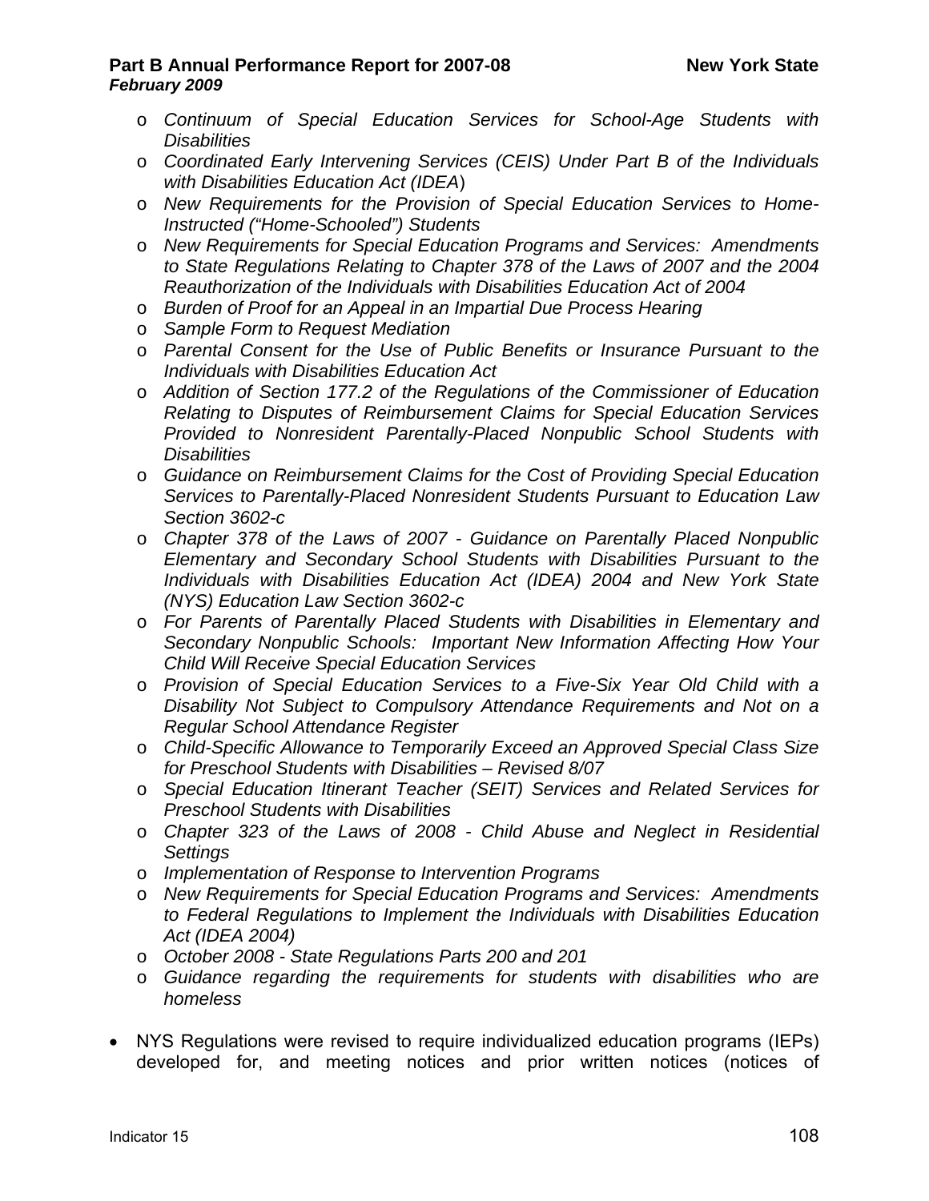- *Continuum of Special Education Services for School-Age Students with Disabilities*
  - *Coordinated Early Intervening Services (CEIS) Under Part B of the Individuals with Disabilities Education Act (IDEA*)
  - *New Requirements for the Provision of Special Education Services to Home-Instructed ("Home-Schooled") Students*
  - *New Requirements for Special Education Programs and Services: Amendments to State Regulations Relating to Chapter 378 of the Laws of 2007 and the 2004 Reauthorization of the Individuals with Disabilities Education Act of 2004*
  - *Burden of Proof for an Appeal in an Impartial Due Process Hearing*
  - *Sample Form to Request Mediation*
  - *Parental Consent for the Use of Public Benefits or Insurance Pursuant to the Individuals with Disabilities Education Act*
  - *Addition of Section 177.2 of the Regulations of the Commissioner of Education Relating to Disputes of Reimbursement Claims for Special Education Services Provided to Nonresident Parentally-Placed Nonpublic School Students with Disabilities*
  - *Guidance on Reimbursement Claims for the Cost of Providing Special Education Services to Parentally-Placed Nonresident Students Pursuant to Education Law Section 3602-c*
  - *Chapter 378 of the Laws of 2007 - Guidance on Parentally Placed Nonpublic Elementary and Secondary School Students with Disabilities Pursuant to the Individuals with Disabilities Education Act (IDEA) 2004 and New York State (NYS) Education Law Section 3602-c*
  - *For Parents of Parentally Placed Students with Disabilities in Elementary and Secondary Nonpublic Schools: Important New Information Affecting How Your Child Will Receive Special Education Services*
  - *Provision of Special Education Services to a Five-Six Year Old Child with a Disability Not Subject to Compulsory Attendance Requirements and Not on a Regular School Attendance Register*
  - *Child-Specific Allowance to Temporarily Exceed an Approved Special Class Size for Preschool Students with Disabilities – Revised 8/07*
  - *Special Education Itinerant Teacher (SEIT) Services and Related Services for Preschool Students with Disabilities*
  - *Chapter 323 of the Laws of 2008 - Child Abuse and Neglect in Residential Settings*
  - *Implementation of Response to Intervention Programs*
  - *New Requirements for Special Education Programs and Services: Amendments to Federal Regulations to Implement the Individuals with Disabilities Education Act (IDEA 2004)*
  - *October 2008 - State Regulations Parts 200 and 201*
  - *Guidance regarding the requirements for students with disabilities who are homeless*

- NYS Regulations were revised to require individualized education programs (IEPs) developed for, and meeting notices and prior written notices (notices of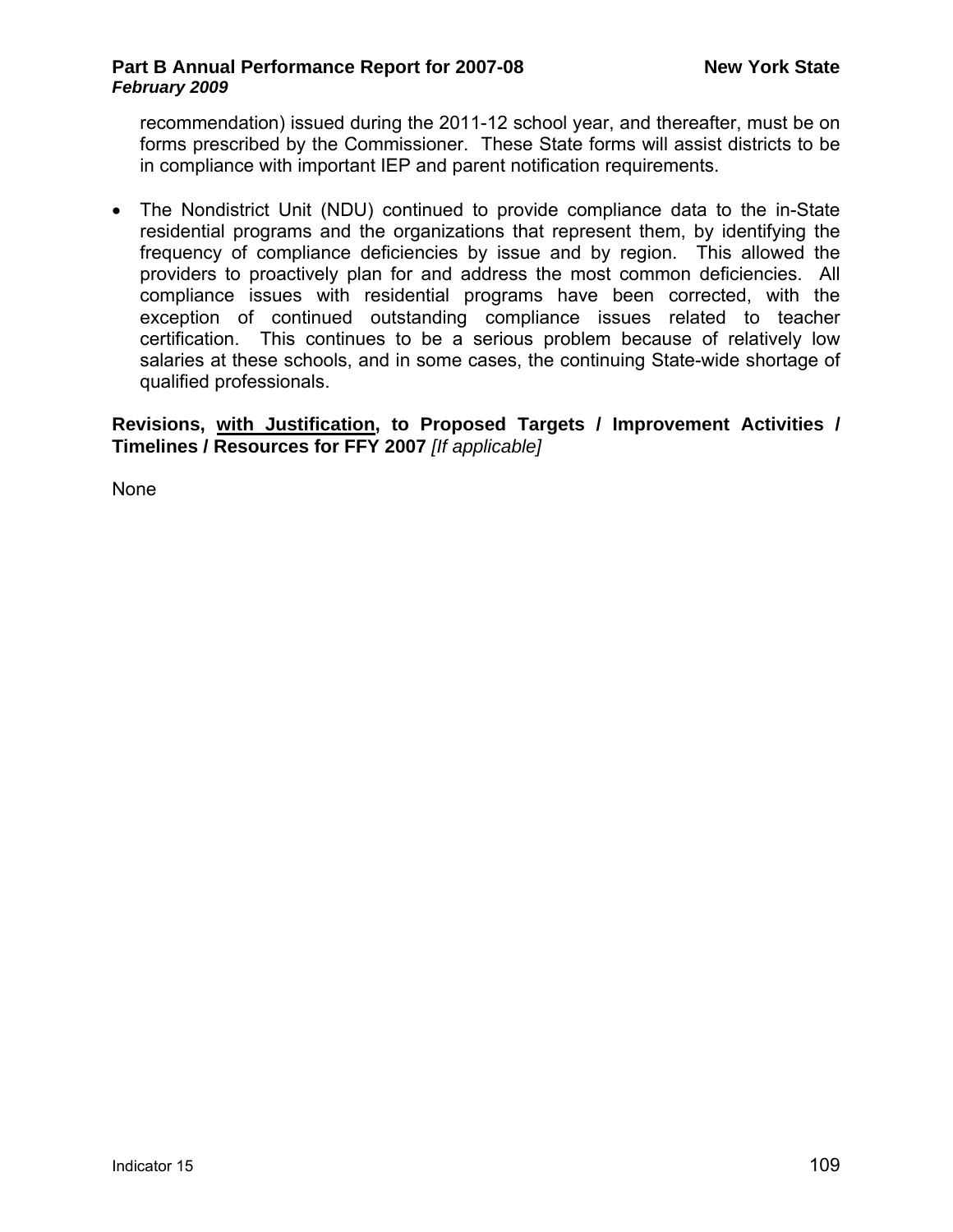recommendation) issued during the 2011-12 school year, and thereafter, must be on forms prescribed by the Commissioner. These State forms will assist districts to be in compliance with important IEP and parent notification requirements.

- The Nondistrict Unit (NDU) continued to provide compliance data to the in-State residential programs and the organizations that represent them, by identifying the frequency of compliance deficiencies by issue and by region. This allowed the providers to proactively plan for and address the most common deficiencies. All compliance issues with residential programs have been corrected, with the exception of continued outstanding compliance issues related to teacher certification. This continues to be a serious problem because of relatively low salaries at these schools, and in some cases, the continuing State-wide shortage of qualified professionals.

**Revisions, <u>with Justification</u>, to Proposed Targets / Improvement Activities / Timelines / Resources for FFY 2007** *[If applicable]*

None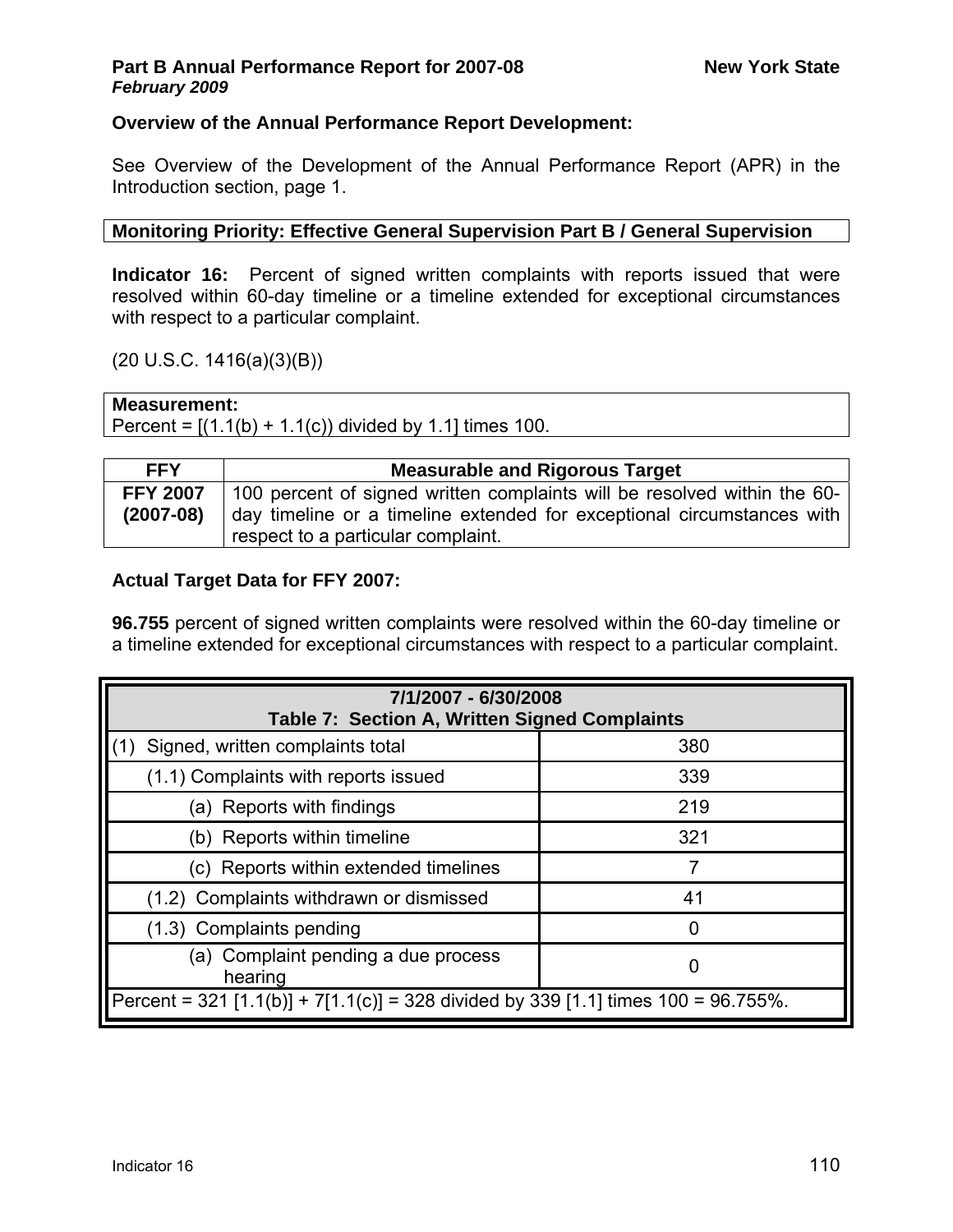**Overview of the Annual Performance Report Development:**

See Overview of the Development of the Annual Performance Report (APR) in the Introduction section, page 1.

**Monitoring Priority: Effective General Supervision Part B / General Supervision**

**Indicator 16:** Percent of signed written complaints with reports issued that were resolved within 60-day timeline or a timeline extended for exceptional circumstances with respect to a particular complaint.

(20 U.S.C. 1416(a)(3)(B))

**Measurement:**
Percent = [(1.1(b) + 1.1(c)) divided by 1.1] times 100.

| FFY | Measurable and Rigorous Target |
|---|---|
| **FFY 2007 (2007-08)** | 100 percent of signed written complaints will be resolved within the 60-day timeline or a timeline extended for exceptional circumstances with respect to a particular complaint. |

**Actual Target Data for FFY 2007:**

**96.755** percent of signed written complaints were resolved within the 60-day timeline or a timeline extended for exceptional circumstances with respect to a particular complaint.

| 7/1/2007 - 6/30/2008<br>Table 7: Section A, Written Signed Complaints | |
|---|---|
| (1) Signed, written complaints total | 380 |
| (1.1) Complaints with reports issued | 339 |
| (a) Reports with findings | 219 |
| (b) Reports within timeline | 321 |
| (c) Reports within extended timelines | 7 |
| (1.2) Complaints withdrawn or dismissed | 41 |
| (1.3) Complaints pending | 0 |
| (a) Complaint pending a due process hearing | 0 |
| Percent = 321 [1.1(b)] + 7[1.1(c)] = 328 divided by 339 [1.1] times 100 = 96.755%. | |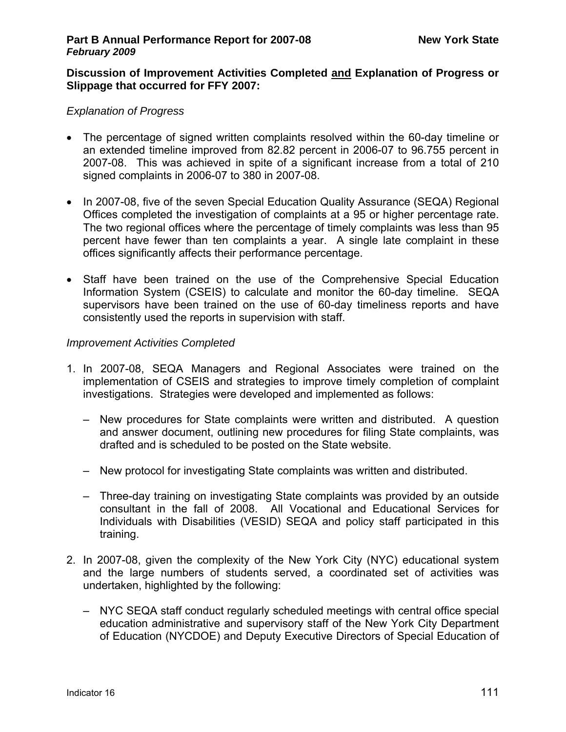**Discussion of Improvement Activities Completed <u>and</u> Explanation of Progress or Slippage that occurred for FFY 2007:**

*Explanation of Progress*

- The percentage of signed written complaints resolved within the 60-day timeline or an extended timeline improved from 82.82 percent in 2006-07 to 96.755 percent in 2007-08. This was achieved in spite of a significant increase from a total of 210 signed complaints in 2006-07 to 380 in 2007-08.
- In 2007-08, five of the seven Special Education Quality Assurance (SEQA) Regional Offices completed the investigation of complaints at a 95 or higher percentage rate. The two regional offices where the percentage of timely complaints was less than 95 percent have fewer than ten complaints a year. A single late complaint in these offices significantly affects their performance percentage.
- Staff have been trained on the use of the Comprehensive Special Education Information System (CSEIS) to calculate and monitor the 60-day timeline. SEQA supervisors have been trained on the use of 60-day timeliness reports and have consistently used the reports in supervision with staff.

*Improvement Activities Completed*

1. In 2007-08, SEQA Managers and Regional Associates were trained on the implementation of CSEIS and strategies to improve timely completion of complaint investigations. Strategies were developed and implemented as follows:
   - New procedures for State complaints were written and distributed. A question and answer document, outlining new procedures for filing State complaints, was drafted and is scheduled to be posted on the State website.
   - New protocol for investigating State complaints was written and distributed.
   - Three-day training on investigating State complaints was provided by an outside consultant in the fall of 2008. All Vocational and Educational Services for Individuals with Disabilities (VESID) SEQA and policy staff participated in this training.
2. In 2007-08, given the complexity of the New York City (NYC) educational system and the large numbers of students served, a coordinated set of activities was undertaken, highlighted by the following:
   - NYC SEQA staff conduct regularly scheduled meetings with central office special education administrative and supervisory staff of the New York City Department of Education (NYCDOE) and Deputy Executive Directors of Special Education of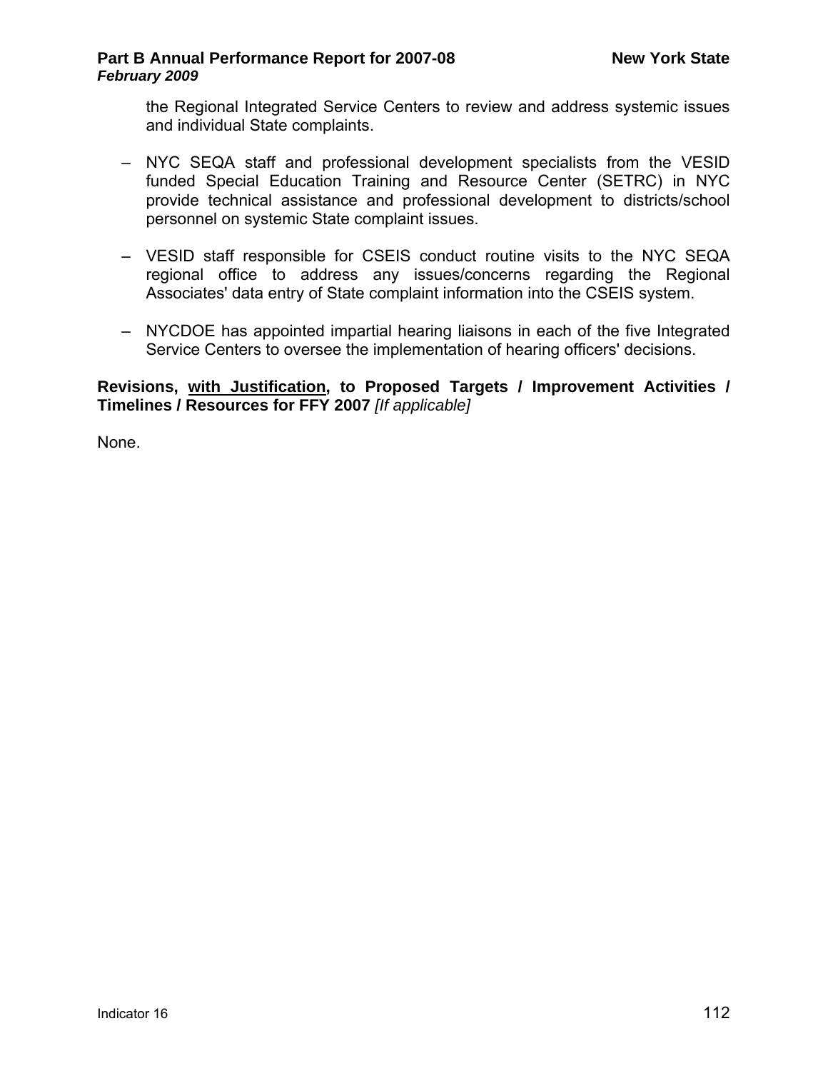the Regional Integrated Service Centers to review and address systemic issues and individual State complaints.

– NYC SEQA staff and professional development specialists from the VESID funded Special Education Training and Resource Center (SETRC) in NYC provide technical assistance and professional development to districts/school personnel on systemic State complaint issues.

– VESID staff responsible for CSEIS conduct routine visits to the NYC SEQA regional office to address any issues/concerns regarding the Regional Associates' data entry of State complaint information into the CSEIS system.

– NYCDOE has appointed impartial hearing liaisons in each of the five Integrated Service Centers to oversee the implementation of hearing officers' decisions.

**Revisions, <u>with Justification</u>, to Proposed Targets / Improvement Activities / Timelines / Resources for FFY 2007** *[If applicable]*

None.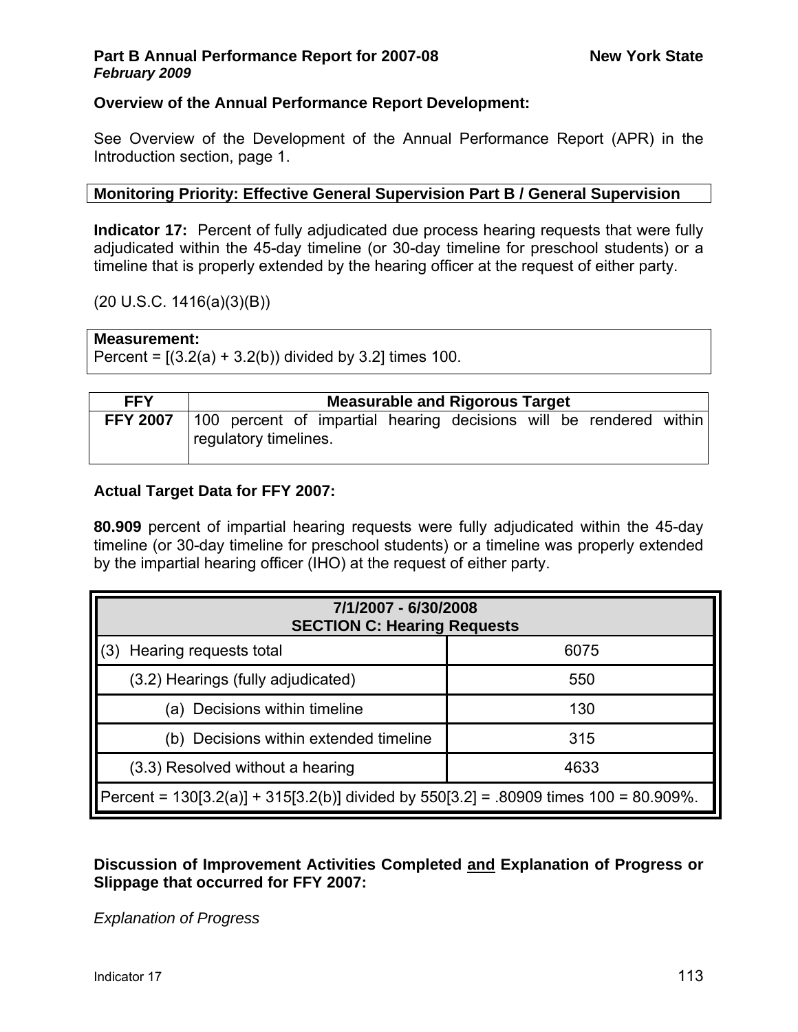**Overview of the Annual Performance Report Development:**

See Overview of the Development of the Annual Performance Report (APR) in the Introduction section, page 1.

**Monitoring Priority: Effective General Supervision Part B / General Supervision**

**Indicator 17:** Percent of fully adjudicated due process hearing requests that were fully adjudicated within the 45-day timeline (or 30-day timeline for preschool students) or a timeline that is properly extended by the hearing officer at the request of either party.

(20 U.S.C. 1416(a)(3)(B))

**Measurement:**
Percent = [(3.2(a) + 3.2(b)) divided by 3.2] times 100.

| FFY | Measurable and Rigorous Target |
|---|---|
| **FFY 2007** | 100 percent of impartial hearing decisions will be rendered within regulatory timelines. |

**Actual Target Data for FFY 2007:**

**80.909** percent of impartial hearing requests were fully adjudicated within the 45-day timeline (or 30-day timeline for preschool students) or a timeline was properly extended by the impartial hearing officer (IHO) at the request of either party.

| 7/1/2007 - 6/30/2008 SECTION C: Hearing Requests | |
|---|---|
| (3) Hearing requests total | 6075 |
| (3.2) Hearings (fully adjudicated) | 550 |
| (a) Decisions within timeline | 130 |
| (b) Decisions within extended timeline | 315 |
| (3.3) Resolved without a hearing | 4633 |
| Percent = 130[3.2(a)] + 315[3.2(b)] divided by 550[3.2] = .80909 times 100 = 80.909%. | |

**Discussion of Improvement Activities Completed and Explanation of Progress or Slippage that occurred for FFY 2007:**

*Explanation of Progress*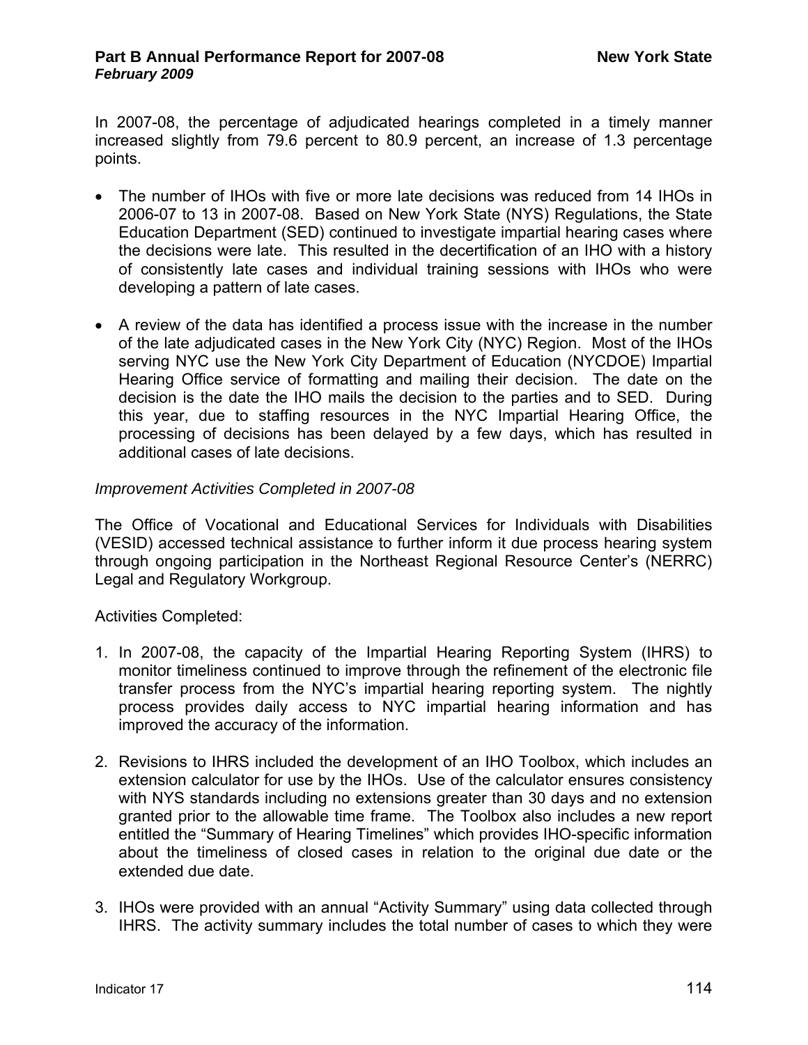In 2007-08, the percentage of adjudicated hearings completed in a timely manner increased slightly from 79.6 percent to 80.9 percent, an increase of 1.3 percentage points.

- The number of IHOs with five or more late decisions was reduced from 14 IHOs in 2006-07 to 13 in 2007-08. Based on New York State (NYS) Regulations, the State Education Department (SED) continued to investigate impartial hearing cases where the decisions were late. This resulted in the decertification of an IHO with a history of consistently late cases and individual training sessions with IHOs who were developing a pattern of late cases.

- A review of the data has identified a process issue with the increase in the number of the late adjudicated cases in the New York City (NYC) Region. Most of the IHOs serving NYC use the New York City Department of Education (NYCDOE) Impartial Hearing Office service of formatting and mailing their decision. The date on the decision is the date the IHO mails the decision to the parties and to SED. During this year, due to staffing resources in the NYC Impartial Hearing Office, the processing of decisions has been delayed by a few days, which has resulted in additional cases of late decisions.

*Improvement Activities Completed in 2007-08*

The Office of Vocational and Educational Services for Individuals with Disabilities (VESID) accessed technical assistance to further inform it due process hearing system through ongoing participation in the Northeast Regional Resource Center's (NERRC) Legal and Regulatory Workgroup.

Activities Completed:

1. In 2007-08, the capacity of the Impartial Hearing Reporting System (IHRS) to monitor timeliness continued to improve through the refinement of the electronic file transfer process from the NYC's impartial hearing reporting system. The nightly process provides daily access to NYC impartial hearing information and has improved the accuracy of the information.

2. Revisions to IHRS included the development of an IHO Toolbox, which includes an extension calculator for use by the IHOs. Use of the calculator ensures consistency with NYS standards including no extensions greater than 30 days and no extension granted prior to the allowable time frame. The Toolbox also includes a new report entitled the "Summary of Hearing Timelines" which provides IHO-specific information about the timeliness of closed cases in relation to the original due date or the extended due date.

3. IHOs were provided with an annual "Activity Summary" using data collected through IHRS. The activity summary includes the total number of cases to which they were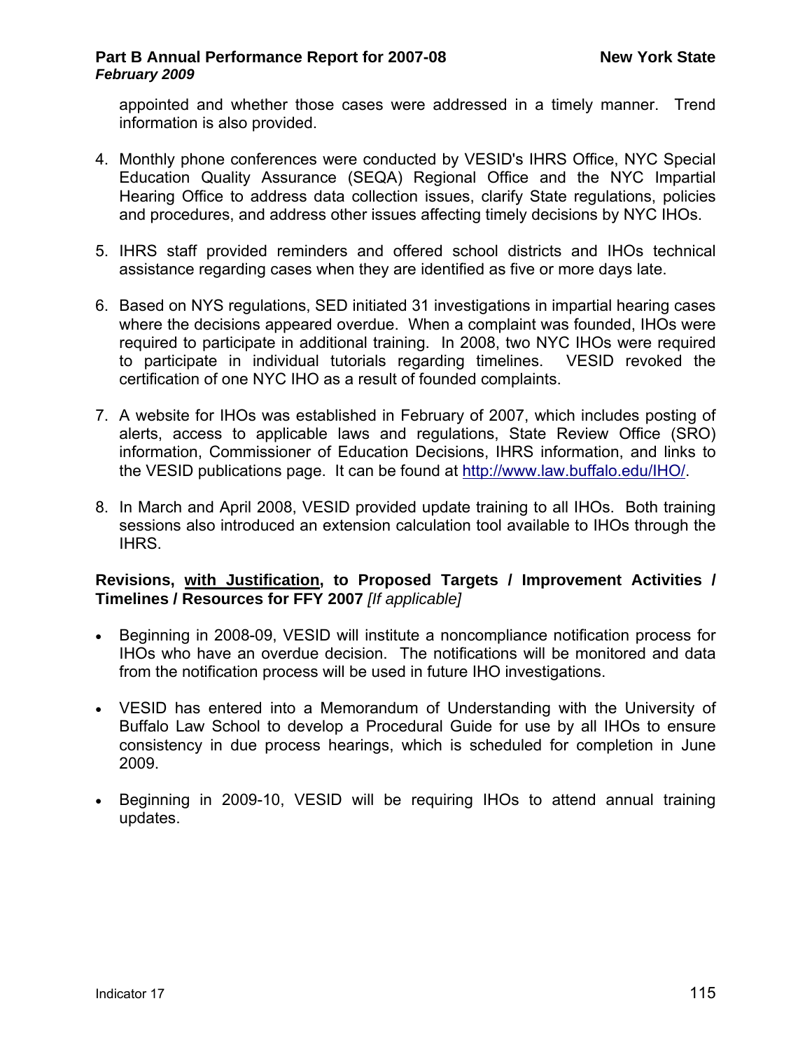appointed and whether those cases were addressed in a timely manner. Trend information is also provided.

4. Monthly phone conferences were conducted by VESID's IHRS Office, NYC Special Education Quality Assurance (SEQA) Regional Office and the NYC Impartial Hearing Office to address data collection issues, clarify State regulations, policies and procedures, and address other issues affecting timely decisions by NYC IHOs.

5. IHRS staff provided reminders and offered school districts and IHOs technical assistance regarding cases when they are identified as five or more days late.

6. Based on NYS regulations, SED initiated 31 investigations in impartial hearing cases where the decisions appeared overdue. When a complaint was founded, IHOs were required to participate in additional training. In 2008, two NYC IHOs were required to participate in individual tutorials regarding timelines. VESID revoked the certification of one NYC IHO as a result of founded complaints.

7. A website for IHOs was established in February of 2007, which includes posting of alerts, access to applicable laws and regulations, State Review Office (SRO) information, Commissioner of Education Decisions, IHRS information, and links to the VESID publications page. It can be found at http://www.law.buffalo.edu/IHO/.

8. In March and April 2008, VESID provided update training to all IHOs. Both training sessions also introduced an extension calculation tool available to IHOs through the IHRS.

**Revisions, <u>with Justification</u>, to Proposed Targets / Improvement Activities / Timelines / Resources for FFY 2007** *[If applicable]*

- Beginning in 2008-09, VESID will institute a noncompliance notification process for IHOs who have an overdue decision. The notifications will be monitored and data from the notification process will be used in future IHO investigations.

- VESID has entered into a Memorandum of Understanding with the University of Buffalo Law School to develop a Procedural Guide for use by all IHOs to ensure consistency in due process hearings, which is scheduled for completion in June 2009.

- Beginning in 2009-10, VESID will be requiring IHOs to attend annual training updates.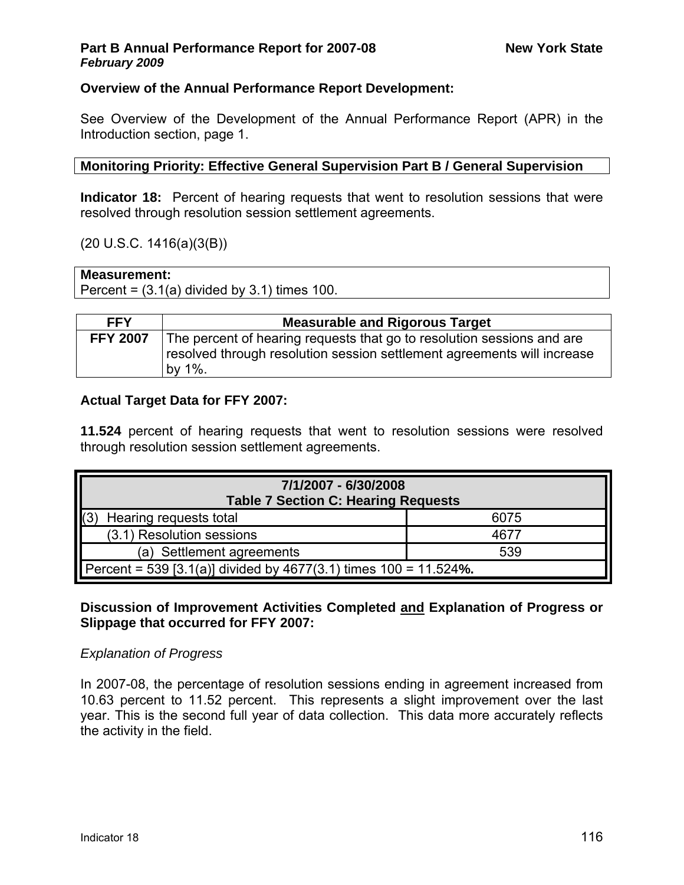**Overview of the Annual Performance Report Development:**

See Overview of the Development of the Annual Performance Report (APR) in the Introduction section, page 1.

| Monitoring Priority: Effective General Supervision Part B / General Supervision |
| --- |

**Indicator 18:** Percent of hearing requests that went to resolution sessions that were resolved through resolution session settlement agreements.

(20 U.S.C. 1416(a)(3(B))

| Measurement: |
| --- |
| Percent = (3.1(a) divided by 3.1) times 100. |

| FFY | Measurable and Rigorous Target |
| --- | --- |
| **FFY 2007** | The percent of hearing requests that go to resolution sessions and are resolved through resolution session settlement agreements will increase by 1%. |

**Actual Target Data for FFY 2007:**

**11.524** percent of hearing requests that went to resolution sessions were resolved through resolution session settlement agreements.

| 7/1/2007 - 6/30/2008<br>Table 7 Section C: Hearing Requests | |
| --- | --- |
| (3) Hearing requests total | 6075 |
| (3.1) Resolution sessions | 4677 |
| (a) Settlement agreements | 539 |
| Percent = 539 [3.1(a)] divided by 4677(3.1) times 100 = 11.524**%.** | |

**Discussion of Improvement Activities Completed and Explanation of Progress or Slippage that occurred for FFY 2007:**

*Explanation of Progress*

In 2007-08, the percentage of resolution sessions ending in agreement increased from 10.63 percent to 11.52 percent. This represents a slight improvement over the last year. This is the second full year of data collection. This data more accurately reflects the activity in the field.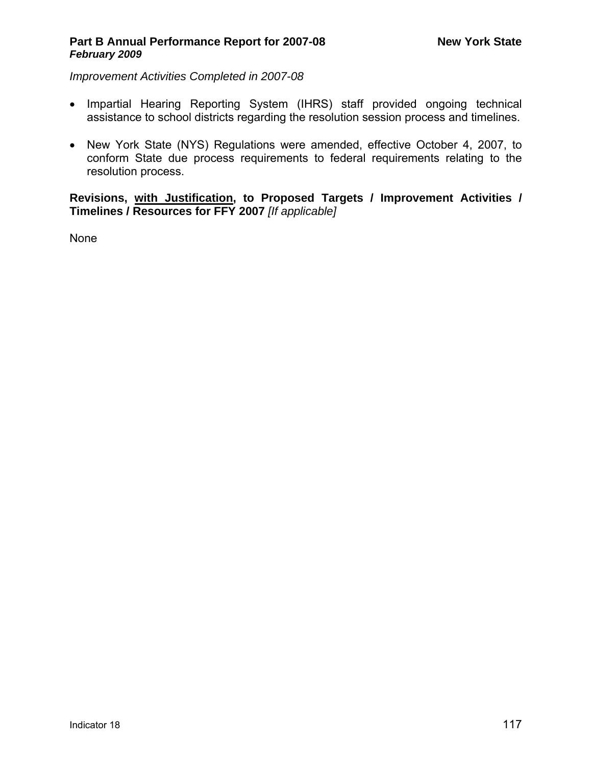*Improvement Activities Completed in 2007-08*

- Impartial Hearing Reporting System (IHRS) staff provided ongoing technical assistance to school districts regarding the resolution session process and timelines.
- New York State (NYS) Regulations were amended, effective October 4, 2007, to conform State due process requirements to federal requirements relating to the resolution process.

**Revisions, <u>with Justification</u>, to Proposed Targets / Improvement Activities / Timelines / Resources for FFY 2007** *[If applicable]*

None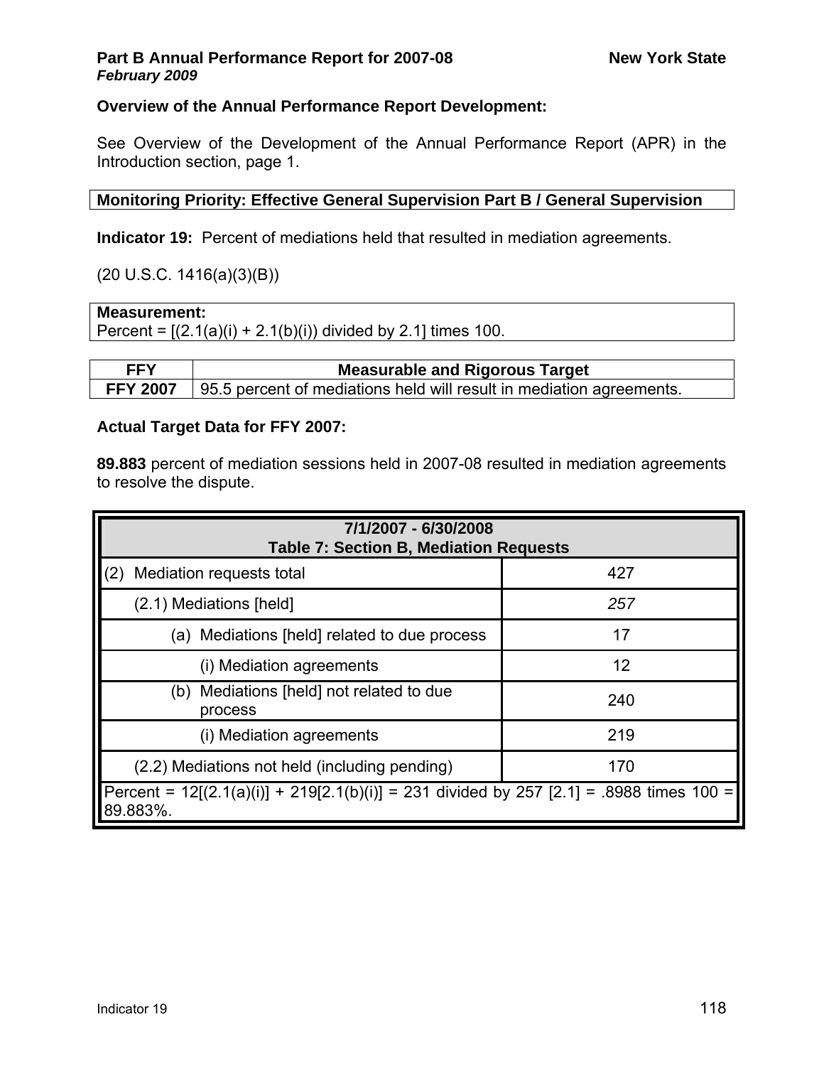**Overview of the Annual Performance Report Development:**

See Overview of the Development of the Annual Performance Report (APR) in the Introduction section, page 1.

| Monitoring Priority: Effective General Supervision Part B / General Supervision |
|---|

**Indicator 19:** Percent of mediations held that resulted in mediation agreements.

(20 U.S.C. 1416(a)(3)(B))

| **Measurement:** Percent = [(2.1(a)(i) + 2.1(b)(i)) divided by 2.1] times 100. |
|---|

| FFY | Measurable and Rigorous Target |
|---|---|
| **FFY 2007** | 95.5 percent of mediations held will result in mediation agreements. |

**Actual Target Data for FFY 2007:**

**89.883** percent of mediation sessions held in 2007-08 resulted in mediation agreements to resolve the dispute.

| 7/1/2007 - 6/30/2008 Table 7: Section B, Mediation Requests | |
|---|---|
| (2) Mediation requests total | 427 |
| (2.1) Mediations [held] | *257* |
| (a) Mediations [held] related to due process | 17 |
| (i) Mediation agreements | 12 |
| (b) Mediations [held] not related to due process | 240 |
| (i) Mediation agreements | 219 |
| (2.2) Mediations not held (including pending) | 170 |
| Percent = 12[(2.1(a)(i)] + 219[2.1(b)(i)] = 231 divided by 257 [2.1] = .8988 times 100 = 89.883%. | |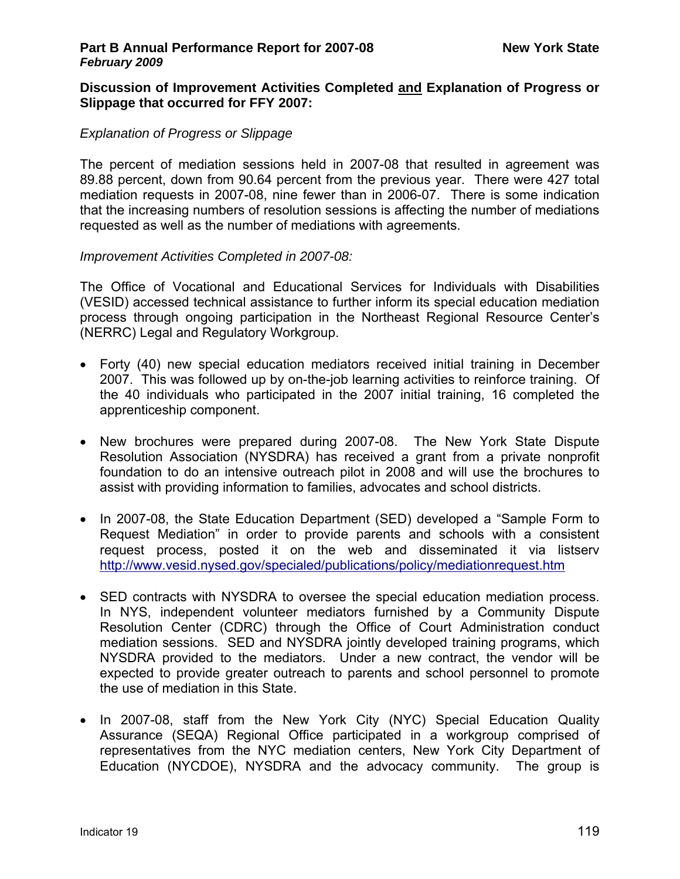**Discussion of Improvement Activities Completed and Explanation of Progress or Slippage that occurred for FFY 2007:**

*Explanation of Progress or Slippage*

The percent of mediation sessions held in 2007-08 that resulted in agreement was 89.88 percent, down from 90.64 percent from the previous year. There were 427 total mediation requests in 2007-08, nine fewer than in 2006-07. There is some indication that the increasing numbers of resolution sessions is affecting the number of mediations requested as well as the number of mediations with agreements.

*Improvement Activities Completed in 2007-08:*

The Office of Vocational and Educational Services for Individuals with Disabilities (VESID) accessed technical assistance to further inform its special education mediation process through ongoing participation in the Northeast Regional Resource Center's (NERRC) Legal and Regulatory Workgroup.

- Forty (40) new special education mediators received initial training in December 2007. This was followed up by on-the-job learning activities to reinforce training. Of the 40 individuals who participated in the 2007 initial training, 16 completed the apprenticeship component.
- New brochures were prepared during 2007-08. The New York State Dispute Resolution Association (NYSDRA) has received a grant from a private nonprofit foundation to do an intensive outreach pilot in 2008 and will use the brochures to assist with providing information to families, advocates and school districts.
- In 2007-08, the State Education Department (SED) developed a "Sample Form to Request Mediation" in order to provide parents and schools with a consistent request process, posted it on the web and disseminated it via listserv http://www.vesid.nysed.gov/specialed/publications/policy/mediationrequest.htm
- SED contracts with NYSDRA to oversee the special education mediation process. In NYS, independent volunteer mediators furnished by a Community Dispute Resolution Center (CDRC) through the Office of Court Administration conduct mediation sessions. SED and NYSDRA jointly developed training programs, which NYSDRA provided to the mediators. Under a new contract, the vendor will be expected to provide greater outreach to parents and school personnel to promote the use of mediation in this State.
- In 2007-08, staff from the New York City (NYC) Special Education Quality Assurance (SEQA) Regional Office participated in a workgroup comprised of representatives from the NYC mediation centers, New York City Department of Education (NYCDOE), NYSDRA and the advocacy community. The group is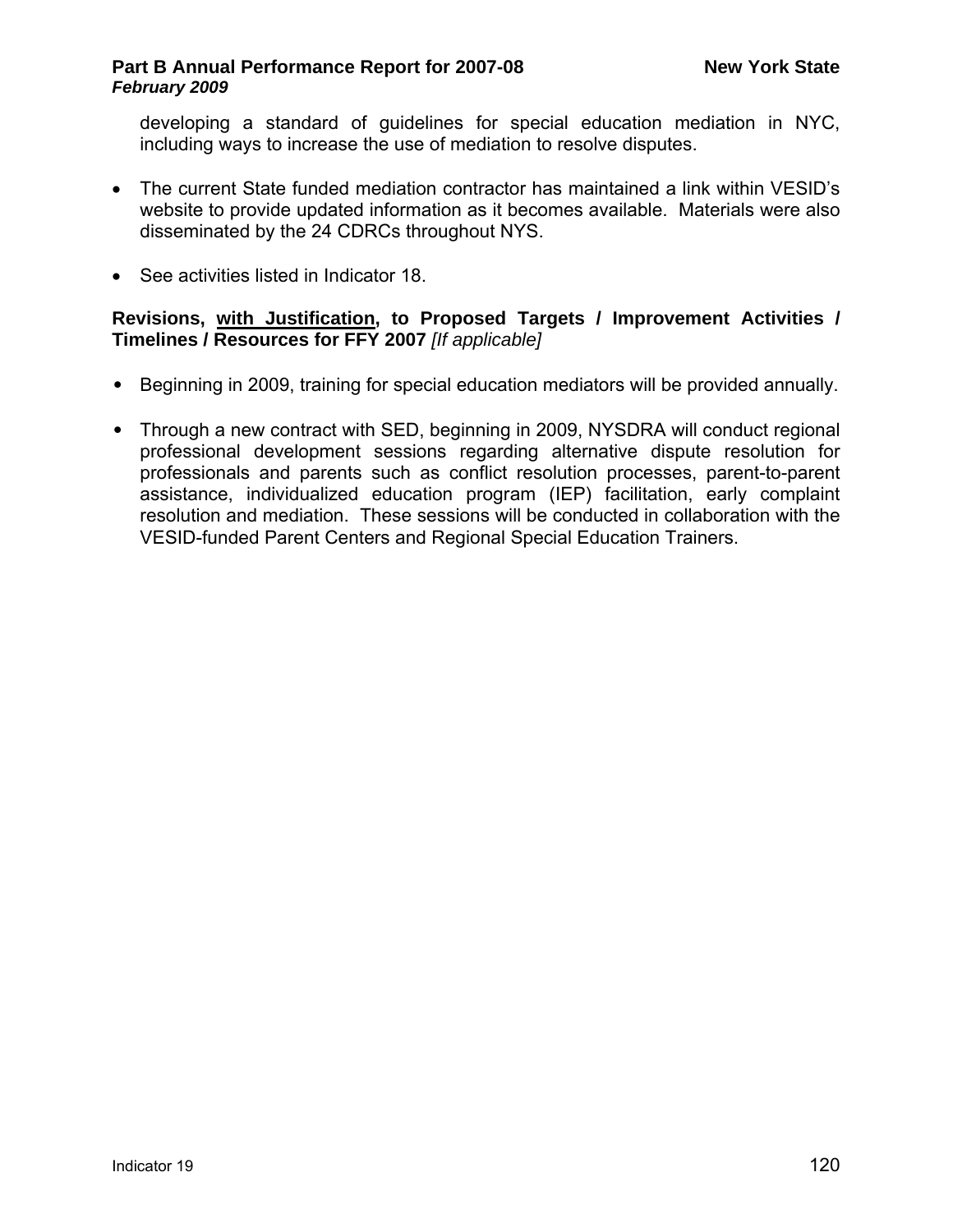developing a standard of guidelines for special education mediation in NYC, including ways to increase the use of mediation to resolve disputes.

- The current State funded mediation contractor has maintained a link within VESID's website to provide updated information as it becomes available. Materials were also disseminated by the 24 CDRCs throughout NYS.

- See activities listed in Indicator 18.

**Revisions, with Justification, to Proposed Targets / Improvement Activities / Timelines / Resources for FFY 2007** *[If applicable]*

- Beginning in 2009, training for special education mediators will be provided annually.

- Through a new contract with SED, beginning in 2009, NYSDRA will conduct regional professional development sessions regarding alternative dispute resolution for professionals and parents such as conflict resolution processes, parent-to-parent assistance, individualized education program (IEP) facilitation, early complaint resolution and mediation. These sessions will be conducted in collaboration with the VESID-funded Parent Centers and Regional Special Education Trainers.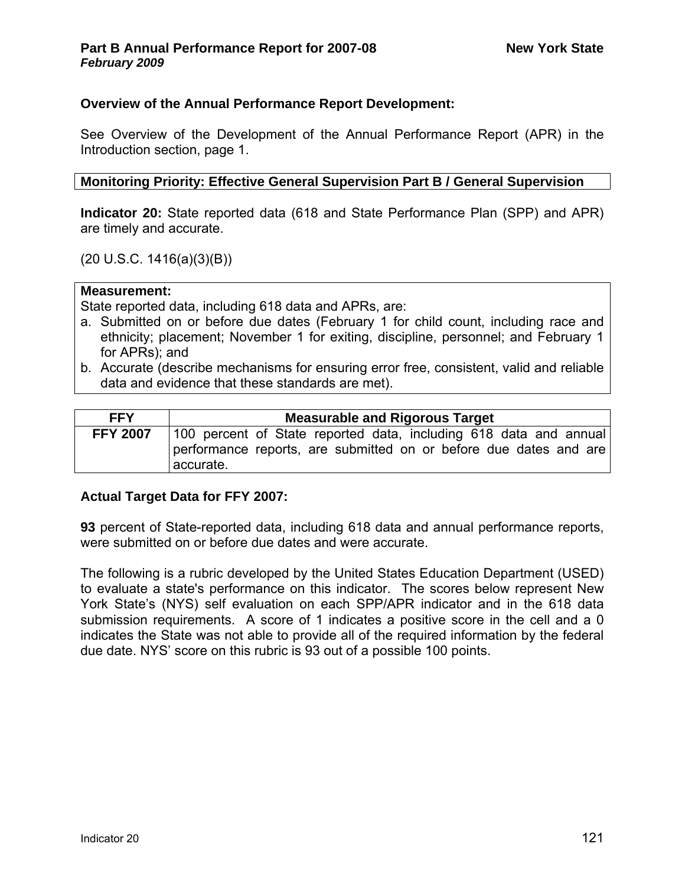### Overview of the Annual Performance Report Development:

See Overview of the Development of the Annual Performance Report (APR) in the Introduction section, page 1.

| Monitoring Priority: Effective General Supervision Part B / General Supervision |
|---|

**Indicator 20:** State reported data (618 and State Performance Plan (SPP) and APR) are timely and accurate.

(20 U.S.C. 1416(a)(3)(B))

**Measurement:**

State reported data, including 618 data and APRs, are:

a. Submitted on or before due dates (February 1 for child count, including race and ethnicity; placement; November 1 for exiting, discipline, personnel; and February 1 for APRs); and
b. Accurate (describe mechanisms for ensuring error free, consistent, valid and reliable data and evidence that these standards are met).

| FFY | Measurable and Rigorous Target |
|---|---|
| FFY 2007 | 100 percent of State reported data, including 618 data and annual performance reports, are submitted on or before due dates and are accurate. |

### Actual Target Data for FFY 2007:

**93** percent of State-reported data, including 618 data and annual performance reports, were submitted on or before due dates and were accurate.

The following is a rubric developed by the United States Education Department (USED) to evaluate a state's performance on this indicator. The scores below represent New York State's (NYS) self evaluation on each SPP/APR indicator and in the 618 data submission requirements. A score of 1 indicates a positive score in the cell and a 0 indicates the State was not able to provide all of the required information by the federal due date. NYS' score on this rubric is 93 out of a possible 100 points.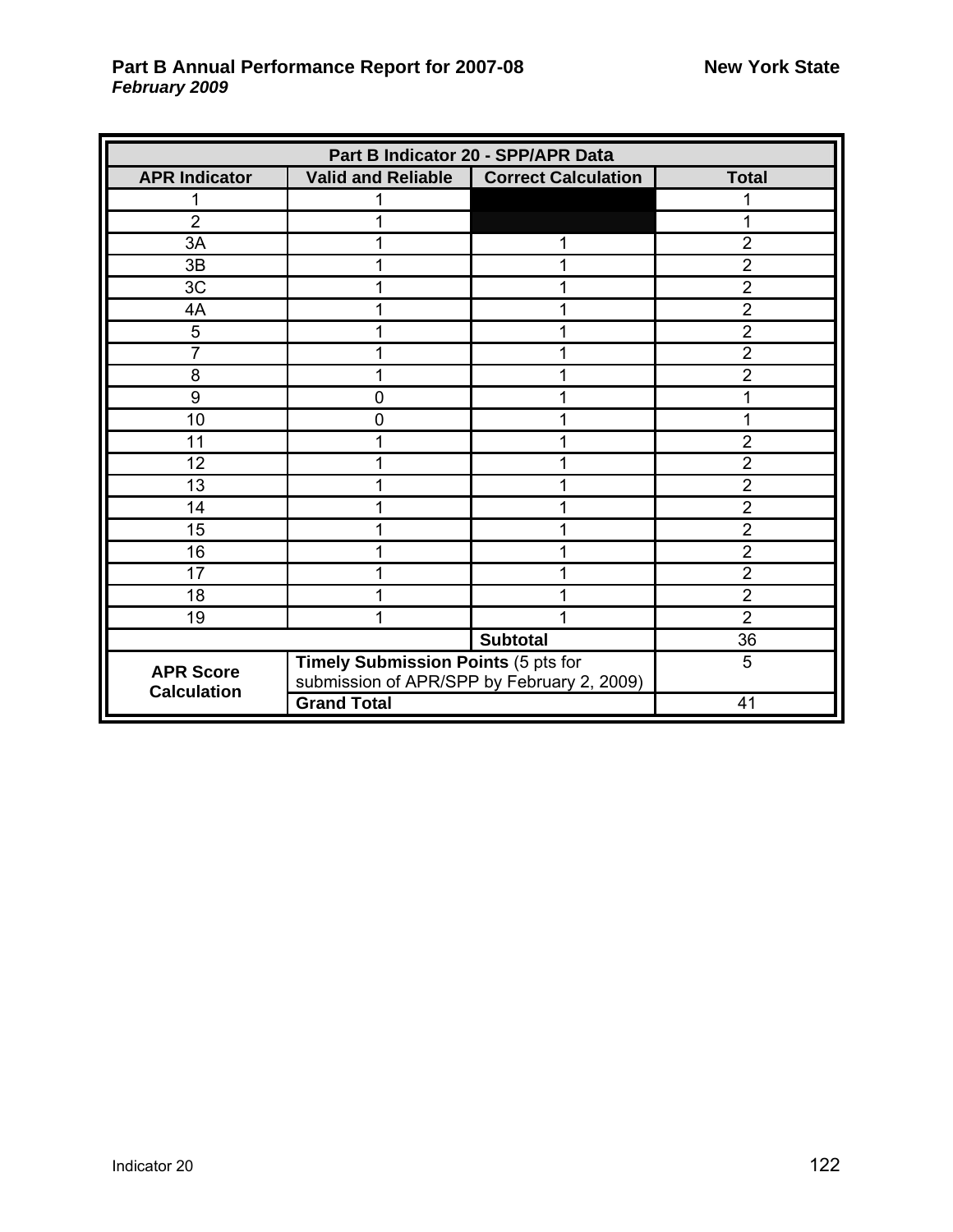| Part B Indicator 20 - SPP/APR Data | | | |
|---|---|---|---|
| **APR Indicator** | **Valid and Reliable** | **Correct Calculation** | **Total** |
| 1 | 1 | | 1 |
| 2 | 1 | | 1 |
| 3A | 1 | 1 | 2 |
| 3B | 1 | 1 | 2 |
| 3C | 1 | 1 | 2 |
| 4A | 1 | 1 | 2 |
| 5 | 1 | 1 | 2 |
| 7 | 1 | 1 | 2 |
| 8 | 1 | 1 | 2 |
| 9 | 0 | 1 | 1 |
| 10 | 0 | 1 | 1 |
| 11 | 1 | 1 | 2 |
| 12 | 1 | 1 | 2 |
| 13 | 1 | 1 | 2 |
| 14 | 1 | 1 | 2 |
| 15 | 1 | 1 | 2 |
| 16 | 1 | 1 | 2 |
| 17 | 1 | 1 | 2 |
| 18 | 1 | 1 | 2 |
| 19 | 1 | 1 | 2 |
| | | **Subtotal** | 36 |
| **APR Score Calculation** | **Timely Submission Points** (5 pts for submission of APR/SPP by February 2, 2009) | | 5 |
| | **Grand Total** | | 41 |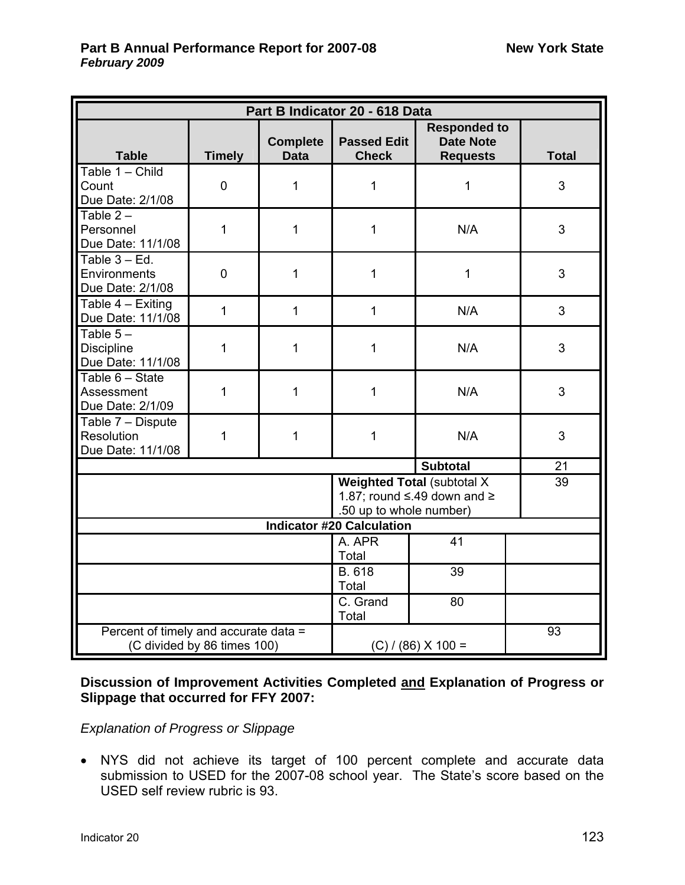| Part B Indicator 20 - 618 Data | | | | | |
|---|---|---|---|---|---|
| **Table** | **Timely** | **Complete Data** | **Passed Edit Check** | **Responded to Date Note Requests** | **Total** |
| Table 1 – Child Count Due Date: 2/1/08 | 0 | 1 | 1 | 1 | 3 |
| Table 2 – Personnel Due Date: 11/1/08 | 1 | 1 | 1 | N/A | 3 |
| Table 3 – Ed. Environments Due Date: 2/1/08 | 0 | 1 | 1 | 1 | 3 |
| Table 4 – Exiting Due Date: 11/1/08 | 1 | 1 | 1 | N/A | 3 |
| Table 5 – Discipline Due Date: 11/1/08 | 1 | 1 | 1 | N/A | 3 |
| Table 6 – State Assessment Due Date: 2/1/09 | 1 | 1 | 1 | N/A | 3 |
| Table 7 – Dispute Resolution Due Date: 11/1/08 | 1 | 1 | 1 | N/A | 3 |
| | | | | **Subtotal** | 21 |
| | | | **Weighted Total** (subtotal X 1.87; round ≤.49 down and ≥ .50 up to whole number) | | 39 |

| Indicator #20 Calculation | | | |
|---|---|---|---|
| | A. APR Total | 41 | |
| | B. 618 Total | 39 | |
| | C. Grand Total | 80 | |
| Percent of timely and accurate data = (C divided by 86 times 100) | (C) / (86) X 100 = | | 93 |

**Discussion of Improvement Activities Completed and Explanation of Progress or Slippage that occurred for FFY 2007:**

*Explanation of Progress or Slippage*

- NYS did not achieve its target of 100 percent complete and accurate data submission to USED for the 2007-08 school year. The State's score based on the USED self review rubric is 93.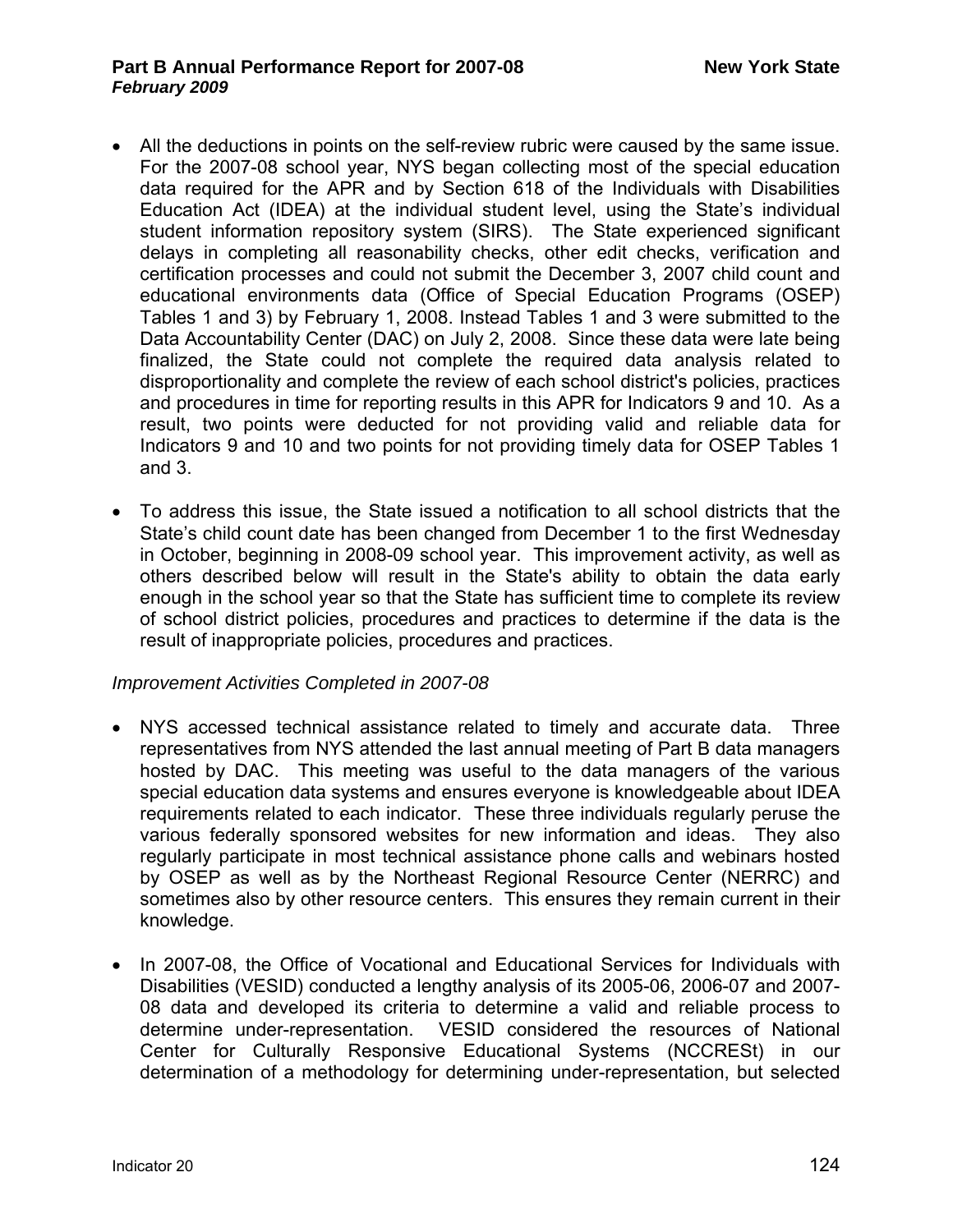- All the deductions in points on the self-review rubric were caused by the same issue. For the 2007-08 school year, NYS began collecting most of the special education data required for the APR and by Section 618 of the Individuals with Disabilities Education Act (IDEA) at the individual student level, using the State's individual student information repository system (SIRS). The State experienced significant delays in completing all reasonability checks, other edit checks, verification and certification processes and could not submit the December 3, 2007 child count and educational environments data (Office of Special Education Programs (OSEP) Tables 1 and 3) by February 1, 2008. Instead Tables 1 and 3 were submitted to the Data Accountability Center (DAC) on July 2, 2008. Since these data were late being finalized, the State could not complete the required data analysis related to disproportionality and complete the review of each school district's policies, practices and procedures in time for reporting results in this APR for Indicators 9 and 10. As a result, two points were deducted for not providing valid and reliable data for Indicators 9 and 10 and two points for not providing timely data for OSEP Tables 1 and 3.

- To address this issue, the State issued a notification to all school districts that the State's child count date has been changed from December 1 to the first Wednesday in October, beginning in 2008-09 school year. This improvement activity, as well as others described below will result in the State's ability to obtain the data early enough in the school year so that the State has sufficient time to complete its review of school district policies, procedures and practices to determine if the data is the result of inappropriate policies, procedures and practices.

*Improvement Activities Completed in 2007-08*

- NYS accessed technical assistance related to timely and accurate data. Three representatives from NYS attended the last annual meeting of Part B data managers hosted by DAC. This meeting was useful to the data managers of the various special education data systems and ensures everyone is knowledgeable about IDEA requirements related to each indicator. These three individuals regularly peruse the various federally sponsored websites for new information and ideas. They also regularly participate in most technical assistance phone calls and webinars hosted by OSEP as well as by the Northeast Regional Resource Center (NERRC) and sometimes also by other resource centers. This ensures they remain current in their knowledge.

- In 2007-08, the Office of Vocational and Educational Services for Individuals with Disabilities (VESID) conducted a lengthy analysis of its 2005-06, 2006-07 and 2007-08 data and developed its criteria to determine a valid and reliable process to determine under-representation. VESID considered the resources of National Center for Culturally Responsive Educational Systems (NCCRESt) in our determination of a methodology for determining under-representation, but selected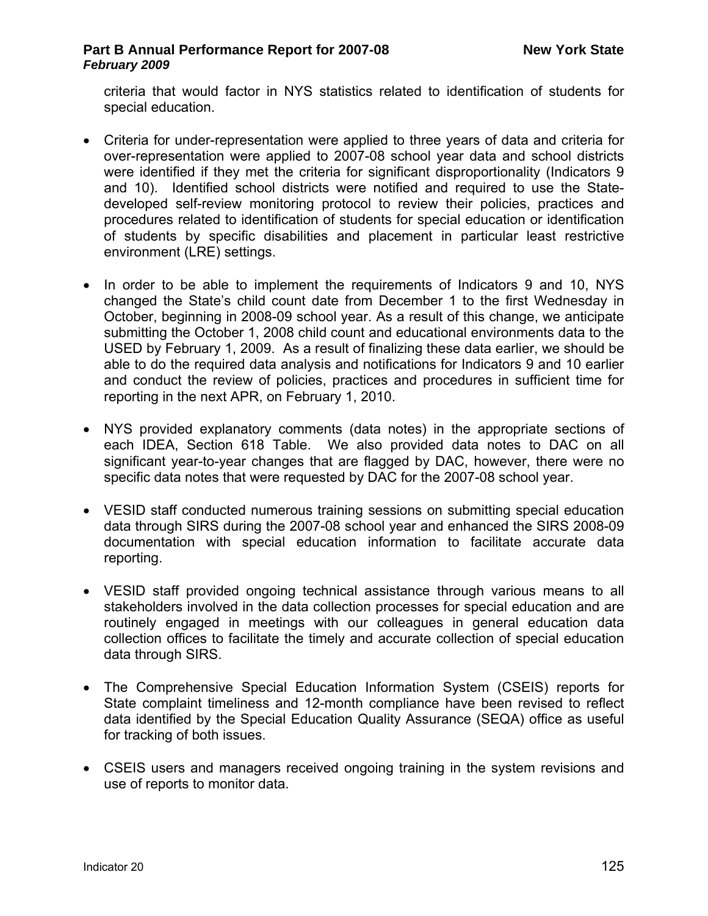criteria that would factor in NYS statistics related to identification of students for special education.

- Criteria for under-representation were applied to three years of data and criteria for over-representation were applied to 2007-08 school year data and school districts were identified if they met the criteria for significant disproportionality (Indicators 9 and 10). Identified school districts were notified and required to use the State-developed self-review monitoring protocol to review their policies, practices and procedures related to identification of students for special education or identification of students by specific disabilities and placement in particular least restrictive environment (LRE) settings.

- In order to be able to implement the requirements of Indicators 9 and 10, NYS changed the State's child count date from December 1 to the first Wednesday in October, beginning in 2008-09 school year. As a result of this change, we anticipate submitting the October 1, 2008 child count and educational environments data to the USED by February 1, 2009. As a result of finalizing these data earlier, we should be able to do the required data analysis and notifications for Indicators 9 and 10 earlier and conduct the review of policies, practices and procedures in sufficient time for reporting in the next APR, on February 1, 2010.

- NYS provided explanatory comments (data notes) in the appropriate sections of each IDEA, Section 618 Table. We also provided data notes to DAC on all significant year-to-year changes that are flagged by DAC, however, there were no specific data notes that were requested by DAC for the 2007-08 school year.

- VESID staff conducted numerous training sessions on submitting special education data through SIRS during the 2007-08 school year and enhanced the SIRS 2008-09 documentation with special education information to facilitate accurate data reporting.

- VESID staff provided ongoing technical assistance through various means to all stakeholders involved in the data collection processes for special education and are routinely engaged in meetings with our colleagues in general education data collection offices to facilitate the timely and accurate collection of special education data through SIRS.

- The Comprehensive Special Education Information System (CSEIS) reports for State complaint timeliness and 12-month compliance have been revised to reflect data identified by the Special Education Quality Assurance (SEQA) office as useful for tracking of both issues.

- CSEIS users and managers received ongoing training in the system revisions and use of reports to monitor data.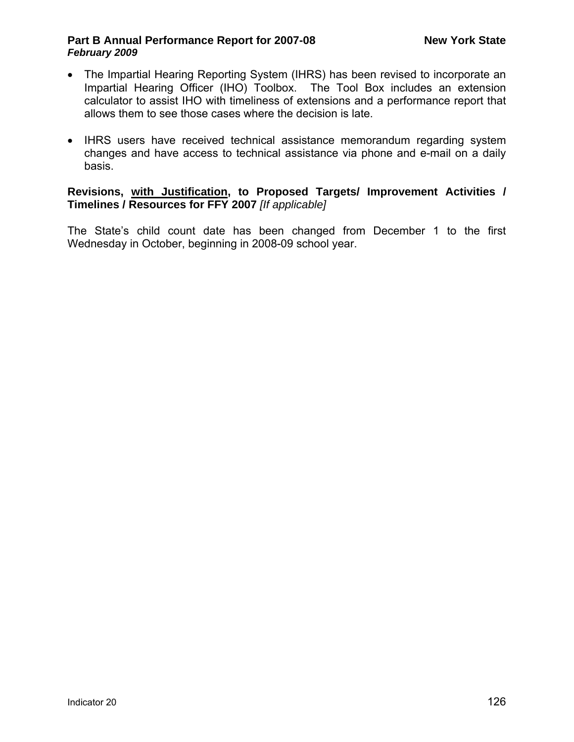- The Impartial Hearing Reporting System (IHRS) has been revised to incorporate an Impartial Hearing Officer (IHO) Toolbox. The Tool Box includes an extension calculator to assist IHO with timeliness of extensions and a performance report that allows them to see those cases where the decision is late.

- IHRS users have received technical assistance memorandum regarding system changes and have access to technical assistance via phone and e-mail on a daily basis.

**Revisions, <u>with Justification</u>, to Proposed Targets/ Improvement Activities / Timelines / Resources for FFY 2007** *[If applicable]*

The State's child count date has been changed from December 1 to the first Wednesday in October, beginning in 2008-09 school year.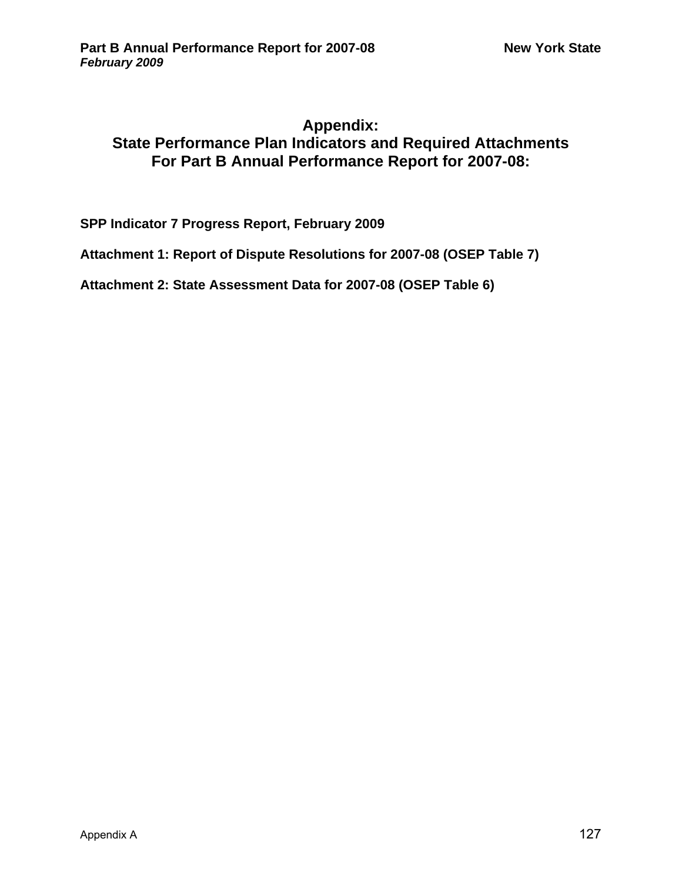# Appendix:
# State Performance Plan Indicators and Required Attachments
# For Part B Annual Performance Report for 2007-08:

**SPP Indicator 7 Progress Report, February 2009**

**Attachment 1: Report of Dispute Resolutions for 2007-08 (OSEP Table 7)**

**Attachment 2: State Assessment Data for 2007-08 (OSEP Table 6)**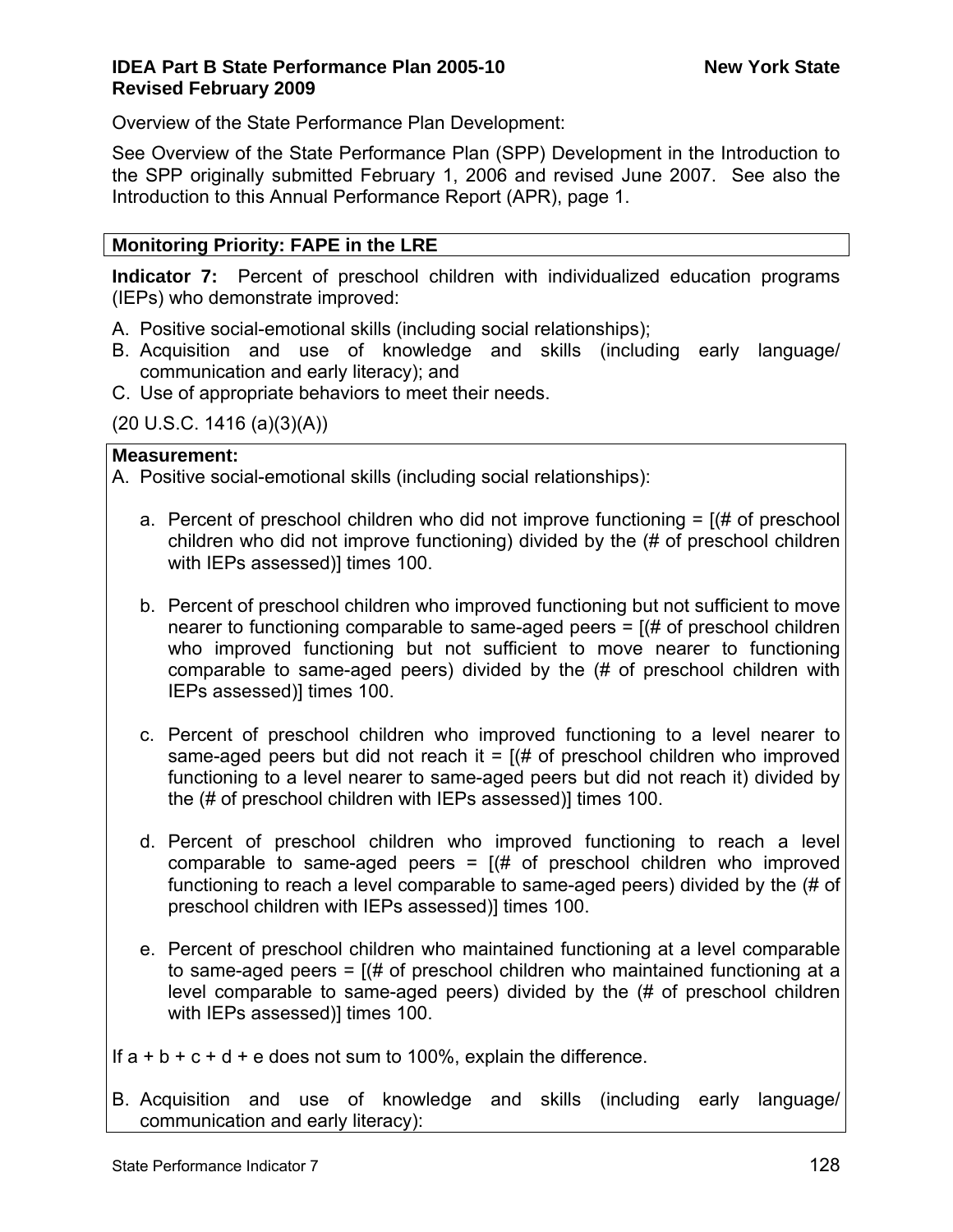Overview of the State Performance Plan Development:

See Overview of the State Performance Plan (SPP) Development in the Introduction to the SPP originally submitted February 1, 2006 and revised June 2007. See also the Introduction to this Annual Performance Report (APR), page 1.

**Monitoring Priority: FAPE in the LRE**

**Indicator 7:** Percent of preschool children with individualized education programs (IEPs) who demonstrate improved:

A. Positive social-emotional skills (including social relationships);
B. Acquisition and use of knowledge and skills (including early language/ communication and early literacy); and
C. Use of appropriate behaviors to meet their needs.

(20 U.S.C. 1416 (a)(3)(A))

**Measurement:**

A. Positive social-emotional skills (including social relationships):

   a. Percent of preschool children who did not improve functioning = [(# of preschool children who did not improve functioning) divided by the (# of preschool children with IEPs assessed)] times 100.

   b. Percent of preschool children who improved functioning but not sufficient to move nearer to functioning comparable to same-aged peers = [(# of preschool children who improved functioning but not sufficient to move nearer to functioning comparable to same-aged peers) divided by the (# of preschool children with IEPs assessed)] times 100.

   c. Percent of preschool children who improved functioning to a level nearer to same-aged peers but did not reach it = [(# of preschool children who improved functioning to a level nearer to same-aged peers but did not reach it) divided by the (# of preschool children with IEPs assessed)] times 100.

   d. Percent of preschool children who improved functioning to reach a level comparable to same-aged peers = [(# of preschool children who improved functioning to reach a level comparable to same-aged peers) divided by the (# of preschool children with IEPs assessed)] times 100.

   e. Percent of preschool children who maintained functioning at a level comparable to same-aged peers = [(# of preschool children who maintained functioning at a level comparable to same-aged peers) divided by the (# of preschool children with IEPs assessed)] times 100.

If a + b + c + d + e does not sum to 100%, explain the difference.

B. Acquisition and use of knowledge and skills (including early language/ communication and early literacy):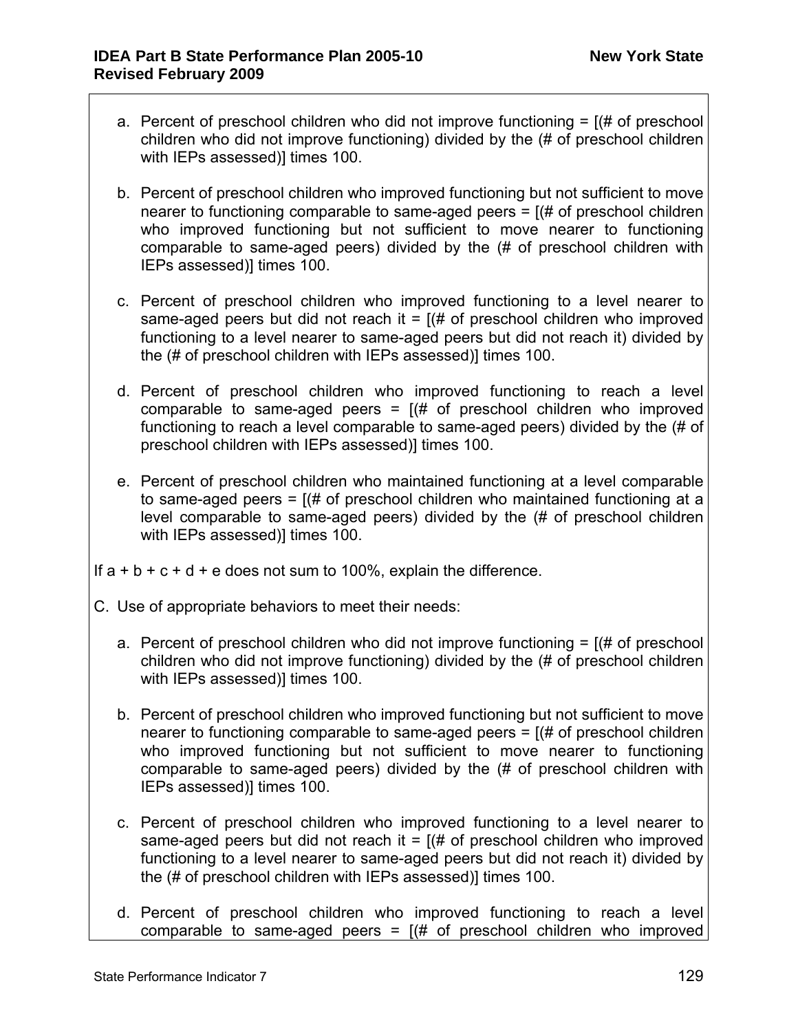a. Percent of preschool children who did not improve functioning = [(# of preschool children who did not improve functioning) divided by the (# of preschool children with IEPs assessed)] times 100.

b. Percent of preschool children who improved functioning but not sufficient to move nearer to functioning comparable to same-aged peers = [(# of preschool children who improved functioning but not sufficient to move nearer to functioning comparable to same-aged peers) divided by the (# of preschool children with IEPs assessed)] times 100.

c. Percent of preschool children who improved functioning to a level nearer to same-aged peers but did not reach it = [(# of preschool children who improved functioning to a level nearer to same-aged peers but did not reach it) divided by the (# of preschool children with IEPs assessed)] times 100.

d. Percent of preschool children who improved functioning to reach a level comparable to same-aged peers = [(# of preschool children who improved functioning to reach a level comparable to same-aged peers) divided by the (# of preschool children with IEPs assessed)] times 100.

e. Percent of preschool children who maintained functioning at a level comparable to same-aged peers = [(# of preschool children who maintained functioning at a level comparable to same-aged peers) divided by the (# of preschool children with IEPs assessed)] times 100.

If a + b + c + d + e does not sum to 100%, explain the difference.

C. Use of appropriate behaviors to meet their needs:

a. Percent of preschool children who did not improve functioning = [(# of preschool children who did not improve functioning) divided by the (# of preschool children with IEPs assessed)] times 100.

b. Percent of preschool children who improved functioning but not sufficient to move nearer to functioning comparable to same-aged peers = [(# of preschool children who improved functioning but not sufficient to move nearer to functioning comparable to same-aged peers) divided by the (# of preschool children with IEPs assessed)] times 100.

c. Percent of preschool children who improved functioning to a level nearer to same-aged peers but did not reach it = [(# of preschool children who improved functioning to a level nearer to same-aged peers but did not reach it) divided by the (# of preschool children with IEPs assessed)] times 100.

d. Percent of preschool children who improved functioning to reach a level comparable to same-aged peers = [(# of preschool children who improved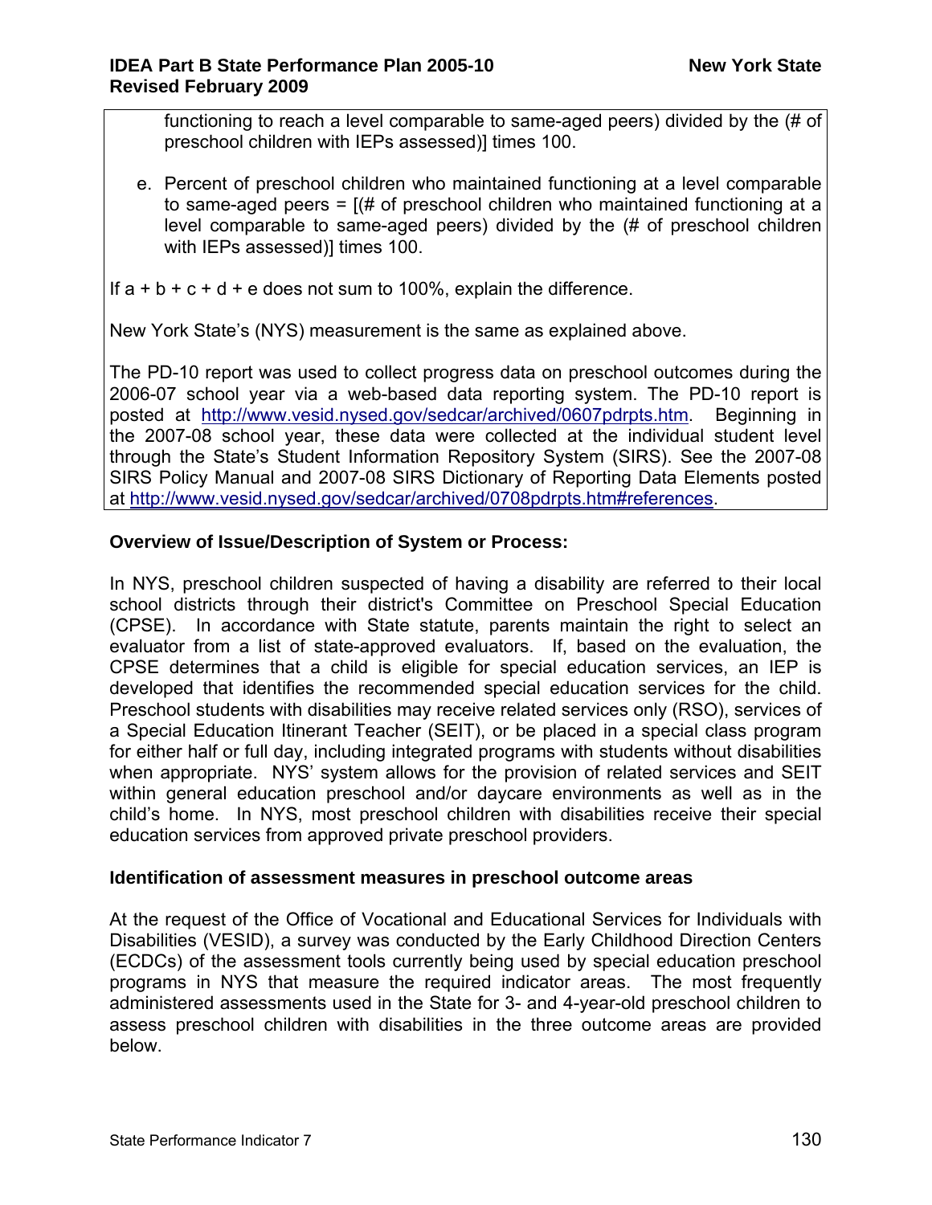functioning to reach a level comparable to same-aged peers) divided by the (# of preschool children with IEPs assessed)] times 100.

e. Percent of preschool children who maintained functioning at a level comparable to same-aged peers = [(# of preschool children who maintained functioning at a level comparable to same-aged peers) divided by the (# of preschool children with IEPs assessed)] times 100.

If a + b + c + d + e does not sum to 100%, explain the difference.

New York State's (NYS) measurement is the same as explained above.

The PD-10 report was used to collect progress data on preschool outcomes during the 2006-07 school year via a web-based data reporting system. The PD-10 report is posted at http://www.vesid.nysed.gov/sedcar/archived/0607pdrpts.htm. Beginning in the 2007-08 school year, these data were collected at the individual student level through the State's Student Information Repository System (SIRS). See the 2007-08 SIRS Policy Manual and 2007-08 SIRS Dictionary of Reporting Data Elements posted at http://www.vesid.nysed.gov/sedcar/archived/0708pdrpts.htm#references.

**Overview of Issue/Description of System or Process:**

In NYS, preschool children suspected of having a disability are referred to their local school districts through their district's Committee on Preschool Special Education (CPSE). In accordance with State statute, parents maintain the right to select an evaluator from a list of state-approved evaluators. If, based on the evaluation, the CPSE determines that a child is eligible for special education services, an IEP is developed that identifies the recommended special education services for the child. Preschool students with disabilities may receive related services only (RSO), services of a Special Education Itinerant Teacher (SEIT), or be placed in a special class program for either half or full day, including integrated programs with students without disabilities when appropriate. NYS' system allows for the provision of related services and SEIT within general education preschool and/or daycare environments as well as in the child's home. In NYS, most preschool children with disabilities receive their special education services from approved private preschool providers.

**Identification of assessment measures in preschool outcome areas**

At the request of the Office of Vocational and Educational Services for Individuals with Disabilities (VESID), a survey was conducted by the Early Childhood Direction Centers (ECDCs) of the assessment tools currently being used by special education preschool programs in NYS that measure the required indicator areas. The most frequently administered assessments used in the State for 3- and 4-year-old preschool children to assess preschool children with disabilities in the three outcome areas are provided below.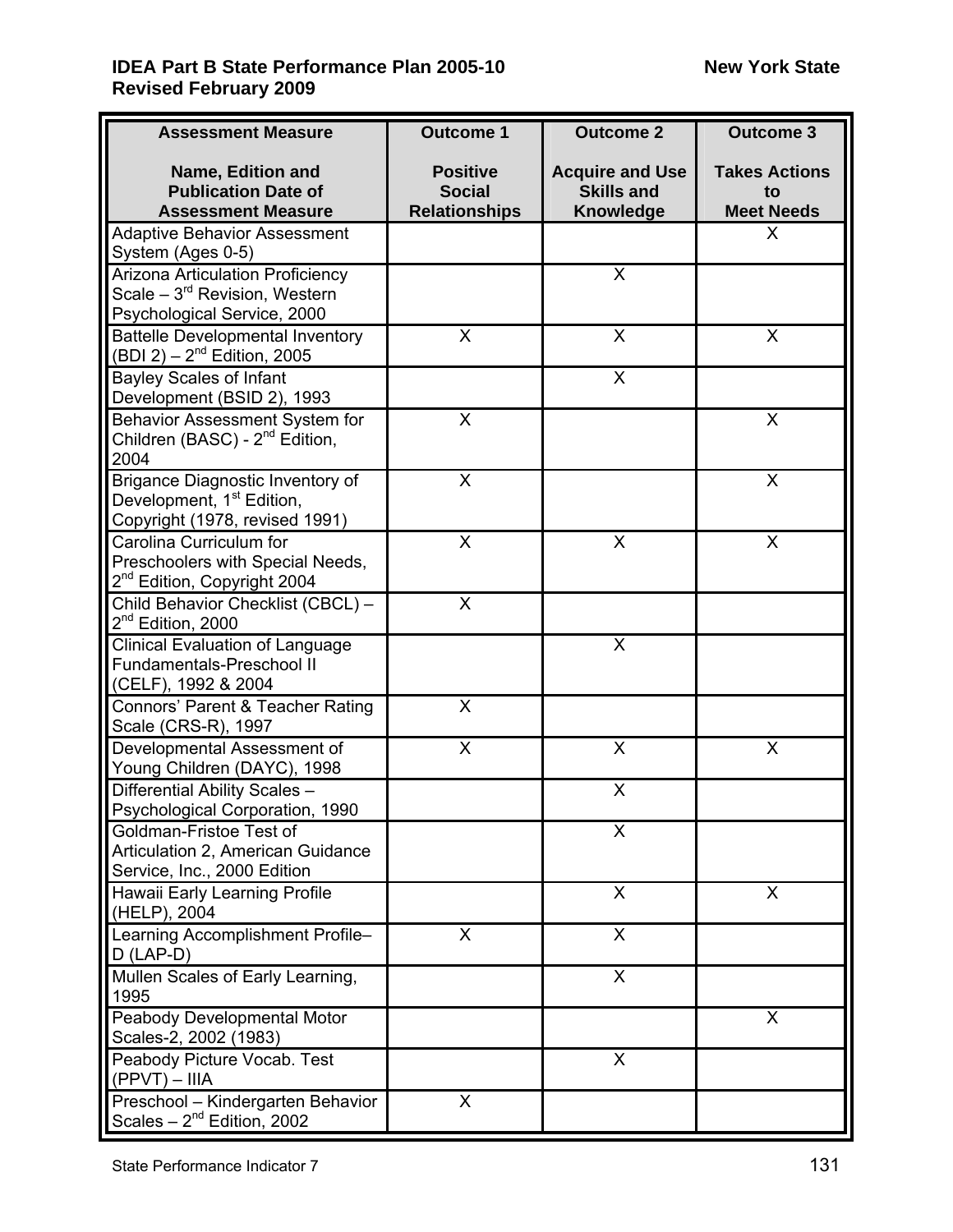| Assessment Measure<br><br>Name, Edition and Publication Date of Assessment Measure | Outcome 1<br><br>Positive Social Relationships | Outcome 2<br><br>Acquire and Use Skills and Knowledge | Outcome 3<br><br>Takes Actions to Meet Needs |
|---|---|---|---|
| Adaptive Behavior Assessment System (Ages 0-5) | | | X |
| Arizona Articulation Proficiency Scale – 3rd Revision, Western Psychological Service, 2000 | | X | |
| Battelle Developmental Inventory (BDI 2) – 2nd Edition, 2005 | X | X | X |
| Bayley Scales of Infant Development (BSID 2), 1993 | | X | |
| Behavior Assessment System for Children (BASC) - 2nd Edition, 2004 | X | | X |
| Brigance Diagnostic Inventory of Development, 1st Edition, Copyright (1978, revised 1991) | X | | X |
| Carolina Curriculum for Preschoolers with Special Needs, 2nd Edition, Copyright 2004 | X | X | X |
| Child Behavior Checklist (CBCL) – 2nd Edition, 2000 | X | | |
| Clinical Evaluation of Language Fundamentals-Preschool II (CELF), 1992 & 2004 | | X | |
| Connors' Parent & Teacher Rating Scale (CRS-R), 1997 | X | | |
| Developmental Assessment of Young Children (DAYC), 1998 | X | X | X |
| Differential Ability Scales – Psychological Corporation, 1990 | | X | |
| Goldman-Fristoe Test of Articulation 2, American Guidance Service, Inc., 2000 Edition | | X | |
| Hawaii Early Learning Profile (HELP), 2004 | | X | X |
| Learning Accomplishment Profile–D (LAP-D) | X | X | |
| Mullen Scales of Early Learning, 1995 | | X | |
| Peabody Developmental Motor Scales-2, 2002 (1983) | | | X |
| Peabody Picture Vocab. Test (PPVT) – IIIA | | X | |
| Preschool – Kindergarten Behavior Scales – 2nd Edition, 2002 | X | | |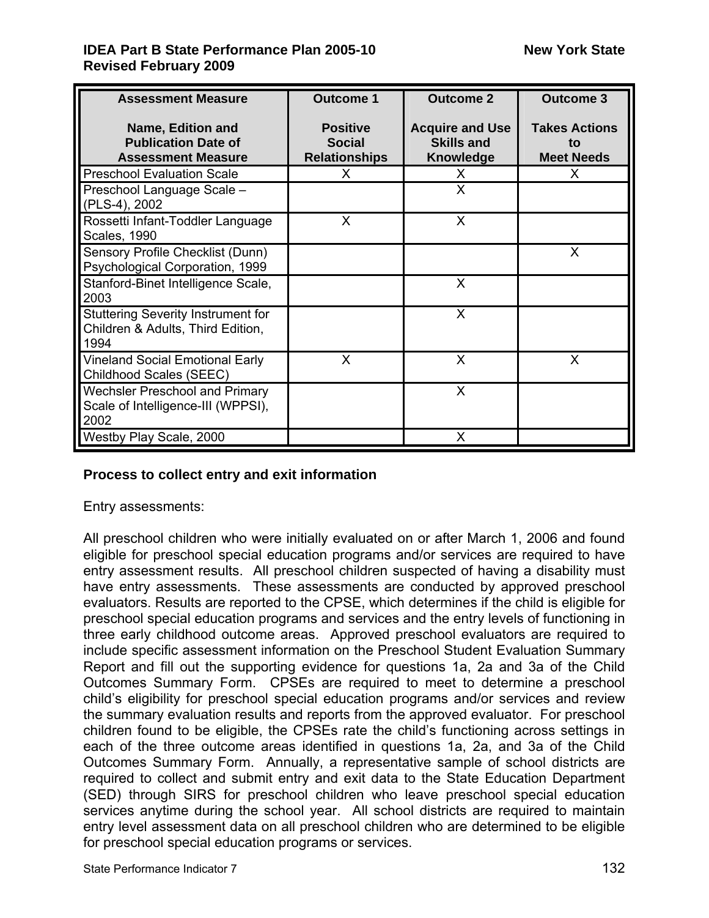| Assessment Measure<br><br>Name, Edition and Publication Date of Assessment Measure | Outcome 1<br><br>Positive Social Relationships | Outcome 2<br><br>Acquire and Use Skills and Knowledge | Outcome 3<br><br>Takes Actions to Meet Needs |
|---|---|---|---|
| Preschool Evaluation Scale | X | X | X |
| Preschool Language Scale – (PLS-4), 2002 | | X | |
| Rossetti Infant-Toddler Language Scales, 1990 | X | X | |
| Sensory Profile Checklist (Dunn) Psychological Corporation, 1999 | | | X |
| Stanford-Binet Intelligence Scale, 2003 | | X | |
| Stuttering Severity Instrument for Children & Adults, Third Edition, 1994 | | X | |
| Vineland Social Emotional Early Childhood Scales (SEEC) | X | X | X |
| Wechsler Preschool and Primary Scale of Intelligence-III (WPPSI), 2002 | | X | |
| Westby Play Scale, 2000 | | X | |

**Process to collect entry and exit information**

Entry assessments:

All preschool children who were initially evaluated on or after March 1, 2006 and found eligible for preschool special education programs and/or services are required to have entry assessment results. All preschool children suspected of having a disability must have entry assessments. These assessments are conducted by approved preschool evaluators. Results are reported to the CPSE, which determines if the child is eligible for preschool special education programs and services and the entry levels of functioning in three early childhood outcome areas. Approved preschool evaluators are required to include specific assessment information on the Preschool Student Evaluation Summary Report and fill out the supporting evidence for questions 1a, 2a and 3a of the Child Outcomes Summary Form. CPSEs are required to meet to determine a preschool child's eligibility for preschool special education programs and/or services and review the summary evaluation results and reports from the approved evaluator. For preschool children found to be eligible, the CPSEs rate the child's functioning across settings in each of the three outcome areas identified in questions 1a, 2a, and 3a of the Child Outcomes Summary Form. Annually, a representative sample of school districts are required to collect and submit entry and exit data to the State Education Department (SED) through SIRS for preschool children who leave preschool special education services anytime during the school year. All school districts are required to maintain entry level assessment data on all preschool children who are determined to be eligible for preschool special education programs or services.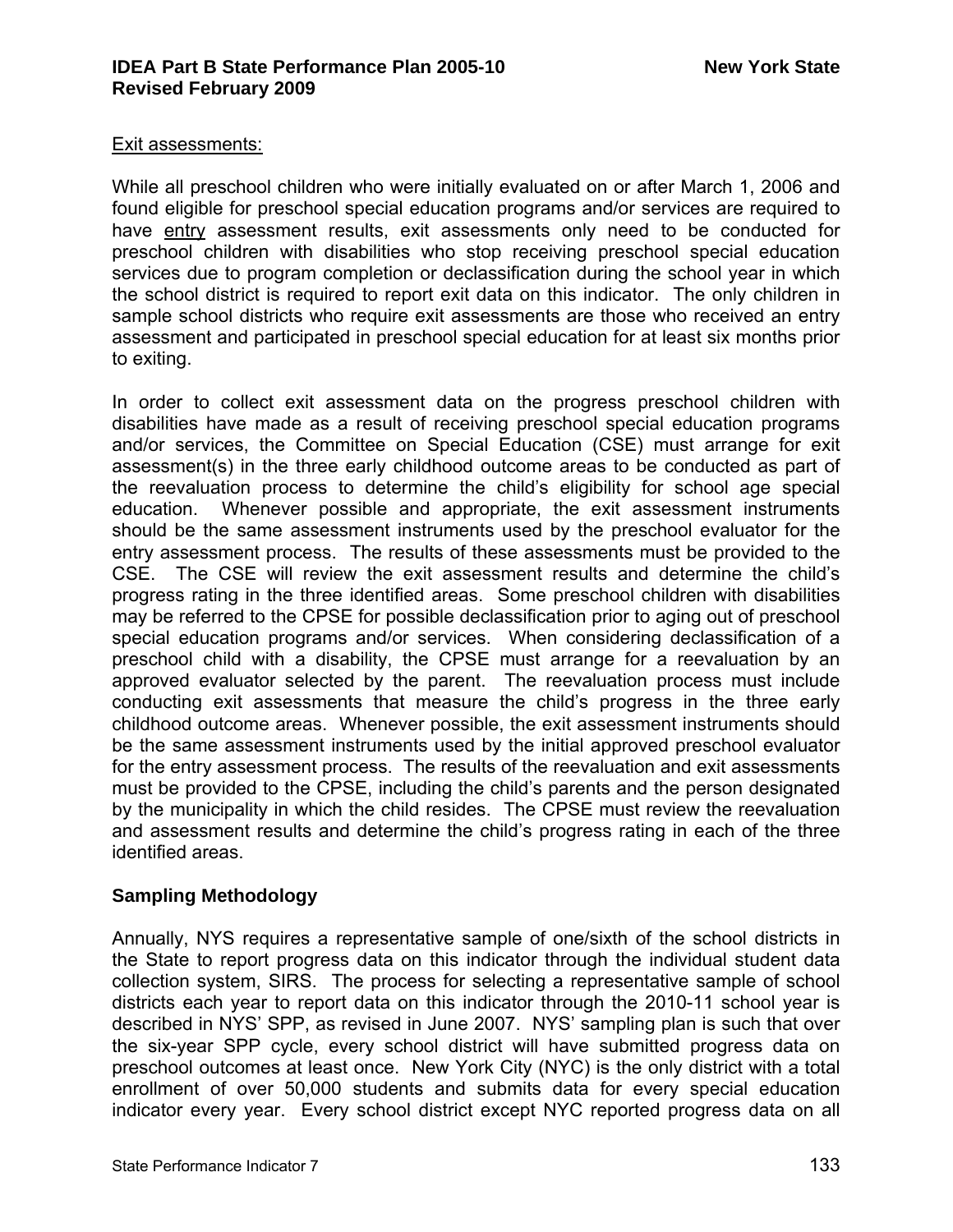Exit assessments:

While all preschool children who were initially evaluated on or after March 1, 2006 and found eligible for preschool special education programs and/or services are required to have entry assessment results, exit assessments only need to be conducted for preschool children with disabilities who stop receiving preschool special education services due to program completion or declassification during the school year in which the school district is required to report exit data on this indicator. The only children in sample school districts who require exit assessments are those who received an entry assessment and participated in preschool special education for at least six months prior to exiting.

In order to collect exit assessment data on the progress preschool children with disabilities have made as a result of receiving preschool special education programs and/or services, the Committee on Special Education (CSE) must arrange for exit assessment(s) in the three early childhood outcome areas to be conducted as part of the reevaluation process to determine the child's eligibility for school age special education. Whenever possible and appropriate, the exit assessment instruments should be the same assessment instruments used by the preschool evaluator for the entry assessment process. The results of these assessments must be provided to the CSE. The CSE will review the exit assessment results and determine the child's progress rating in the three identified areas. Some preschool children with disabilities may be referred to the CPSE for possible declassification prior to aging out of preschool special education programs and/or services. When considering declassification of a preschool child with a disability, the CPSE must arrange for a reevaluation by an approved evaluator selected by the parent. The reevaluation process must include conducting exit assessments that measure the child's progress in the three early childhood outcome areas. Whenever possible, the exit assessment instruments should be the same assessment instruments used by the initial approved preschool evaluator for the entry assessment process. The results of the reevaluation and exit assessments must be provided to the CPSE, including the child's parents and the person designated by the municipality in which the child resides. The CPSE must review the reevaluation and assessment results and determine the child's progress rating in each of the three identified areas.

**Sampling Methodology**

Annually, NYS requires a representative sample of one/sixth of the school districts in the State to report progress data on this indicator through the individual student data collection system, SIRS. The process for selecting a representative sample of school districts each year to report data on this indicator through the 2010-11 school year is described in NYS' SPP, as revised in June 2007. NYS' sampling plan is such that over the six-year SPP cycle, every school district will have submitted progress data on preschool outcomes at least once. New York City (NYC) is the only district with a total enrollment of over 50,000 students and submits data for every special education indicator every year. Every school district except NYC reported progress data on all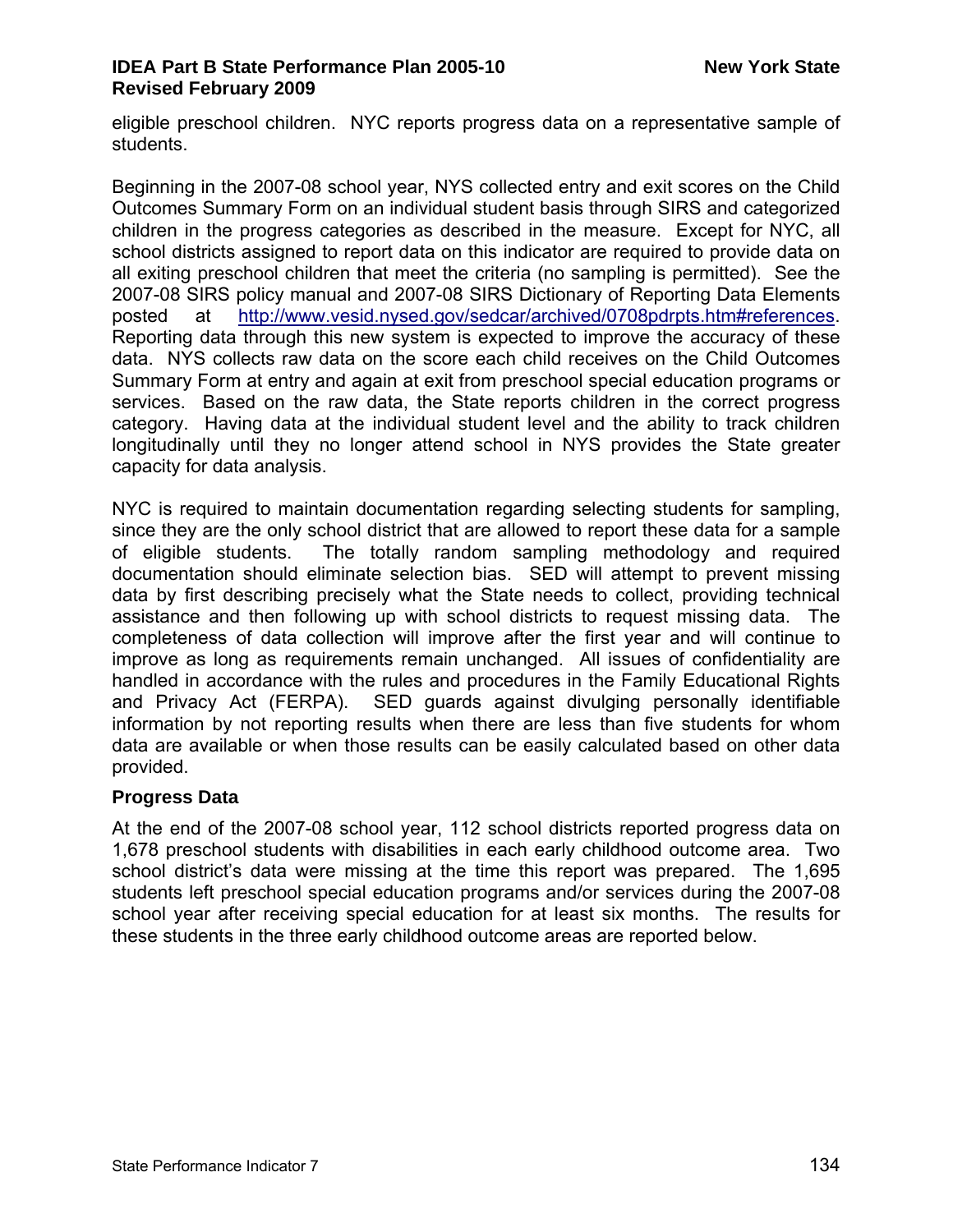eligible preschool children. NYC reports progress data on a representative sample of students.

Beginning in the 2007-08 school year, NYS collected entry and exit scores on the Child Outcomes Summary Form on an individual student basis through SIRS and categorized children in the progress categories as described in the measure. Except for NYC, all school districts assigned to report data on this indicator are required to provide data on all exiting preschool children that meet the criteria (no sampling is permitted). See the 2007-08 SIRS policy manual and 2007-08 SIRS Dictionary of Reporting Data Elements posted at http://www.vesid.nysed.gov/sedcar/archived/0708pdrpts.htm#references. Reporting data through this new system is expected to improve the accuracy of these data. NYS collects raw data on the score each child receives on the Child Outcomes Summary Form at entry and again at exit from preschool special education programs or services. Based on the raw data, the State reports children in the correct progress category. Having data at the individual student level and the ability to track children longitudinally until they no longer attend school in NYS provides the State greater capacity for data analysis.

NYC is required to maintain documentation regarding selecting students for sampling, since they are the only school district that are allowed to report these data for a sample of eligible students. The totally random sampling methodology and required documentation should eliminate selection bias. SED will attempt to prevent missing data by first describing precisely what the State needs to collect, providing technical assistance and then following up with school districts to request missing data. The completeness of data collection will improve after the first year and will continue to improve as long as requirements remain unchanged. All issues of confidentiality are handled in accordance with the rules and procedures in the Family Educational Rights and Privacy Act (FERPA). SED guards against divulging personally identifiable information by not reporting results when there are less than five students for whom data are available or when those results can be easily calculated based on other data provided.

**Progress Data**

At the end of the 2007-08 school year, 112 school districts reported progress data on 1,678 preschool students with disabilities in each early childhood outcome area. Two school district's data were missing at the time this report was prepared. The 1,695 students left preschool special education programs and/or services during the 2007-08 school year after receiving special education for at least six months. The results for these students in the three early childhood outcome areas are reported below.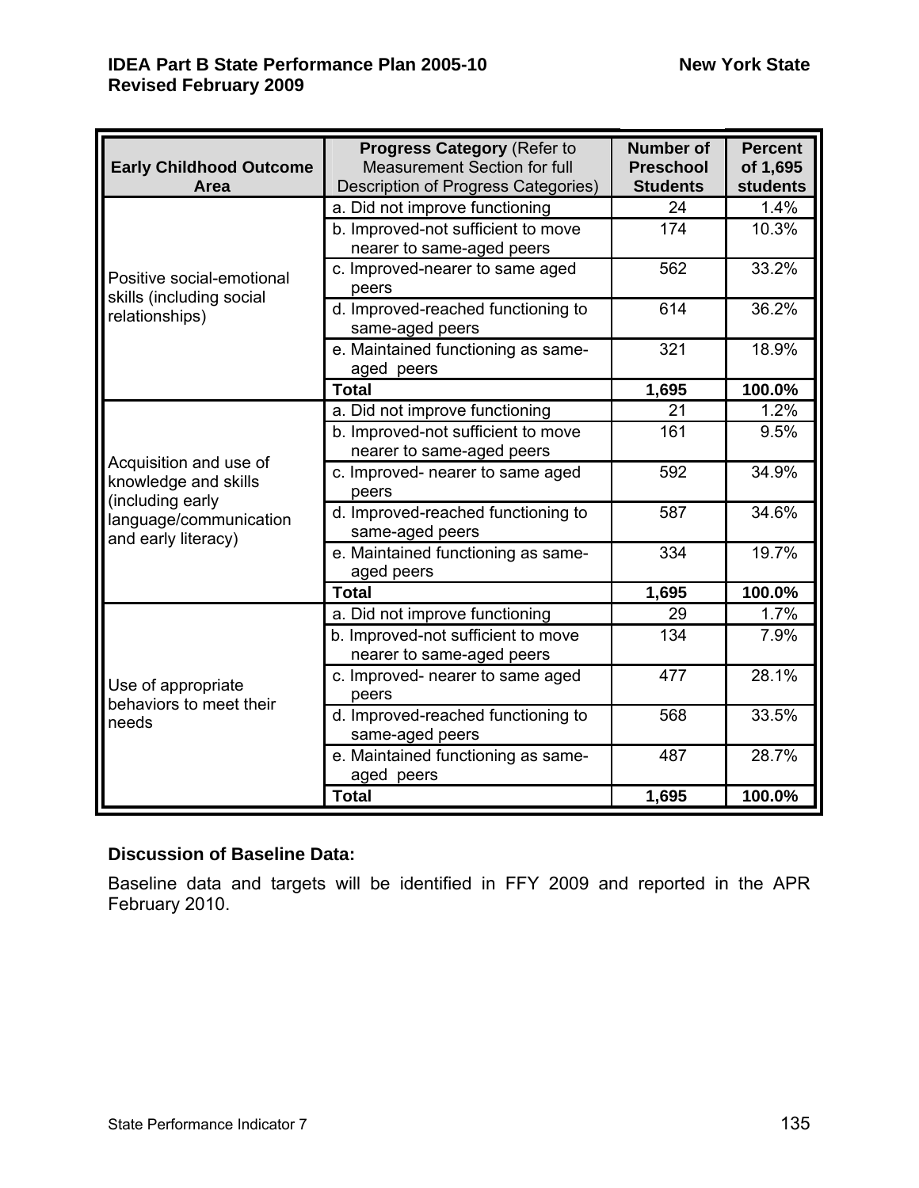| Early Childhood Outcome Area | Progress Category (Refer to Measurement Section for full Description of Progress Categories) | Number of Preschool Students | Percent of 1,695 students |
|---|---|---|---|
| Positive social-emotional skills (including social relationships) | a. Did not improve functioning | 24 | 1.4% |
| | b. Improved-not sufficient to move nearer to same-aged peers | 174 | 10.3% |
| | c. Improved-nearer to same aged peers | 562 | 33.2% |
| | d. Improved-reached functioning to same-aged peers | 614 | 36.2% |
| | e. Maintained functioning as same-aged peers | 321 | 18.9% |
| | **Total** | **1,695** | **100.0%** |
| Acquisition and use of knowledge and skills (including early language/communication and early literacy) | a. Did not improve functioning | 21 | 1.2% |
| | b. Improved-not sufficient to move nearer to same-aged peers | 161 | 9.5% |
| | c. Improved- nearer to same aged peers | 592 | 34.9% |
| | d. Improved-reached functioning to same-aged peers | 587 | 34.6% |
| | e. Maintained functioning as same-aged peers | 334 | 19.7% |
| | **Total** | **1,695** | **100.0%** |
| Use of appropriate behaviors to meet their needs | a. Did not improve functioning | 29 | 1.7% |
| | b. Improved-not sufficient to move nearer to same-aged peers | 134 | 7.9% |
| | c. Improved- nearer to same aged peers | 477 | 28.1% |
| | d. Improved-reached functioning to same-aged peers | 568 | 33.5% |
| | e. Maintained functioning as same-aged peers | 487 | 28.7% |
| | **Total** | **1,695** | **100.0%** |

**Discussion of Baseline Data:**

Baseline data and targets will be identified in FFY 2009 and reported in the APR February 2010.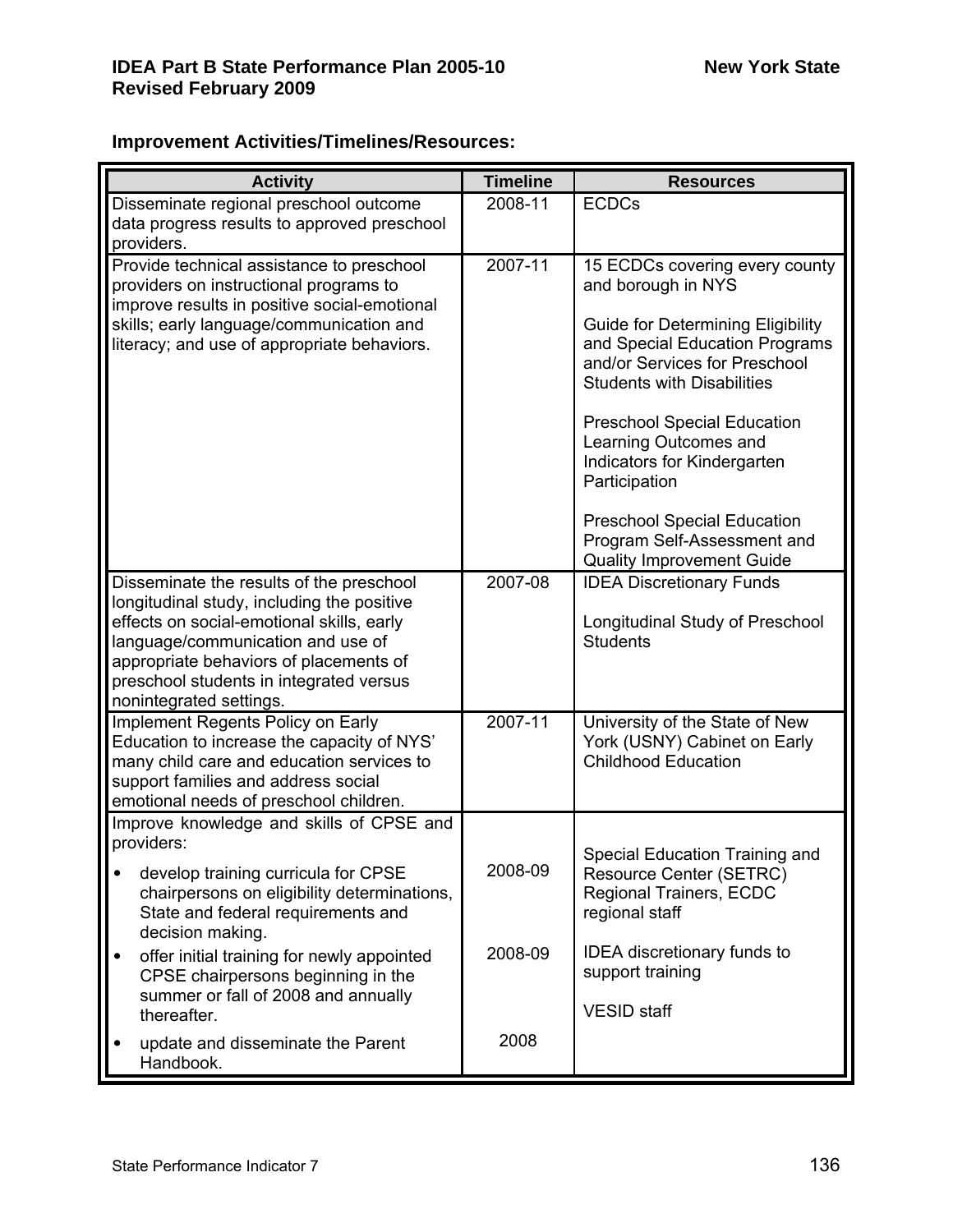**Improvement Activities/Timelines/Resources:**

| Activity | Timeline | Resources |
|---|---|---|
| Disseminate regional preschool outcome data progress results to approved preschool providers. | 2008-11 | ECDCs |
| Provide technical assistance to preschool providers on instructional programs to improve results in positive social-emotional skills; early language/communication and literacy; and use of appropriate behaviors. | 2007-11 | 15 ECDCs covering every county and borough in NYS<br><br>Guide for Determining Eligibility and Special Education Programs and/or Services for Preschool Students with Disabilities<br><br>Preschool Special Education Learning Outcomes and Indicators for Kindergarten Participation<br><br>Preschool Special Education Program Self-Assessment and Quality Improvement Guide |
| Disseminate the results of the preschool longitudinal study, including the positive effects on social-emotional skills, early language/communication and use of appropriate behaviors of placements of preschool students in integrated versus nonintegrated settings. | 2007-08 | IDEA Discretionary Funds<br><br>Longitudinal Study of Preschool Students |
| Implement Regents Policy on Early Education to increase the capacity of NYS' many child care and education services to support families and address social emotional needs of preschool children. | 2007-11 | University of the State of New York (USNY) Cabinet on Early Childhood Education |
| Improve knowledge and skills of CPSE and providers:<br>• develop training curricula for CPSE chairpersons on eligibility determinations, State and federal requirements and decision making.<br>• offer initial training for newly appointed CPSE chairpersons beginning in the summer or fall of 2008 and annually thereafter.<br>• update and disseminate the Parent Handbook. | <br>2008-09<br><br>2008-09<br><br>2008 | Special Education Training and Resource Center (SETRC) Regional Trainers, ECDC regional staff<br><br>IDEA discretionary funds to support training<br><br>VESID staff |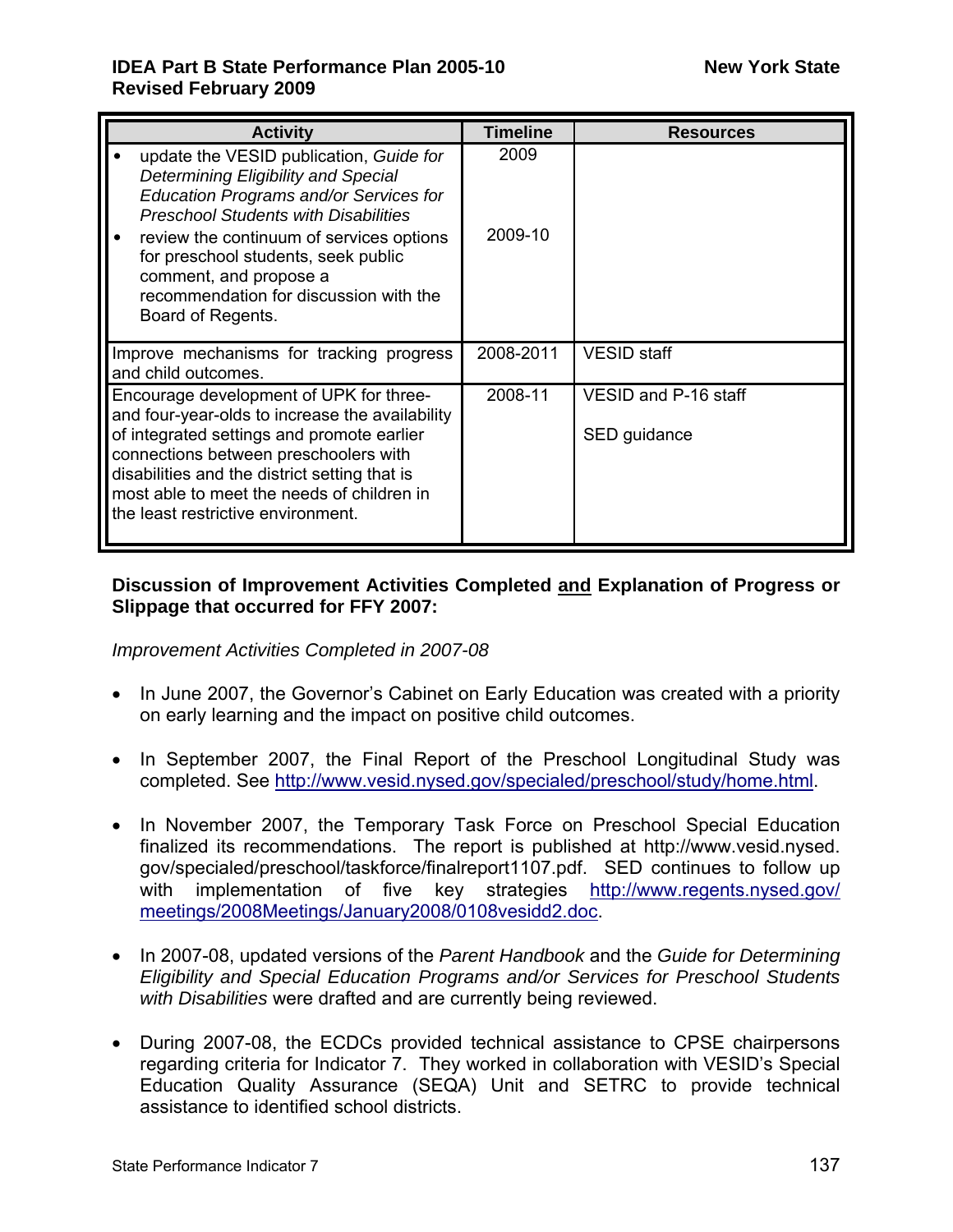| Activity | Timeline | Resources |
|---|---|---|
| • update the VESID publication, *Guide for Determining Eligibility and Special Education Programs and/or Services for Preschool Students with Disabilities*<br>• review the continuum of services options for preschool students, seek public comment, and propose a recommendation for discussion with the Board of Regents. | 2009<br><br>2009-10 | |
| Improve mechanisms for tracking progress and child outcomes. | 2008-2011 | VESID staff |
| Encourage development of UPK for three- and four-year-olds to increase the availability of integrated settings and promote earlier connections between preschoolers with disabilities and the district setting that is most able to meet the needs of children in the least restrictive environment. | 2008-11 | VESID and P-16 staff<br><br>SED guidance |

**Discussion of Improvement Activities Completed <u>and</u> Explanation of Progress or Slippage that occurred for FFY 2007:**

*Improvement Activities Completed in 2007-08*

- In June 2007, the Governor's Cabinet on Early Education was created with a priority on early learning and the impact on positive child outcomes.
- In September 2007, the Final Report of the Preschool Longitudinal Study was completed. See http://www.vesid.nysed.gov/specialed/preschool/study/home.html.
- In November 2007, the Temporary Task Force on Preschool Special Education finalized its recommendations. The report is published at http://www.vesid.nysed.gov/specialed/preschool/taskforce/finalreport1107.pdf. SED continues to follow up with implementation of five key strategies http://www.regents.nysed.gov/meetings/2008Meetings/January2008/0108vesidd2.doc.
- In 2007-08, updated versions of the *Parent Handbook* and the *Guide for Determining Eligibility and Special Education Programs and/or Services for Preschool Students with Disabilities* were drafted and are currently being reviewed.
- During 2007-08, the ECDCs provided technical assistance to CPSE chairpersons regarding criteria for Indicator 7. They worked in collaboration with VESID's Special Education Quality Assurance (SEQA) Unit and SETRC to provide technical assistance to identified school districts.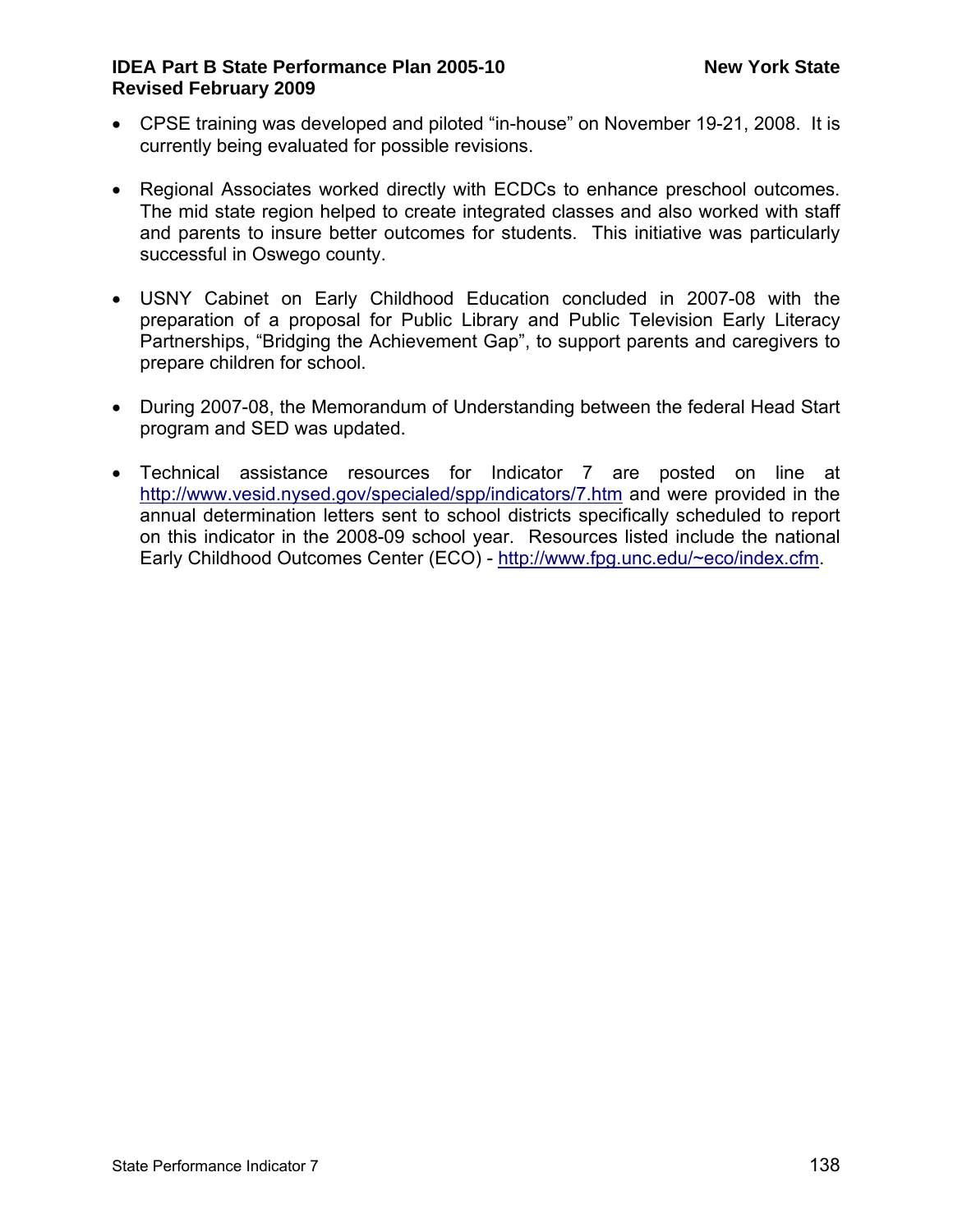- CPSE training was developed and piloted "in-house" on November 19-21, 2008. It is currently being evaluated for possible revisions.

- Regional Associates worked directly with ECDCs to enhance preschool outcomes. The mid state region helped to create integrated classes and also worked with staff and parents to insure better outcomes for students. This initiative was particularly successful in Oswego county.

- USNY Cabinet on Early Childhood Education concluded in 2007-08 with the preparation of a proposal for Public Library and Public Television Early Literacy Partnerships, "Bridging the Achievement Gap", to support parents and caregivers to prepare children for school.

- During 2007-08, the Memorandum of Understanding between the federal Head Start program and SED was updated.

- Technical assistance resources for Indicator 7 are posted on line at http://www.vesid.nysed.gov/specialed/spp/indicators/7.htm and were provided in the annual determination letters sent to school districts specifically scheduled to report on this indicator in the 2008-09 school year. Resources listed include the national Early Childhood Outcomes Center (ECO) - http://www.fpg.unc.edu/~eco/index.cfm.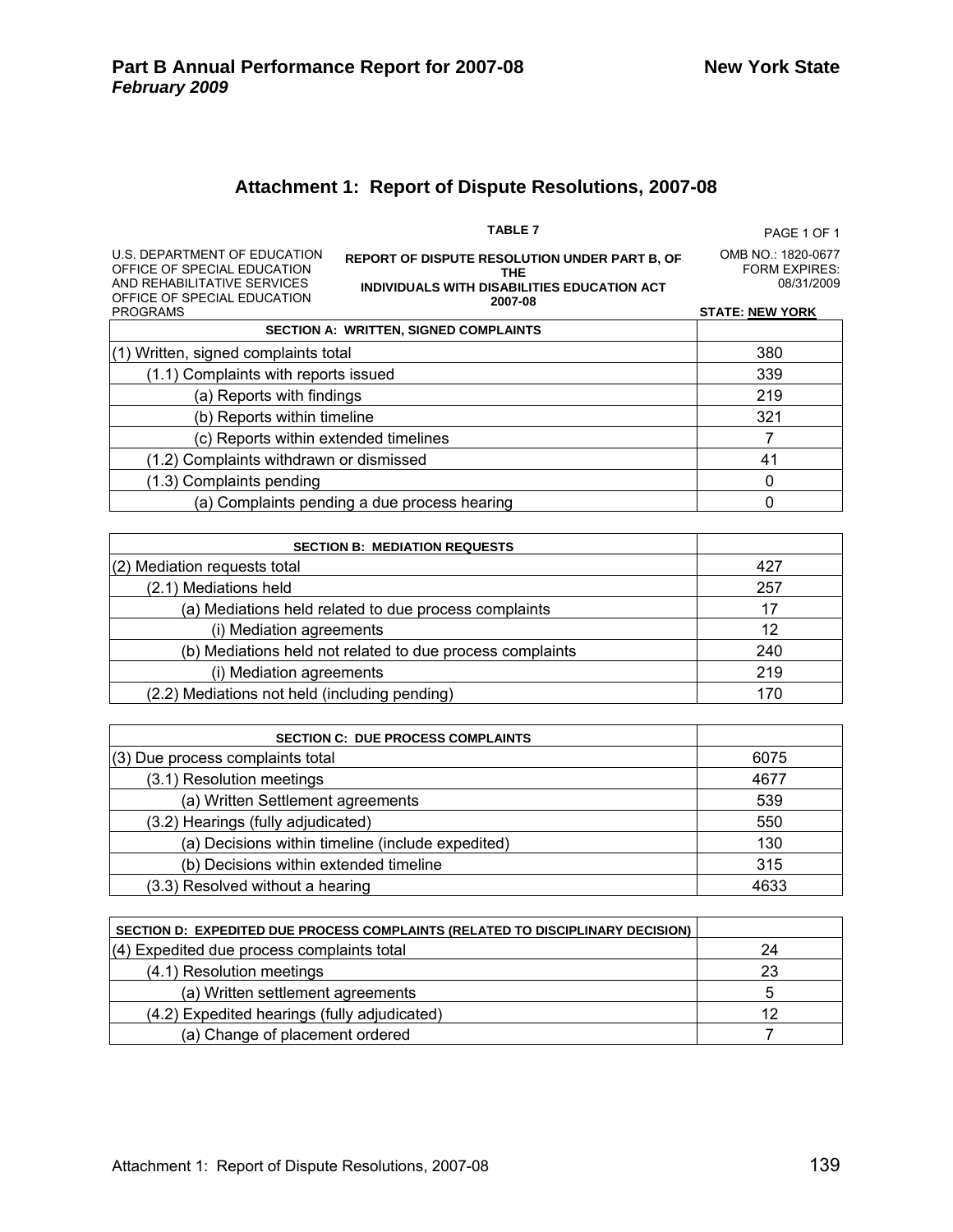## Attachment 1: Report of Dispute Resolutions, 2007-08

**TABLE 7**

PAGE 1 OF 1

U.S. DEPARTMENT OF EDUCATION
OFFICE OF SPECIAL EDUCATION AND REHABILITATIVE SERVICES
OFFICE OF SPECIAL EDUCATION PROGRAMS

**REPORT OF DISPUTE RESOLUTION UNDER PART B, OF THE INDIVIDUALS WITH DISABILITIES EDUCATION ACT 2007-08**

OMB NO.: 1820-0677
FORM EXPIRES: 08/31/2009

**STATE: NEW YORK**

| SECTION A: WRITTEN, SIGNED COMPLAINTS | |
|---|---|
| (1) Written, signed complaints total | 380 |
| (1.1) Complaints with reports issued | 339 |
| (a) Reports with findings | 219 |
| (b) Reports within timeline | 321 |
| (c) Reports within extended timelines | 7 |
| (1.2) Complaints withdrawn or dismissed | 41 |
| (1.3) Complaints pending | 0 |
| (a) Complaints pending a due process hearing | 0 |

| SECTION B: MEDIATION REQUESTS | |
|---|---|
| (2) Mediation requests total | 427 |
| (2.1) Mediations held | 257 |
| (a) Mediations held related to due process complaints | 17 |
| (i) Mediation agreements | 12 |
| (b) Mediations held not related to due process complaints | 240 |
| (i) Mediation agreements | 219 |
| (2.2) Mediations not held (including pending) | 170 |

| SECTION C: DUE PROCESS COMPLAINTS | |
|---|---|
| (3) Due process complaints total | 6075 |
| (3.1) Resolution meetings | 4677 |
| (a) Written Settlement agreements | 539 |
| (3.2) Hearings (fully adjudicated) | 550 |
| (a) Decisions within timeline (include expedited) | 130 |
| (b) Decisions within extended timeline | 315 |
| (3.3) Resolved without a hearing | 4633 |

| SECTION D: EXPEDITED DUE PROCESS COMPLAINTS (RELATED TO DISCIPLINARY DECISION) | |
|---|---|
| (4) Expedited due process complaints total | 24 |
| (4.1) Resolution meetings | 23 |
| (a) Written settlement agreements | 5 |
| (4.2) Expedited hearings (fully adjudicated) | 12 |
| (a) Change of placement ordered | 7 |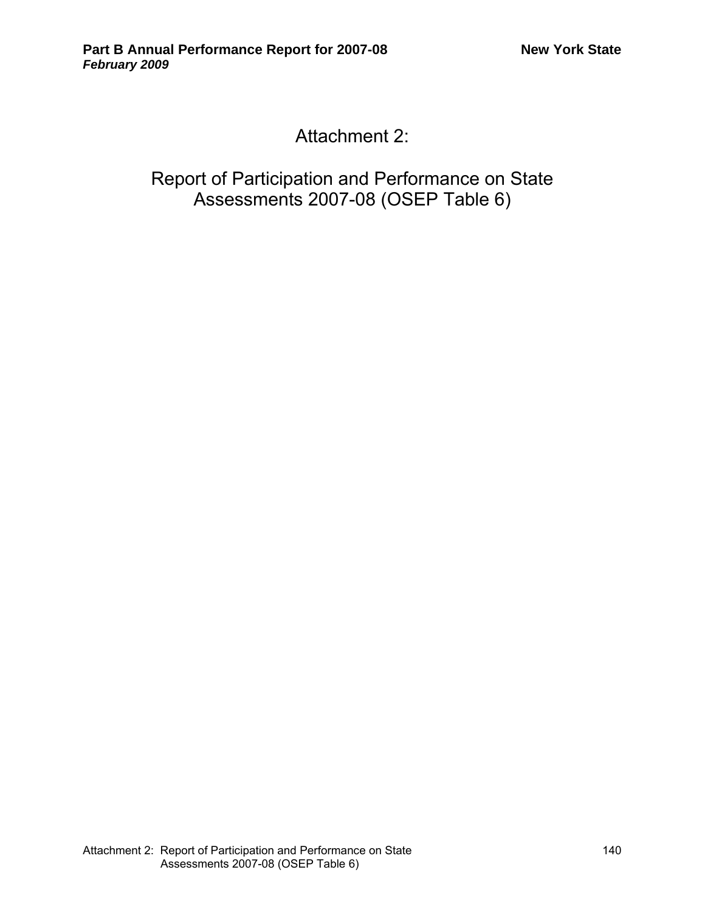# Attachment 2:

## Report of Participation and Performance on State Assessments 2007-08 (OSEP Table 6)